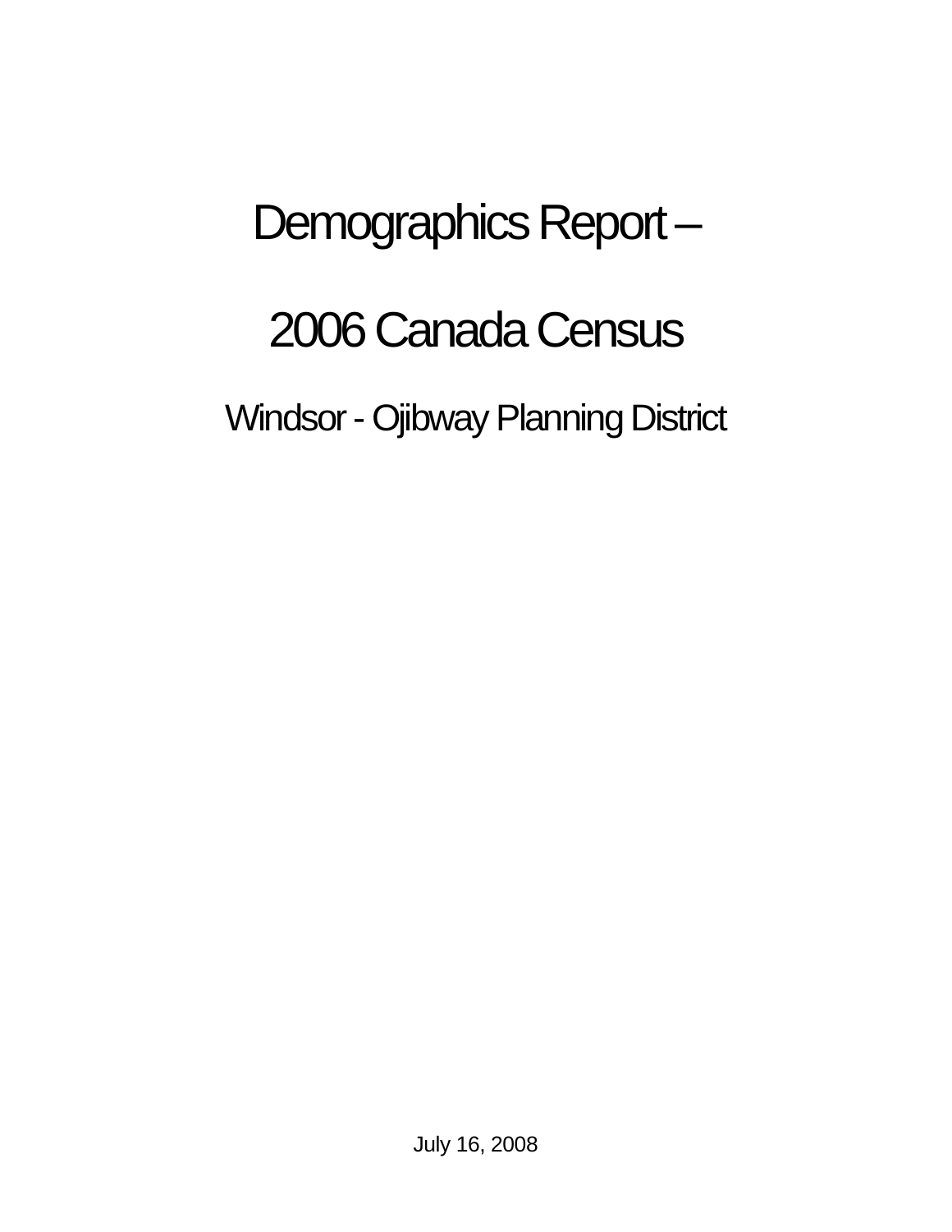# Demographics Report –

# 2006 Canada Census

## Windsor - Ojibway Planning District

July 16, 2008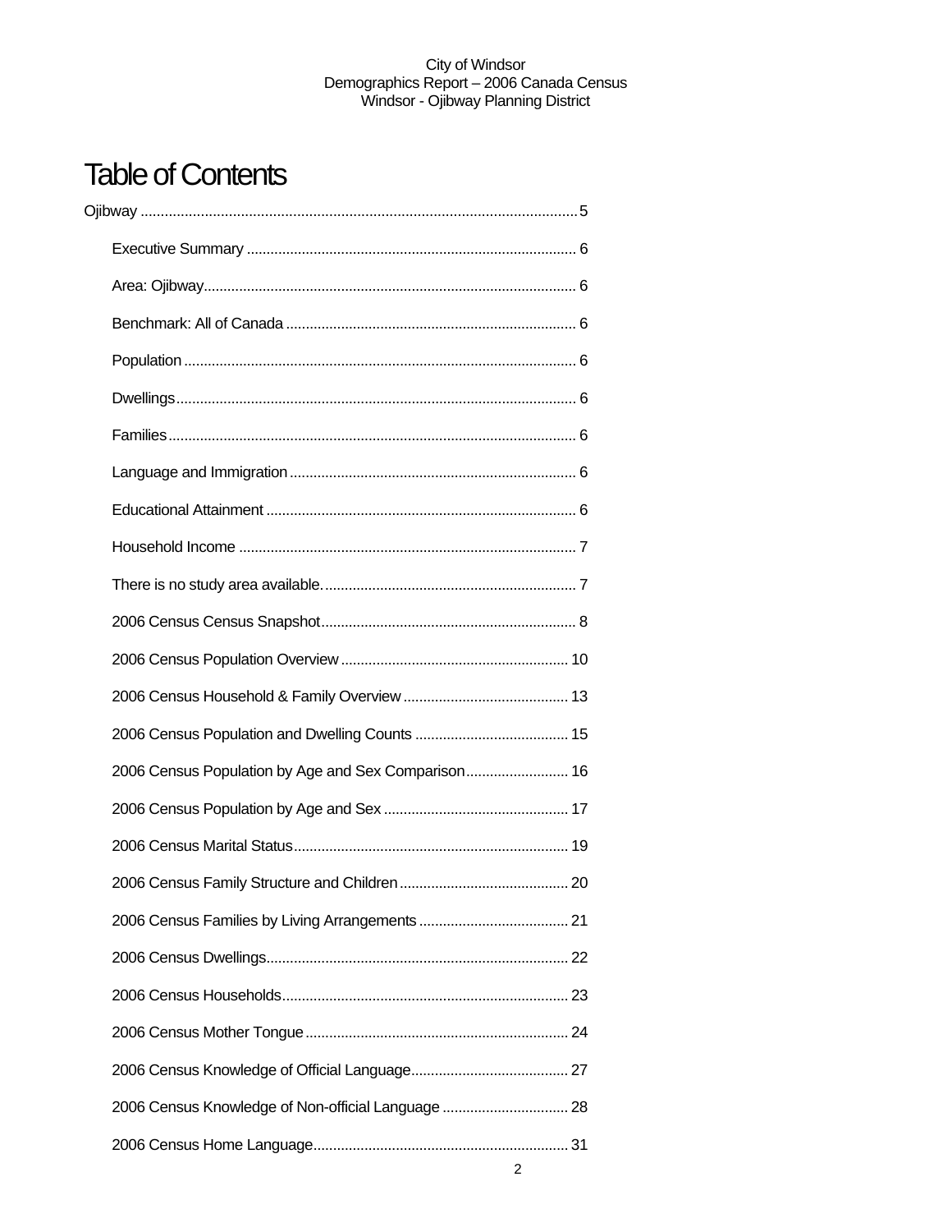# Table of Contents

Ojibway .............................................................................................................5

- Executive Summary ................................................................................... 6
- Area: Ojibway............................................................................................. 6
- Benchmark: All of Canada ......................................................................... 6
- Population ................................................................................................... 6
- Dwellings..................................................................................................... 6
- Families....................................................................................................... 6
- Language and Immigration ........................................................................ 6
- Educational Attainment .............................................................................. 6
- Household Income ..................................................................................... 7
- There is no study area available................................................................ 7
- 2006 Census Census Snapshot................................................................ 8
- 2006 Census Population Overview .......................................................... 10
- 2006 Census Household & Family Overview .......................................... 13
- 2006 Census Population and Dwelling Counts ....................................... 15
- 2006 Census Population by Age and Sex Comparison.......................... 16
- 2006 Census Population by Age and Sex ............................................... 17
- 2006 Census Marital Status..................................................................... 19
- 2006 Census Family Structure and Children ........................................... 20
- 2006 Census Families by Living Arrangements ...................................... 21
- 2006 Census Dwellings............................................................................ 22
- 2006 Census Households........................................................................ 23
- 2006 Census Mother Tongue .................................................................. 24
- 2006 Census Knowledge of Official Language........................................ 27
- 2006 Census Knowledge of Non-official Language ................................ 28
- 2006 Census Home Language................................................................ 31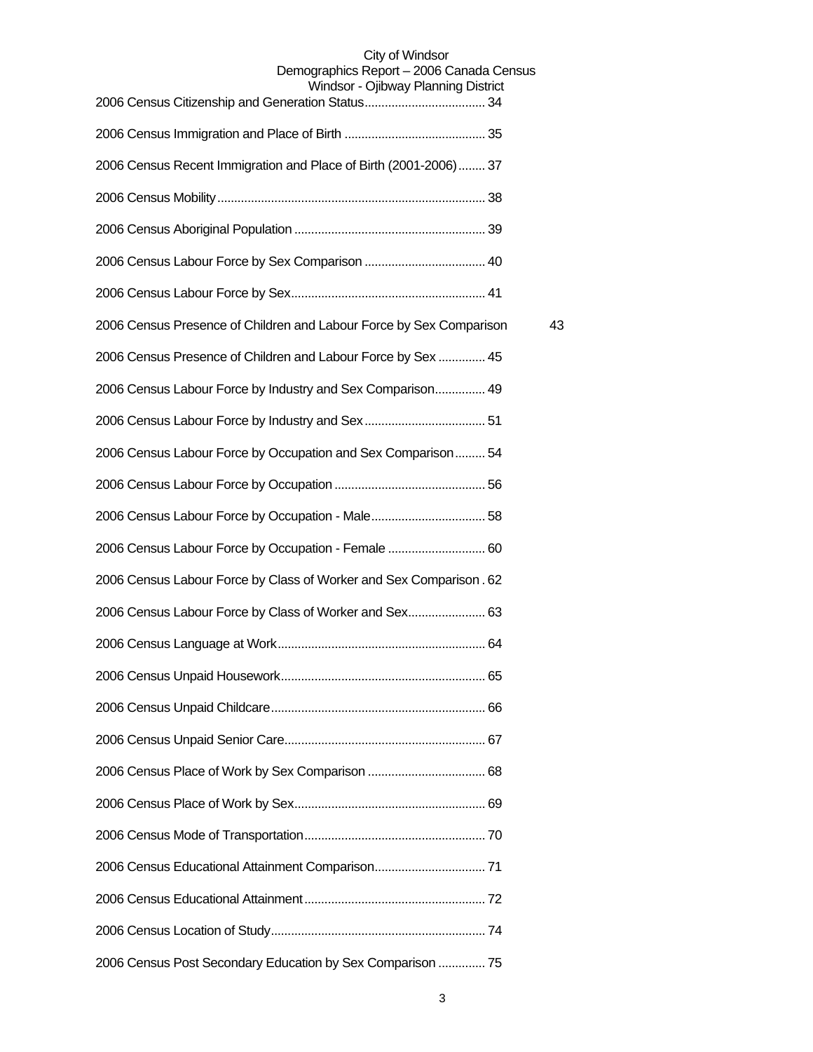2006 Census Citizenship and Generation Status.................................... 34

2006 Census Immigration and Place of Birth .......................................... 35

2006 Census Recent Immigration and Place of Birth (2001-2006)........ 37

2006 Census Mobility............................................................................... 38

2006 Census Aboriginal Population ......................................................... 39

2006 Census Labour Force by Sex Comparison .................................... 40

2006 Census Labour Force by Sex.......................................................... 41

2006 Census Presence of Children and Labour Force by Sex Comparison 43

2006 Census Presence of Children and Labour Force by Sex .............. 45

2006 Census Labour Force by Industry and Sex Comparison............... 49

2006 Census Labour Force by Industry and Sex.................................... 51

2006 Census Labour Force by Occupation and Sex Comparison......... 54

2006 Census Labour Force by Occupation ............................................. 56

2006 Census Labour Force by Occupation - Male.................................. 58

2006 Census Labour Force by Occupation - Female ............................. 60

2006 Census Labour Force by Class of Worker and Sex Comparison . 62

2006 Census Labour Force by Class of Worker and Sex....................... 63

2006 Census Language at Work............................................................. 64

2006 Census Unpaid Housework............................................................. 65

2006 Census Unpaid Childcare............................................................... 66

2006 Census Unpaid Senior Care........................................................... 67

2006 Census Place of Work by Sex Comparison ................................... 68

2006 Census Place of Work by Sex......................................................... 69

2006 Census Mode of Transportation...................................................... 70

2006 Census Educational Attainment Comparison................................. 71

2006 Census Educational Attainment...................................................... 72

2006 Census Location of Study............................................................... 74

2006 Census Post Secondary Education by Sex Comparison .............. 75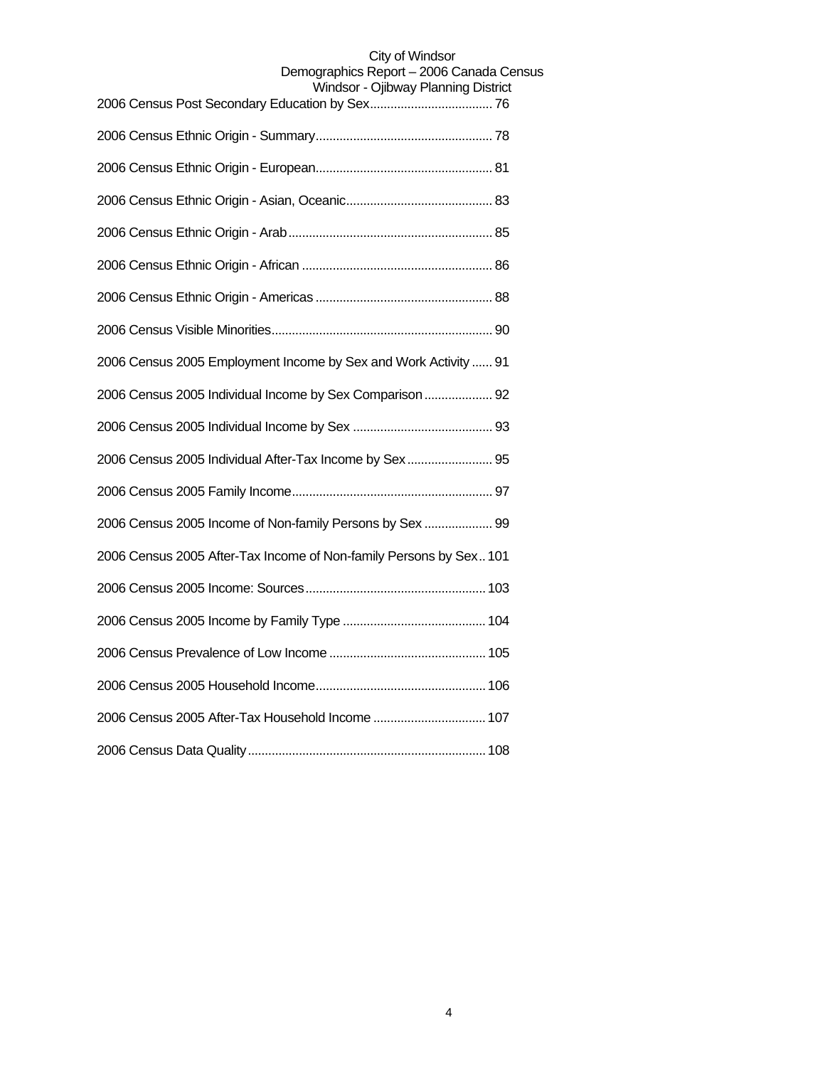2006 Census Post Secondary Education by Sex.................................... 76

2006 Census Ethnic Origin - Summary................................................... 78

2006 Census Ethnic Origin - European................................................... 81

2006 Census Ethnic Origin - Asian, Oceanic........................................... 83

2006 Census Ethnic Origin - Arab........................................................... 85

2006 Census Ethnic Origin - African ....................................................... 86

2006 Census Ethnic Origin - Americas ................................................... 88

2006 Census Visible Minorities................................................................ 90

2006 Census 2005 Employment Income by Sex and Work Activity ...... 91

2006 Census 2005 Individual Income by Sex Comparison .................... 92

2006 Census 2005 Individual Income by Sex ......................................... 93

2006 Census 2005 Individual After-Tax Income by Sex ......................... 95

2006 Census 2005 Family Income........................................................... 97

2006 Census 2005 Income of Non-family Persons by Sex .................... 99

2006 Census 2005 After-Tax Income of Non-family Persons by Sex.. 101

2006 Census 2005 Income: Sources.................................................... 103

2006 Census 2005 Income by Family Type .......................................... 104

2006 Census Prevalence of Low Income ............................................. 105

2006 Census 2005 Household Income.................................................. 106

2006 Census 2005 After-Tax Household Income ................................ 107

2006 Census Data Quality..................................................................... 108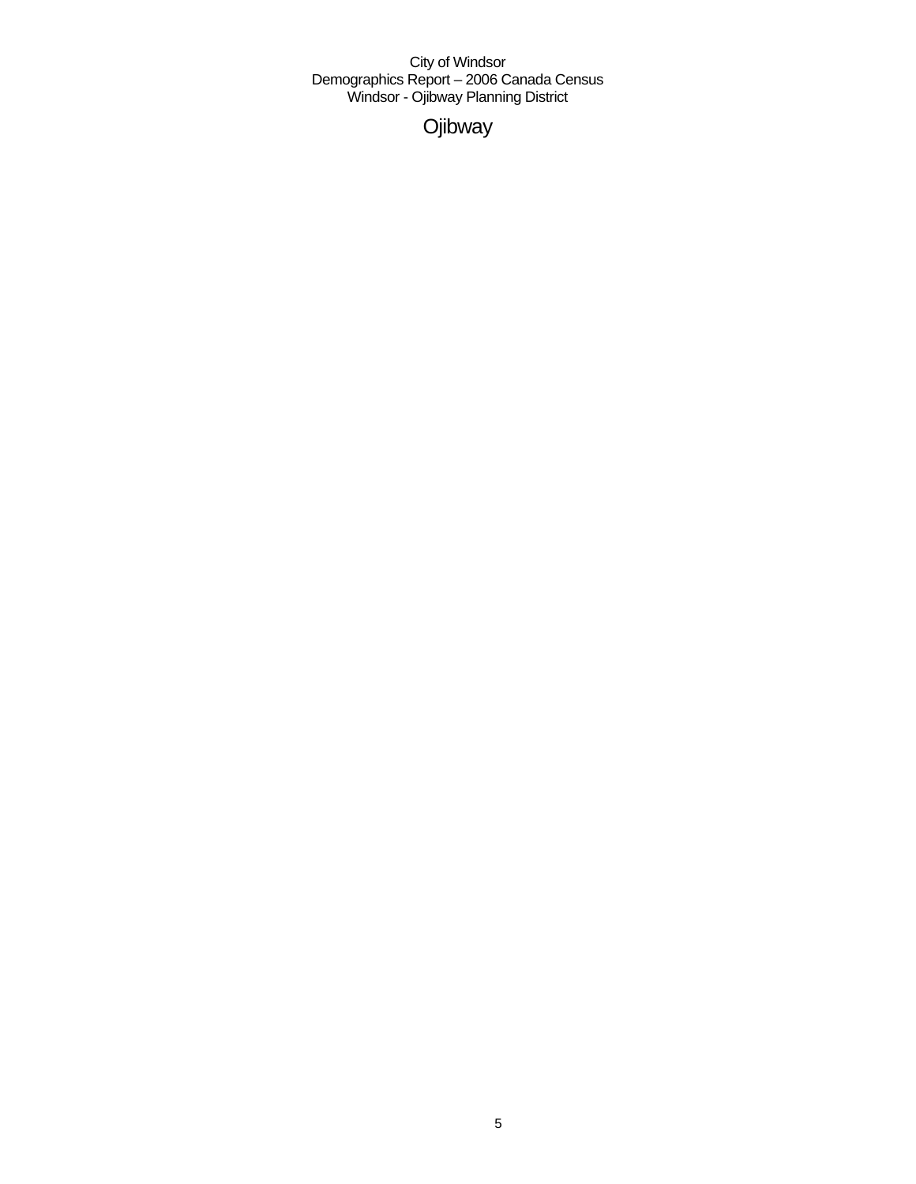# Ojibway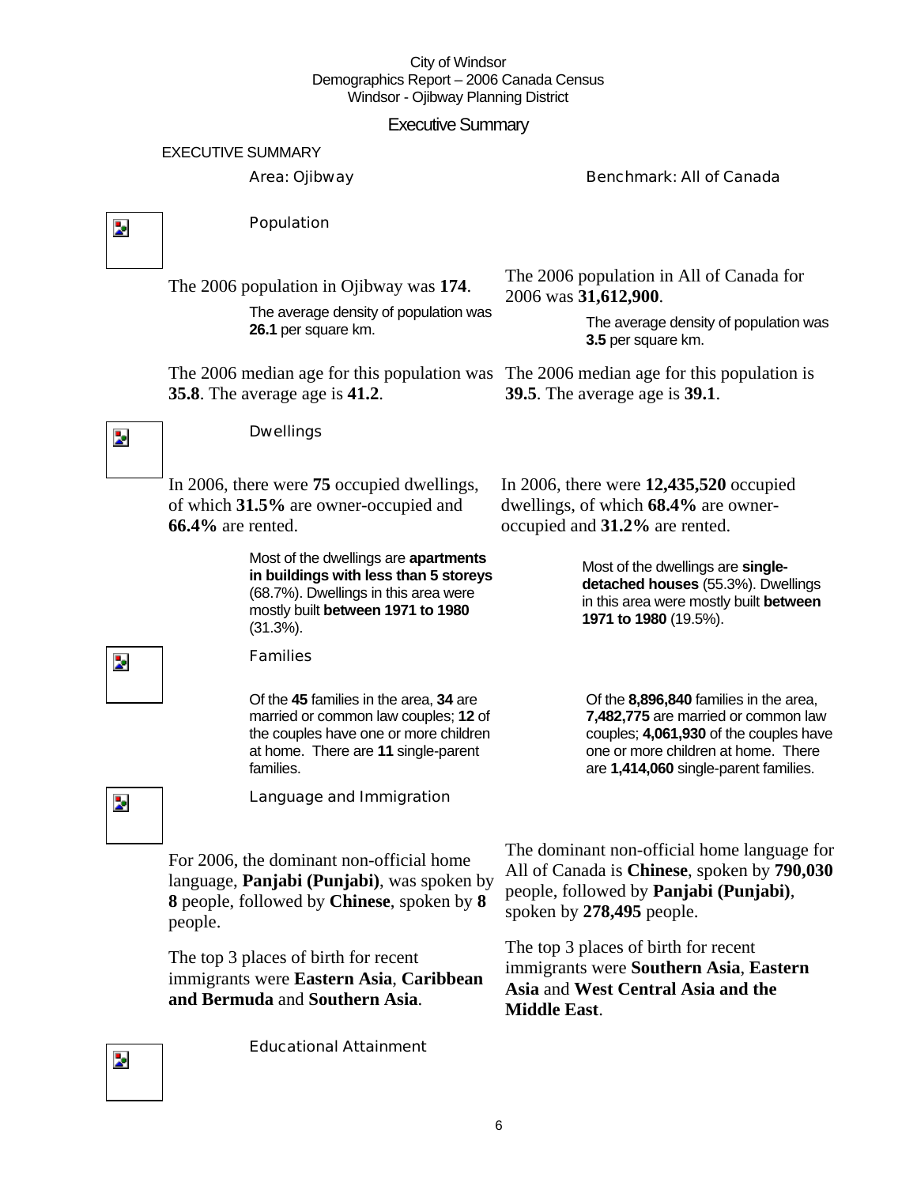City of Windsor
Demographics Report – 2006 Canada Census
Windsor - Ojibway Planning District

# Executive Summary

EXECUTIVE SUMMARY

**Area: Ojibway** | **Benchmark: All of Canada**

## Population

**Ojibway:**

The 2006 population in Ojibway was **174**.

The average density of population was **26.1** per square km.

The 2006 median age for this population was **35.8**. The average age is **41.2**.

**All of Canada:**

The 2006 population in All of Canada for 2006 was **31,612,900**.

The average density of population was **3.5** per square km.

The 2006 median age for this population is **39.5**. The average age is **39.1**.

## Dwellings

**Ojibway:**

In 2006, there were **75** occupied dwellings, of which **31.5%** are owner-occupied and **66.4%** are rented.

Most of the dwellings are **apartments in buildings with less than 5 storeys** (68.7%). Dwellings in this area were mostly built **between 1971 to 1980** (31.3%).

**All of Canada:**

In 2006, there were **12,435,520** occupied dwellings, of which **68.4%** are owner-occupied and **31.2%** are rented.

Most of the dwellings are **single-detached houses** (55.3%). Dwellings in this area were mostly built **between 1971 to 1980** (19.5%).

## Families

**Ojibway:**

Of the **45** families in the area, **34** are married or common law couples; **12** of the couples have one or more children at home. There are **11** single-parent families.

**All of Canada:**

Of the **8,896,840** families in the area, **7,482,775** are married or common law couples; **4,061,930** of the couples have one or more children at home. There are **1,414,060** single-parent families.

## Language and Immigration

**Ojibway:**

For 2006, the dominant non-official home language, **Panjabi (Punjabi)**, was spoken by **8** people, followed by **Chinese**, spoken by **8** people.

The top 3 places of birth for recent immigrants were **Eastern Asia**, **Caribbean and Bermuda** and **Southern Asia**.

**All of Canada:**

The dominant non-official home language for All of Canada is **Chinese**, spoken by **790,030** people, followed by **Panjabi (Punjabi)**, spoken by **278,495** people.

The top 3 places of birth for recent immigrants were **Southern Asia**, **Eastern Asia** and **West Central Asia and the Middle East**.

## Educational Attainment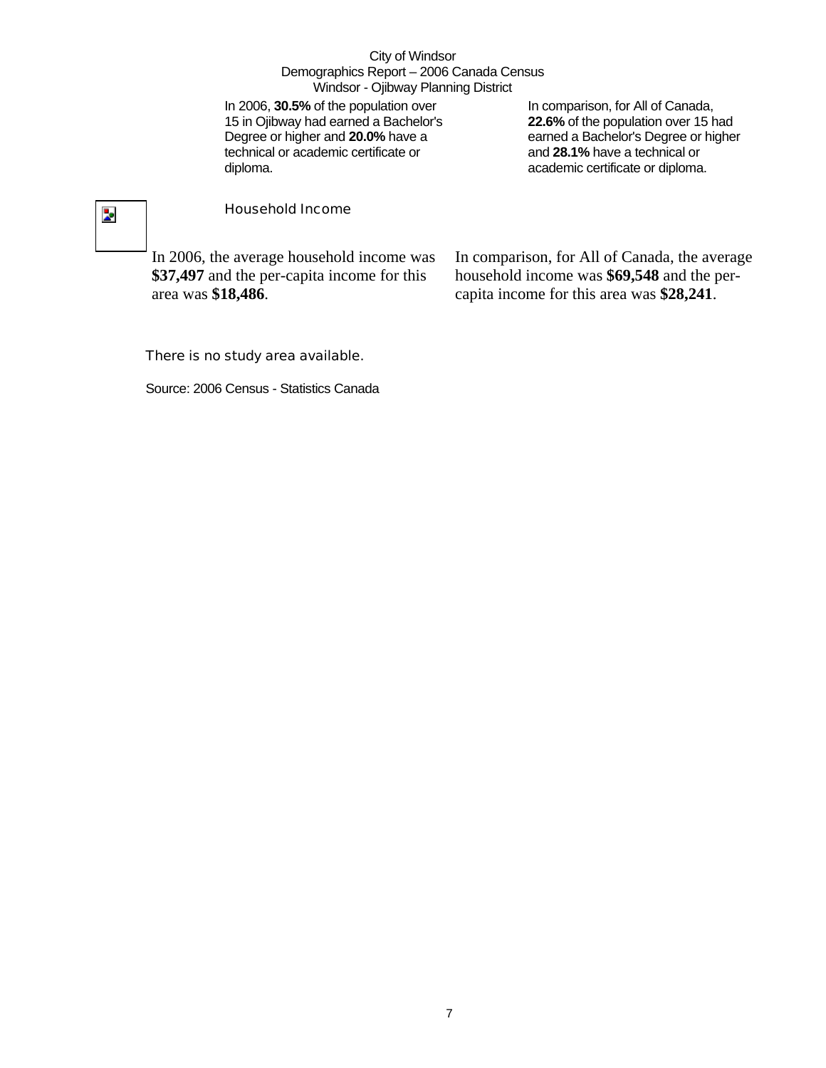In 2006, **30.5%** of the population over 15 in Ojibway had earned a Bachelor's Degree or higher and **20.0%** have a technical or academic certificate or diploma.

In comparison, for All of Canada, **22.6%** of the population over 15 had earned a Bachelor's Degree or higher and **28.1%** have a technical or academic certificate or diploma.

## Household Income

In 2006, the average household income was **$37,497** and the per-capita income for this area was **$18,486**.

In comparison, for All of Canada, the average household income was **$69,548** and the per-capita income for this area was **$28,241**.

There is no study area available.

Source: 2006 Census - Statistics Canada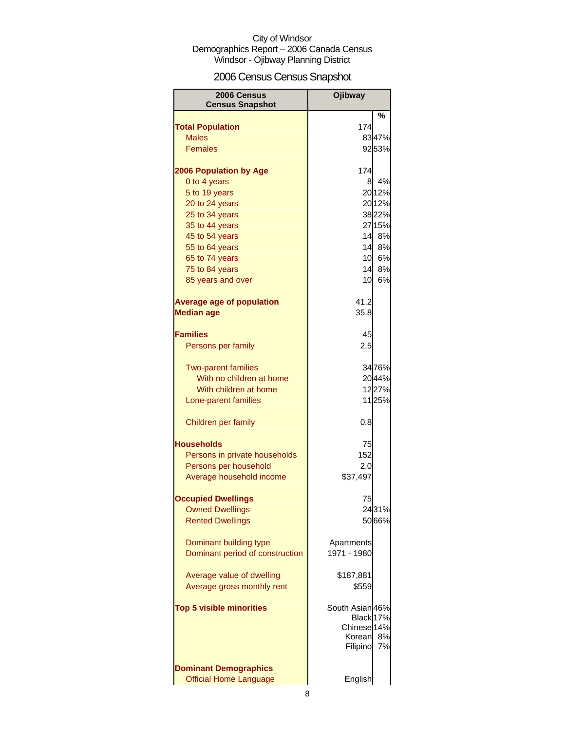City of Windsor
Demographics Report – 2006 Canada Census
Windsor - Ojibway Planning District

## 2006 Census Census Snapshot

| 2006 Census Census Snapshot | Ojibway | |
|---|---|---|
| | | % |
| **Total Population** | 174 | |
| Males | 83 | 47% |
| Females | 92 | 53% |
| | | |
| **2006 Population by Age** | 174 | |
| 0 to 4 years | 8 | 4% |
| 5 to 19 years | 20 | 12% |
| 20 to 24 years | 20 | 12% |
| 25 to 34 years | 38 | 22% |
| 35 to 44 years | 27 | 15% |
| 45 to 54 years | 14 | 8% |
| 55 to 64 years | 14 | 8% |
| 65 to 74 years | 10 | 6% |
| 75 to 84 years | 14 | 8% |
| 85 years and over | 10 | 6% |
| | | |
| **Average age of population** | 41.2 | |
| **Median age** | 35.8 | |
| | | |
| **Families** | 45 | |
| Persons per family | 2.5 | |
| | | |
| Two-parent families | 34 | 76% |
| With no children at home | 20 | 44% |
| With children at home | 12 | 27% |
| Lone-parent families | 11 | 25% |
| | | |
| Children per family | 0.8 | |
| | | |
| **Households** | 75 | |
| Persons in private households | 152 | |
| Persons per household | 2.0 | |
| Average household income | $37,497 | |
| | | |
| **Occupied Dwellings** | 75 | |
| Owned Dwellings | 24 | 31% |
| Rented Dwellings | 50 | 66% |
| | | |
| Dominant building type | Apartments | |
| Dominant period of construction | 1971 - 1980 | |
| | | |
| Average value of dwelling | $187,881 | |
| Average gross monthly rent | $559 | |
| | | |
| **Top 5 visible minorities** | South Asian | 46% |
| | Black | 17% |
| | Chinese | 14% |
| | Korean | 8% |
| | Filipino | 7% |
| | | |
| **Dominant Demographics** | | |
| Official Home Language | English | |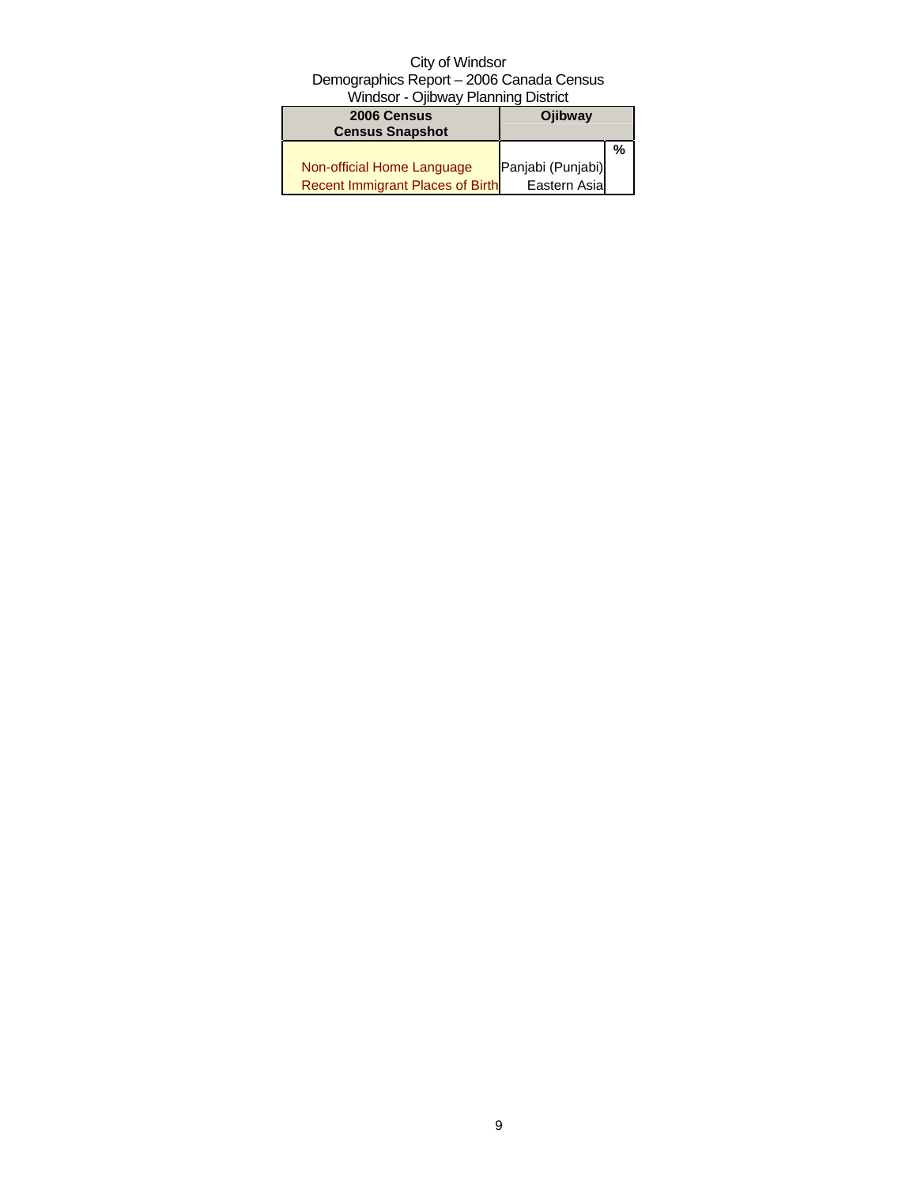City of Windsor
Demographics Report – 2006 Canada Census
Windsor - Ojibway Planning District

| 2006 Census<br>Census Snapshot | Ojibway | |
|---|---|---|
| | | % |
| Non-official Home Language | Panjabi (Punjabi) | |
| Recent Immigrant Places of Birth | Eastern Asia | |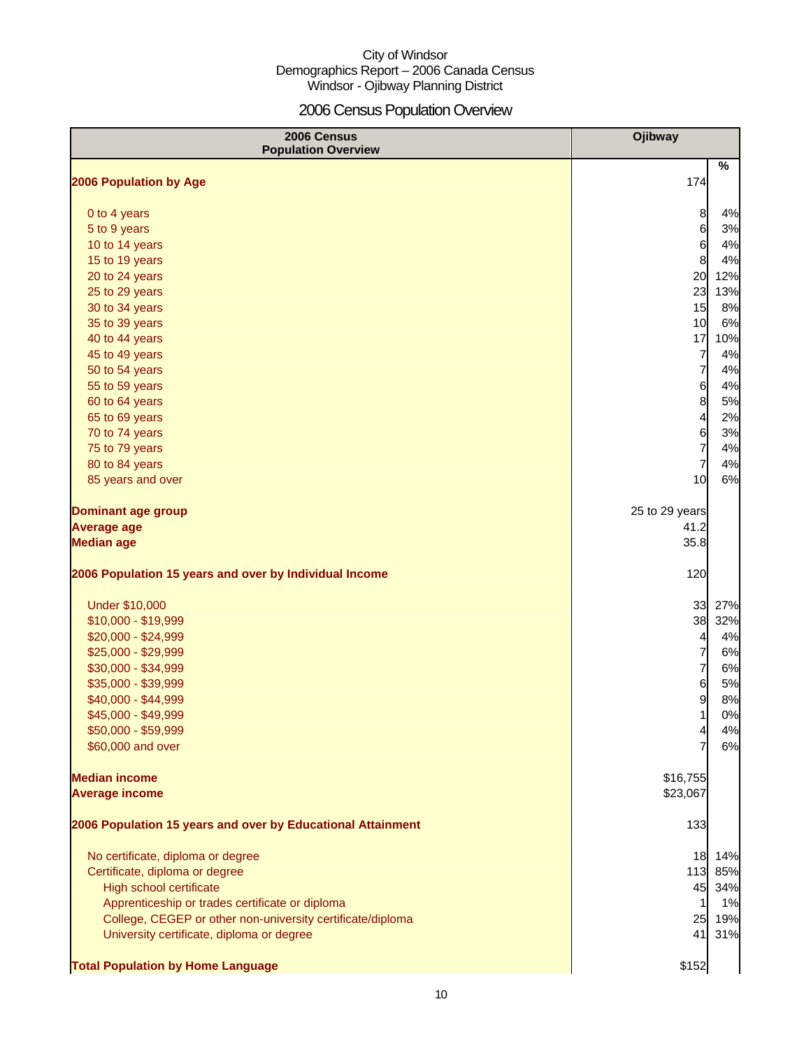City of Windsor
Demographics Report – 2006 Canada Census
Windsor - Ojibway Planning District

# 2006 Census Population Overview

| 2006 Census Population Overview | Ojibway | % |
|---|---|---|
| **2006 Population by Age** | 174 | |
| 0 to 4 years | 8 | 4% |
| 5 to 9 years | 6 | 3% |
| 10 to 14 years | 6 | 4% |
| 15 to 19 years | 8 | 4% |
| 20 to 24 years | 20 | 12% |
| 25 to 29 years | 23 | 13% |
| 30 to 34 years | 15 | 8% |
| 35 to 39 years | 10 | 6% |
| 40 to 44 years | 17 | 10% |
| 45 to 49 years | 7 | 4% |
| 50 to 54 years | 7 | 4% |
| 55 to 59 years | 6 | 4% |
| 60 to 64 years | 8 | 5% |
| 65 to 69 years | 4 | 2% |
| 70 to 74 years | 6 | 3% |
| 75 to 79 years | 7 | 4% |
| 80 to 84 years | 7 | 4% |
| 85 years and over | 10 | 6% |
| **Dominant age group** | 25 to 29 years | |
| **Average age** | 41.2 | |
| **Median age** | 35.8 | |
| **2006 Population 15 years and over by Individual Income** | 120 | |
| Under $10,000 | 33 | 27% |
| $10,000 - $19,999 | 38 | 32% |
| $20,000 - $24,999 | 4 | 4% |
| $25,000 - $29,999 | 7 | 6% |
| $30,000 - $34,999 | 7 | 6% |
| $35,000 - $39,999 | 6 | 5% |
| $40,000 - $44,999 | 9 | 8% |
| $45,000 - $49,999 | 1 | 0% |
| $50,000 - $59,999 | 4 | 4% |
| $60,000 and over | 7 | 6% |
| **Median income** | $16,755 | |
| **Average income** | $23,067 | |
| **2006 Population 15 years and over by Educational Attainment** | 133 | |
| No certificate, diploma or degree | 18 | 14% |
| Certificate, diploma or degree | 113 | 85% |
| High school certificate | 45 | 34% |
| Apprenticeship or trades certificate or diploma | 1 | 1% |
| College, CEGEP or other non-university certificate/diploma | 25 | 19% |
| University certificate, diploma or degree | 41 | 31% |
| **Total Population by Home Language** | $152 | |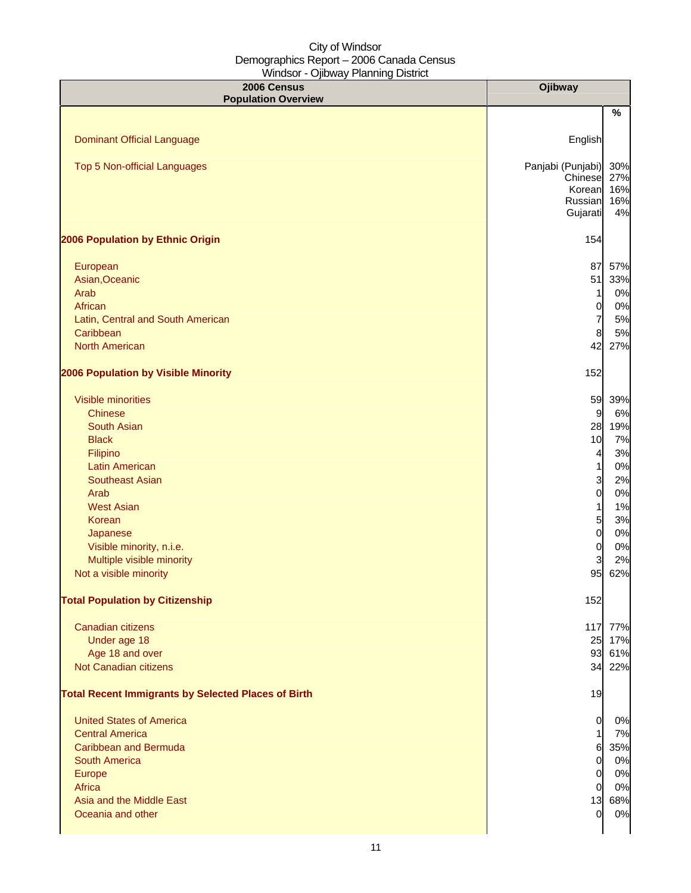City of Windsor
Demographics Report – 2006 Canada Census
Windsor - Ojibway Planning District

| 2006 Census<br>Population Overview | Ojibway | |
|---|---|---|
| | | % |
| Dominant Official Language | English | |
| Top 5 Non-official Languages | Panjabi (Punjabi) | 30% |
| | Chinese | 27% |
| | Korean | 16% |
| | Russian | 16% |
| | Gujarati | 4% |
| **2006 Population by Ethnic Origin** | 154 | |
| European | 87 | 57% |
| Asian,Oceanic | 51 | 33% |
| Arab | 1 | 0% |
| African | 0 | 0% |
| Latin, Central and South American | 7 | 5% |
| Caribbean | 8 | 5% |
| North American | 42 | 27% |
| **2006 Population by Visible Minority** | 152 | |
| Visible minorities | 59 | 39% |
| Chinese | 9 | 6% |
| South Asian | 28 | 19% |
| Black | 10 | 7% |
| Filipino | 4 | 3% |
| Latin American | 1 | 0% |
| Southeast Asian | 3 | 2% |
| Arab | 0 | 0% |
| West Asian | 1 | 1% |
| Korean | 5 | 3% |
| Japanese | 0 | 0% |
| Visible minority, n.i.e. | 0 | 0% |
| Multiple visible minority | 3 | 2% |
| Not a visible minority | 95 | 62% |
| **Total Population by Citizenship** | 152 | |
| Canadian citizens | 117 | 77% |
| Under age 18 | 25 | 17% |
| Age 18 and over | 93 | 61% |
| Not Canadian citizens | 34 | 22% |
| **Total Recent Immigrants by Selected Places of Birth** | 19 | |
| United States of America | 0 | 0% |
| Central America | 1 | 7% |
| Caribbean and Bermuda | 6 | 35% |
| South America | 0 | 0% |
| Europe | 0 | 0% |
| Africa | 0 | 0% |
| Asia and the Middle East | 13 | 68% |
| Oceania and other | 0 | 0% |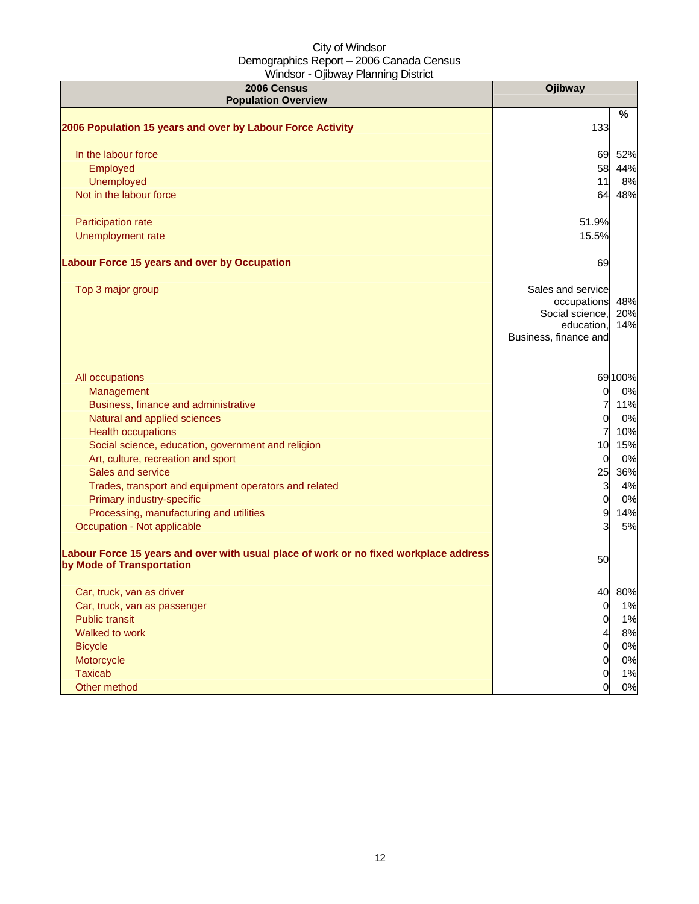City of Windsor
Demographics Report – 2006 Canada Census
Windsor - Ojibway Planning District

| 2006 Census<br>Population Overview | Ojibway | |
|---|---|---|
| | | % |
| **2006 Population 15 years and over by Labour Force Activity** | 133 | |
| In the labour force | 69 | 52% |
| Employed | 58 | 44% |
| Unemployed | 11 | 8% |
| Not in the labour force | 64 | 48% |
| Participation rate | 51.9% | |
| Unemployment rate | 15.5% | |
| **Labour Force 15 years and over by Occupation** | 69 | |
| Top 3 major group | Sales and service occupations<br>Social science, education,<br>Business, finance and | 48%<br>20%<br>14% |
| All occupations | 69 | 100% |
| Management | 0 | 0% |
| Business, finance and administrative | 7 | 11% |
| Natural and applied sciences | 0 | 0% |
| Health occupations | 7 | 10% |
| Social science, education, government and religion | 10 | 15% |
| Art, culture, recreation and sport | 0 | 0% |
| Sales and service | 25 | 36% |
| Trades, transport and equipment operators and related | 3 | 4% |
| Primary industry-specific | 0 | 0% |
| Processing, manufacturing and utilities | 9 | 14% |
| Occupation - Not applicable | 3 | 5% |
| **Labour Force 15 years and over with usual place of work or no fixed workplace address by Mode of Transportation** | 50 | |
| Car, truck, van as driver | 40 | 80% |
| Car, truck, van as passenger | 0 | 1% |
| Public transit | 0 | 1% |
| Walked to work | 4 | 8% |
| Bicycle | 0 | 0% |
| Motorcycle | 0 | 0% |
| Taxicab | 0 | 1% |
| Other method | 0 | 0% |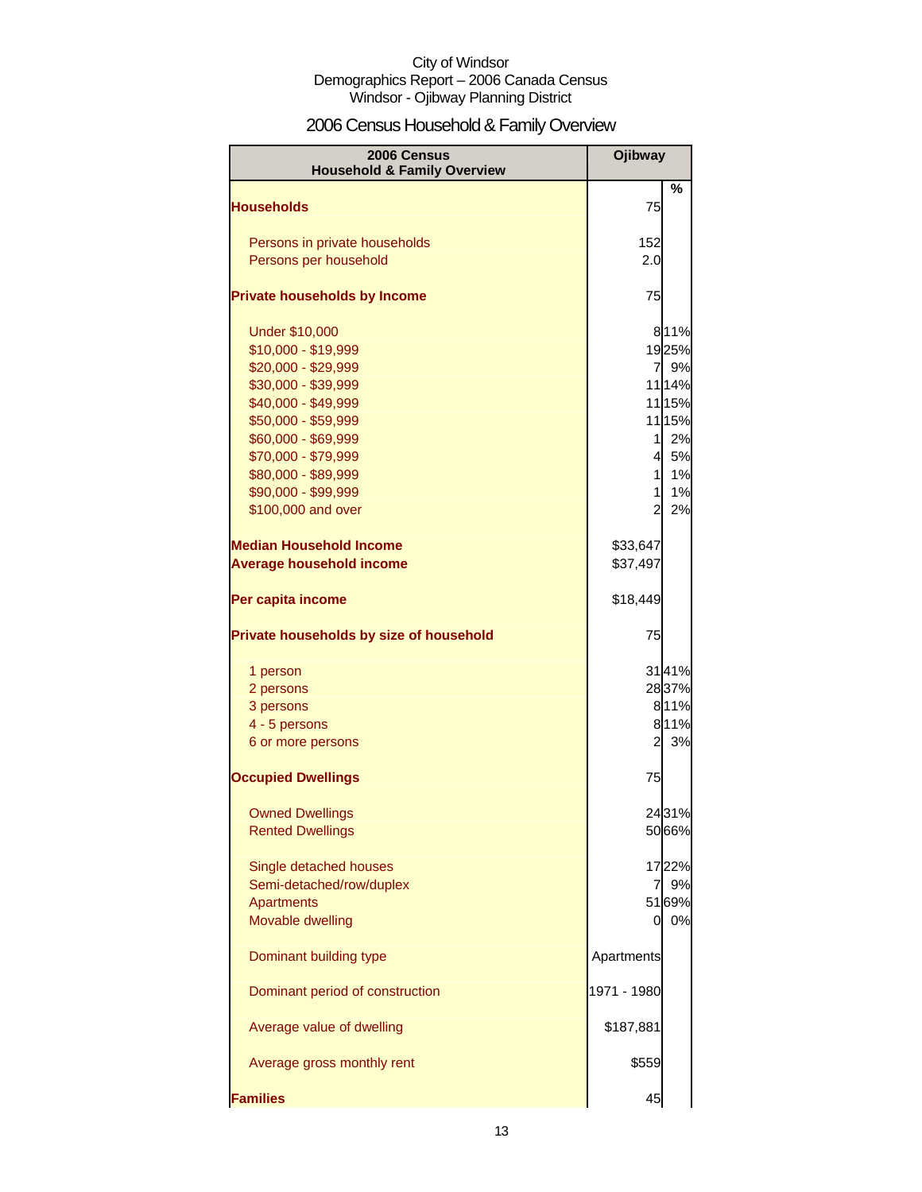City of Windsor
Demographics Report – 2006 Canada Census
Windsor - Ojibway Planning District

## 2006 Census Household & Family Overview

| 2006 Census Household & Family Overview | Ojibway | |
|---|---|---|
| | | % |
| **Households** | 75 | |
| Persons in private households | 152 | |
| Persons per household | 2.0 | |
| **Private households by Income** | 75 | |
| Under $10,000 | 8 | 11% |
| $10,000 - $19,999 | 19 | 25% |
| $20,000 - $29,999 | 7 | 9% |
| $30,000 - $39,999 | 11 | 14% |
| $40,000 - $49,999 | 11 | 15% |
| $50,000 - $59,999 | 11 | 15% |
| $60,000 - $69,999 | 1 | 2% |
| $70,000 - $79,999 | 4 | 5% |
| $80,000 - $89,999 | 1 | 1% |
| $90,000 - $99,999 | 1 | 1% |
| $100,000 and over | 2 | 2% |
| **Median Household Income** | $33,647 | |
| **Average household income** | $37,497 | |
| **Per capita income** | $18,449 | |
| **Private households by size of household** | 75 | |
| 1 person | 31 | 41% |
| 2 persons | 28 | 37% |
| 3 persons | 8 | 11% |
| 4 - 5 persons | 8 | 11% |
| 6 or more persons | 2 | 3% |
| **Occupied Dwellings** | 75 | |
| Owned Dwellings | 24 | 31% |
| Rented Dwellings | 50 | 66% |
| Single detached houses | 17 | 22% |
| Semi-detached/row/duplex | 7 | 9% |
| Apartments | 51 | 69% |
| Movable dwelling | 0 | 0% |
| Dominant building type | Apartments | |
| Dominant period of construction | 1971 - 1980 | |
| Average value of dwelling | $187,881 | |
| Average gross monthly rent | $559 | |
| **Families** | 45 | |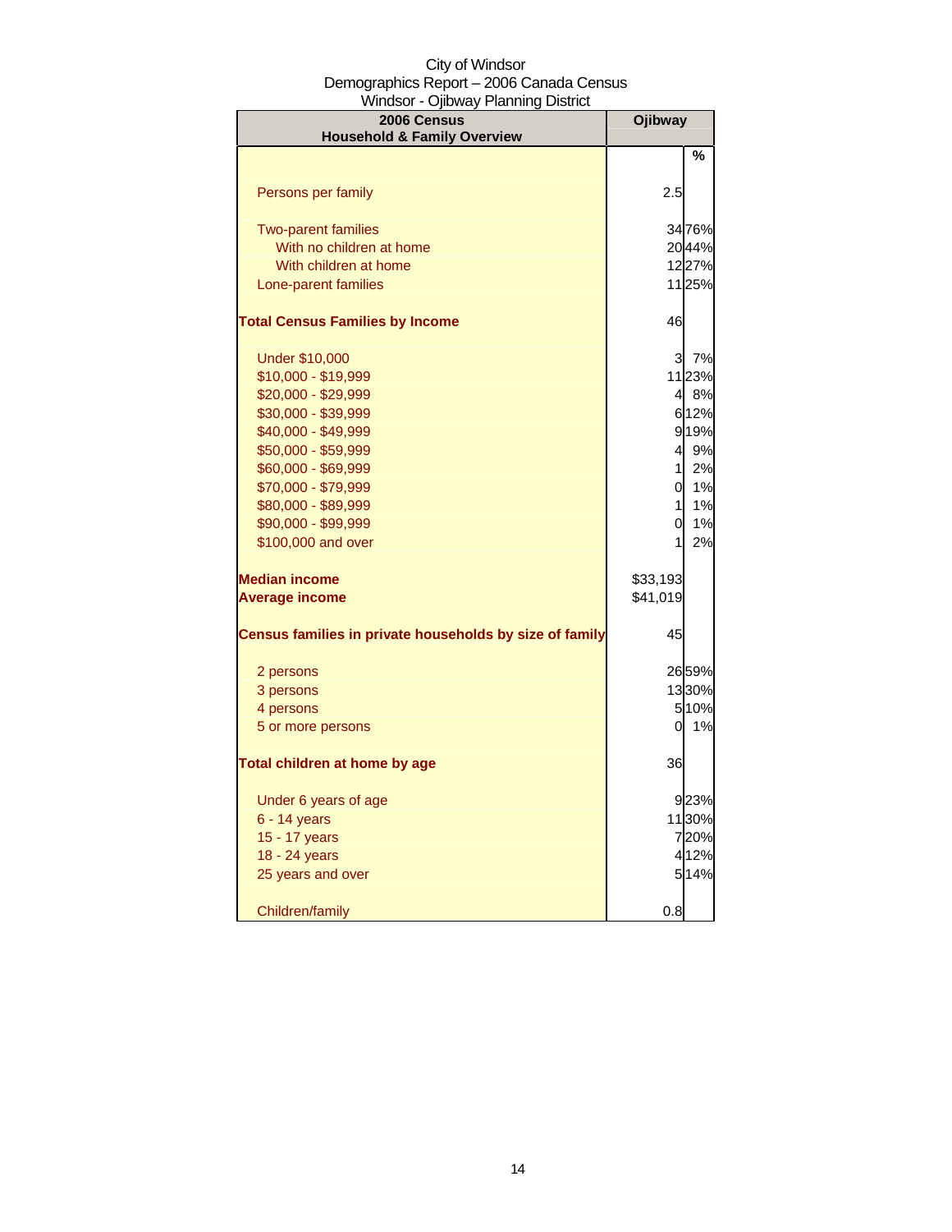City of Windsor
Demographics Report – 2006 Canada Census
Windsor - Ojibway Planning District

| 2006 Census<br>Household & Family Overview | Ojibway | |
|---|---|---|
| | | % |
| Persons per family | 2.5 | |
| Two-parent families | 34 | 76% |
| With no children at home | 20 | 44% |
| With children at home | 12 | 27% |
| Lone-parent families | 11 | 25% |
| **Total Census Families by Income** | 46 | |
| Under $10,000 | 3 | 7% |
| $10,000 - $19,999 | 11 | 23% |
| $20,000 - $29,999 | 4 | 8% |
| $30,000 - $39,999 | 6 | 12% |
| $40,000 - $49,999 | 9 | 19% |
| $50,000 - $59,999 | 4 | 9% |
| $60,000 - $69,999 | 1 | 2% |
| $70,000 - $79,999 | 0 | 1% |
| $80,000 - $89,999 | 1 | 1% |
| $90,000 - $99,999 | 0 | 1% |
| $100,000 and over | 1 | 2% |
| **Median income** | $33,193 | |
| **Average income** | $41,019 | |
| **Census families in private households by size of family** | 45 | |
| 2 persons | 26 | 59% |
| 3 persons | 13 | 30% |
| 4 persons | 5 | 10% |
| 5 or more persons | 0 | 1% |
| **Total children at home by age** | 36 | |
| Under 6 years of age | 9 | 23% |
| 6 - 14 years | 11 | 30% |
| 15 - 17 years | 7 | 20% |
| 18 - 24 years | 4 | 12% |
| 25 years and over | 5 | 14% |
| Children/family | 0.8 | |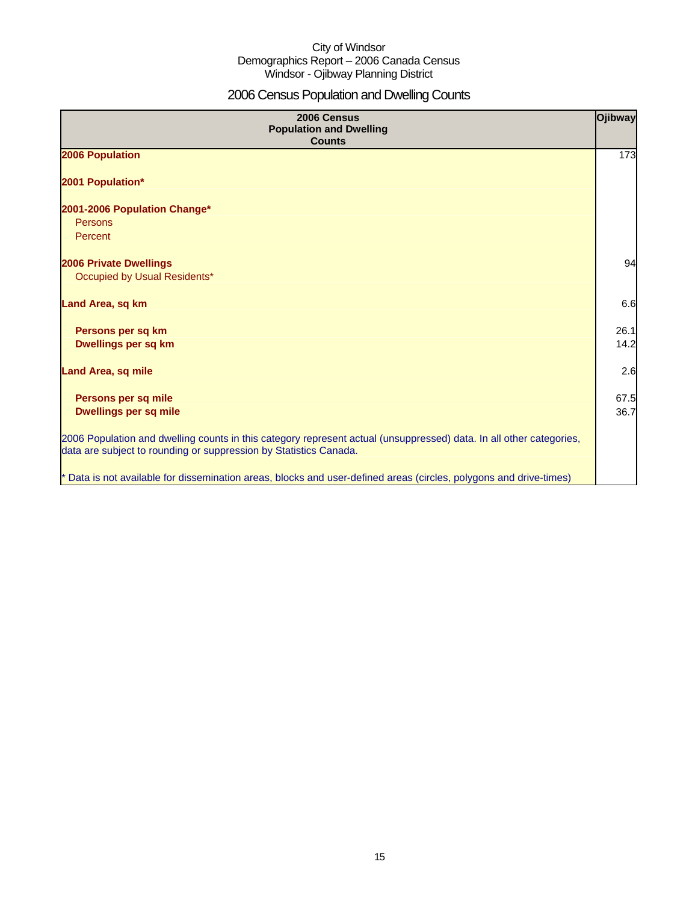City of Windsor
Demographics Report – 2006 Canada Census
Windsor - Ojibway Planning District

# 2006 Census Population and Dwelling Counts

| 2006 Census Population and Dwelling Counts | Ojibway |
|---|---|
| **2006 Population** | 173 |
| **2001 Population*** | |
| **2001-2006 Population Change*** | |
| Persons | |
| Percent | |
| **2006 Private Dwellings** | 94 |
| Occupied by Usual Residents* | |
| **Land Area, sq km** | 6.6 |
| **Persons per sq km** | 26.1 |
| **Dwellings per sq km** | 14.2 |
| **Land Area, sq mile** | 2.6 |
| **Persons per sq mile** | 67.5 |
| **Dwellings per sq mile** | 36.7 |

2006 Population and dwelling counts in this category represent actual (unsuppressed) data. In all other categories, data are subject to rounding or suppression by Statistics Canada.

* Data is not available for dissemination areas, blocks and user-defined areas (circles, polygons and drive-times)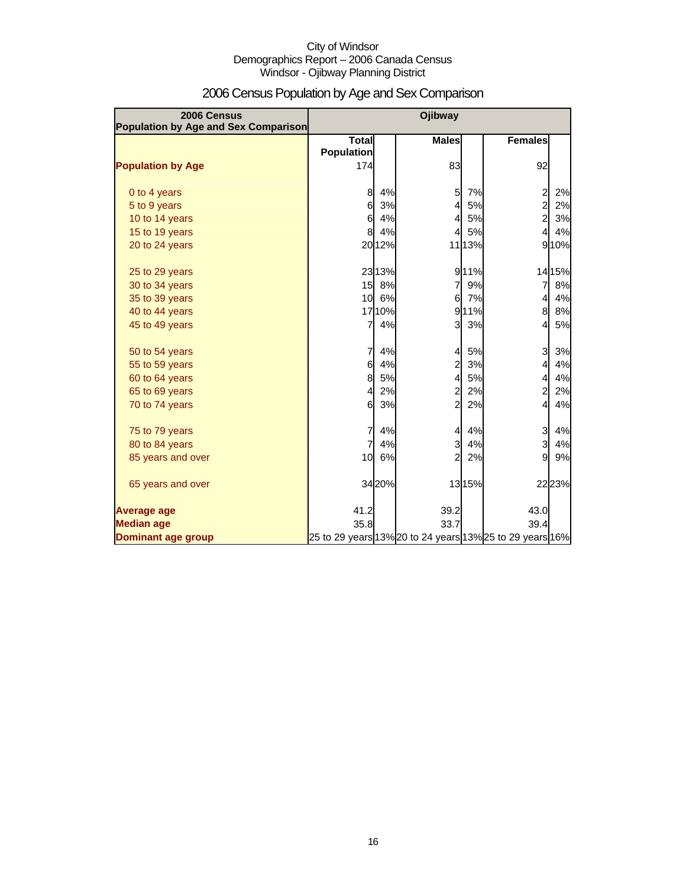City of Windsor
Demographics Report – 2006 Canada Census
Windsor - Ojibway Planning District

# 2006 Census Population by Age and Sex Comparison

| 2006 Census Population by Age and Sex Comparison | Ojibway | | | | | |
|---|---|---|---|---|---|---|
| | Total Population | | Males | | Females | |
| **Population by Age** | 174 | | 83 | | 92 | |
| 0 to 4 years | 8 | 4% | 5 | 7% | 2 | 2% |
| 5 to 9 years | 6 | 3% | 4 | 5% | 2 | 2% |
| 10 to 14 years | 6 | 4% | 4 | 5% | 2 | 3% |
| 15 to 19 years | 8 | 4% | 4 | 5% | 4 | 4% |
| 20 to 24 years | 20 | 12% | 11 | 13% | 9 | 10% |
| 25 to 29 years | 23 | 13% | 9 | 11% | 14 | 15% |
| 30 to 34 years | 15 | 8% | 7 | 9% | 7 | 8% |
| 35 to 39 years | 10 | 6% | 6 | 7% | 4 | 4% |
| 40 to 44 years | 17 | 10% | 9 | 11% | 8 | 8% |
| 45 to 49 years | 7 | 4% | 3 | 3% | 4 | 5% |
| 50 to 54 years | 7 | 4% | 4 | 5% | 3 | 3% |
| 55 to 59 years | 6 | 4% | 2 | 3% | 4 | 4% |
| 60 to 64 years | 8 | 5% | 4 | 5% | 4 | 4% |
| 65 to 69 years | 4 | 2% | 2 | 2% | 2 | 2% |
| 70 to 74 years | 6 | 3% | 2 | 2% | 4 | 4% |
| 75 to 79 years | 7 | 4% | 4 | 4% | 3 | 4% |
| 80 to 84 years | 7 | 4% | 3 | 4% | 3 | 4% |
| 85 years and over | 10 | 6% | 2 | 2% | 9 | 9% |
| 65 years and over | 34 | 20% | 13 | 15% | 22 | 23% |
| **Average age** | 41.2 | | 39.2 | | 43.0 | |
| **Median age** | 35.8 | | 33.7 | | 39.4 | |
| **Dominant age group** | 25 to 29 years | 13% | 20 to 24 years | 13% | 25 to 29 years | 16% |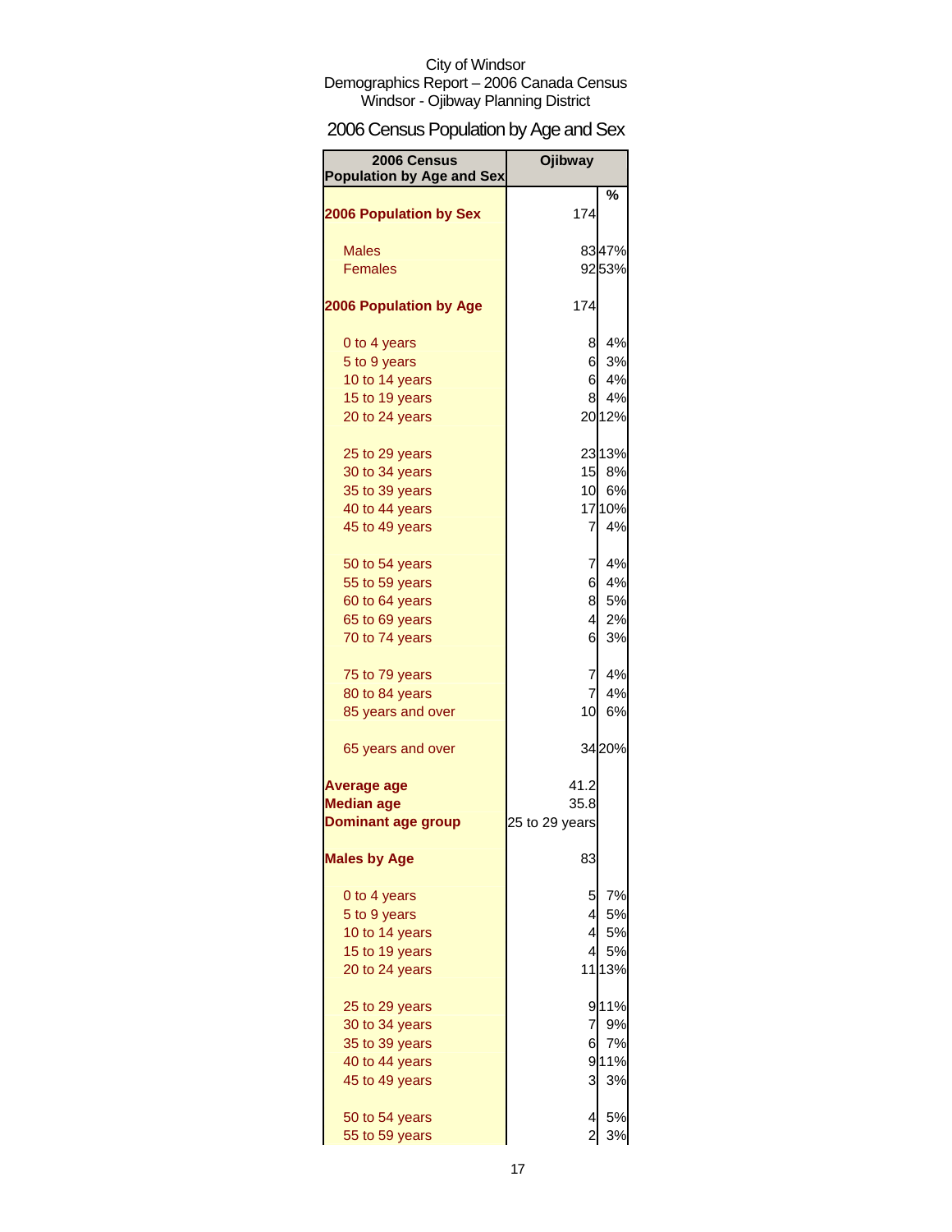City of Windsor
Demographics Report – 2006 Canada Census
Windsor - Ojibway Planning District

# 2006 Census Population by Age and Sex

| 2006 Census Population by Age and Sex | Ojibway | |
|---|---|---|
| | | % |
| **2006 Population by Sex** | 174 | |
| Males | 83 | 47% |
| Females | 92 | 53% |
| **2006 Population by Age** | 174 | |
| 0 to 4 years | 8 | 4% |
| 5 to 9 years | 6 | 3% |
| 10 to 14 years | 6 | 4% |
| 15 to 19 years | 8 | 4% |
| 20 to 24 years | 20 | 12% |
| 25 to 29 years | 23 | 13% |
| 30 to 34 years | 15 | 8% |
| 35 to 39 years | 10 | 6% |
| 40 to 44 years | 17 | 10% |
| 45 to 49 years | 7 | 4% |
| 50 to 54 years | 7 | 4% |
| 55 to 59 years | 6 | 4% |
| 60 to 64 years | 8 | 5% |
| 65 to 69 years | 4 | 2% |
| 70 to 74 years | 6 | 3% |
| 75 to 79 years | 7 | 4% |
| 80 to 84 years | 7 | 4% |
| 85 years and over | 10 | 6% |
| 65 years and over | 34 | 20% |
| **Average age** | 41.2 | |
| **Median age** | 35.8 | |
| **Dominant age group** | 25 to 29 years | |
| **Males by Age** | 83 | |
| 0 to 4 years | 5 | 7% |
| 5 to 9 years | 4 | 5% |
| 10 to 14 years | 4 | 5% |
| 15 to 19 years | 4 | 5% |
| 20 to 24 years | 11 | 13% |
| 25 to 29 years | 9 | 11% |
| 30 to 34 years | 7 | 9% |
| 35 to 39 years | 6 | 7% |
| 40 to 44 years | 9 | 11% |
| 45 to 49 years | 3 | 3% |
| 50 to 54 years | 4 | 5% |
| 55 to 59 years | 2 | 3% |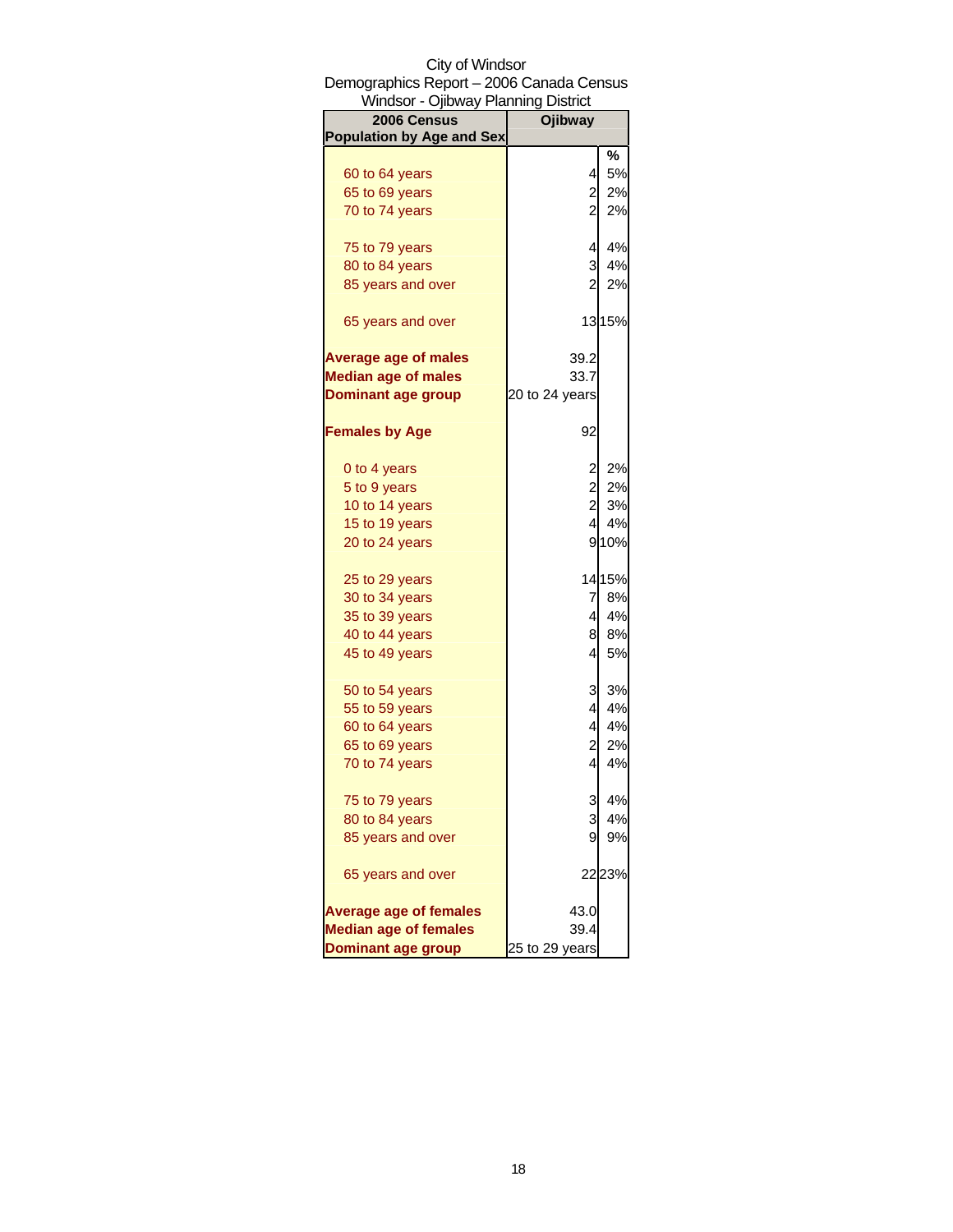City of Windsor
Demographics Report – 2006 Canada Census
Windsor - Ojibway Planning District

| 2006 Census Population by Age and Sex | Ojibway | |
|---|---|---|
| | | % |
| 60 to 64 years | 4 | 5% |
| 65 to 69 years | 2 | 2% |
| 70 to 74 years | 2 | 2% |
| 75 to 79 years | 4 | 4% |
| 80 to 84 years | 3 | 4% |
| 85 years and over | 2 | 2% |
| 65 years and over | 13 | 15% |
| **Average age of males** | 39.2 | |
| **Median age of males** | 33.7 | |
| **Dominant age group** | 20 to 24 years | |
| **Females by Age** | 92 | |
| 0 to 4 years | 2 | 2% |
| 5 to 9 years | 2 | 2% |
| 10 to 14 years | 2 | 3% |
| 15 to 19 years | 4 | 4% |
| 20 to 24 years | 9 | 10% |
| 25 to 29 years | 14 | 15% |
| 30 to 34 years | 7 | 8% |
| 35 to 39 years | 4 | 4% |
| 40 to 44 years | 8 | 8% |
| 45 to 49 years | 4 | 5% |
| 50 to 54 years | 3 | 3% |
| 55 to 59 years | 4 | 4% |
| 60 to 64 years | 4 | 4% |
| 65 to 69 years | 2 | 2% |
| 70 to 74 years | 4 | 4% |
| 75 to 79 years | 3 | 4% |
| 80 to 84 years | 3 | 4% |
| 85 years and over | 9 | 9% |
| 65 years and over | 22 | 23% |
| **Average age of females** | 43.0 | |
| **Median age of females** | 39.4 | |
| **Dominant age group** | 25 to 29 years | |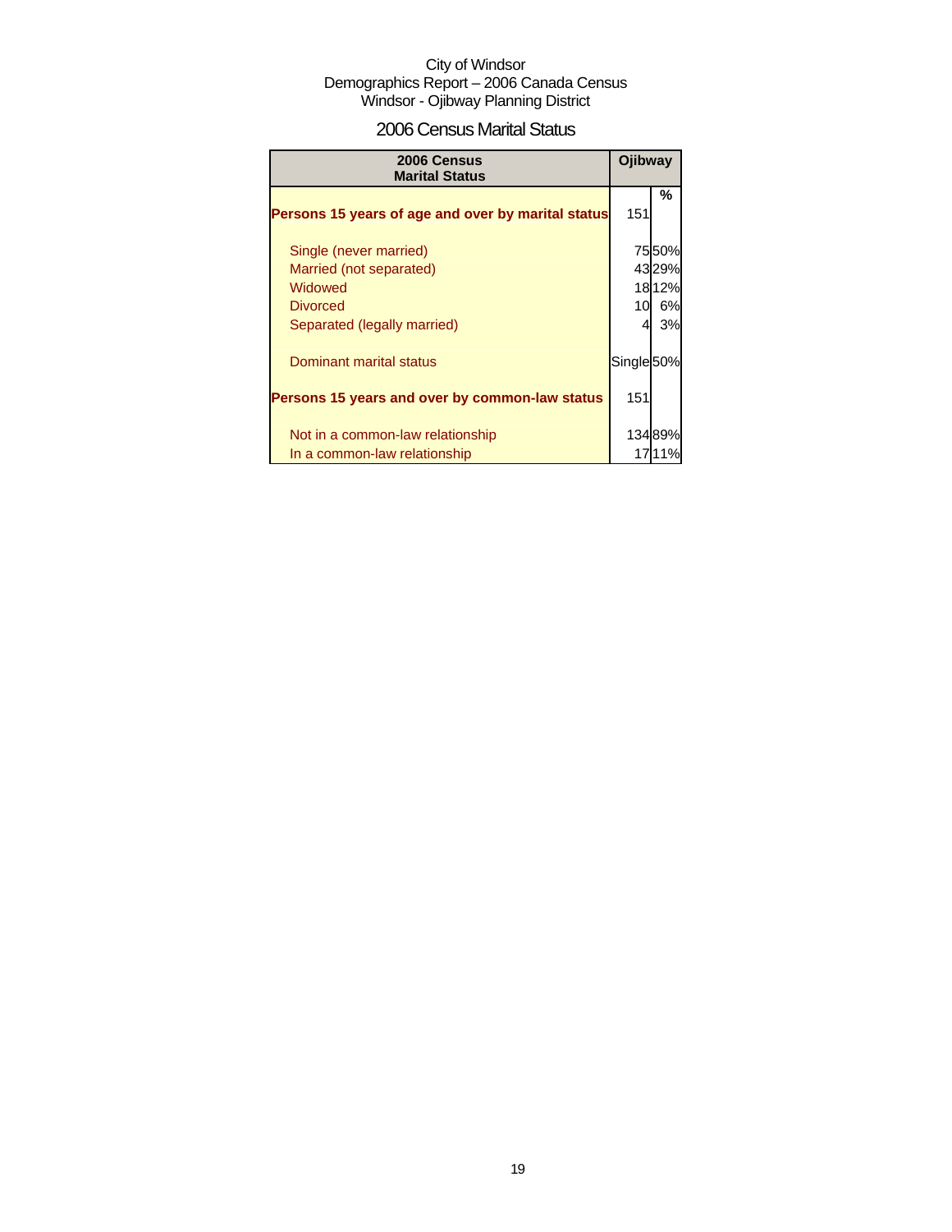City of Windsor
Demographics Report – 2006 Canada Census
Windsor - Ojibway Planning District

## 2006 Census Marital Status

| 2006 Census Marital Status | Ojibway | % |
|---|---|---|
| **Persons 15 years of age and over by marital status** | 151 | |
| Single (never married) | 75 | 50% |
| Married (not separated) | 43 | 29% |
| Widowed | 18 | 12% |
| Divorced | 10 | 6% |
| Separated (legally married) | 4 | 3% |
| Dominant marital status | Single | 50% |
| **Persons 15 years and over by common-law status** | 151 | |
| Not in a common-law relationship | 134 | 89% |
| In a common-law relationship | 17 | 11% |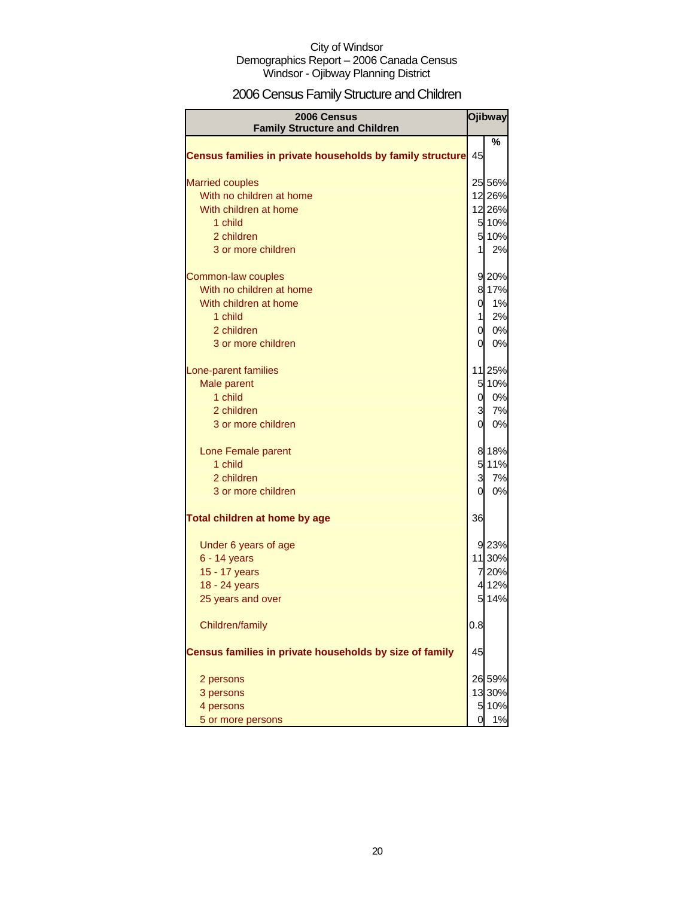City of Windsor
Demographics Report – 2006 Canada Census
Windsor - Ojibway Planning District

# 2006 Census Family Structure and Children

| 2006 Census Family Structure and Children | Ojibway | |
|---|---|---|
| | | % |
| **Census families in private households by family structure** | 45 | |
| Married couples | 25 | 56% |
| With no children at home | 12 | 26% |
| With children at home | 12 | 26% |
| 1 child | 5 | 10% |
| 2 children | 5 | 10% |
| 3 or more children | 1 | 2% |
| Common-law couples | 9 | 20% |
| With no children at home | 8 | 17% |
| With children at home | 0 | 1% |
| 1 child | 1 | 2% |
| 2 children | 0 | 0% |
| 3 or more children | 0 | 0% |
| Lone-parent families | 11 | 25% |
| Male parent | 5 | 10% |
| 1 child | 0 | 0% |
| 2 children | 3 | 7% |
| 3 or more children | 0 | 0% |
| Lone Female parent | 8 | 18% |
| 1 child | 5 | 11% |
| 2 children | 3 | 7% |
| 3 or more children | 0 | 0% |
| **Total children at home by age** | 36 | |
| Under 6 years of age | 9 | 23% |
| 6 - 14 years | 11 | 30% |
| 15 - 17 years | 7 | 20% |
| 18 - 24 years | 4 | 12% |
| 25 years and over | 5 | 14% |
| Children/family | 0.8 | |
| **Census families in private households by size of family** | 45 | |
| 2 persons | 26 | 59% |
| 3 persons | 13 | 30% |
| 4 persons | 5 | 10% |
| 5 or more persons | 0 | 1% |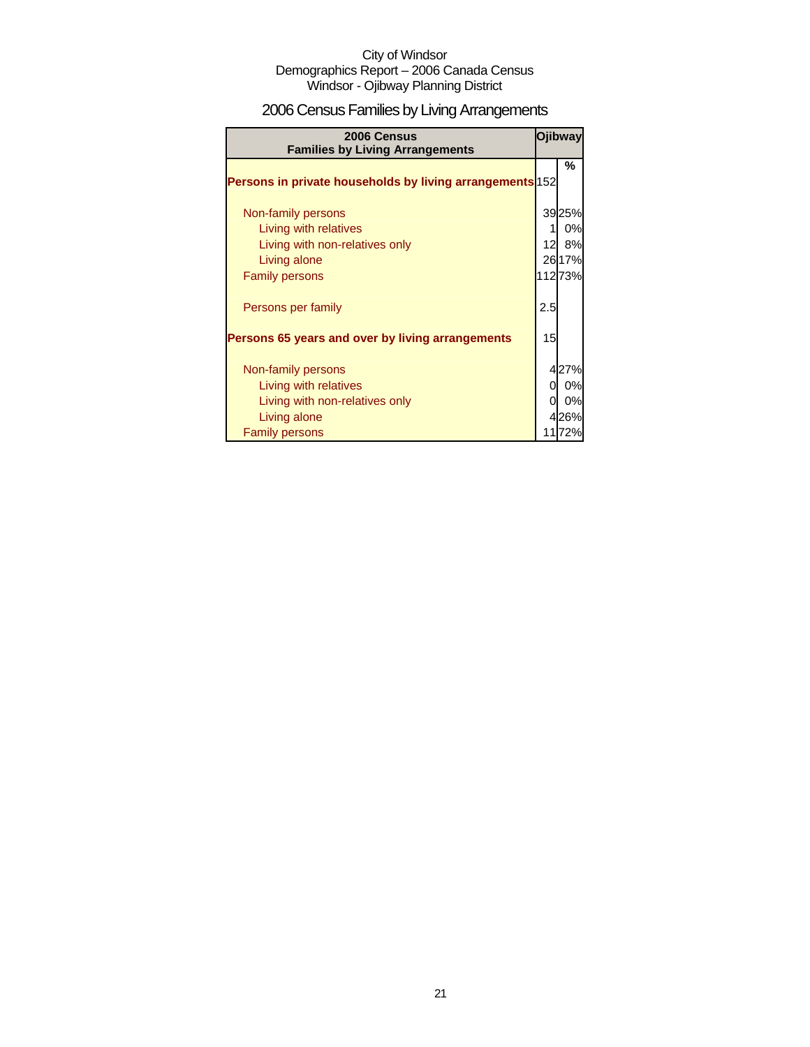City of Windsor
Demographics Report – 2006 Canada Census
Windsor - Ojibway Planning District

# 2006 Census Families by Living Arrangements

| 2006 Census Families by Living Arrangements | Ojibway | |
|---|---|---|
| | | % |
| **Persons in private households by living arrangements** | 152 | |
| Non-family persons | 39 | 25% |
| Living with relatives | 1 | 0% |
| Living with non-relatives only | 12 | 8% |
| Living alone | 26 | 17% |
| Family persons | 112 | 73% |
| Persons per family | 2.5 | |
| **Persons 65 years and over by living arrangements** | 15 | |
| Non-family persons | 4 | 27% |
| Living with relatives | 0 | 0% |
| Living with non-relatives only | 0 | 0% |
| Living alone | 4 | 26% |
| Family persons | 11 | 72% |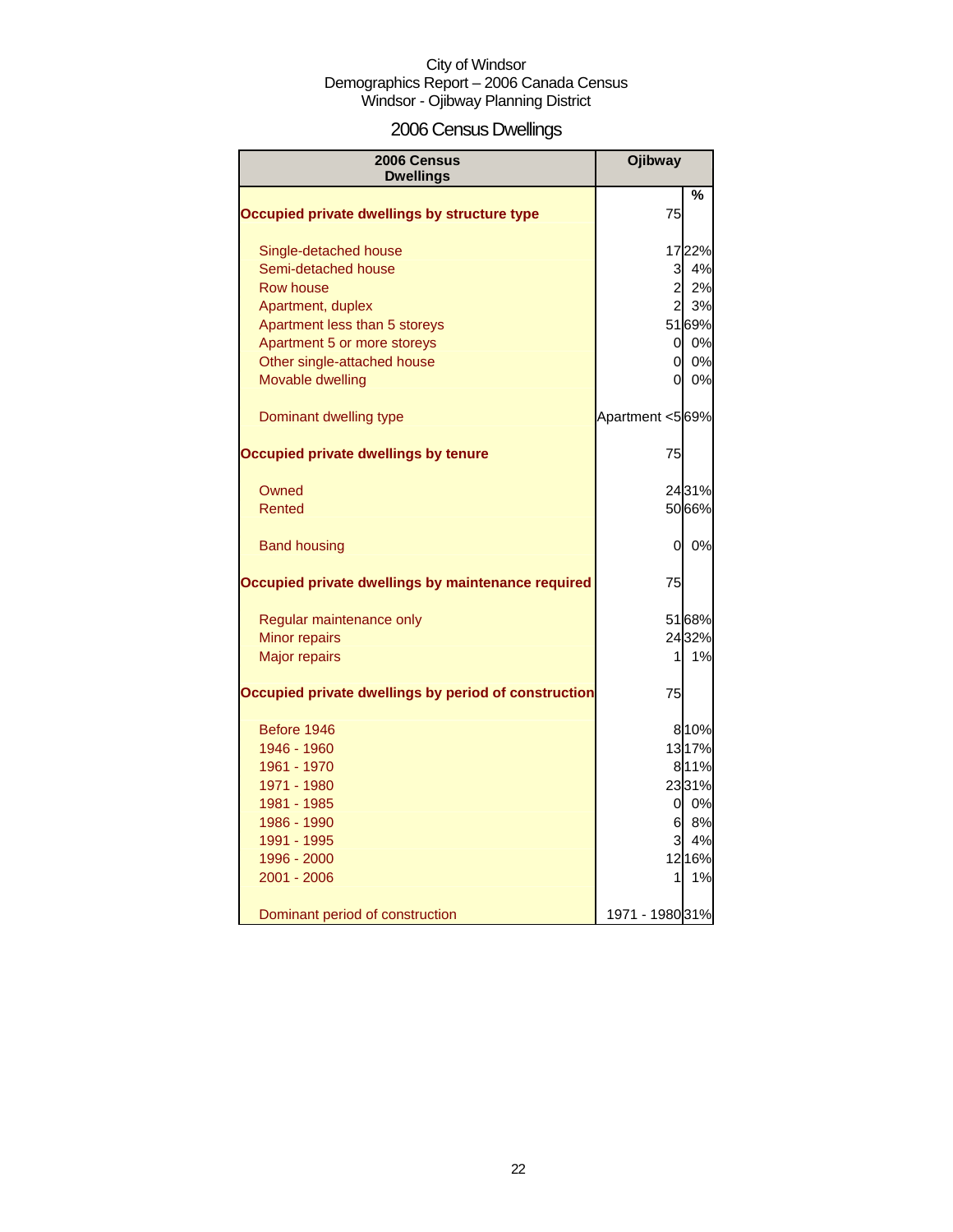City of Windsor
Demographics Report – 2006 Canada Census
Windsor - Ojibway Planning District

# 2006 Census Dwellings

| 2006 Census Dwellings | Ojibway | |
|---|---|---|
| | | % |
| **Occupied private dwellings by structure type** | 75 | |
| Single-detached house | 17 | 22% |
| Semi-detached house | 3 | 4% |
| Row house | 2 | 2% |
| Apartment, duplex | 2 | 3% |
| Apartment less than 5 storeys | 51 | 69% |
| Apartment 5 or more storeys | 0 | 0% |
| Other single-attached house | 0 | 0% |
| Movable dwelling | 0 | 0% |
| Dominant dwelling type | Apartment <5 | 69% |
| **Occupied private dwellings by tenure** | 75 | |
| Owned | 24 | 31% |
| Rented | 50 | 66% |
| Band housing | 0 | 0% |
| **Occupied private dwellings by maintenance required** | 75 | |
| Regular maintenance only | 51 | 68% |
| Minor repairs | 24 | 32% |
| Major repairs | 1 | 1% |
| **Occupied private dwellings by period of construction** | 75 | |
| Before 1946 | 8 | 10% |
| 1946 - 1960 | 13 | 17% |
| 1961 - 1970 | 8 | 11% |
| 1971 - 1980 | 23 | 31% |
| 1981 - 1985 | 0 | 0% |
| 1986 - 1990 | 6 | 8% |
| 1991 - 1995 | 3 | 4% |
| 1996 - 2000 | 12 | 16% |
| 2001 - 2006 | 1 | 1% |
| Dominant period of construction | 1971 - 1980 | 31% |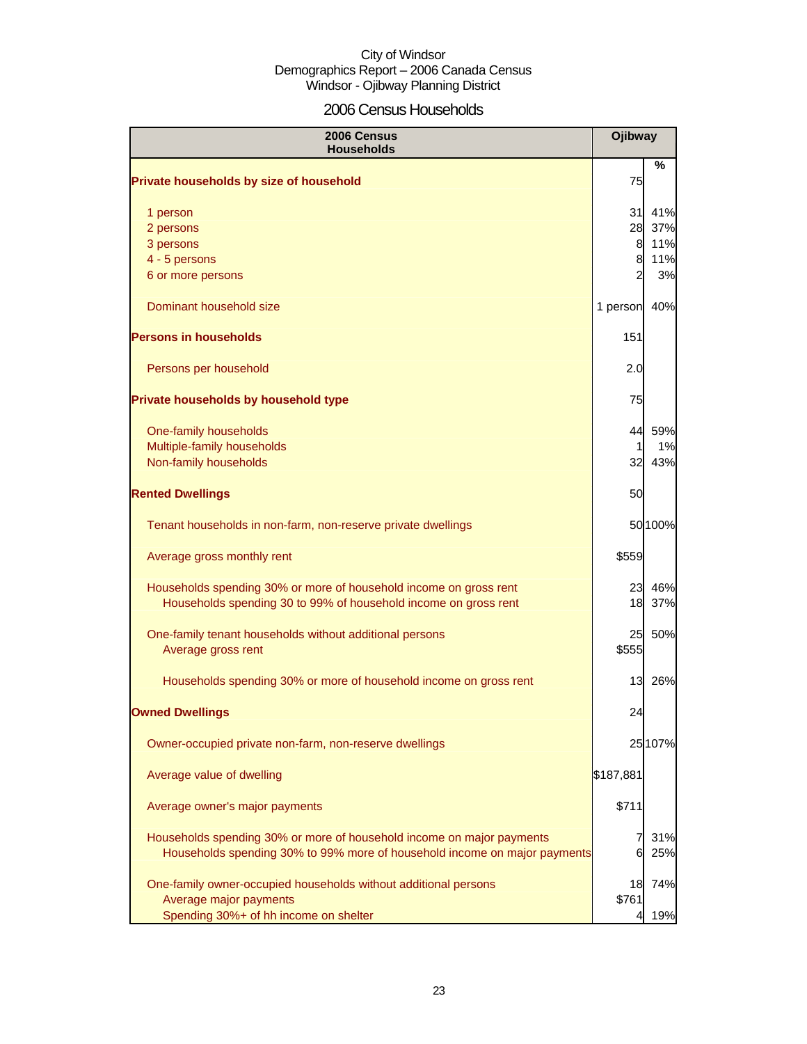City of Windsor
Demographics Report – 2006 Canada Census
Windsor - Ojibway Planning District

# 2006 Census Households

| 2006 Census Households | Ojibway | % |
|---|---|---|
| **Private households by size of household** | 75 | |
| 1 person | 31 | 41% |
| 2 persons | 28 | 37% |
| 3 persons | 8 | 11% |
| 4 - 5 persons | 8 | 11% |
| 6 or more persons | 2 | 3% |
| Dominant household size | 1 person | 40% |
| **Persons in households** | 151 | |
| Persons per household | 2.0 | |
| **Private households by household type** | 75 | |
| One-family households | 44 | 59% |
| Multiple-family households | 1 | 1% |
| Non-family households | 32 | 43% |
| **Rented Dwellings** | 50 | |
| Tenant households in non-farm, non-reserve private dwellings | 50 | 100% |
| Average gross monthly rent | $559 | |
| Households spending 30% or more of household income on gross rent | 23 | 46% |
| Households spending 30 to 99% of household income on gross rent | 18 | 37% |
| One-family tenant households without additional persons | 25 | 50% |
| Average gross rent | $555 | |
| Households spending 30% or more of household income on gross rent | 13 | 26% |
| **Owned Dwellings** | 24 | |
| Owner-occupied private non-farm, non-reserve dwellings | 25 | 107% |
| Average value of dwelling | $187,881 | |
| Average owner's major payments | $711 | |
| Households spending 30% or more of household income on major payments | 7 | 31% |
| Households spending 30% to 99% more of household income on major payments | 6 | 25% |
| One-family owner-occupied households without additional persons | 18 | 74% |
| Average major payments | $761 | |
| Spending 30%+ of hh income on shelter | 4 | 19% |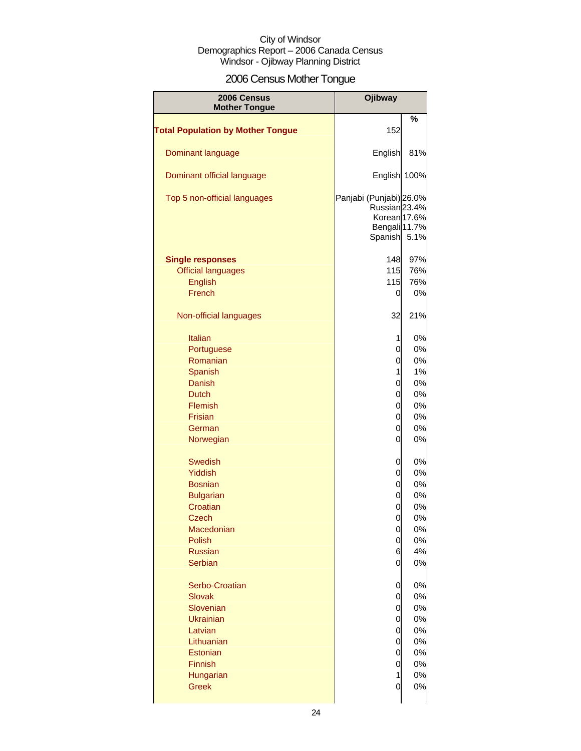City of Windsor
Demographics Report – 2006 Canada Census
Windsor - Ojibway Planning District

# 2006 Census Mother Tongue

| 2006 Census Mother Tongue | Ojibway | % |
|---|---|---|
| **Total Population by Mother Tongue** | 152 | |
| Dominant language | English | 81% |
| Dominant official language | English | 100% |
| Top 5 non-official languages | Panjabi (Punjabi) | 26.0% |
| | Russian | 23.4% |
| | Korean | 17.6% |
| | Bengali | 11.7% |
| | Spanish | 5.1% |
| **Single responses** | 148 | 97% |
| Official languages | 115 | 76% |
| English | 115 | 76% |
| French | 0 | 0% |
| Non-official languages | 32 | 21% |
| Italian | 1 | 0% |
| Portuguese | 0 | 0% |
| Romanian | 0 | 0% |
| Spanish | 1 | 1% |
| Danish | 0 | 0% |
| Dutch | 0 | 0% |
| Flemish | 0 | 0% |
| Frisian | 0 | 0% |
| German | 0 | 0% |
| Norwegian | 0 | 0% |
| Swedish | 0 | 0% |
| Yiddish | 0 | 0% |
| Bosnian | 0 | 0% |
| Bulgarian | 0 | 0% |
| Croatian | 0 | 0% |
| Czech | 0 | 0% |
| Macedonian | 0 | 0% |
| Polish | 0 | 0% |
| Russian | 6 | 4% |
| Serbian | 0 | 0% |
| Serbo-Croatian | 0 | 0% |
| Slovak | 0 | 0% |
| Slovenian | 0 | 0% |
| Ukrainian | 0 | 0% |
| Latvian | 0 | 0% |
| Lithuanian | 0 | 0% |
| Estonian | 0 | 0% |
| Finnish | 0 | 0% |
| Hungarian | 1 | 0% |
| Greek | 0 | 0% |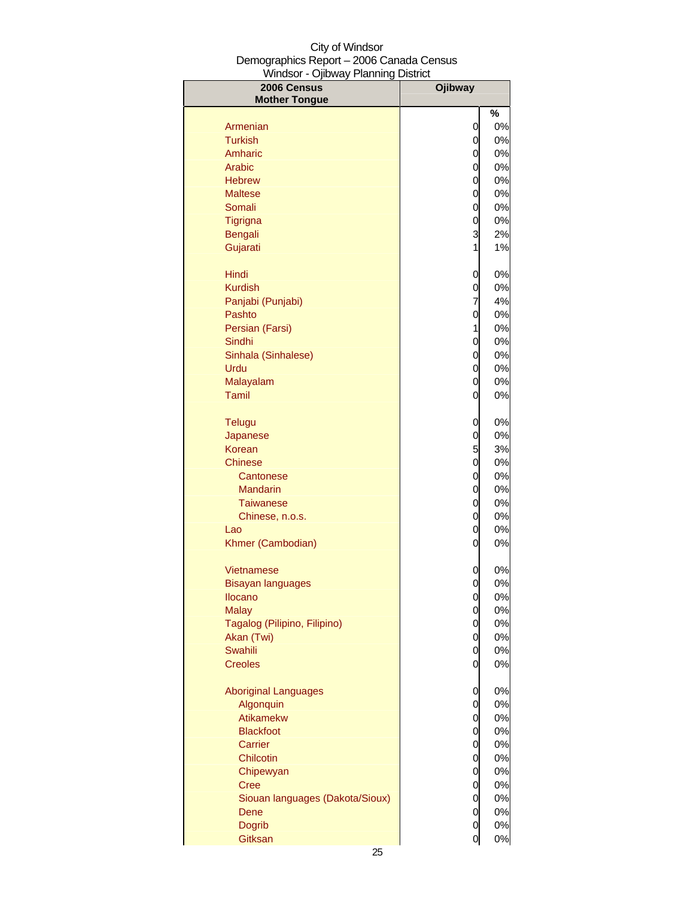City of Windsor
Demographics Report – 2006 Canada Census
Windsor - Ojibway Planning District

| 2006 Census Mother Tongue | Ojibway | |
|---|---|---|
| | | % |
| Armenian | 0 | 0% |
| Turkish | 0 | 0% |
| Amharic | 0 | 0% |
| Arabic | 0 | 0% |
| Hebrew | 0 | 0% |
| Maltese | 0 | 0% |
| Somali | 0 | 0% |
| Tigrigna | 0 | 0% |
| Bengali | 3 | 2% |
| Gujarati | 1 | 1% |
| | | |
| Hindi | 0 | 0% |
| Kurdish | 0 | 0% |
| Panjabi (Punjabi) | 7 | 4% |
| Pashto | 0 | 0% |
| Persian (Farsi) | 1 | 0% |
| Sindhi | 0 | 0% |
| Sinhala (Sinhalese) | 0 | 0% |
| Urdu | 0 | 0% |
| Malayalam | 0 | 0% |
| Tamil | 0 | 0% |
| | | |
| Telugu | 0 | 0% |
| Japanese | 0 | 0% |
| Korean | 5 | 3% |
| Chinese | 0 | 0% |
| Cantonese | 0 | 0% |
| Mandarin | 0 | 0% |
| Taiwanese | 0 | 0% |
| Chinese, n.o.s. | 0 | 0% |
| Lao | 0 | 0% |
| Khmer (Cambodian) | 0 | 0% |
| | | |
| Vietnamese | 0 | 0% |
| Bisayan languages | 0 | 0% |
| Ilocano | 0 | 0% |
| Malay | 0 | 0% |
| Tagalog (Pilipino, Filipino) | 0 | 0% |
| Akan (Twi) | 0 | 0% |
| Swahili | 0 | 0% |
| Creoles | 0 | 0% |
| | | |
| Aboriginal Languages | 0 | 0% |
| Algonquin | 0 | 0% |
| Atikamekw | 0 | 0% |
| Blackfoot | 0 | 0% |
| Carrier | 0 | 0% |
| Chilcotin | 0 | 0% |
| Chipewyan | 0 | 0% |
| Cree | 0 | 0% |
| Siouan languages (Dakota/Sioux) | 0 | 0% |
| Dene | 0 | 0% |
| Dogrib | 0 | 0% |
| Gitksan | 0 | 0% |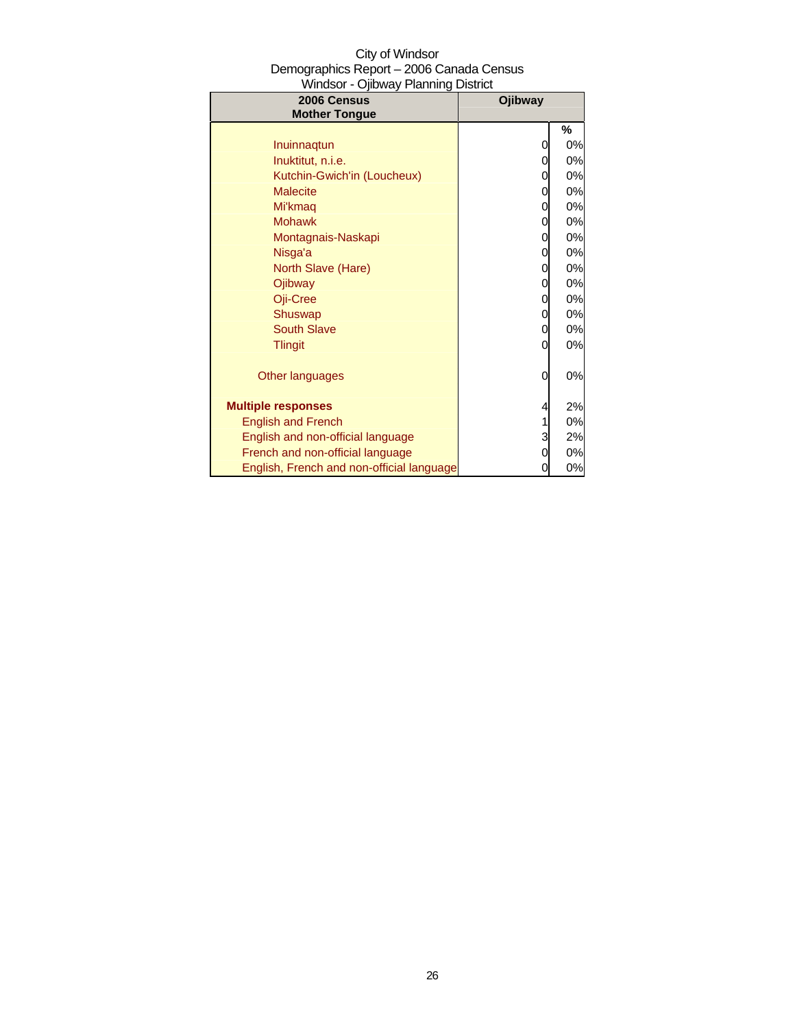City of Windsor
Demographics Report – 2006 Canada Census
Windsor - Ojibway Planning District

| 2006 Census Mother Tongue | Ojibway | |
|---|---|---|
| | | % |
| Inuinnaqtun | 0 | 0% |
| Inuktitut, n.i.e. | 0 | 0% |
| Kutchin-Gwich'in (Loucheux) | 0 | 0% |
| Malecite | 0 | 0% |
| Mi'kmaq | 0 | 0% |
| Mohawk | 0 | 0% |
| Montagnais-Naskapi | 0 | 0% |
| Nisga'a | 0 | 0% |
| North Slave (Hare) | 0 | 0% |
| Ojibway | 0 | 0% |
| Oji-Cree | 0 | 0% |
| Shuswap | 0 | 0% |
| South Slave | 0 | 0% |
| Tlingit | 0 | 0% |
| Other languages | 0 | 0% |
| **Multiple responses** | 4 | 2% |
| English and French | 1 | 0% |
| English and non-official language | 3 | 2% |
| French and non-official language | 0 | 0% |
| English, French and non-official language | 0 | 0% |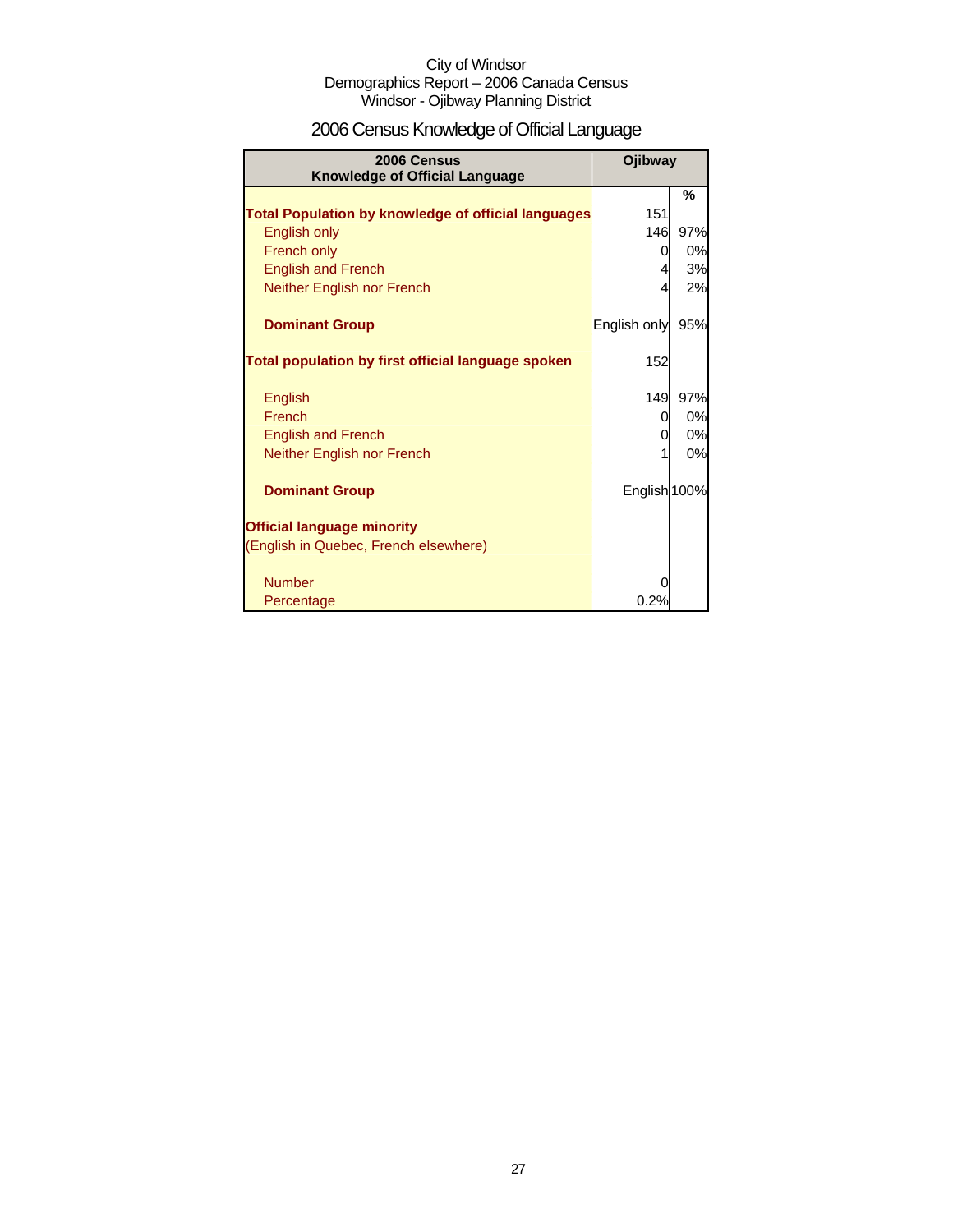City of Windsor
Demographics Report – 2006 Canada Census
Windsor - Ojibway Planning District

# 2006 Census Knowledge of Official Language

| 2006 Census Knowledge of Official Language | Ojibway | |
|---|---|---|
| | | % |
| **Total Population by knowledge of official languages** | 151 | |
| English only | 146 | 97% |
| French only | 0 | 0% |
| English and French | 4 | 3% |
| Neither English nor French | 4 | 2% |
| **Dominant Group** | English only | 95% |
| **Total population by first official language spoken** | 152 | |
| English | 149 | 97% |
| French | 0 | 0% |
| English and French | 0 | 0% |
| Neither English nor French | 1 | 0% |
| **Dominant Group** | English | 100% |
| **Official language minority** (English in Quebec, French elsewhere) | | |
| Number | 0 | |
| Percentage | 0.2% | |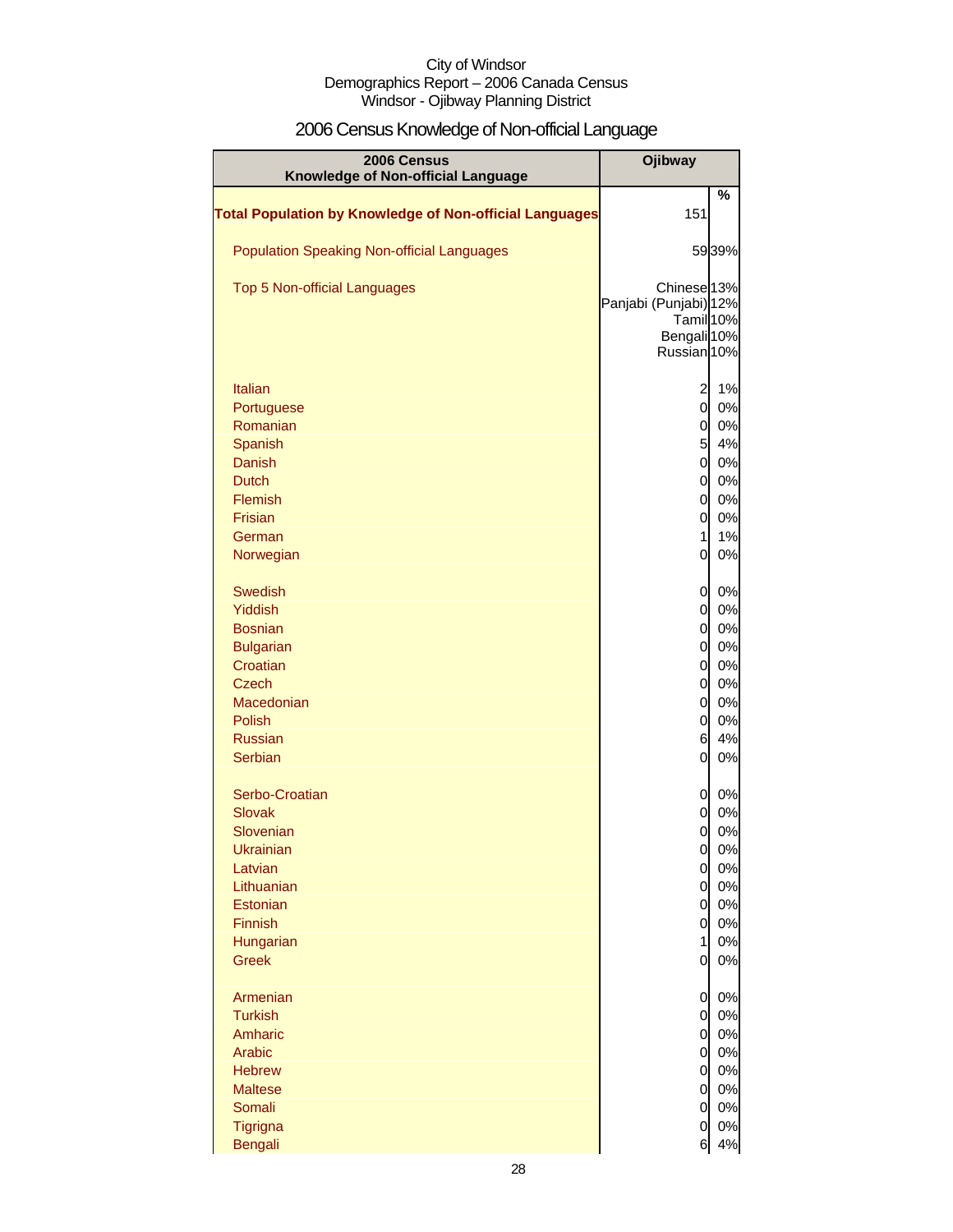City of Windsor
Demographics Report – 2006 Canada Census
Windsor - Ojibway Planning District

## 2006 Census Knowledge of Non-official Language

| 2006 Census Knowledge of Non-official Language | Ojibway | % |
|---|---|---|
| **Total Population by Knowledge of Non-official Languages** | 151 | |
| Population Speaking Non-official Languages | 59 | 39% |
| Top 5 Non-official Languages | Chinese | 13% |
| | Panjabi (Punjabi) | 12% |
| | Tamil | 10% |
| | Bengali | 10% |
| | Russian | 10% |
| Italian | 2 | 1% |
| Portuguese | 0 | 0% |
| Romanian | 0 | 0% |
| Spanish | 5 | 4% |
| Danish | 0 | 0% |
| Dutch | 0 | 0% |
| Flemish | 0 | 0% |
| Frisian | 0 | 0% |
| German | 1 | 1% |
| Norwegian | 0 | 0% |
| Swedish | 0 | 0% |
| Yiddish | 0 | 0% |
| Bosnian | 0 | 0% |
| Bulgarian | 0 | 0% |
| Croatian | 0 | 0% |
| Czech | 0 | 0% |
| Macedonian | 0 | 0% |
| Polish | 0 | 0% |
| Russian | 6 | 4% |
| Serbian | 0 | 0% |
| Serbo-Croatian | 0 | 0% |
| Slovak | 0 | 0% |
| Slovenian | 0 | 0% |
| Ukrainian | 0 | 0% |
| Latvian | 0 | 0% |
| Lithuanian | 0 | 0% |
| Estonian | 0 | 0% |
| Finnish | 0 | 0% |
| Hungarian | 1 | 0% |
| Greek | 0 | 0% |
| Armenian | 0 | 0% |
| Turkish | 0 | 0% |
| Amharic | 0 | 0% |
| Arabic | 0 | 0% |
| Hebrew | 0 | 0% |
| Maltese | 0 | 0% |
| Somali | 0 | 0% |
| Tigrigna | 0 | 0% |
| Bengali | 6 | 4% |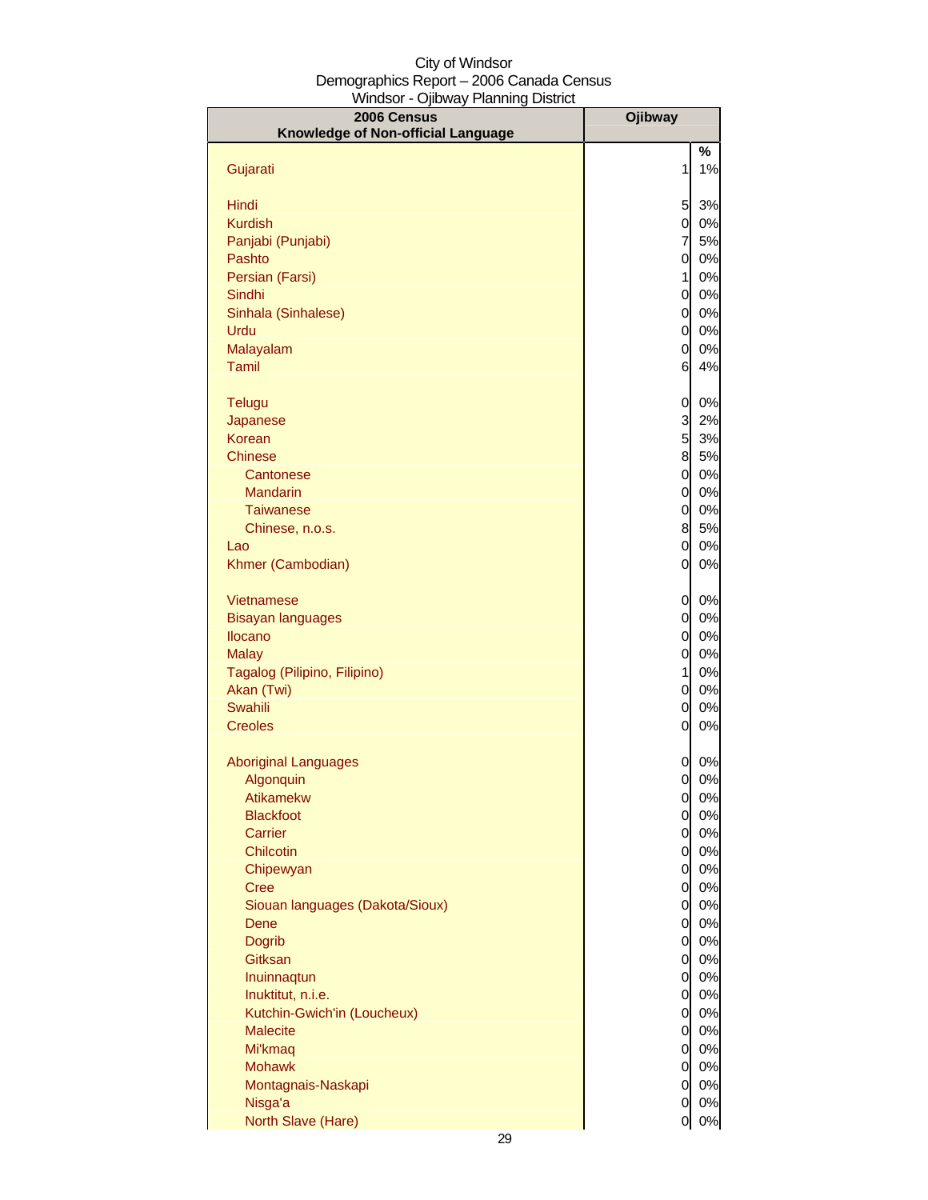City of Windsor
Demographics Report – 2006 Canada Census
Windsor - Ojibway Planning District

| 2006 Census Knowledge of Non-official Language | Ojibway | |
|---|---|---|
| | | % |
| Gujarati | 1 | 1% |
| Hindi | 5 | 3% |
| Kurdish | 0 | 0% |
| Panjabi (Punjabi) | 7 | 5% |
| Pashto | 0 | 0% |
| Persian (Farsi) | 1 | 0% |
| Sindhi | 0 | 0% |
| Sinhala (Sinhalese) | 0 | 0% |
| Urdu | 0 | 0% |
| Malayalam | 0 | 0% |
| Tamil | 6 | 4% |
| Telugu | 0 | 0% |
| Japanese | 3 | 2% |
| Korean | 5 | 3% |
| Chinese | 8 | 5% |
| Cantonese | 0 | 0% |
| Mandarin | 0 | 0% |
| Taiwanese | 0 | 0% |
| Chinese, n.o.s. | 8 | 5% |
| Lao | 0 | 0% |
| Khmer (Cambodian) | 0 | 0% |
| Vietnamese | 0 | 0% |
| Bisayan languages | 0 | 0% |
| Ilocano | 0 | 0% |
| Malay | 0 | 0% |
| Tagalog (Pilipino, Filipino) | 1 | 0% |
| Akan (Twi) | 0 | 0% |
| Swahili | 0 | 0% |
| Creoles | 0 | 0% |
| Aboriginal Languages | 0 | 0% |
| Algonquin | 0 | 0% |
| Atikamekw | 0 | 0% |
| Blackfoot | 0 | 0% |
| Carrier | 0 | 0% |
| Chilcotin | 0 | 0% |
| Chipewyan | 0 | 0% |
| Cree | 0 | 0% |
| Siouan languages (Dakota/Sioux) | 0 | 0% |
| Dene | 0 | 0% |
| Dogrib | 0 | 0% |
| Gitksan | 0 | 0% |
| Inuinnaqtun | 0 | 0% |
| Inuktitut, n.i.e. | 0 | 0% |
| Kutchin-Gwich'in (Loucheux) | 0 | 0% |
| Malecite | 0 | 0% |
| Mi'kmaq | 0 | 0% |
| Mohawk | 0 | 0% |
| Montagnais-Naskapi | 0 | 0% |
| Nisga'a | 0 | 0% |
| North Slave (Hare) | 0 | 0% |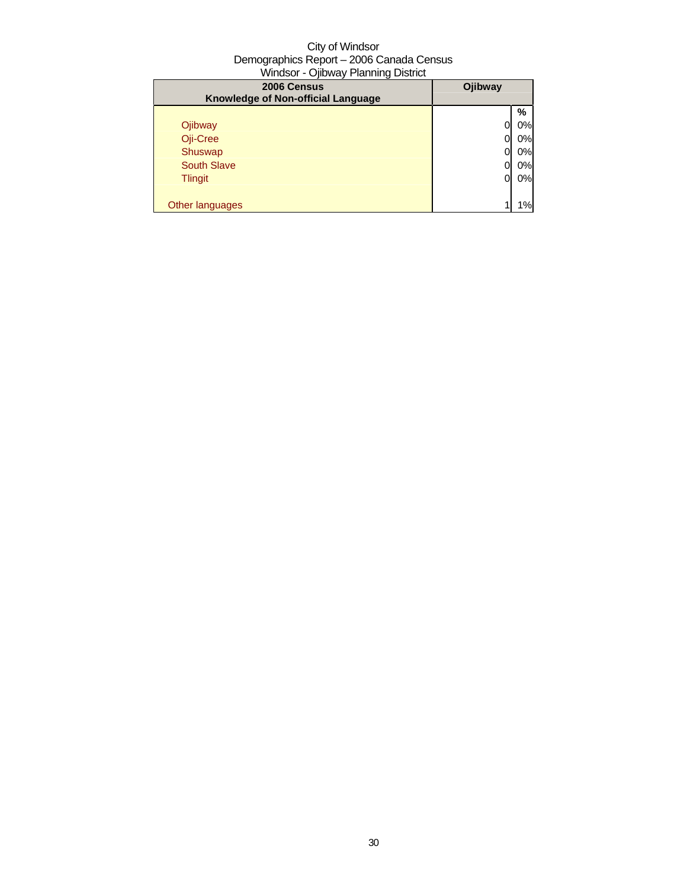City of Windsor
Demographics Report – 2006 Canada Census
Windsor - Ojibway Planning District

| 2006 Census<br>Knowledge of Non-official Language | Ojibway | |
|---|---|---|
| | | % |
| Ojibway | 0 | 0% |
| Oji-Cree | 0 | 0% |
| Shuswap | 0 | 0% |
| South Slave | 0 | 0% |
| Tlingit | 0 | 0% |
| | | |
| Other languages | 1 | 1% |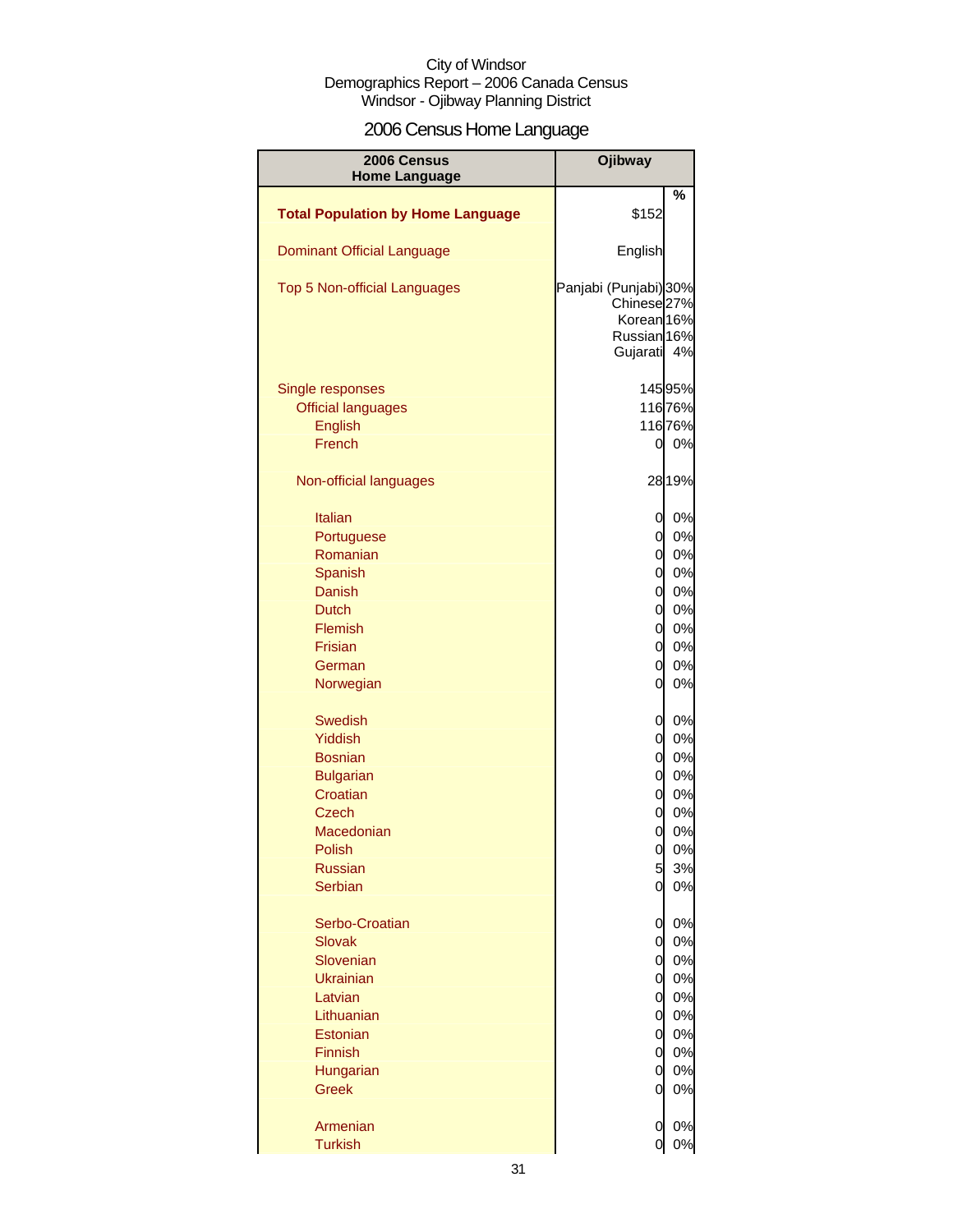City of Windsor
Demographics Report – 2006 Canada Census
Windsor - Ojibway Planning District

# 2006 Census Home Language

| 2006 Census Home Language | Ojibway | |
|---|---|---|
| | | % |
| **Total Population by Home Language** | $152 | |
| Dominant Official Language | English | |
| Top 5 Non-official Languages | Panjabi (Punjabi) | 30% |
| | Chinese | 27% |
| | Korean | 16% |
| | Russian | 16% |
| | Gujarati | 4% |
| Single responses | 145 | 95% |
| Official languages | 116 | 76% |
| English | 116 | 76% |
| French | 0 | 0% |
| Non-official languages | 28 | 19% |
| Italian | 0 | 0% |
| Portuguese | 0 | 0% |
| Romanian | 0 | 0% |
| Spanish | 0 | 0% |
| Danish | 0 | 0% |
| Dutch | 0 | 0% |
| Flemish | 0 | 0% |
| Frisian | 0 | 0% |
| German | 0 | 0% |
| Norwegian | 0 | 0% |
| Swedish | 0 | 0% |
| Yiddish | 0 | 0% |
| Bosnian | 0 | 0% |
| Bulgarian | 0 | 0% |
| Croatian | 0 | 0% |
| Czech | 0 | 0% |
| Macedonian | 0 | 0% |
| Polish | 0 | 0% |
| Russian | 5 | 3% |
| Serbian | 0 | 0% |
| Serbo-Croatian | 0 | 0% |
| Slovak | 0 | 0% |
| Slovenian | 0 | 0% |
| Ukrainian | 0 | 0% |
| Latvian | 0 | 0% |
| Lithuanian | 0 | 0% |
| Estonian | 0 | 0% |
| Finnish | 0 | 0% |
| Hungarian | 0 | 0% |
| Greek | 0 | 0% |
| Armenian | 0 | 0% |
| Turkish | 0 | 0% |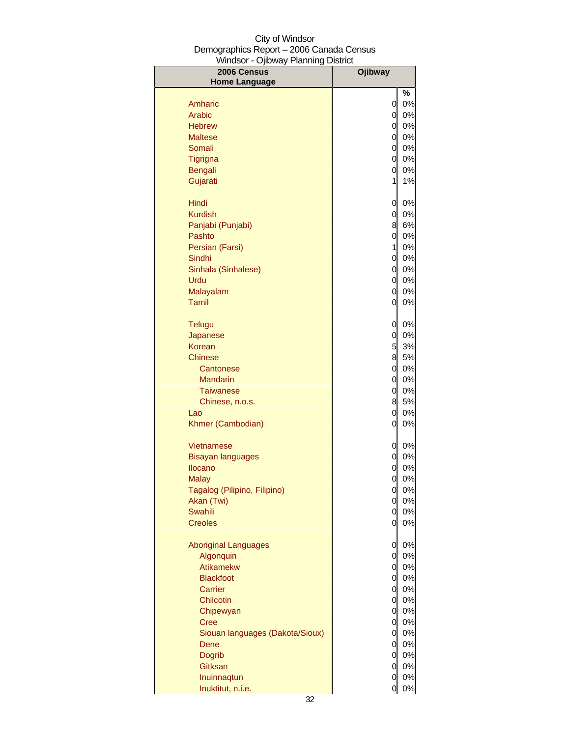City of Windsor
Demographics Report – 2006 Canada Census
Windsor - Ojibway Planning District

| 2006 Census Home Language | Ojibway | |
|---|---|---|
| | | % |
| Amharic | 0 | 0% |
| Arabic | 0 | 0% |
| Hebrew | 0 | 0% |
| Maltese | 0 | 0% |
| Somali | 0 | 0% |
| Tigrigna | 0 | 0% |
| Bengali | 0 | 0% |
| Gujarati | 1 | 1% |
| Hindi | 0 | 0% |
| Kurdish | 0 | 0% |
| Panjabi (Punjabi) | 8 | 6% |
| Pashto | 0 | 0% |
| Persian (Farsi) | 1 | 0% |
| Sindhi | 0 | 0% |
| Sinhala (Sinhalese) | 0 | 0% |
| Urdu | 0 | 0% |
| Malayalam | 0 | 0% |
| Tamil | 0 | 0% |
| Telugu | 0 | 0% |
| Japanese | 0 | 0% |
| Korean | 5 | 3% |
| Chinese | 8 | 5% |
| Cantonese | 0 | 0% |
| Mandarin | 0 | 0% |
| Taiwanese | 0 | 0% |
| Chinese, n.o.s. | 8 | 5% |
| Lao | 0 | 0% |
| Khmer (Cambodian) | 0 | 0% |
| Vietnamese | 0 | 0% |
| Bisayan languages | 0 | 0% |
| Ilocano | 0 | 0% |
| Malay | 0 | 0% |
| Tagalog (Pilipino, Filipino) | 0 | 0% |
| Akan (Twi) | 0 | 0% |
| Swahili | 0 | 0% |
| Creoles | 0 | 0% |
| Aboriginal Languages | 0 | 0% |
| Algonquin | 0 | 0% |
| Atikamekw | 0 | 0% |
| Blackfoot | 0 | 0% |
| Carrier | 0 | 0% |
| Chilcotin | 0 | 0% |
| Chipewyan | 0 | 0% |
| Cree | 0 | 0% |
| Siouan languages (Dakota/Sioux) | 0 | 0% |
| Dene | 0 | 0% |
| Dogrib | 0 | 0% |
| Gitksan | 0 | 0% |
| Inuinnaqtun | 0 | 0% |
| Inuktitut, n.i.e. | 0 | 0% |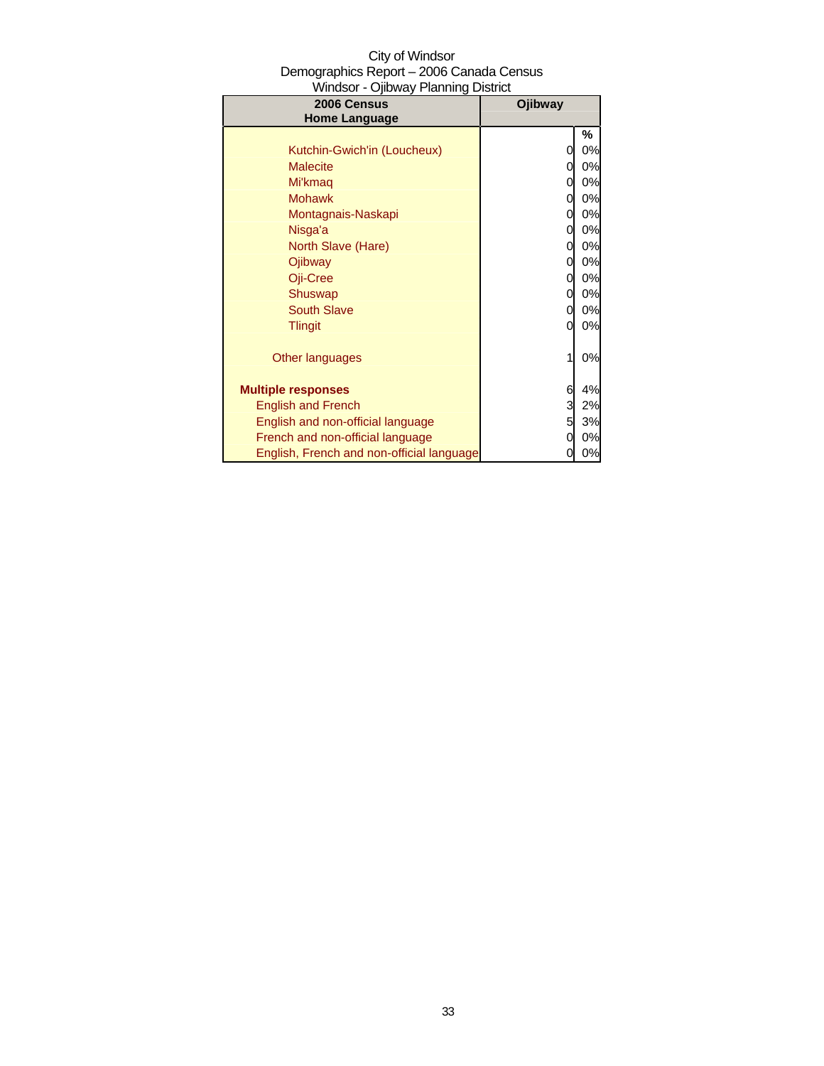City of Windsor
Demographics Report – 2006 Canada Census
Windsor - Ojibway Planning District

| 2006 Census Home Language | Ojibway | |
|---|---|---|
| | | % |
| Kutchin-Gwich'in (Loucheux) | 0 | 0% |
| Malecite | 0 | 0% |
| Mi'kmaq | 0 | 0% |
| Mohawk | 0 | 0% |
| Montagnais-Naskapi | 0 | 0% |
| Nisga'a | 0 | 0% |
| North Slave (Hare) | 0 | 0% |
| Ojibway | 0 | 0% |
| Oji-Cree | 0 | 0% |
| Shuswap | 0 | 0% |
| South Slave | 0 | 0% |
| Tlingit | 0 | 0% |
| Other languages | 1 | 0% |
| **Multiple responses** | 6 | 4% |
| English and French | 3 | 2% |
| English and non-official language | 5 | 3% |
| French and non-official language | 0 | 0% |
| English, French and non-official language | 0 | 0% |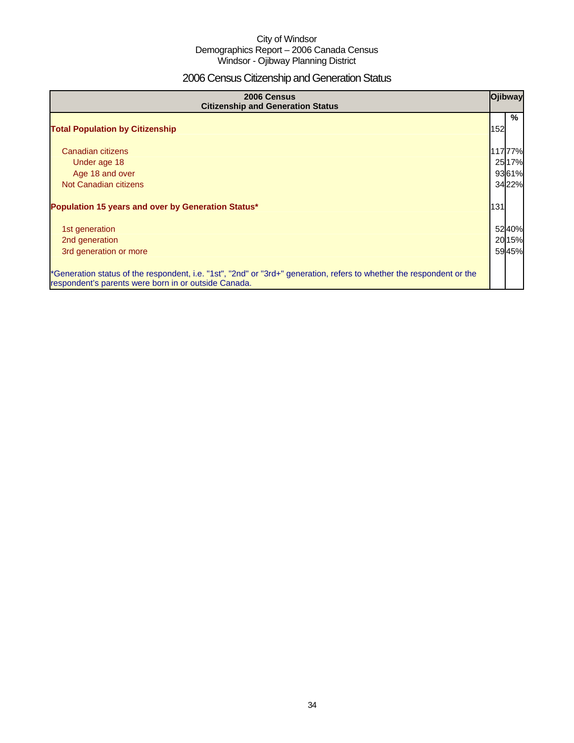City of Windsor
Demographics Report – 2006 Canada Census
Windsor - Ojibway Planning District

# 2006 Census Citizenship and Generation Status

| 2006 Census Citizenship and Generation Status | Ojibway | |
|---|---|---|
| | | % |
| **Total Population by Citizenship** | 152 | |
| Canadian citizens | 117 | 77% |
| Under age 18 | 25 | 17% |
| Age 18 and over | 93 | 61% |
| Not Canadian citizens | 34 | 22% |
| **Population 15 years and over by Generation Status*** | 131 | |
| 1st generation | 52 | 40% |
| 2nd generation | 20 | 15% |
| 3rd generation or more | 59 | 45% |
| *Generation status of the respondent, i.e. "1st", "2nd" or "3rd+" generation, refers to whether the respondent or the respondent's parents were born in or outside Canada. | | |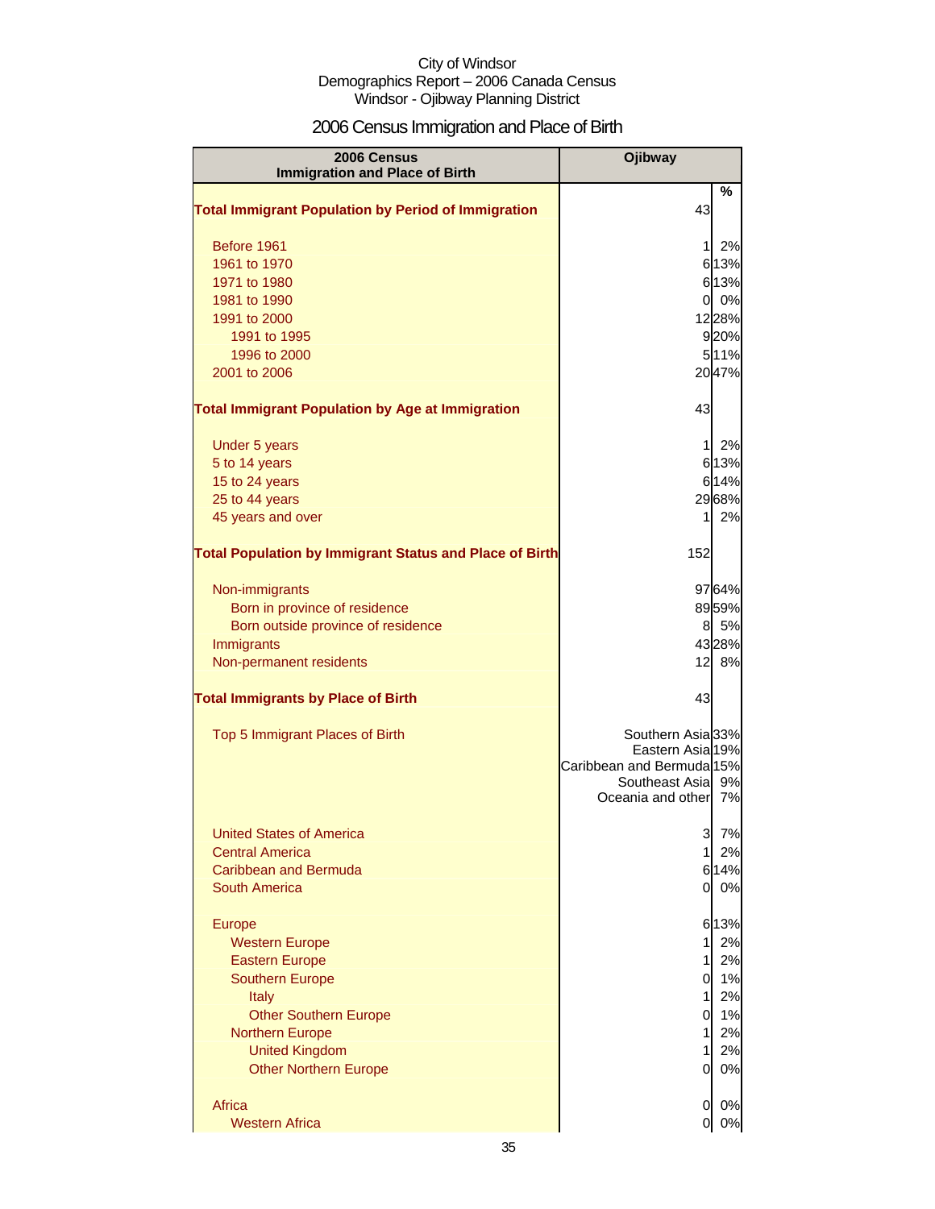City of Windsor
Demographics Report – 2006 Canada Census
Windsor - Ojibway Planning District

# 2006 Census Immigration and Place of Birth

| 2006 Census Immigration and Place of Birth | Ojibway | % |
|---|---|---|
| **Total Immigrant Population by Period of Immigration** | 43 | |
| Before 1961 | 1 | 2% |
| 1961 to 1970 | 6 | 13% |
| 1971 to 1980 | 6 | 13% |
| 1981 to 1990 | 0 | 0% |
| 1991 to 2000 | 12 | 28% |
| 1991 to 1995 | 9 | 20% |
| 1996 to 2000 | 5 | 11% |
| 2001 to 2006 | 20 | 47% |
| **Total Immigrant Population by Age at Immigration** | 43 | |
| Under 5 years | 1 | 2% |
| 5 to 14 years | 6 | 13% |
| 15 to 24 years | 6 | 14% |
| 25 to 44 years | 29 | 68% |
| 45 years and over | 1 | 2% |
| **Total Population by Immigrant Status and Place of Birth** | 152 | |
| Non-immigrants | 97 | 64% |
| Born in province of residence | 89 | 59% |
| Born outside province of residence | 8 | 5% |
| Immigrants | 43 | 28% |
| Non-permanent residents | 12 | 8% |
| **Total Immigrants by Place of Birth** | 43 | |
| Top 5 Immigrant Places of Birth | Southern Asia | 33% |
| | Eastern Asia | 19% |
| | Caribbean and Bermuda | 15% |
| | Southeast Asia | 9% |
| | Oceania and other | 7% |
| United States of America | 3 | 7% |
| Central America | 1 | 2% |
| Caribbean and Bermuda | 6 | 14% |
| South America | 0 | 0% |
| Europe | 6 | 13% |
| Western Europe | 1 | 2% |
| Eastern Europe | 1 | 2% |
| Southern Europe | 0 | 1% |
| Italy | 1 | 2% |
| Other Southern Europe | 0 | 1% |
| Northern Europe | 1 | 2% |
| United Kingdom | 1 | 2% |
| Other Northern Europe | 0 | 0% |
| Africa | 0 | 0% |
| Western Africa | 0 | 0% |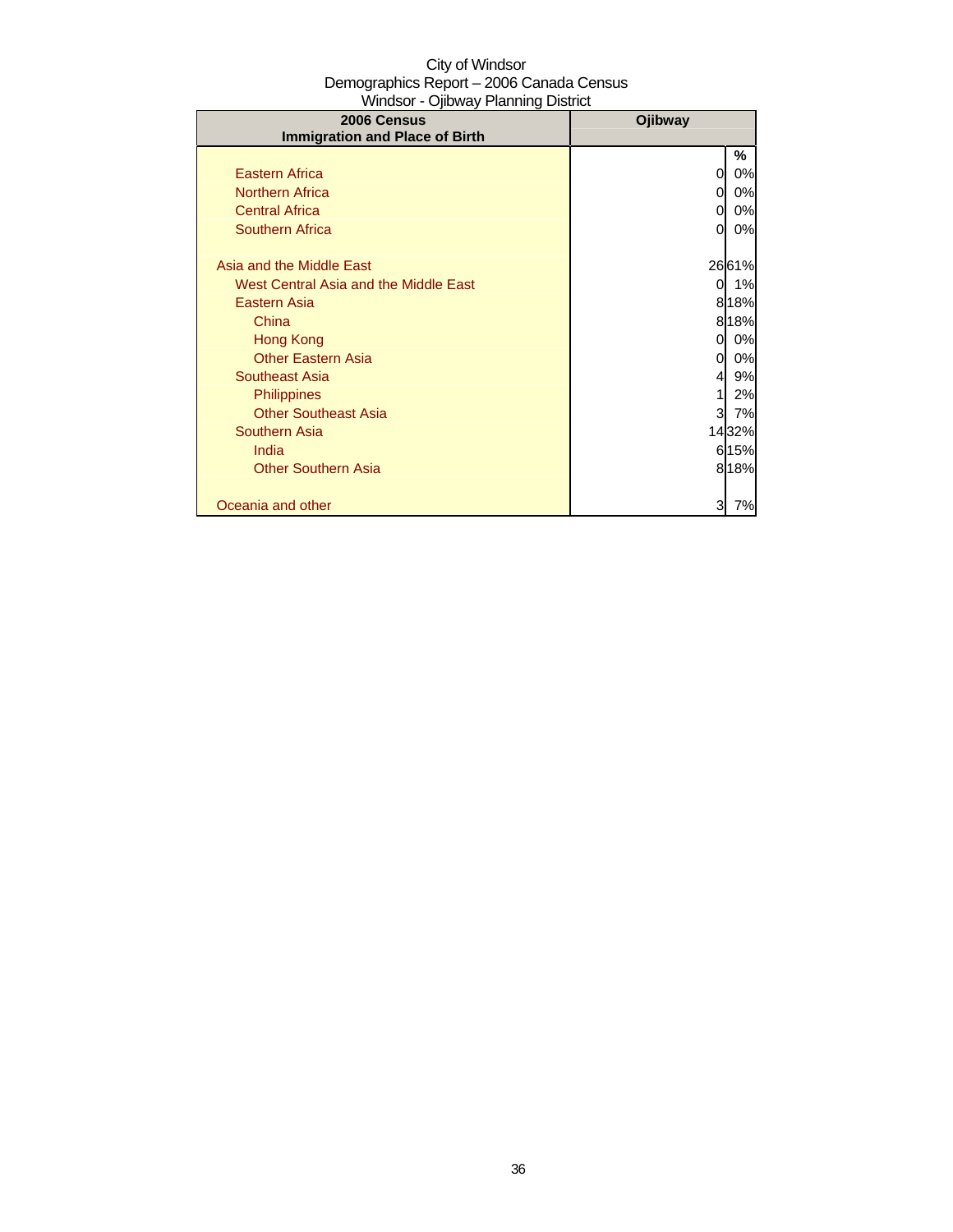City of Windsor
Demographics Report – 2006 Canada Census
Windsor - Ojibway Planning District

| 2006 Census<br>Immigration and Place of Birth | Ojibway | |
|---|---|---|
| | | % |
| Eastern Africa | 0 | 0% |
| Northern Africa | 0 | 0% |
| Central Africa | 0 | 0% |
| Southern Africa | 0 | 0% |
| | | |
| Asia and the Middle East | 26 | 61% |
| West Central Asia and the Middle East | 0 | 1% |
| Eastern Asia | 8 | 18% |
| China | 8 | 18% |
| Hong Kong | 0 | 0% |
| Other Eastern Asia | 0 | 0% |
| Southeast Asia | 4 | 9% |
| Philippines | 1 | 2% |
| Other Southeast Asia | 3 | 7% |
| Southern Asia | 14 | 32% |
| India | 6 | 15% |
| Other Southern Asia | 8 | 18% |
| | | |
| Oceania and other | 3 | 7% |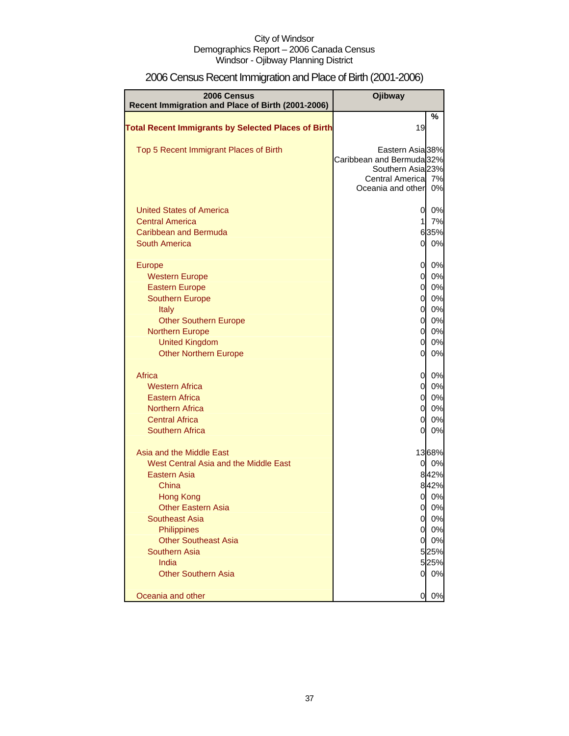City of Windsor
Demographics Report – 2006 Canada Census
Windsor - Ojibway Planning District

# 2006 Census Recent Immigration and Place of Birth (2001-2006)

| 2006 Census Recent Immigration and Place of Birth (2001-2006) | Ojibway | |
|---|---|---|
| | | % |
| **Total Recent Immigrants by Selected Places of Birth** | 19 | |
| Top 5 Recent Immigrant Places of Birth | Eastern Asia | 38% |
| | Caribbean and Bermuda | 32% |
| | Southern Asia | 23% |
| | Central America | 7% |
| | Oceania and other | 0% |
| United States of America | 0 | 0% |
| Central America | 1 | 7% |
| Caribbean and Bermuda | 6 | 35% |
| South America | 0 | 0% |
| Europe | 0 | 0% |
| Western Europe | 0 | 0% |
| Eastern Europe | 0 | 0% |
| Southern Europe | 0 | 0% |
| Italy | 0 | 0% |
| Other Southern Europe | 0 | 0% |
| Northern Europe | 0 | 0% |
| United Kingdom | 0 | 0% |
| Other Northern Europe | 0 | 0% |
| Africa | 0 | 0% |
| Western Africa | 0 | 0% |
| Eastern Africa | 0 | 0% |
| Northern Africa | 0 | 0% |
| Central Africa | 0 | 0% |
| Southern Africa | 0 | 0% |
| Asia and the Middle East | 13 | 68% |
| West Central Asia and the Middle East | 0 | 0% |
| Eastern Asia | 8 | 42% |
| China | 8 | 42% |
| Hong Kong | 0 | 0% |
| Other Eastern Asia | 0 | 0% |
| Southeast Asia | 0 | 0% |
| Philippines | 0 | 0% |
| Other Southeast Asia | 0 | 0% |
| Southern Asia | 5 | 25% |
| India | 5 | 25% |
| Other Southern Asia | 0 | 0% |
| Oceania and other | 0 | 0% |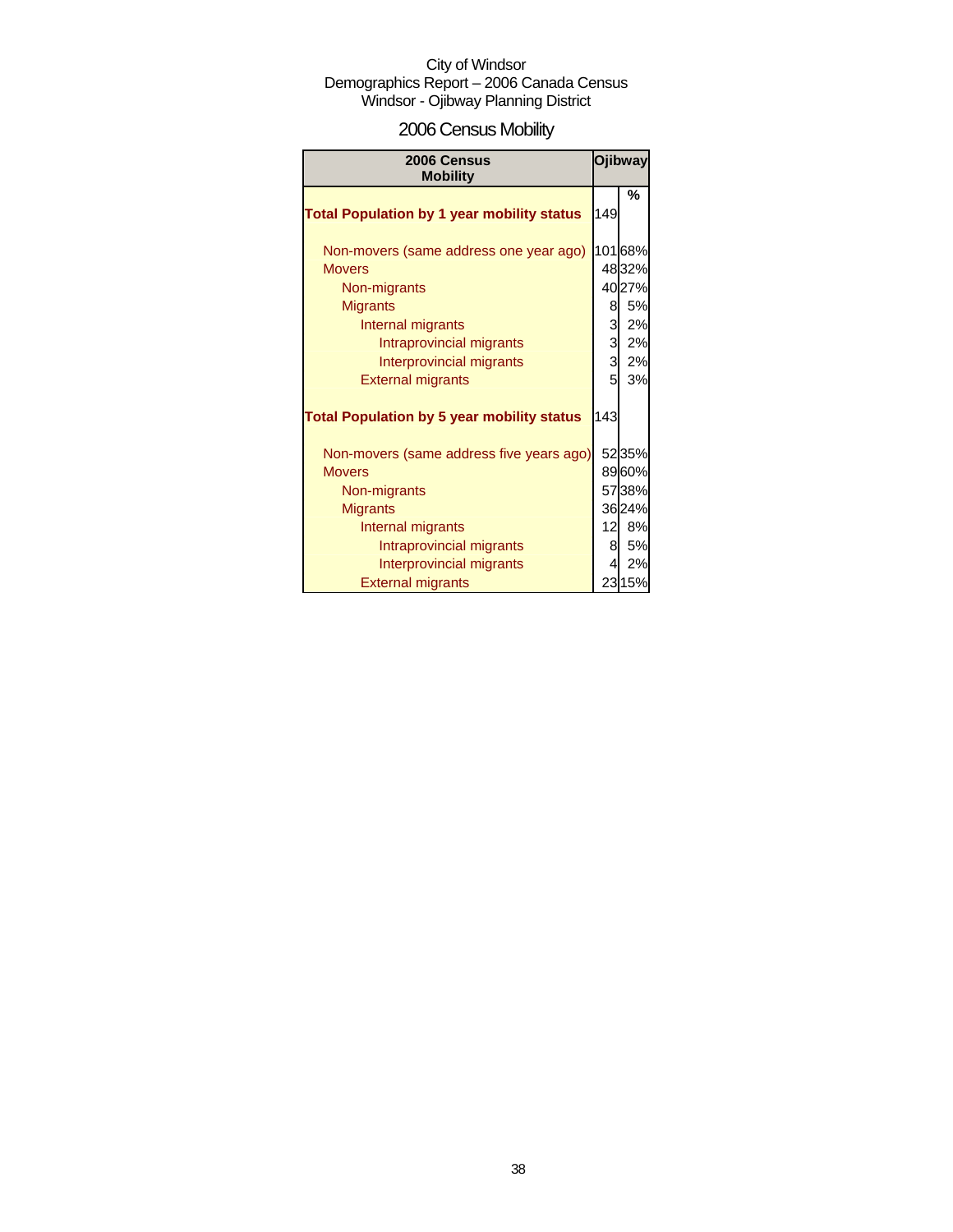City of Windsor
Demographics Report – 2006 Canada Census
Windsor - Ojibway Planning District

# 2006 Census Mobility

| 2006 Census Mobility | Ojibway | |
|---|---|---|
| | | % |
| **Total Population by 1 year mobility status** | 149 | |
| Non-movers (same address one year ago) | 101 | 68% |
| Movers | 48 | 32% |
| Non-migrants | 40 | 27% |
| Migrants | 8 | 5% |
| Internal migrants | 3 | 2% |
| Intraprovincial migrants | 3 | 2% |
| Interprovincial migrants | 3 | 2% |
| External migrants | 5 | 3% |
| **Total Population by 5 year mobility status** | 143 | |
| Non-movers (same address five years ago) | 52 | 35% |
| Movers | 89 | 60% |
| Non-migrants | 57 | 38% |
| Migrants | 36 | 24% |
| Internal migrants | 12 | 8% |
| Intraprovincial migrants | 8 | 5% |
| Interprovincial migrants | 4 | 2% |
| External migrants | 23 | 15% |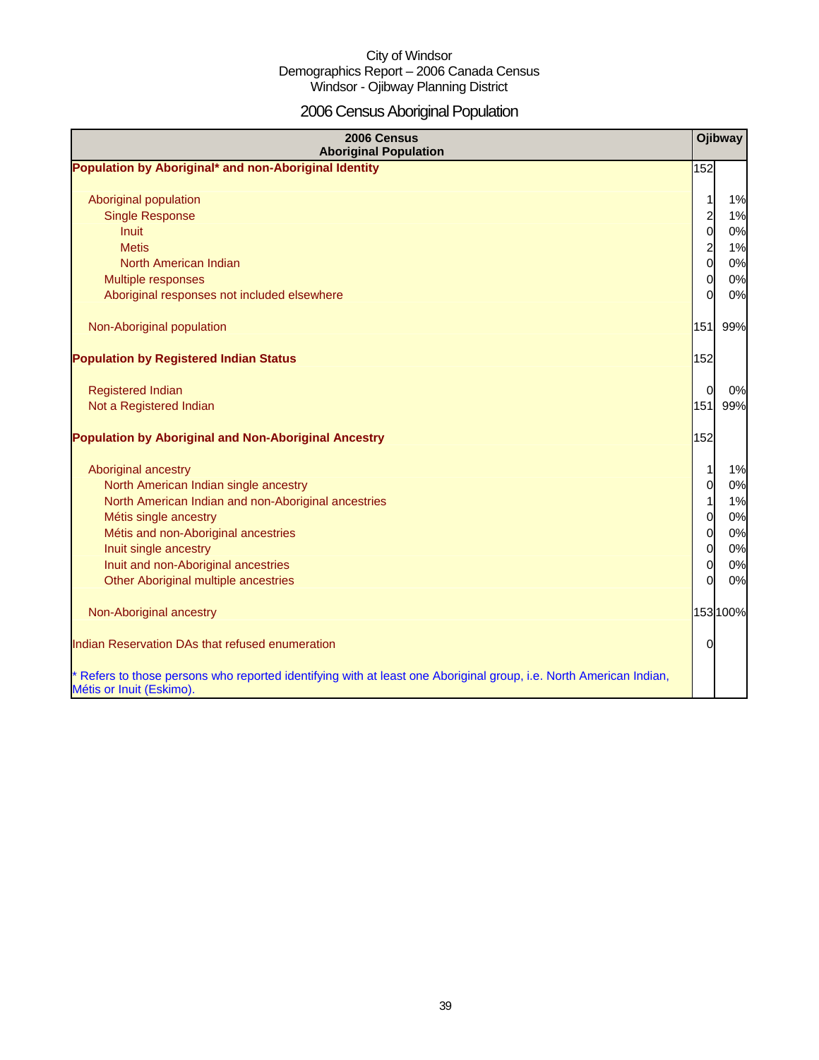City of Windsor
Demographics Report – 2006 Canada Census
Windsor - Ojibway Planning District

# 2006 Census Aboriginal Population

| 2006 Census Aboriginal Population | Ojibway | |
|---|---|---|
| **Population by Aboriginal* and non-Aboriginal Identity** | 152 | |
| Aboriginal population | 1 | 1% |
| Single Response | 2 | 1% |
| Inuit | 0 | 0% |
| Metis | 2 | 1% |
| North American Indian | 0 | 0% |
| Multiple responses | 0 | 0% |
| Aboriginal responses not included elsewhere | 0 | 0% |
| Non-Aboriginal population | 151 | 99% |
| **Population by Registered Indian Status** | 152 | |
| Registered Indian | 0 | 0% |
| Not a Registered Indian | 151 | 99% |
| **Population by Aboriginal and Non-Aboriginal Ancestry** | 152 | |
| Aboriginal ancestry | 1 | 1% |
| North American Indian single ancestry | 0 | 0% |
| North American Indian and non-Aboriginal ancestries | 1 | 1% |
| Métis single ancestry | 0 | 0% |
| Métis and non-Aboriginal ancestries | 0 | 0% |
| Inuit single ancestry | 0 | 0% |
| Inuit and non-Aboriginal ancestries | 0 | 0% |
| Other Aboriginal multiple ancestries | 0 | 0% |
| Non-Aboriginal ancestry | 153 | 100% |
| Indian Reservation DAs that refused enumeration | 0 | |

* Refers to those persons who reported identifying with at least one Aboriginal group, i.e. North American Indian, Métis or Inuit (Eskimo).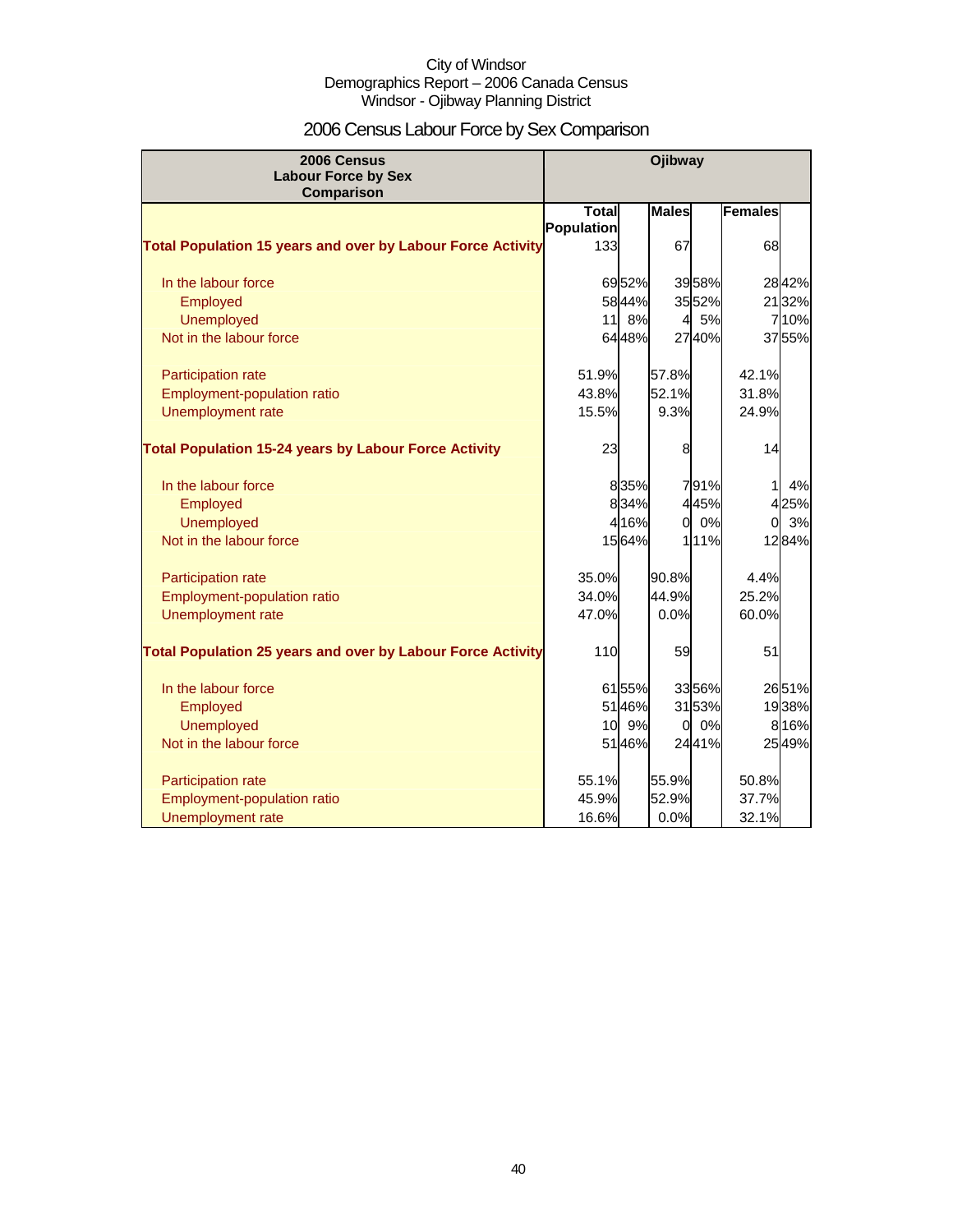City of Windsor
Demographics Report – 2006 Canada Census
Windsor - Ojibway Planning District

# 2006 Census Labour Force by Sex Comparison

| 2006 Census Labour Force by Sex Comparison | Ojibway | | | | | |
|---|---|---|---|---|---|---|
| | Total Population | | Males | | Females | |
| **Total Population 15 years and over by Labour Force Activity** | 133 | | 67 | | 68 | |
| In the labour force | 69 | 52% | 39 | 58% | 28 | 42% |
| Employed | 58 | 44% | 35 | 52% | 21 | 32% |
| Unemployed | 11 | 8% | 4 | 5% | 7 | 10% |
| Not in the labour force | 64 | 48% | 27 | 40% | 37 | 55% |
| Participation rate | 51.9% | | 57.8% | | 42.1% | |
| Employment-population ratio | 43.8% | | 52.1% | | 31.8% | |
| Unemployment rate | 15.5% | | 9.3% | | 24.9% | |
| **Total Population 15-24 years by Labour Force Activity** | 23 | | 8 | | 14 | |
| In the labour force | 8 | 35% | 7 | 91% | 1 | 4% |
| Employed | 8 | 34% | 4 | 45% | 4 | 25% |
| Unemployed | 4 | 16% | 0 | 0% | 0 | 3% |
| Not in the labour force | 15 | 64% | 1 | 11% | 12 | 84% |
| Participation rate | 35.0% | | 90.8% | | 4.4% | |
| Employment-population ratio | 34.0% | | 44.9% | | 25.2% | |
| Unemployment rate | 47.0% | | 0.0% | | 60.0% | |
| **Total Population 25 years and over by Labour Force Activity** | 110 | | 59 | | 51 | |
| In the labour force | 61 | 55% | 33 | 56% | 26 | 51% |
| Employed | 51 | 46% | 31 | 53% | 19 | 38% |
| Unemployed | 10 | 9% | 0 | 0% | 8 | 16% |
| Not in the labour force | 51 | 46% | 24 | 41% | 25 | 49% |
| Participation rate | 55.1% | | 55.9% | | 50.8% | |
| Employment-population ratio | 45.9% | | 52.9% | | 37.7% | |
| Unemployment rate | 16.6% | | 0.0% | | 32.1% | |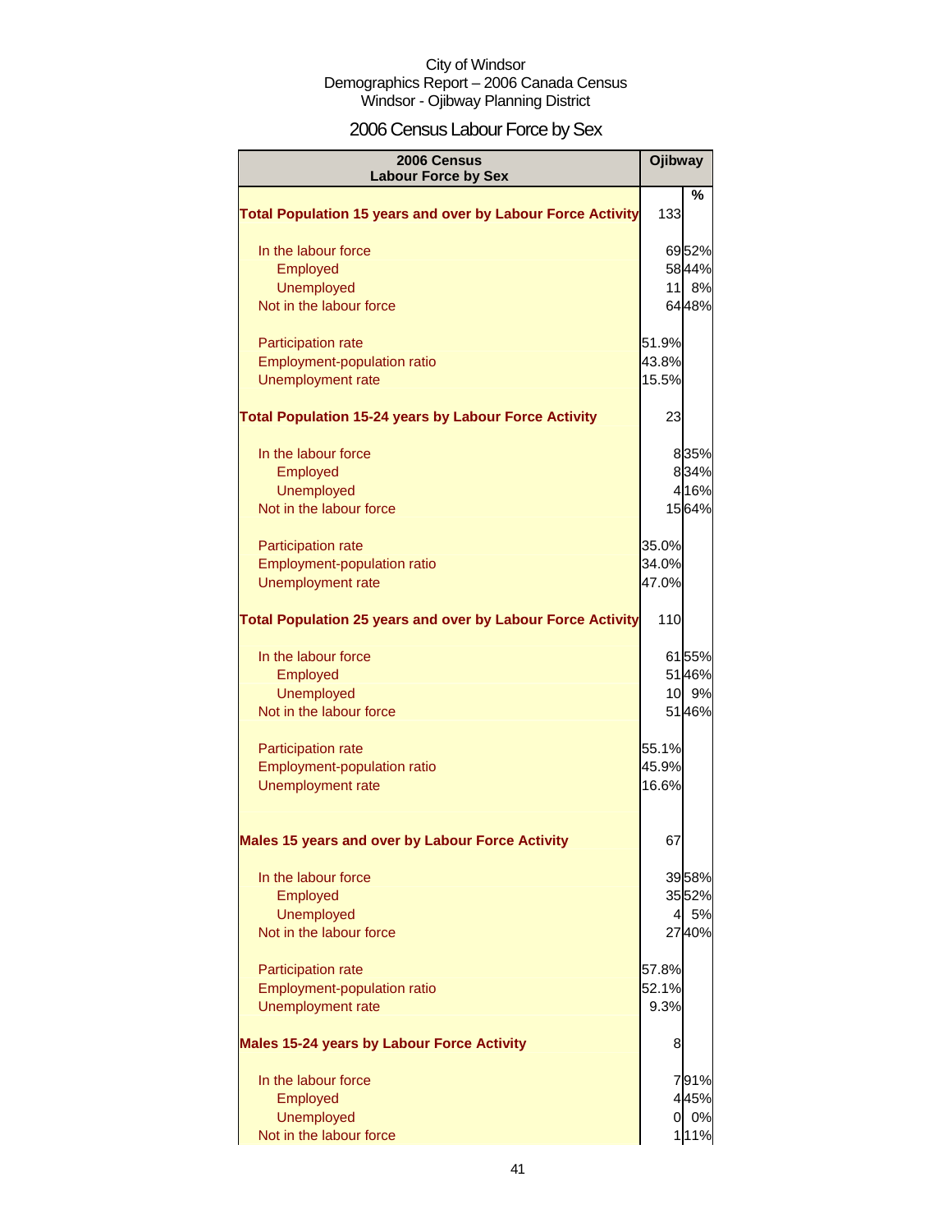City of Windsor
Demographics Report – 2006 Canada Census
Windsor - Ojibway Planning District

# 2006 Census Labour Force by Sex

| 2006 Census Labour Force by Sex | Ojibway | |
|---|---|---|
| | | % |
| **Total Population 15 years and over by Labour Force Activity** | 133 | |
| In the labour force | 69 | 52% |
| Employed | 58 | 44% |
| Unemployed | 11 | 8% |
| Not in the labour force | 64 | 48% |
| Participation rate | 51.9% | |
| Employment-population ratio | 43.8% | |
| Unemployment rate | 15.5% | |
| **Total Population 15-24 years by Labour Force Activity** | 23 | |
| In the labour force | 8 | 35% |
| Employed | 8 | 34% |
| Unemployed | 4 | 16% |
| Not in the labour force | 15 | 64% |
| Participation rate | 35.0% | |
| Employment-population ratio | 34.0% | |
| Unemployment rate | 47.0% | |
| **Total Population 25 years and over by Labour Force Activity** | 110 | |
| In the labour force | 61 | 55% |
| Employed | 51 | 46% |
| Unemployed | 10 | 9% |
| Not in the labour force | 51 | 46% |
| Participation rate | 55.1% | |
| Employment-population ratio | 45.9% | |
| Unemployment rate | 16.6% | |
| **Males 15 years and over by Labour Force Activity** | 67 | |
| In the labour force | 39 | 58% |
| Employed | 35 | 52% |
| Unemployed | 4 | 5% |
| Not in the labour force | 27 | 40% |
| Participation rate | 57.8% | |
| Employment-population ratio | 52.1% | |
| Unemployment rate | 9.3% | |
| **Males 15-24 years by Labour Force Activity** | 8 | |
| In the labour force | 7 | 91% |
| Employed | 4 | 45% |
| Unemployed | 0 | 0% |
| Not in the labour force | 1 | 11% |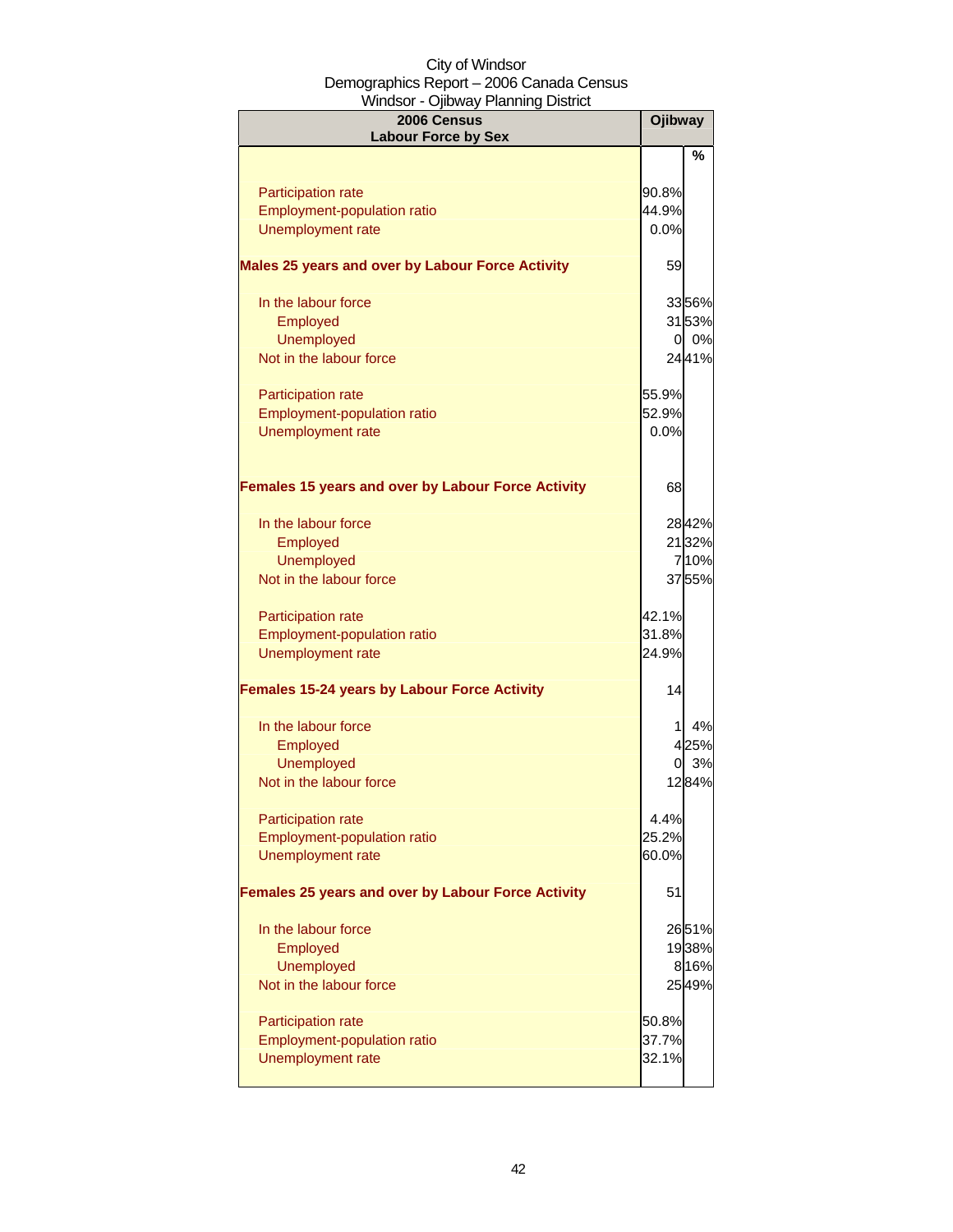City of Windsor
Demographics Report – 2006 Canada Census
Windsor - Ojibway Planning District

| 2006 Census<br>Labour Force by Sex | Ojibway | |
|---|---|---|
| | | % |
| Participation rate | 90.8% | |
| Employment-population ratio | 44.9% | |
| Unemployment rate | 0.0% | |
| **Males 25 years and over by Labour Force Activity** | 59 | |
| In the labour force | 33 | 56% |
| Employed | 31 | 53% |
| Unemployed | 0 | 0% |
| Not in the labour force | 24 | 41% |
| Participation rate | 55.9% | |
| Employment-population ratio | 52.9% | |
| Unemployment rate | 0.0% | |
| **Females 15 years and over by Labour Force Activity** | 68 | |
| In the labour force | 28 | 42% |
| Employed | 21 | 32% |
| Unemployed | 7 | 10% |
| Not in the labour force | 37 | 55% |
| Participation rate | 42.1% | |
| Employment-population ratio | 31.8% | |
| Unemployment rate | 24.9% | |
| **Females 15-24 years by Labour Force Activity** | 14 | |
| In the labour force | 1 | 4% |
| Employed | 4 | 25% |
| Unemployed | 0 | 3% |
| Not in the labour force | 12 | 84% |
| Participation rate | 4.4% | |
| Employment-population ratio | 25.2% | |
| Unemployment rate | 60.0% | |
| **Females 25 years and over by Labour Force Activity** | 51 | |
| In the labour force | 26 | 51% |
| Employed | 19 | 38% |
| Unemployed | 8 | 16% |
| Not in the labour force | 25 | 49% |
| Participation rate | 50.8% | |
| Employment-population ratio | 37.7% | |
| Unemployment rate | 32.1% | |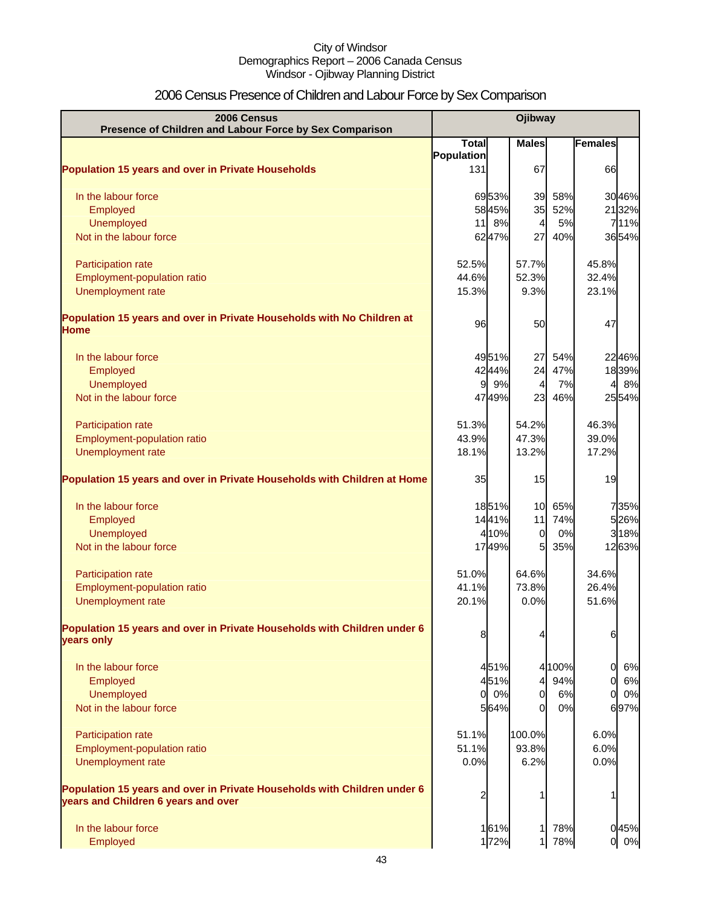City of Windsor
Demographics Report – 2006 Canada Census
Windsor - Ojibway Planning District

# 2006 Census Presence of Children and Labour Force by Sex Comparison

| 2006 Census<br>Presence of Children and Labour Force by Sex Comparison | Ojibway | | | | | |
|---|---|---|---|---|---|---|
| | Total Population | | Males | | Females | |
| **Population 15 years and over in Private Households** | 131 | | 67 | | 66 | |
| In the labour force | 69 | 53% | 39 | 58% | 30 | 46% |
| Employed | 58 | 45% | 35 | 52% | 21 | 32% |
| Unemployed | 11 | 8% | 4 | 5% | 7 | 11% |
| Not in the labour force | 62 | 47% | 27 | 40% | 36 | 54% |
| Participation rate | 52.5% | | 57.7% | | 45.8% | |
| Employment-population ratio | 44.6% | | 52.3% | | 32.4% | |
| Unemployment rate | 15.3% | | 9.3% | | 23.1% | |
| **Population 15 years and over in Private Households with No Children at Home** | 96 | | 50 | | 47 | |
| In the labour force | 49 | 51% | 27 | 54% | 22 | 46% |
| Employed | 42 | 44% | 24 | 47% | 18 | 39% |
| Unemployed | 9 | 9% | 4 | 7% | 4 | 8% |
| Not in the labour force | 47 | 49% | 23 | 46% | 25 | 54% |
| Participation rate | 51.3% | | 54.2% | | 46.3% | |
| Employment-population ratio | 43.9% | | 47.3% | | 39.0% | |
| Unemployment rate | 18.1% | | 13.2% | | 17.2% | |
| **Population 15 years and over in Private Households with Children at Home** | 35 | | 15 | | 19 | |
| In the labour force | 18 | 51% | 10 | 65% | 7 | 35% |
| Employed | 14 | 41% | 11 | 74% | 5 | 26% |
| Unemployed | 4 | 10% | 0 | 0% | 3 | 18% |
| Not in the labour force | 17 | 49% | 5 | 35% | 12 | 63% |
| Participation rate | 51.0% | | 64.6% | | 34.6% | |
| Employment-population ratio | 41.1% | | 73.8% | | 26.4% | |
| Unemployment rate | 20.1% | | 0.0% | | 51.6% | |
| **Population 15 years and over in Private Households with Children under 6 years only** | 8 | | 4 | | 6 | |
| In the labour force | 4 | 51% | 4 | 100% | 0 | 6% |
| Employed | 4 | 51% | 4 | 94% | 0 | 6% |
| Unemployed | 0 | 0% | 0 | 6% | 0 | 0% |
| Not in the labour force | 5 | 64% | 0 | 0% | 6 | 97% |
| Participation rate | 51.1% | | 100.0% | | 6.0% | |
| Employment-population ratio | 51.1% | | 93.8% | | 6.0% | |
| Unemployment rate | 0.0% | | 6.2% | | 0.0% | |
| **Population 15 years and over in Private Households with Children under 6 years and Children 6 years and over** | 2 | | 1 | | 1 | |
| In the labour force | 1 | 61% | 1 | 78% | 0 | 45% |
| Employed | 1 | 72% | 1 | 78% | 0 | 0% |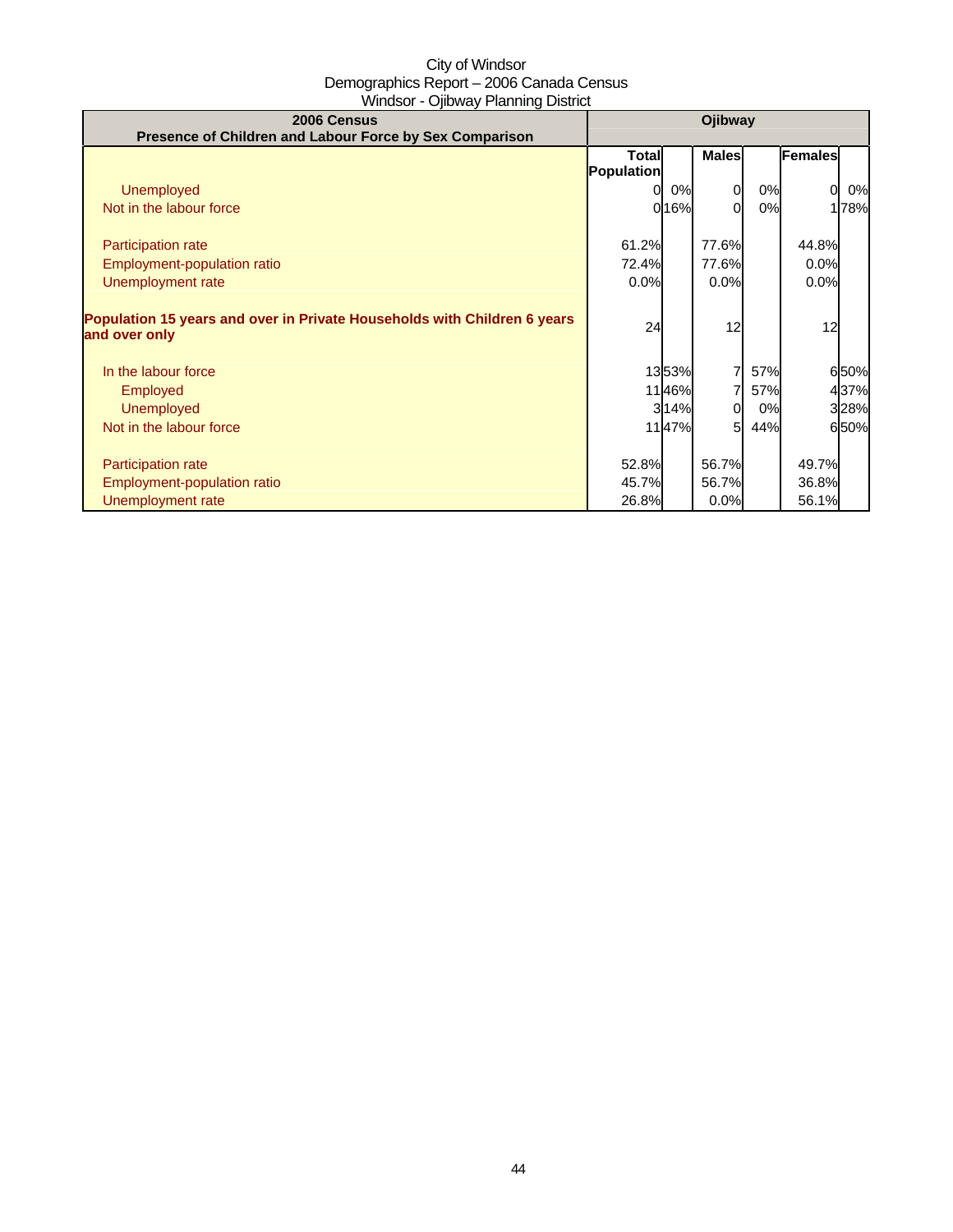City of Windsor
Demographics Report – 2006 Canada Census
Windsor - Ojibway Planning District

| 2006 Census<br>Presence of Children and Labour Force by Sex Comparison | Ojibway | | | | | |
|---|---|---|---|---|---|---|
| | Total Population | | Males | | Females | |
| Unemployed | 0 | 0% | 0 | 0% | 0 | 0% |
| Not in the labour force | 0 | 16% | 0 | 0% | 1 | 78% |
| | | | | | | |
| Participation rate | 61.2% | | 77.6% | | 44.8% | |
| Employment-population ratio | 72.4% | | 77.6% | | 0.0% | |
| Unemployment rate | 0.0% | | 0.0% | | 0.0% | |
| | | | | | | |
| **Population 15 years and over in Private Households with Children 6 years and over only** | 24 | | 12 | | 12 | |
| | | | | | | |
| In the labour force | 13 | 53% | 7 | 57% | 6 | 50% |
| Employed | 11 | 46% | 7 | 57% | 4 | 37% |
| Unemployed | 3 | 14% | 0 | 0% | 3 | 28% |
| Not in the labour force | 11 | 47% | 5 | 44% | 6 | 50% |
| | | | | | | |
| Participation rate | 52.8% | | 56.7% | | 49.7% | |
| Employment-population ratio | 45.7% | | 56.7% | | 36.8% | |
| Unemployment rate | 26.8% | | 0.0% | | 56.1% | |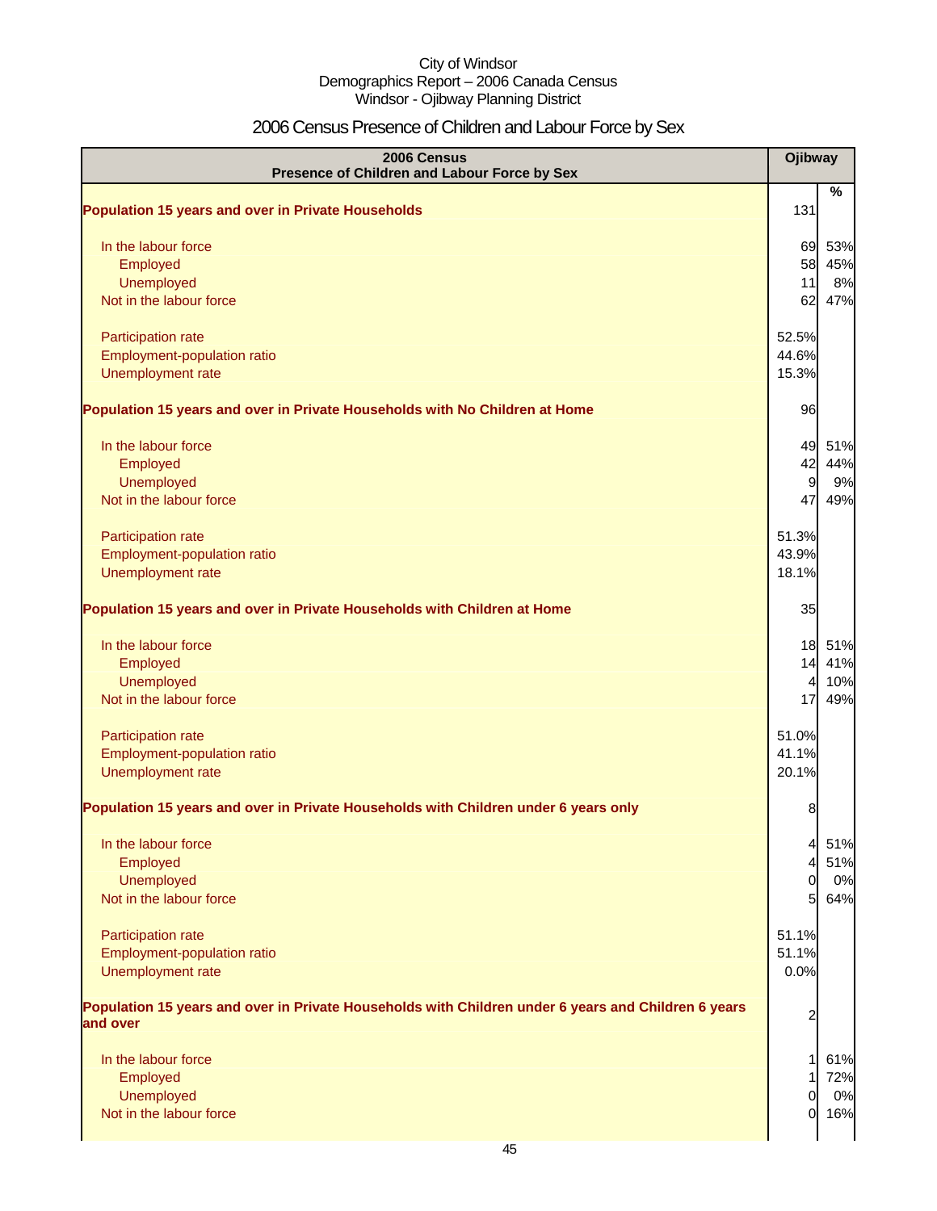City of Windsor
Demographics Report – 2006 Canada Census
Windsor - Ojibway Planning District

# 2006 Census Presence of Children and Labour Force by Sex

| 2006 Census<br>Presence of Children and Labour Force by Sex | Ojibway | |
|---|---|---|
| | | % |
| **Population 15 years and over in Private Households** | 131 | |
| In the labour force | 69 | 53% |
| Employed | 58 | 45% |
| Unemployed | 11 | 8% |
| Not in the labour force | 62 | 47% |
| Participation rate | 52.5% | |
| Employment-population ratio | 44.6% | |
| Unemployment rate | 15.3% | |
| **Population 15 years and over in Private Households with No Children at Home** | 96 | |
| In the labour force | 49 | 51% |
| Employed | 42 | 44% |
| Unemployed | 9 | 9% |
| Not in the labour force | 47 | 49% |
| Participation rate | 51.3% | |
| Employment-population ratio | 43.9% | |
| Unemployment rate | 18.1% | |
| **Population 15 years and over in Private Households with Children at Home** | 35 | |
| In the labour force | 18 | 51% |
| Employed | 14 | 41% |
| Unemployed | 4 | 10% |
| Not in the labour force | 17 | 49% |
| Participation rate | 51.0% | |
| Employment-population ratio | 41.1% | |
| Unemployment rate | 20.1% | |
| **Population 15 years and over in Private Households with Children under 6 years only** | 8 | |
| In the labour force | 4 | 51% |
| Employed | 4 | 51% |
| Unemployed | 0 | 0% |
| Not in the labour force | 5 | 64% |
| Participation rate | 51.1% | |
| Employment-population ratio | 51.1% | |
| Unemployment rate | 0.0% | |
| **Population 15 years and over in Private Households with Children under 6 years and Children 6 years and over** | 2 | |
| In the labour force | 1 | 61% |
| Employed | 1 | 72% |
| Unemployed | 0 | 0% |
| Not in the labour force | 0 | 16% |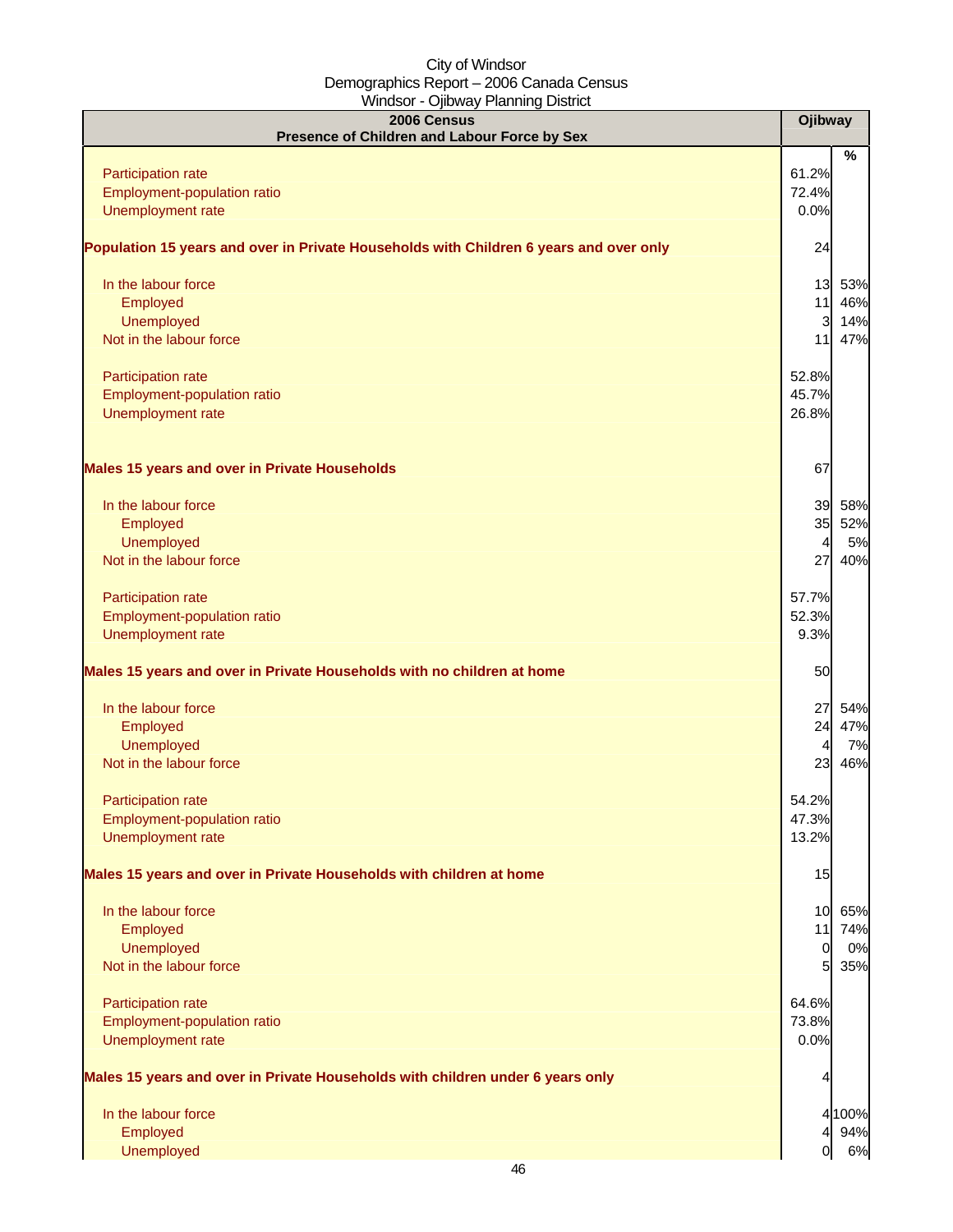City of Windsor
Demographics Report – 2006 Canada Census
Windsor - Ojibway Planning District

| 2006 Census<br>Presence of Children and Labour Force by Sex | Ojibway | |
|---|---|---|
| | | % |
| Participation rate | 61.2% | |
| Employment-population ratio | 72.4% | |
| Unemployment rate | 0.0% | |
| **Population 15 years and over in Private Households with Children 6 years and over only** | 24 | |
| In the labour force | 13 | 53% |
| Employed | 11 | 46% |
| Unemployed | 3 | 14% |
| Not in the labour force | 11 | 47% |
| Participation rate | 52.8% | |
| Employment-population ratio | 45.7% | |
| Unemployment rate | 26.8% | |
| **Males 15 years and over in Private Households** | 67 | |
| In the labour force | 39 | 58% |
| Employed | 35 | 52% |
| Unemployed | 4 | 5% |
| Not in the labour force | 27 | 40% |
| Participation rate | 57.7% | |
| Employment-population ratio | 52.3% | |
| Unemployment rate | 9.3% | |
| **Males 15 years and over in Private Households with no children at home** | 50 | |
| In the labour force | 27 | 54% |
| Employed | 24 | 47% |
| Unemployed | 4 | 7% |
| Not in the labour force | 23 | 46% |
| Participation rate | 54.2% | |
| Employment-population ratio | 47.3% | |
| Unemployment rate | 13.2% | |
| **Males 15 years and over in Private Households with children at home** | 15 | |
| In the labour force | 10 | 65% |
| Employed | 11 | 74% |
| Unemployed | 0 | 0% |
| Not in the labour force | 5 | 35% |
| Participation rate | 64.6% | |
| Employment-population ratio | 73.8% | |
| Unemployment rate | 0.0% | |
| **Males 15 years and over in Private Households with children under 6 years only** | 4 | |
| In the labour force | 4 | 100% |
| Employed | 4 | 94% |
| Unemployed | 0 | 6% |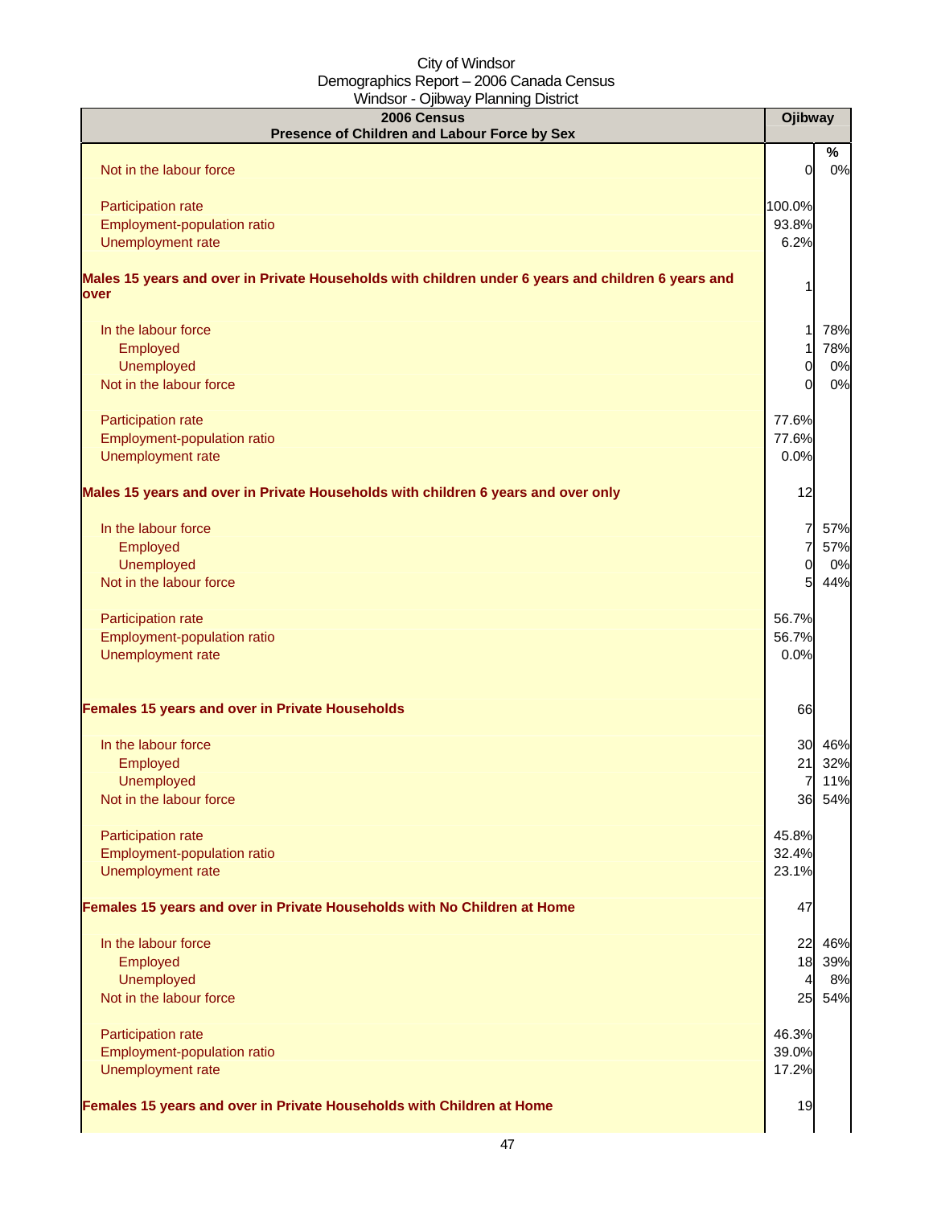City of Windsor
Demographics Report – 2006 Canada Census
Windsor - Ojibway Planning District

| 2006 Census<br>Presence of Children and Labour Force by Sex | Ojibway | |
|---|---|---|
| | | % |
| Not in the labour force | 0 | 0% |
| | | |
| Participation rate | 100.0% | |
| Employment-population ratio | 93.8% | |
| Unemployment rate | 6.2% | |
| | | |
| **Males 15 years and over in Private Households with children under 6 years and children 6 years and over** | 1 | |
| | | |
| In the labour force | 1 | 78% |
| Employed | 1 | 78% |
| Unemployed | 0 | 0% |
| Not in the labour force | 0 | 0% |
| | | |
| Participation rate | 77.6% | |
| Employment-population ratio | 77.6% | |
| Unemployment rate | 0.0% | |
| | | |
| **Males 15 years and over in Private Households with children 6 years and over only** | 12 | |
| | | |
| In the labour force | 7 | 57% |
| Employed | 7 | 57% |
| Unemployed | 0 | 0% |
| Not in the labour force | 5 | 44% |
| | | |
| Participation rate | 56.7% | |
| Employment-population ratio | 56.7% | |
| Unemployment rate | 0.0% | |
| | | |
| **Females 15 years and over in Private Households** | 66 | |
| | | |
| In the labour force | 30 | 46% |
| Employed | 21 | 32% |
| Unemployed | 7 | 11% |
| Not in the labour force | 36 | 54% |
| | | |
| Participation rate | 45.8% | |
| Employment-population ratio | 32.4% | |
| Unemployment rate | 23.1% | |
| | | |
| **Females 15 years and over in Private Households with No Children at Home** | 47 | |
| | | |
| In the labour force | 22 | 46% |
| Employed | 18 | 39% |
| Unemployed | 4 | 8% |
| Not in the labour force | 25 | 54% |
| | | |
| Participation rate | 46.3% | |
| Employment-population ratio | 39.0% | |
| Unemployment rate | 17.2% | |
| | | |
| **Females 15 years and over in Private Households with Children at Home** | 19 | |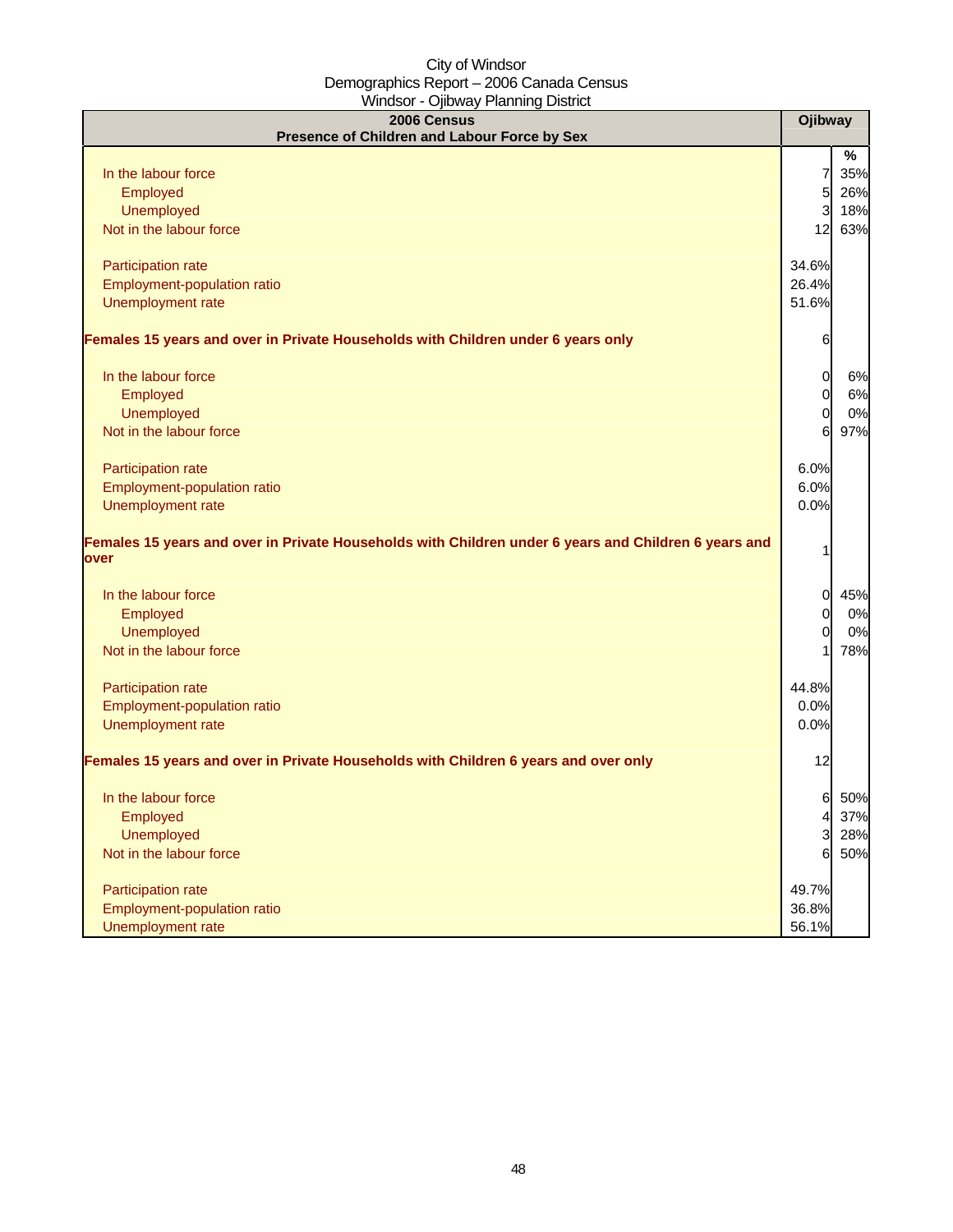City of Windsor
Demographics Report – 2006 Canada Census
Windsor - Ojibway Planning District

| 2006 Census<br>Presence of Children and Labour Force by Sex | Ojibway | |
|---|---|---|
| | | % |
| In the labour force | 7 | 35% |
| Employed | 5 | 26% |
| Unemployed | 3 | 18% |
| Not in the labour force | 12 | 63% |
| | | |
| Participation rate | 34.6% | |
| Employment-population ratio | 26.4% | |
| Unemployment rate | 51.6% | |
| | | |
| **Females 15 years and over in Private Households with Children under 6 years only** | 6 | |
| | | |
| In the labour force | 0 | 6% |
| Employed | 0 | 6% |
| Unemployed | 0 | 0% |
| Not in the labour force | 6 | 97% |
| | | |
| Participation rate | 6.0% | |
| Employment-population ratio | 6.0% | |
| Unemployment rate | 0.0% | |
| | | |
| **Females 15 years and over in Private Households with Children under 6 years and Children 6 years and over** | 1 | |
| | | |
| In the labour force | 0 | 45% |
| Employed | 0 | 0% |
| Unemployed | 0 | 0% |
| Not in the labour force | 1 | 78% |
| | | |
| Participation rate | 44.8% | |
| Employment-population ratio | 0.0% | |
| Unemployment rate | 0.0% | |
| | | |
| **Females 15 years and over in Private Households with Children 6 years and over only** | 12 | |
| | | |
| In the labour force | 6 | 50% |
| Employed | 4 | 37% |
| Unemployed | 3 | 28% |
| Not in the labour force | 6 | 50% |
| | | |
| Participation rate | 49.7% | |
| Employment-population ratio | 36.8% | |
| Unemployment rate | 56.1% | |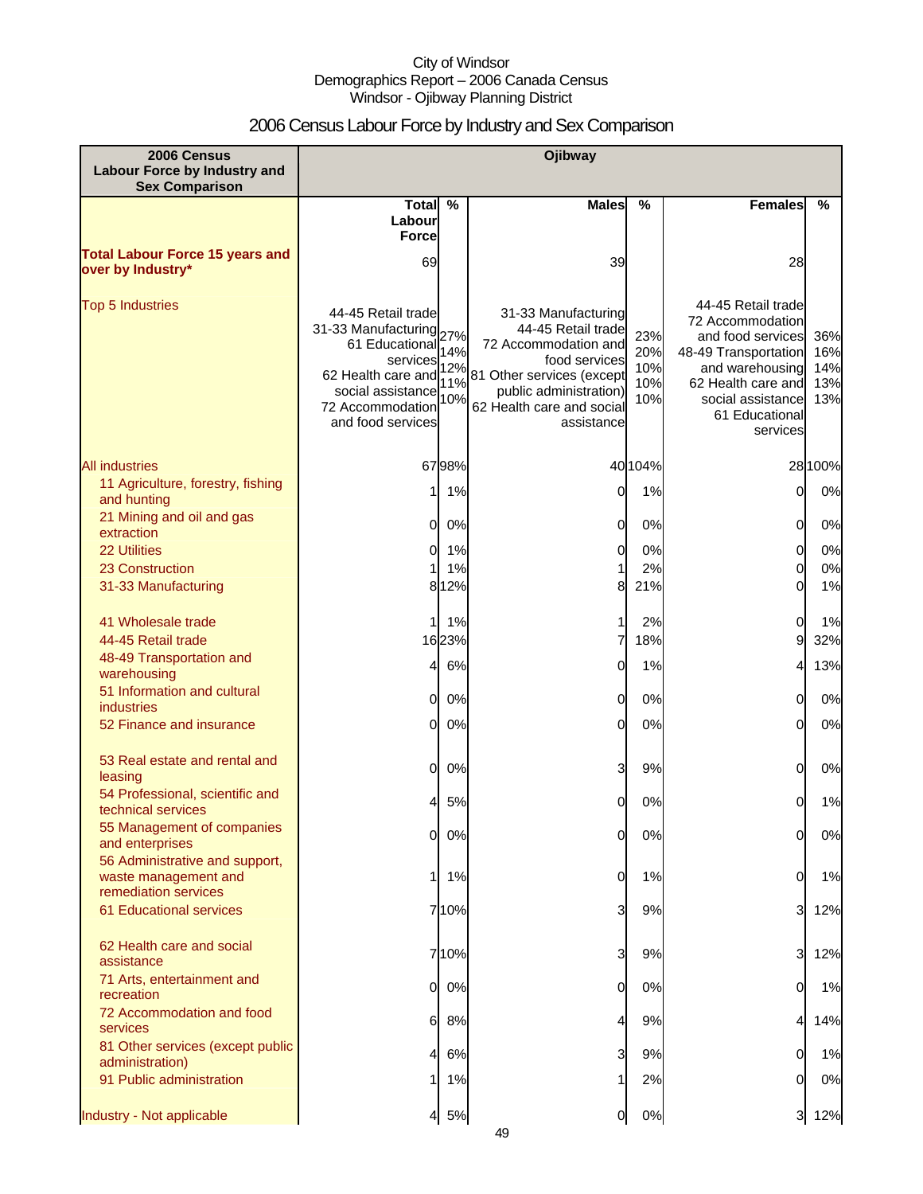City of Windsor
Demographics Report – 2006 Canada Census
Windsor - Ojibway Planning District

# 2006 Census Labour Force by Industry and Sex Comparison

| 2006 Census Labour Force by Industry and Sex Comparison | Ojibway | | | | | |
|---|---|---|---|---|---|---|
| | Total Labour Force | % | Males | % | Females | % |
| **Total Labour Force 15 years and over by Industry*** | 69 | | 39 | | 28 | |
| Top 5 Industries | 44-45 Retail trade<br>31-33 Manufacturing<br>61 Educational services<br>62 Health care and social assistance<br>72 Accommodation and food services | 27%<br>14%<br>12%<br>11%<br>10% | 31-33 Manufacturing<br>44-45 Retail trade<br>72 Accommodation and food services<br>81 Other services (except public administration)<br>62 Health care and social assistance | 23%<br>20%<br>10%<br>10%<br>10% | 44-45 Retail trade<br>72 Accommodation and food services<br>48-49 Transportation and warehousing<br>62 Health care and social assistance<br>61 Educational services | 36%<br>16%<br>14%<br>13%<br>13% |
| All industries | 67 | 98% | 40 | 104% | 28 | 100% |
| 11 Agriculture, forestry, fishing and hunting | 1 | 1% | 0 | 1% | 0 | 0% |
| 21 Mining and oil and gas extraction | 0 | 0% | 0 | 0% | 0 | 0% |
| 22 Utilities | 0 | 1% | 0 | 0% | 0 | 0% |
| 23 Construction | 1 | 1% | 1 | 2% | 0 | 0% |
| 31-33 Manufacturing | 8 | 12% | 8 | 21% | 0 | 1% |
| 41 Wholesale trade | 1 | 1% | 1 | 2% | 0 | 1% |
| 44-45 Retail trade | 16 | 23% | 7 | 18% | 9 | 32% |
| 48-49 Transportation and warehousing | 4 | 6% | 0 | 1% | 4 | 13% |
| 51 Information and cultural industries | 0 | 0% | 0 | 0% | 0 | 0% |
| 52 Finance and insurance | 0 | 0% | 0 | 0% | 0 | 0% |
| 53 Real estate and rental and leasing | 0 | 0% | 3 | 9% | 0 | 0% |
| 54 Professional, scientific and technical services | 4 | 5% | 0 | 0% | 0 | 1% |
| 55 Management of companies and enterprises | 0 | 0% | 0 | 0% | 0 | 0% |
| 56 Administrative and support, waste management and remediation services | 1 | 1% | 0 | 1% | 0 | 1% |
| 61 Educational services | 7 | 10% | 3 | 9% | 3 | 12% |
| 62 Health care and social assistance | 7 | 10% | 3 | 9% | 3 | 12% |
| 71 Arts, entertainment and recreation | 0 | 0% | 0 | 0% | 0 | 1% |
| 72 Accommodation and food services | 6 | 8% | 4 | 9% | 4 | 14% |
| 81 Other services (except public administration) | 4 | 6% | 3 | 9% | 0 | 1% |
| 91 Public administration | 1 | 1% | 1 | 2% | 0 | 0% |
| Industry - Not applicable | 4 | 5% | 0 | 0% | 3 | 12% |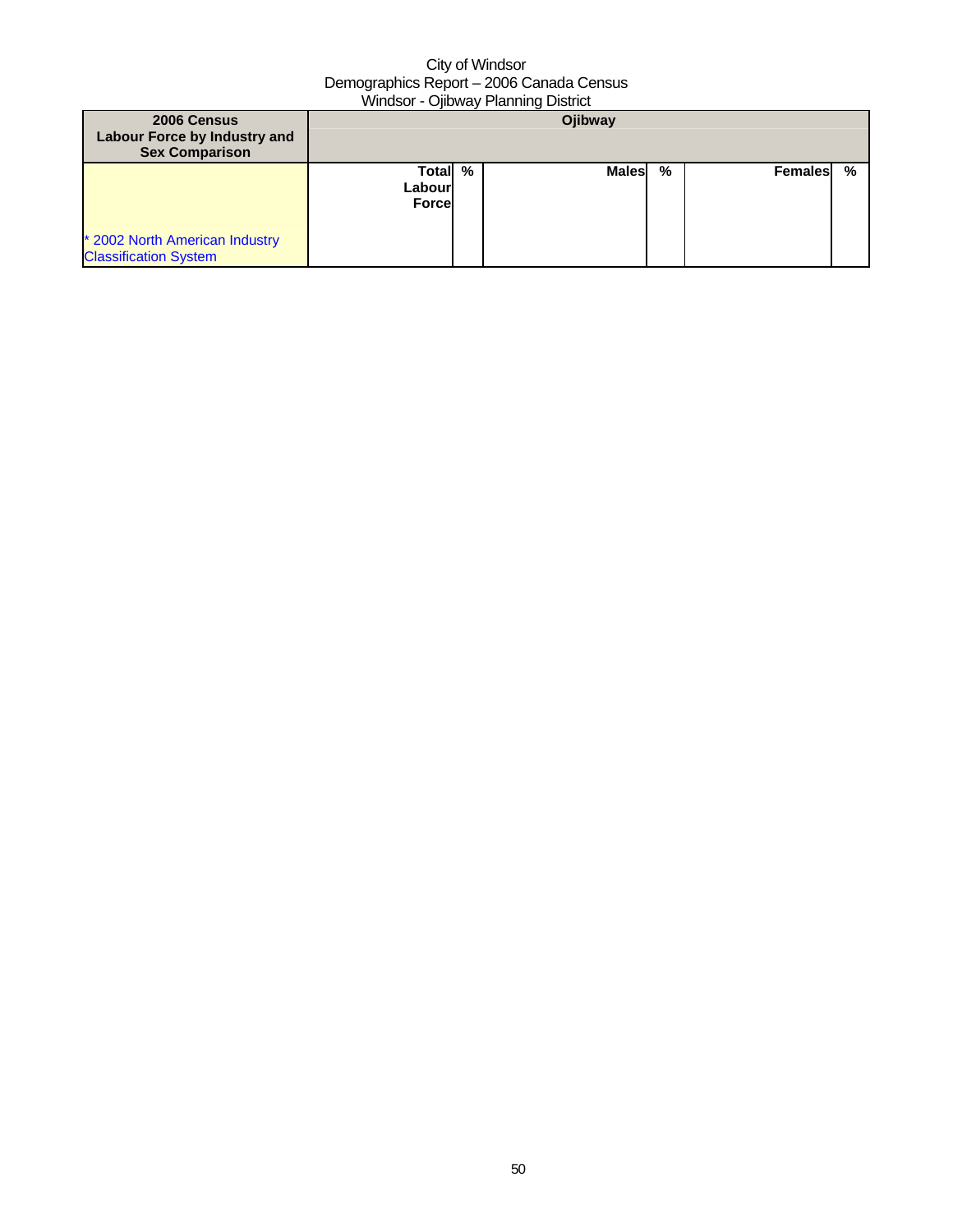City of Windsor
Demographics Report – 2006 Canada Census
Windsor - Ojibway Planning District

| 2006 Census Labour Force by Industry and Sex Comparison | Ojibway | | | | | |
|---|---|---|---|---|---|---|
| * 2002 North American Industry Classification System | Total Labour Force | % | Males | % | Females | % |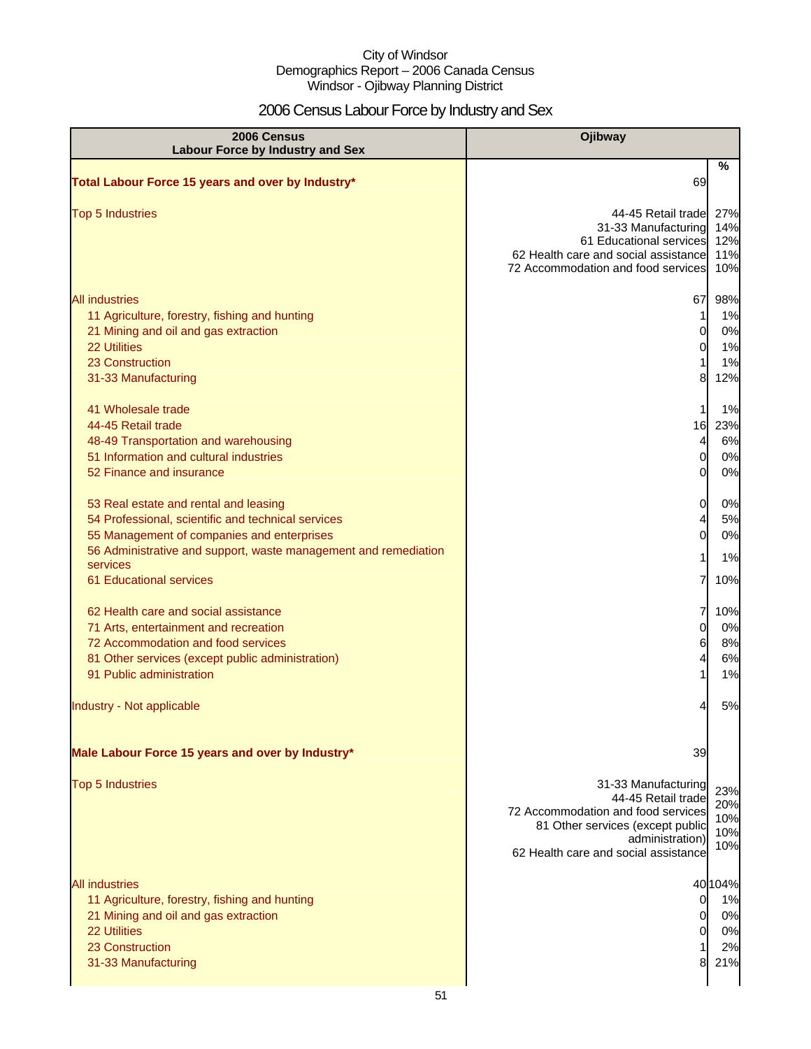City of Windsor
Demographics Report – 2006 Canada Census
Windsor - Ojibway Planning District

# 2006 Census Labour Force by Industry and Sex

| 2006 Census<br>Labour Force by Industry and Sex | Ojibway | % |
|---|---|---|
| **Total Labour Force 15 years and over by Industry*** | 69 | |
| Top 5 Industries | 44-45 Retail trade | 27% |
| | 31-33 Manufacturing | 14% |
| | 61 Educational services | 12% |
| | 62 Health care and social assistance | 11% |
| | 72 Accommodation and food services | 10% |
| All industries | 67 | 98% |
| 11 Agriculture, forestry, fishing and hunting | 1 | 1% |
| 21 Mining and oil and gas extraction | 0 | 0% |
| 22 Utilities | 0 | 1% |
| 23 Construction | 1 | 1% |
| 31-33 Manufacturing | 8 | 12% |
| 41 Wholesale trade | 1 | 1% |
| 44-45 Retail trade | 16 | 23% |
| 48-49 Transportation and warehousing | 4 | 6% |
| 51 Information and cultural industries | 0 | 0% |
| 52 Finance and insurance | 0 | 0% |
| 53 Real estate and rental and leasing | 0 | 0% |
| 54 Professional, scientific and technical services | 4 | 5% |
| 55 Management of companies and enterprises | 0 | 0% |
| 56 Administrative and support, waste management and remediation services | 1 | 1% |
| 61 Educational services | 7 | 10% |
| 62 Health care and social assistance | 7 | 10% |
| 71 Arts, entertainment and recreation | 0 | 0% |
| 72 Accommodation and food services | 6 | 8% |
| 81 Other services (except public administration) | 4 | 6% |
| 91 Public administration | 1 | 1% |
| Industry - Not applicable | 4 | 5% |
| **Male Labour Force 15 years and over by Industry*** | 39 | |
| Top 5 Industries | 31-33 Manufacturing | 23% |
| | 44-45 Retail trade | 20% |
| | 72 Accommodation and food services | 10% |
| | 81 Other services (except public administration) | 10% |
| | 62 Health care and social assistance | 10% |
| All industries | 40 | 104% |
| 11 Agriculture, forestry, fishing and hunting | 0 | 1% |
| 21 Mining and oil and gas extraction | 0 | 0% |
| 22 Utilities | 0 | 0% |
| 23 Construction | 1 | 2% |
| 31-33 Manufacturing | 8 | 21% |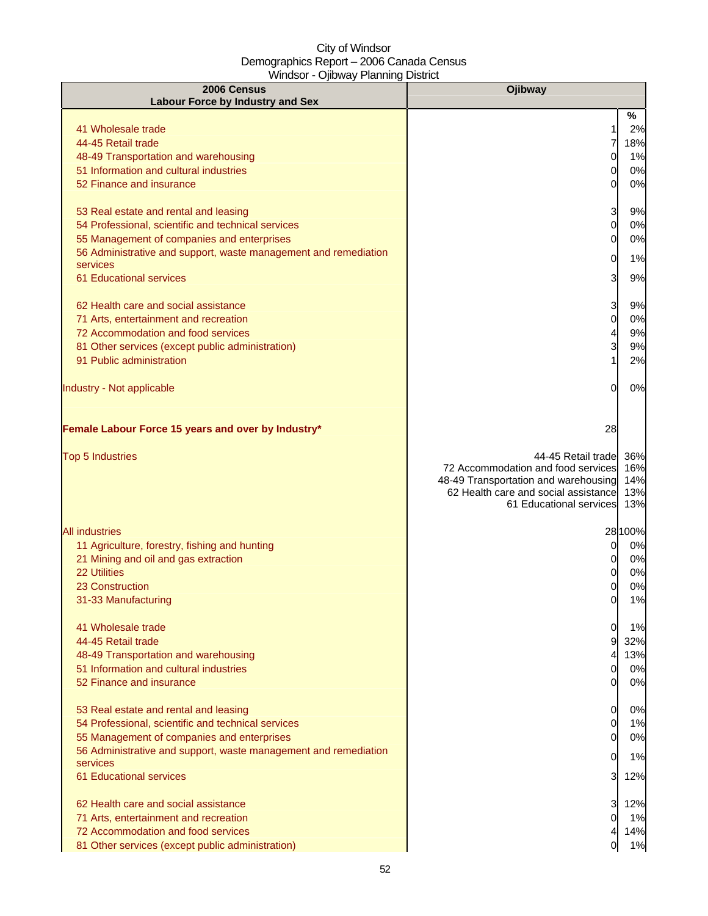City of Windsor
Demographics Report – 2006 Canada Census
Windsor - Ojibway Planning District

| 2006 Census<br>Labour Force by Industry and Sex | Ojibway | |
|---|---|---|
| | | % |
| 41 Wholesale trade | 1 | 2% |
| 44-45 Retail trade | 7 | 18% |
| 48-49 Transportation and warehousing | 0 | 1% |
| 51 Information and cultural industries | 0 | 0% |
| 52 Finance and insurance | 0 | 0% |
| 53 Real estate and rental and leasing | 3 | 9% |
| 54 Professional, scientific and technical services | 0 | 0% |
| 55 Management of companies and enterprises | 0 | 0% |
| 56 Administrative and support, waste management and remediation services | 0 | 1% |
| 61 Educational services | 3 | 9% |
| 62 Health care and social assistance | 3 | 9% |
| 71 Arts, entertainment and recreation | 0 | 0% |
| 72 Accommodation and food services | 4 | 9% |
| 81 Other services (except public administration) | 3 | 9% |
| 91 Public administration | 1 | 2% |
| Industry - Not applicable | 0 | 0% |
| **Female Labour Force 15 years and over by Industry*** | 28 | |
| Top 5 Industries | 44-45 Retail trade | 36% |
| | 72 Accommodation and food services | 16% |
| | 48-49 Transportation and warehousing | 14% |
| | 62 Health care and social assistance | 13% |
| | 61 Educational services | 13% |
| All industries | 28 | 100% |
| 11 Agriculture, forestry, fishing and hunting | 0 | 0% |
| 21 Mining and oil and gas extraction | 0 | 0% |
| 22 Utilities | 0 | 0% |
| 23 Construction | 0 | 0% |
| 31-33 Manufacturing | 0 | 1% |
| 41 Wholesale trade | 0 | 1% |
| 44-45 Retail trade | 9 | 32% |
| 48-49 Transportation and warehousing | 4 | 13% |
| 51 Information and cultural industries | 0 | 0% |
| 52 Finance and insurance | 0 | 0% |
| 53 Real estate and rental and leasing | 0 | 0% |
| 54 Professional, scientific and technical services | 0 | 1% |
| 55 Management of companies and enterprises | 0 | 0% |
| 56 Administrative and support, waste management and remediation services | 0 | 1% |
| 61 Educational services | 3 | 12% |
| 62 Health care and social assistance | 3 | 12% |
| 71 Arts, entertainment and recreation | 0 | 1% |
| 72 Accommodation and food services | 4 | 14% |
| 81 Other services (except public administration) | 0 | 1% |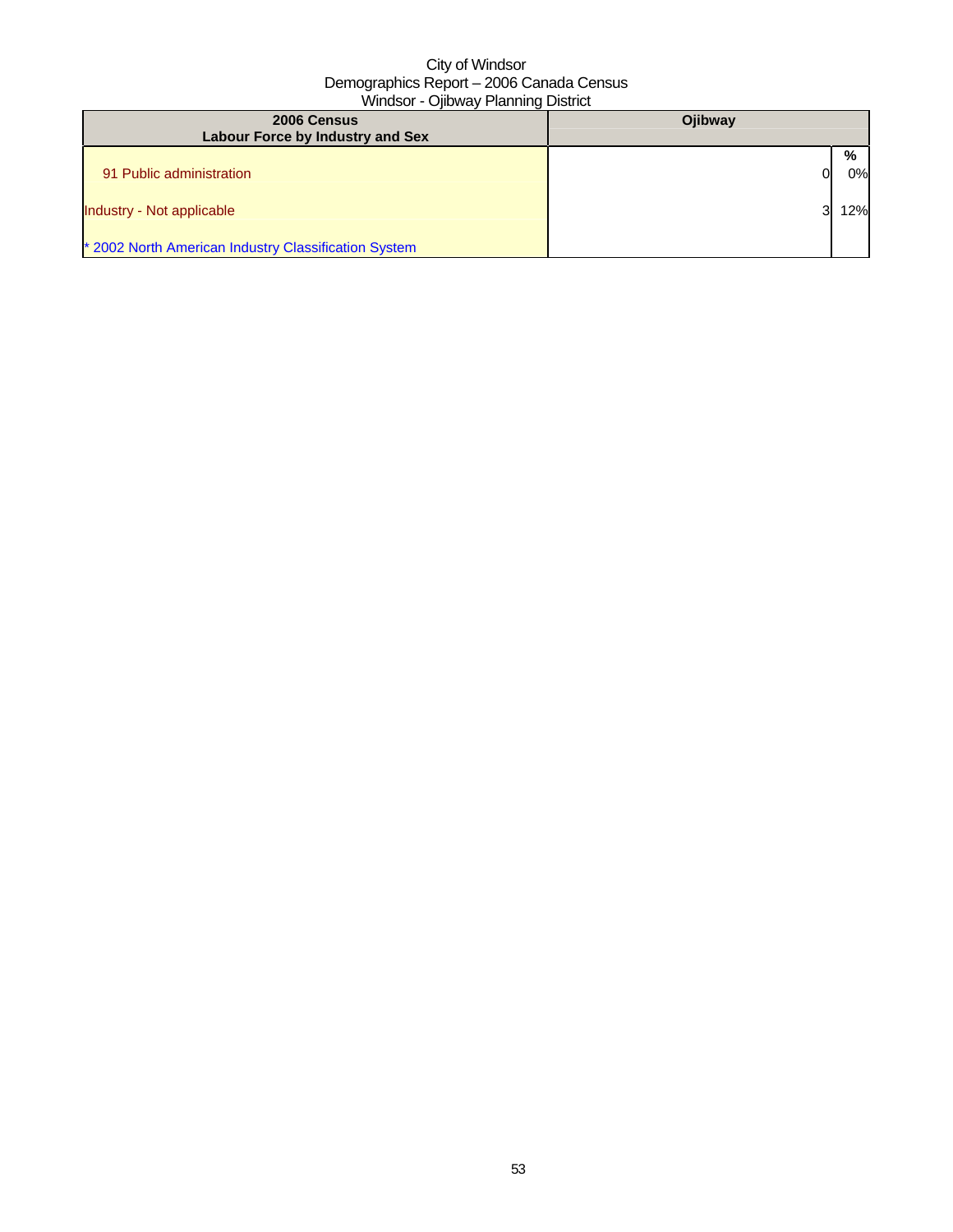City of Windsor
Demographics Report – 2006 Canada Census
Windsor - Ojibway Planning District

| 2006 Census<br>Labour Force by Industry and Sex | Ojibway | |
|---|---|---|
| | | % |
| 91 Public administration | 0 | 0% |
| Industry - Not applicable | 3 | 12% |
| * 2002 North American Industry Classification System | | |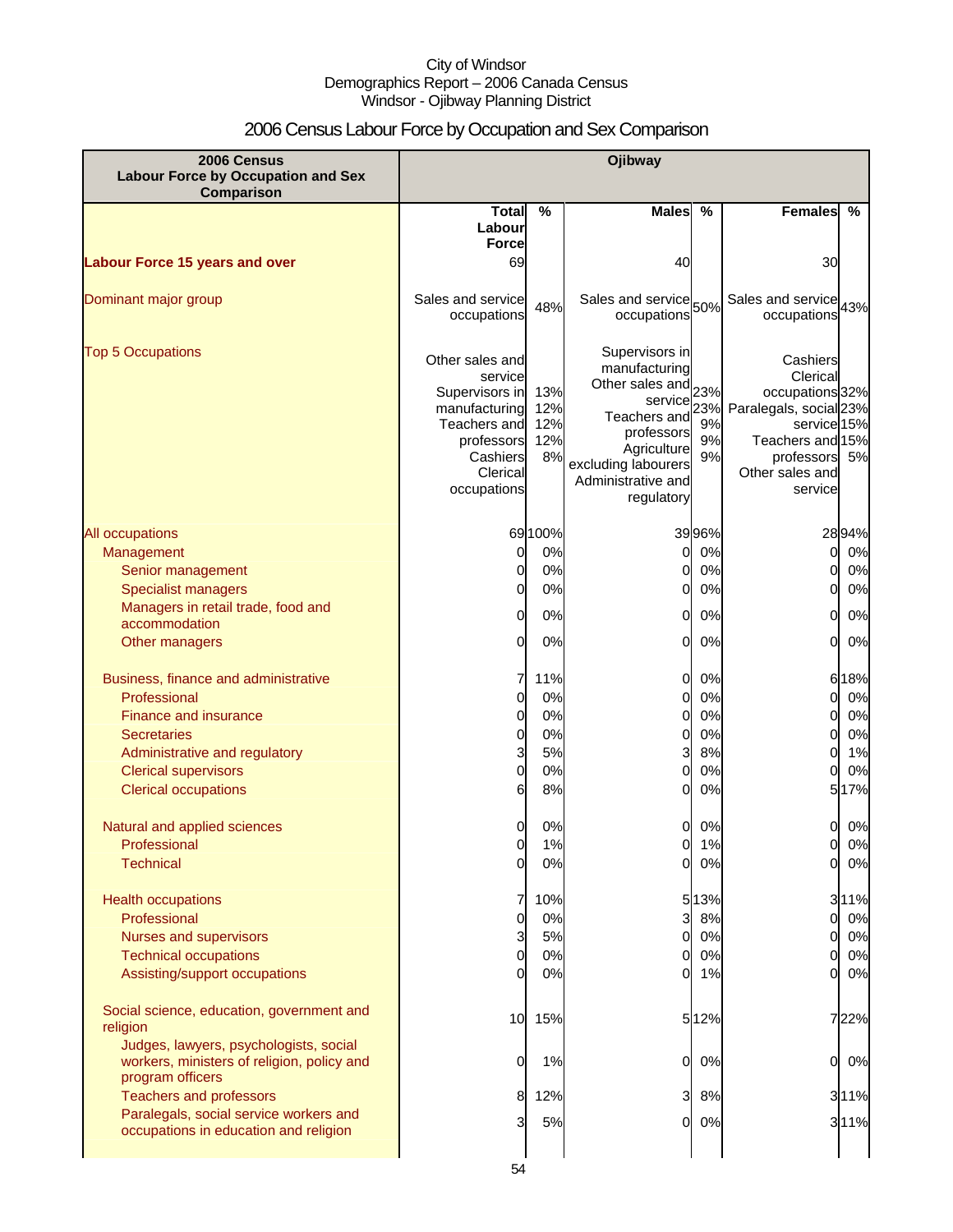City of Windsor
Demographics Report – 2006 Canada Census
Windsor - Ojibway Planning District

# 2006 Census Labour Force by Occupation and Sex Comparison

| 2006 Census Labour Force by Occupation and Sex Comparison | Ojibway | | | | | |
|---|---|---|---|---|---|---|
| | Total Labour Force | % | Males | % | Females | % |
| **Labour Force 15 years and over** | 69 | | 40 | | 30 | |
| Dominant major group | Sales and service occupations | 48% | Sales and service occupations | 50% | Sales and service occupations | 43% |
| Top 5 Occupations | Other sales and service<br>Supervisors in manufacturing<br>Teachers and professors<br>Cashiers<br>Clerical occupations | 13%<br>12%<br>12%<br>12%<br>8% | Supervisors in manufacturing<br>Other sales and service<br>Teachers and professors<br>Agriculture excluding labourers<br>Administrative and regulatory | 23%<br>23%<br>9%<br>9%<br>9% | Cashiers<br>Clerical occupations<br>Paralegals, social service<br>Teachers and professors<br>Other sales and service | 32%<br>23%<br>15%<br>15%<br>5% |
| All occupations | 69 | 100% | 39 | 96% | 28 | 94% |
| Management | 0 | 0% | 0 | 0% | 0 | 0% |
| Senior management | 0 | 0% | 0 | 0% | 0 | 0% |
| Specialist managers | 0 | 0% | 0 | 0% | 0 | 0% |
| Managers in retail trade, food and accommodation | 0 | 0% | 0 | 0% | 0 | 0% |
| Other managers | 0 | 0% | 0 | 0% | 0 | 0% |
| Business, finance and administrative | 7 | 11% | 0 | 0% | 6 | 18% |
| Professional | 0 | 0% | 0 | 0% | 0 | 0% |
| Finance and insurance | 0 | 0% | 0 | 0% | 0 | 0% |
| Secretaries | 0 | 0% | 0 | 0% | 0 | 0% |
| Administrative and regulatory | 3 | 5% | 3 | 8% | 0 | 1% |
| Clerical supervisors | 0 | 0% | 0 | 0% | 0 | 0% |
| Clerical occupations | 6 | 8% | 0 | 0% | 5 | 17% |
| Natural and applied sciences | 0 | 0% | 0 | 0% | 0 | 0% |
| Professional | 0 | 1% | 0 | 1% | 0 | 0% |
| Technical | 0 | 0% | 0 | 0% | 0 | 0% |
| Health occupations | 7 | 10% | 5 | 13% | 3 | 11% |
| Professional | 0 | 0% | 3 | 8% | 0 | 0% |
| Nurses and supervisors | 3 | 5% | 0 | 0% | 0 | 0% |
| Technical occupations | 0 | 0% | 0 | 0% | 0 | 0% |
| Assisting/support occupations | 0 | 0% | 0 | 1% | 0 | 0% |
| Social science, education, government and religion | 10 | 15% | 5 | 12% | 7 | 22% |
| Judges, lawyers, psychologists, social workers, ministers of religion, policy and program officers | 0 | 1% | 0 | 0% | 0 | 0% |
| Teachers and professors | 8 | 12% | 3 | 8% | 3 | 11% |
| Paralegals, social service workers and occupations in education and religion | 3 | 5% | 0 | 0% | 3 | 11% |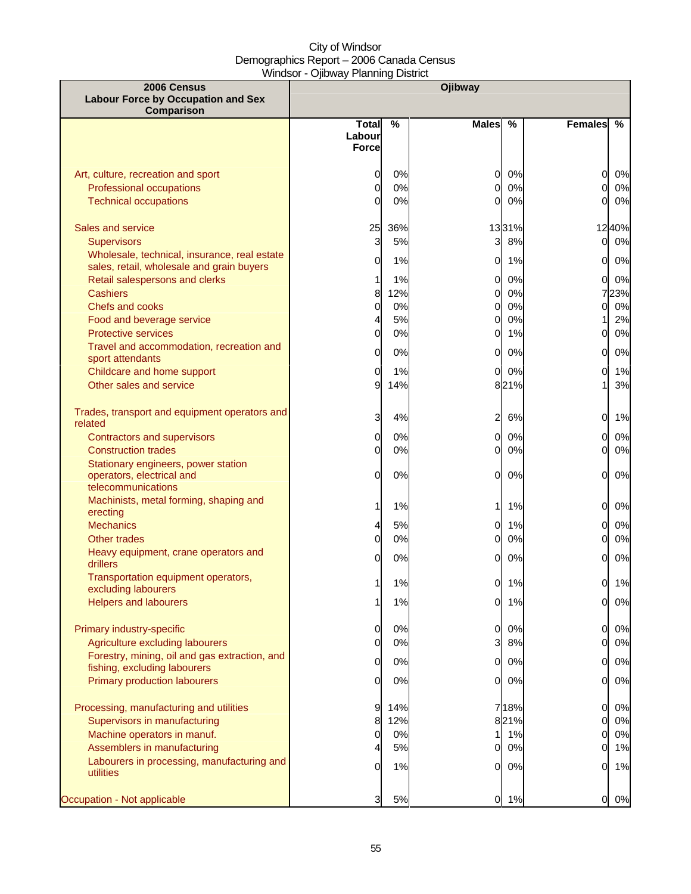City of Windsor
Demographics Report – 2006 Canada Census
Windsor - Ojibway Planning District

| 2006 Census Labour Force by Occupation and Sex Comparison | Ojibway | | | | | |
|---|---|---|---|---|---|---|
| | Total Labour Force | % | Males | % | Females | % |
| Art, culture, recreation and sport | 0 | 0% | 0 | 0% | 0 | 0% |
| Professional occupations | 0 | 0% | 0 | 0% | 0 | 0% |
| Technical occupations | 0 | 0% | 0 | 0% | 0 | 0% |
| Sales and service | 25 | 36% | 13 | 31% | 12 | 40% |
| Supervisors | 3 | 5% | 3 | 8% | 0 | 0% |
| Wholesale, technical, insurance, real estate sales, retail, wholesale and grain buyers | 0 | 1% | 0 | 1% | 0 | 0% |
| Retail salespersons and clerks | 1 | 1% | 0 | 0% | 0 | 0% |
| Cashiers | 8 | 12% | 0 | 0% | 7 | 23% |
| Chefs and cooks | 0 | 0% | 0 | 0% | 0 | 0% |
| Food and beverage service | 4 | 5% | 0 | 0% | 1 | 2% |
| Protective services | 0 | 0% | 0 | 1% | 0 | 0% |
| Travel and accommodation, recreation and sport attendants | 0 | 0% | 0 | 0% | 0 | 0% |
| Childcare and home support | 0 | 1% | 0 | 0% | 0 | 1% |
| Other sales and service | 9 | 14% | 8 | 21% | 1 | 3% |
| Trades, transport and equipment operators and related | 3 | 4% | 2 | 6% | 0 | 1% |
| Contractors and supervisors | 0 | 0% | 0 | 0% | 0 | 0% |
| Construction trades | 0 | 0% | 0 | 0% | 0 | 0% |
| Stationary engineers, power station operators, electrical and telecommunications | 0 | 0% | 0 | 0% | 0 | 0% |
| Machinists, metal forming, shaping and erecting | 1 | 1% | 1 | 1% | 0 | 0% |
| Mechanics | 4 | 5% | 0 | 1% | 0 | 0% |
| Other trades | 0 | 0% | 0 | 0% | 0 | 0% |
| Heavy equipment, crane operators and drillers | 0 | 0% | 0 | 0% | 0 | 0% |
| Transportation equipment operators, excluding labourers | 1 | 1% | 0 | 1% | 0 | 1% |
| Helpers and labourers | 1 | 1% | 0 | 1% | 0 | 0% |
| Primary industry-specific | 0 | 0% | 0 | 0% | 0 | 0% |
| Agriculture excluding labourers | 0 | 0% | 3 | 8% | 0 | 0% |
| Forestry, mining, oil and gas extraction, and fishing, excluding labourers | 0 | 0% | 0 | 0% | 0 | 0% |
| Primary production labourers | 0 | 0% | 0 | 0% | 0 | 0% |
| Processing, manufacturing and utilities | 9 | 14% | 7 | 18% | 0 | 0% |
| Supervisors in manufacturing | 8 | 12% | 8 | 21% | 0 | 0% |
| Machine operators in manuf. | 0 | 0% | 1 | 1% | 0 | 0% |
| Assemblers in manufacturing | 4 | 5% | 0 | 0% | 0 | 1% |
| Labourers in processing, manufacturing and utilities | 0 | 1% | 0 | 0% | 0 | 1% |
| Occupation - Not applicable | 3 | 5% | 0 | 1% | 0 | 0% |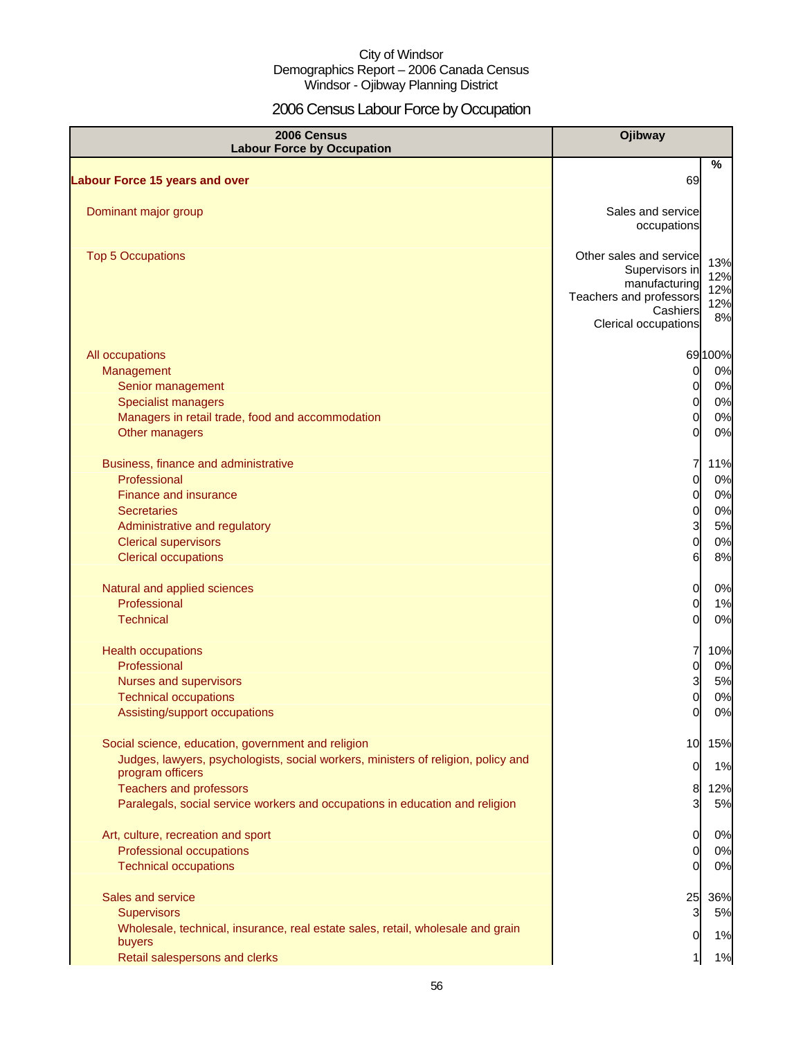City of Windsor
Demographics Report – 2006 Canada Census
Windsor - Ojibway Planning District

# 2006 Census Labour Force by Occupation

| 2006 Census Labour Force by Occupation | Ojibway | |
|---|---|---|
| | | % |
| **Labour Force 15 years and over** | 69 | |
| Dominant major group | Sales and service occupations | |
| Top 5 Occupations | Other sales and service | 13% |
| | Supervisors in manufacturing | 12% |
| | Teachers and professors | 12% |
| | Cashiers | 12% |
| | Clerical occupations | 8% |
| All occupations | 69 | 100% |
| Management | 0 | 0% |
| Senior management | 0 | 0% |
| Specialist managers | 0 | 0% |
| Managers in retail trade, food and accommodation | 0 | 0% |
| Other managers | 0 | 0% |
| Business, finance and administrative | 7 | 11% |
| Professional | 0 | 0% |
| Finance and insurance | 0 | 0% |
| Secretaries | 0 | 0% |
| Administrative and regulatory | 3 | 5% |
| Clerical supervisors | 0 | 0% |
| Clerical occupations | 6 | 8% |
| Natural and applied sciences | 0 | 0% |
| Professional | 0 | 1% |
| Technical | 0 | 0% |
| Health occupations | 7 | 10% |
| Professional | 0 | 0% |
| Nurses and supervisors | 3 | 5% |
| Technical occupations | 0 | 0% |
| Assisting/support occupations | 0 | 0% |
| Social science, education, government and religion | 10 | 15% |
| Judges, lawyers, psychologists, social workers, ministers of religion, policy and program officers | 0 | 1% |
| Teachers and professors | 8 | 12% |
| Paralegals, social service workers and occupations in education and religion | 3 | 5% |
| Art, culture, recreation and sport | 0 | 0% |
| Professional occupations | 0 | 0% |
| Technical occupations | 0 | 0% |
| Sales and service | 25 | 36% |
| Supervisors | 3 | 5% |
| Wholesale, technical, insurance, real estate sales, retail, wholesale and grain buyers | 0 | 1% |
| Retail salespersons and clerks | 1 | 1% |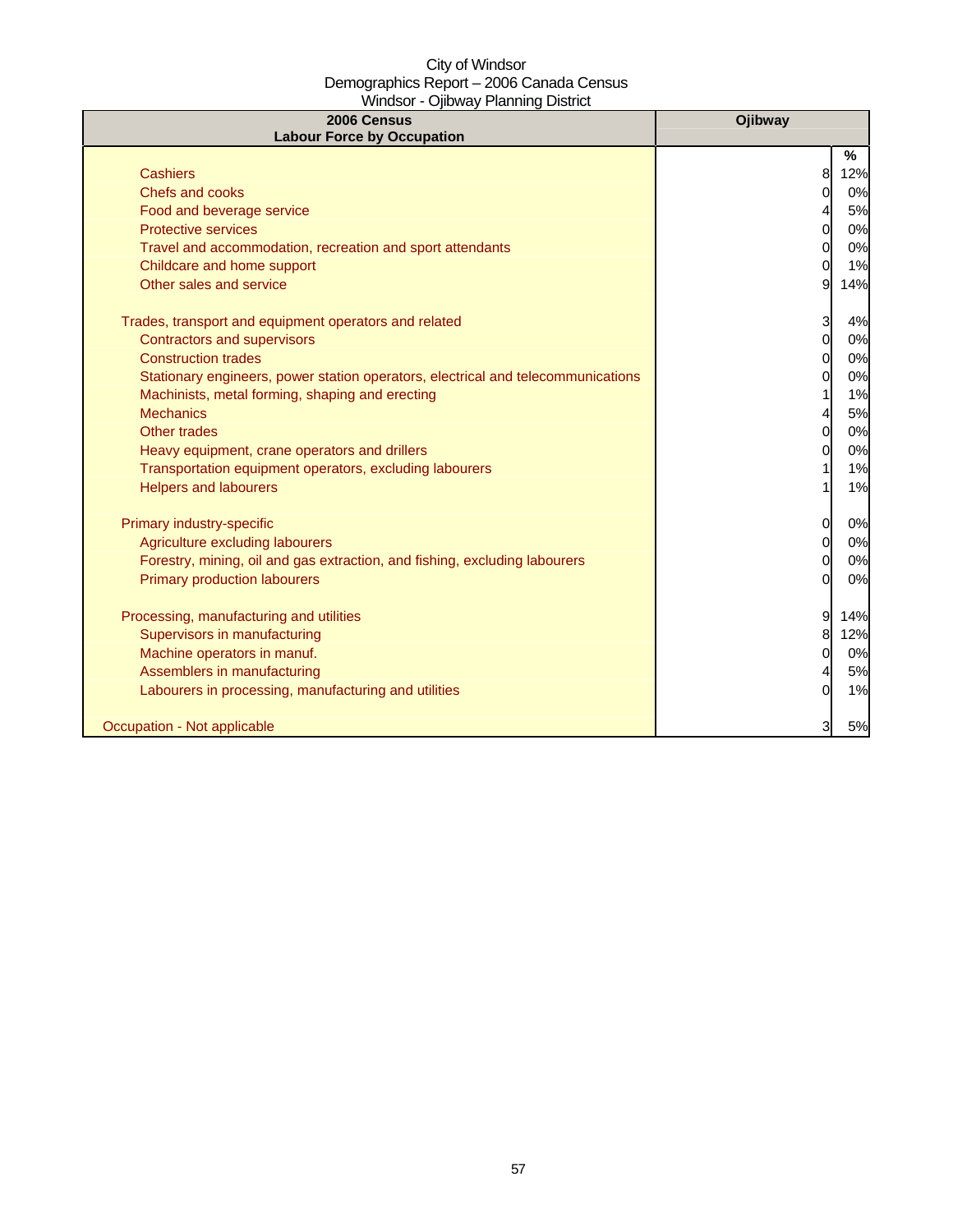City of Windsor
Demographics Report – 2006 Canada Census
Windsor - Ojibway Planning District

| 2006 Census Labour Force by Occupation | Ojibway | |
|---|---|---|
| | | % |
| Cashiers | 8 | 12% |
| Chefs and cooks | 0 | 0% |
| Food and beverage service | 4 | 5% |
| Protective services | 0 | 0% |
| Travel and accommodation, recreation and sport attendants | 0 | 0% |
| Childcare and home support | 0 | 1% |
| Other sales and service | 9 | 14% |
| | | |
| Trades, transport and equipment operators and related | 3 | 4% |
| Contractors and supervisors | 0 | 0% |
| Construction trades | 0 | 0% |
| Stationary engineers, power station operators, electrical and telecommunications | 0 | 0% |
| Machinists, metal forming, shaping and erecting | 1 | 1% |
| Mechanics | 4 | 5% |
| Other trades | 0 | 0% |
| Heavy equipment, crane operators and drillers | 0 | 0% |
| Transportation equipment operators, excluding labourers | 1 | 1% |
| Helpers and labourers | 1 | 1% |
| | | |
| Primary industry-specific | 0 | 0% |
| Agriculture excluding labourers | 0 | 0% |
| Forestry, mining, oil and gas extraction, and fishing, excluding labourers | 0 | 0% |
| Primary production labourers | 0 | 0% |
| | | |
| Processing, manufacturing and utilities | 9 | 14% |
| Supervisors in manufacturing | 8 | 12% |
| Machine operators in manuf. | 0 | 0% |
| Assemblers in manufacturing | 4 | 5% |
| Labourers in processing, manufacturing and utilities | 0 | 1% |
| | | |
| Occupation - Not applicable | 3 | 5% |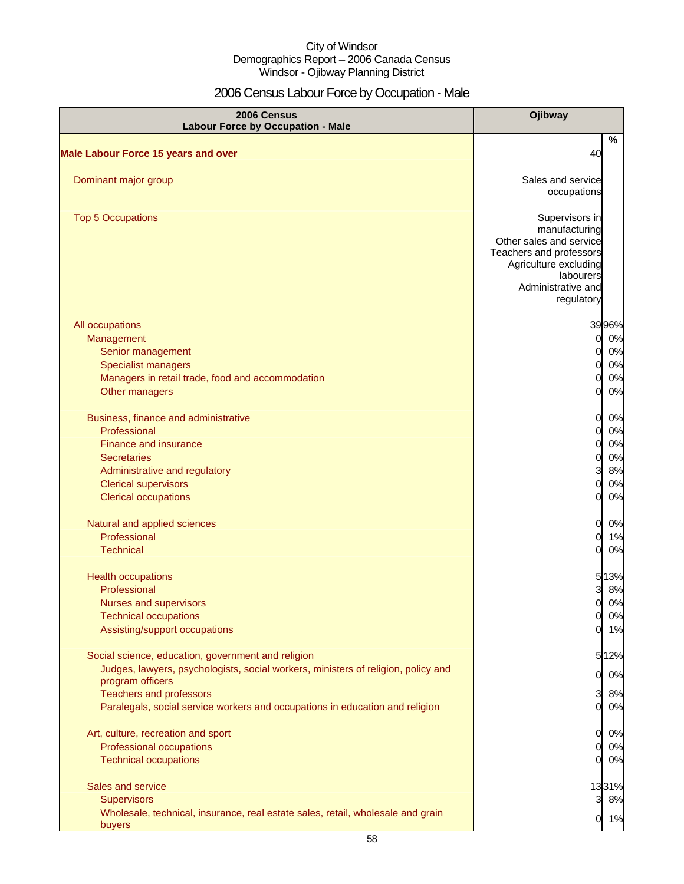City of Windsor
Demographics Report – 2006 Canada Census
Windsor - Ojibway Planning District

# 2006 Census Labour Force by Occupation - Male

| 2006 Census Labour Force by Occupation - Male | Ojibway | |
|---|---|---|
| | | % |
| **Male Labour Force 15 years and over** | 40 | |
| Dominant major group | Sales and service occupations | |
| Top 5 Occupations | Supervisors in manufacturing<br>Other sales and service<br>Teachers and professors<br>Agriculture excluding labourers<br>Administrative and regulatory | |
| All occupations | 39 | 96% |
| Management | 0 | 0% |
| Senior management | 0 | 0% |
| Specialist managers | 0 | 0% |
| Managers in retail trade, food and accommodation | 0 | 0% |
| Other managers | 0 | 0% |
| Business, finance and administrative | 0 | 0% |
| Professional | 0 | 0% |
| Finance and insurance | 0 | 0% |
| Secretaries | 0 | 0% |
| Administrative and regulatory | 3 | 8% |
| Clerical supervisors | 0 | 0% |
| Clerical occupations | 0 | 0% |
| Natural and applied sciences | 0 | 0% |
| Professional | 0 | 1% |
| Technical | 0 | 0% |
| Health occupations | 5 | 13% |
| Professional | 3 | 8% |
| Nurses and supervisors | 0 | 0% |
| Technical occupations | 0 | 0% |
| Assisting/support occupations | 0 | 1% |
| Social science, education, government and religion | 5 | 12% |
| Judges, lawyers, psychologists, social workers, ministers of religion, policy and program officers | 0 | 0% |
| Teachers and professors | 3 | 8% |
| Paralegals, social service workers and occupations in education and religion | 0 | 0% |
| Art, culture, recreation and sport | 0 | 0% |
| Professional occupations | 0 | 0% |
| Technical occupations | 0 | 0% |
| Sales and service | 13 | 31% |
| Supervisors | 3 | 8% |
| Wholesale, technical, insurance, real estate sales, retail, wholesale and grain buyers | 0 | 1% |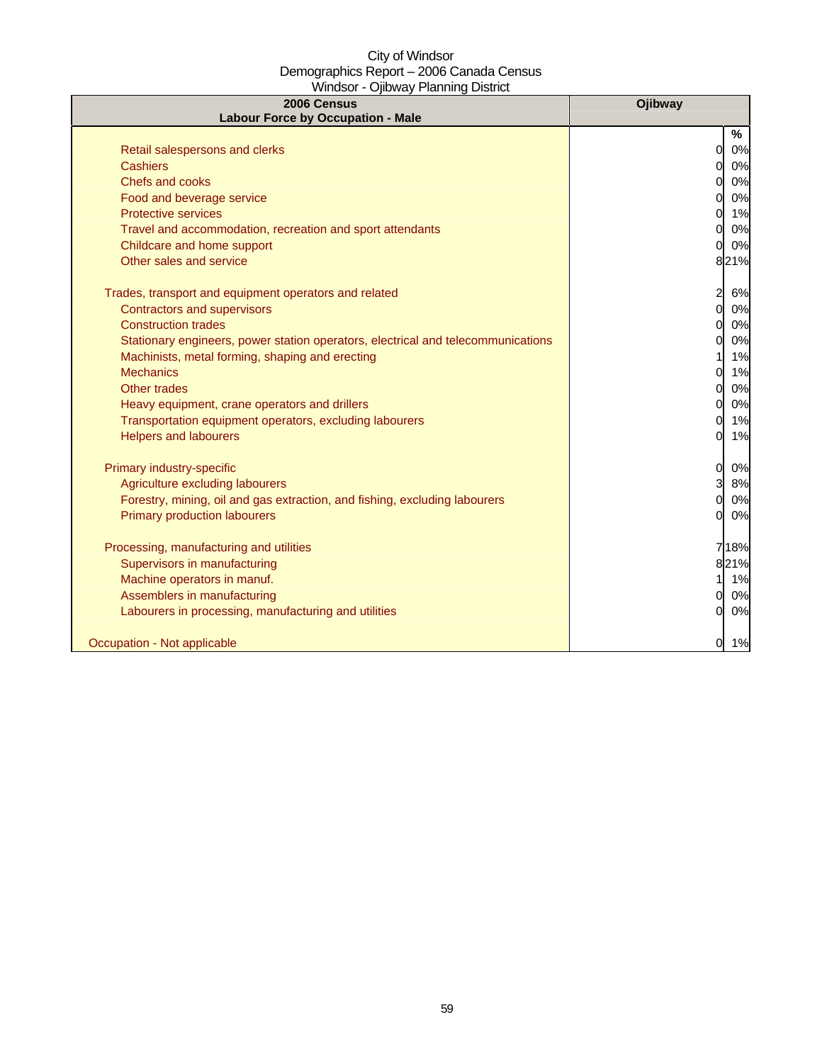City of Windsor
Demographics Report – 2006 Canada Census
Windsor - Ojibway Planning District

| 2006 Census<br>Labour Force by Occupation - Male | Ojibway | |
|---|---|---|
| | | % |
| Retail salespersons and clerks | 0 | 0% |
| Cashiers | 0 | 0% |
| Chefs and cooks | 0 | 0% |
| Food and beverage service | 0 | 0% |
| Protective services | 0 | 1% |
| Travel and accommodation, recreation and sport attendants | 0 | 0% |
| Childcare and home support | 0 | 0% |
| Other sales and service | 8 | 21% |
| | | |
| Trades, transport and equipment operators and related | 2 | 6% |
| Contractors and supervisors | 0 | 0% |
| Construction trades | 0 | 0% |
| Stationary engineers, power station operators, electrical and telecommunications | 0 | 0% |
| Machinists, metal forming, shaping and erecting | 1 | 1% |
| Mechanics | 0 | 1% |
| Other trades | 0 | 0% |
| Heavy equipment, crane operators and drillers | 0 | 0% |
| Transportation equipment operators, excluding labourers | 0 | 1% |
| Helpers and labourers | 0 | 1% |
| | | |
| Primary industry-specific | 0 | 0% |
| Agriculture excluding labourers | 3 | 8% |
| Forestry, mining, oil and gas extraction, and fishing, excluding labourers | 0 | 0% |
| Primary production labourers | 0 | 0% |
| | | |
| Processing, manufacturing and utilities | 7 | 18% |
| Supervisors in manufacturing | 8 | 21% |
| Machine operators in manuf. | 1 | 1% |
| Assemblers in manufacturing | 0 | 0% |
| Labourers in processing, manufacturing and utilities | 0 | 0% |
| | | |
| Occupation - Not applicable | 0 | 1% |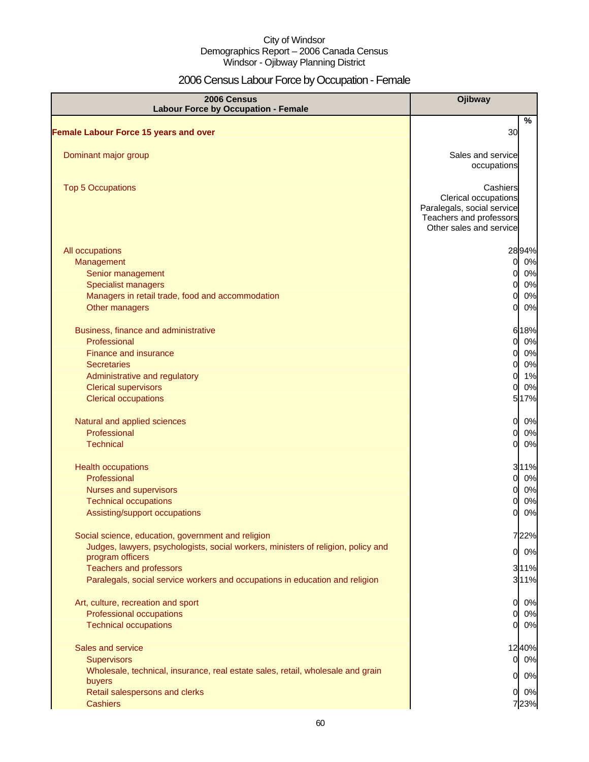City of Windsor
Demographics Report – 2006 Canada Census
Windsor - Ojibway Planning District

# 2006 Census Labour Force by Occupation - Female

| 2006 Census Labour Force by Occupation - Female | Ojibway | % |
|---|---|---|
| **Female Labour Force 15 years and over** | 30 | |
| Dominant major group | Sales and service occupations | |
| Top 5 Occupations | Cashiers<br>Clerical occupations<br>Paralegals, social service<br>Teachers and professors<br>Other sales and service | |
| All occupations | 28 | 94% |
| Management | 0 | 0% |
| Senior management | 0 | 0% |
| Specialist managers | 0 | 0% |
| Managers in retail trade, food and accommodation | 0 | 0% |
| Other managers | 0 | 0% |
| Business, finance and administrative | 6 | 18% |
| Professional | 0 | 0% |
| Finance and insurance | 0 | 0% |
| Secretaries | 0 | 0% |
| Administrative and regulatory | 0 | 1% |
| Clerical supervisors | 0 | 0% |
| Clerical occupations | 5 | 17% |
| Natural and applied sciences | 0 | 0% |
| Professional | 0 | 0% |
| Technical | 0 | 0% |
| Health occupations | 3 | 11% |
| Professional | 0 | 0% |
| Nurses and supervisors | 0 | 0% |
| Technical occupations | 0 | 0% |
| Assisting/support occupations | 0 | 0% |
| Social science, education, government and religion | 7 | 22% |
| Judges, lawyers, psychologists, social workers, ministers of religion, policy and program officers | 0 | 0% |
| Teachers and professors | 3 | 11% |
| Paralegals, social service workers and occupations in education and religion | 3 | 11% |
| Art, culture, recreation and sport | 0 | 0% |
| Professional occupations | 0 | 0% |
| Technical occupations | 0 | 0% |
| Sales and service | 12 | 40% |
| Supervisors | 0 | 0% |
| Wholesale, technical, insurance, real estate sales, retail, wholesale and grain buyers | 0 | 0% |
| Retail salespersons and clerks | 0 | 0% |
| Cashiers | 7 | 23% |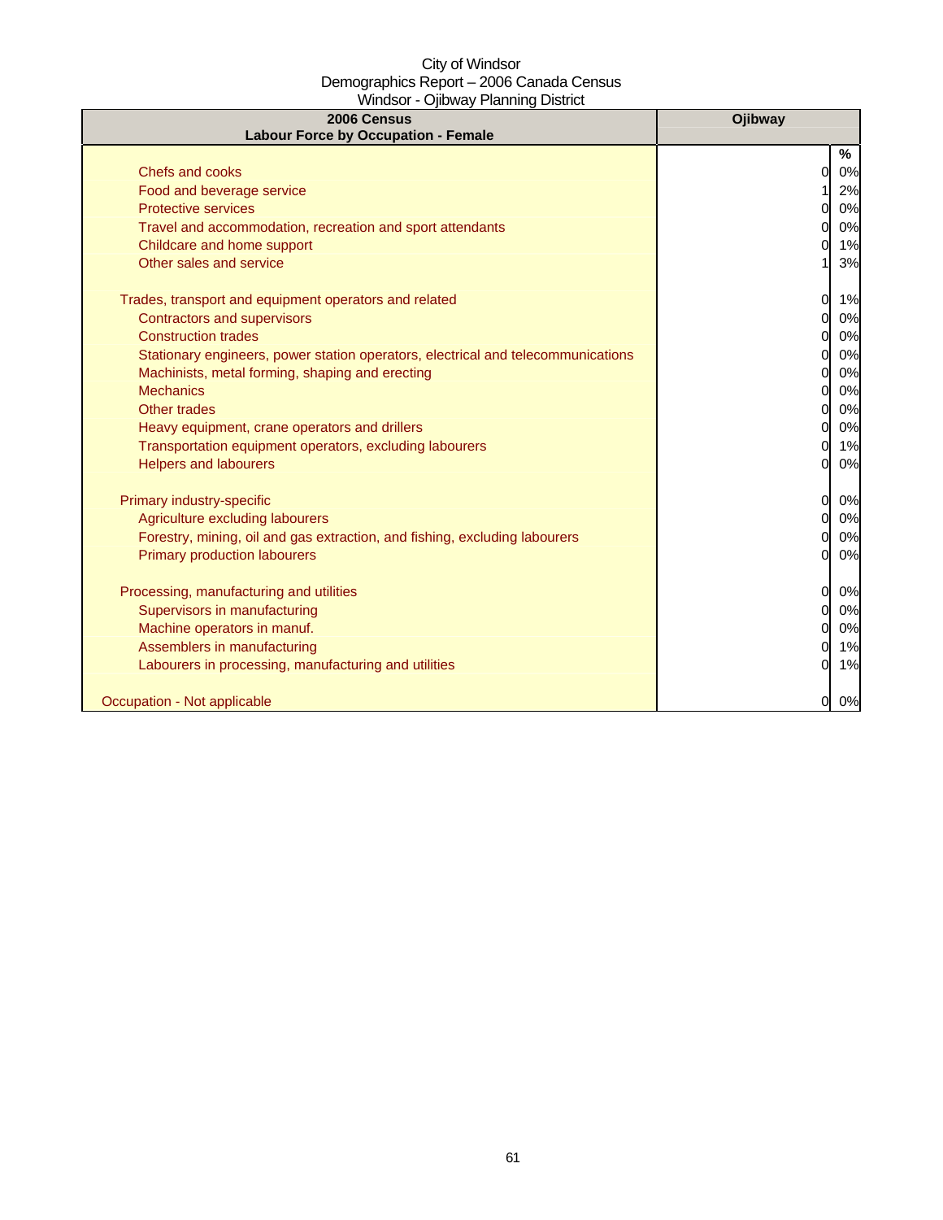City of Windsor
Demographics Report – 2006 Canada Census
Windsor - Ojibway Planning District

| 2006 Census<br>Labour Force by Occupation - Female | Ojibway | |
|---|---|---|
| | | % |
| Chefs and cooks | 0 | 0% |
| Food and beverage service | 1 | 2% |
| Protective services | 0 | 0% |
| Travel and accommodation, recreation and sport attendants | 0 | 0% |
| Childcare and home support | 0 | 1% |
| Other sales and service | 1 | 3% |
| | | |
| Trades, transport and equipment operators and related | 0 | 1% |
| Contractors and supervisors | 0 | 0% |
| Construction trades | 0 | 0% |
| Stationary engineers, power station operators, electrical and telecommunications | 0 | 0% |
| Machinists, metal forming, shaping and erecting | 0 | 0% |
| Mechanics | 0 | 0% |
| Other trades | 0 | 0% |
| Heavy equipment, crane operators and drillers | 0 | 0% |
| Transportation equipment operators, excluding labourers | 0 | 1% |
| Helpers and labourers | 0 | 0% |
| | | |
| Primary industry-specific | 0 | 0% |
| Agriculture excluding labourers | 0 | 0% |
| Forestry, mining, oil and gas extraction, and fishing, excluding labourers | 0 | 0% |
| Primary production labourers | 0 | 0% |
| | | |
| Processing, manufacturing and utilities | 0 | 0% |
| Supervisors in manufacturing | 0 | 0% |
| Machine operators in manuf. | 0 | 0% |
| Assemblers in manufacturing | 0 | 1% |
| Labourers in processing, manufacturing and utilities | 0 | 1% |
| | | |
| Occupation - Not applicable | 0 | 0% |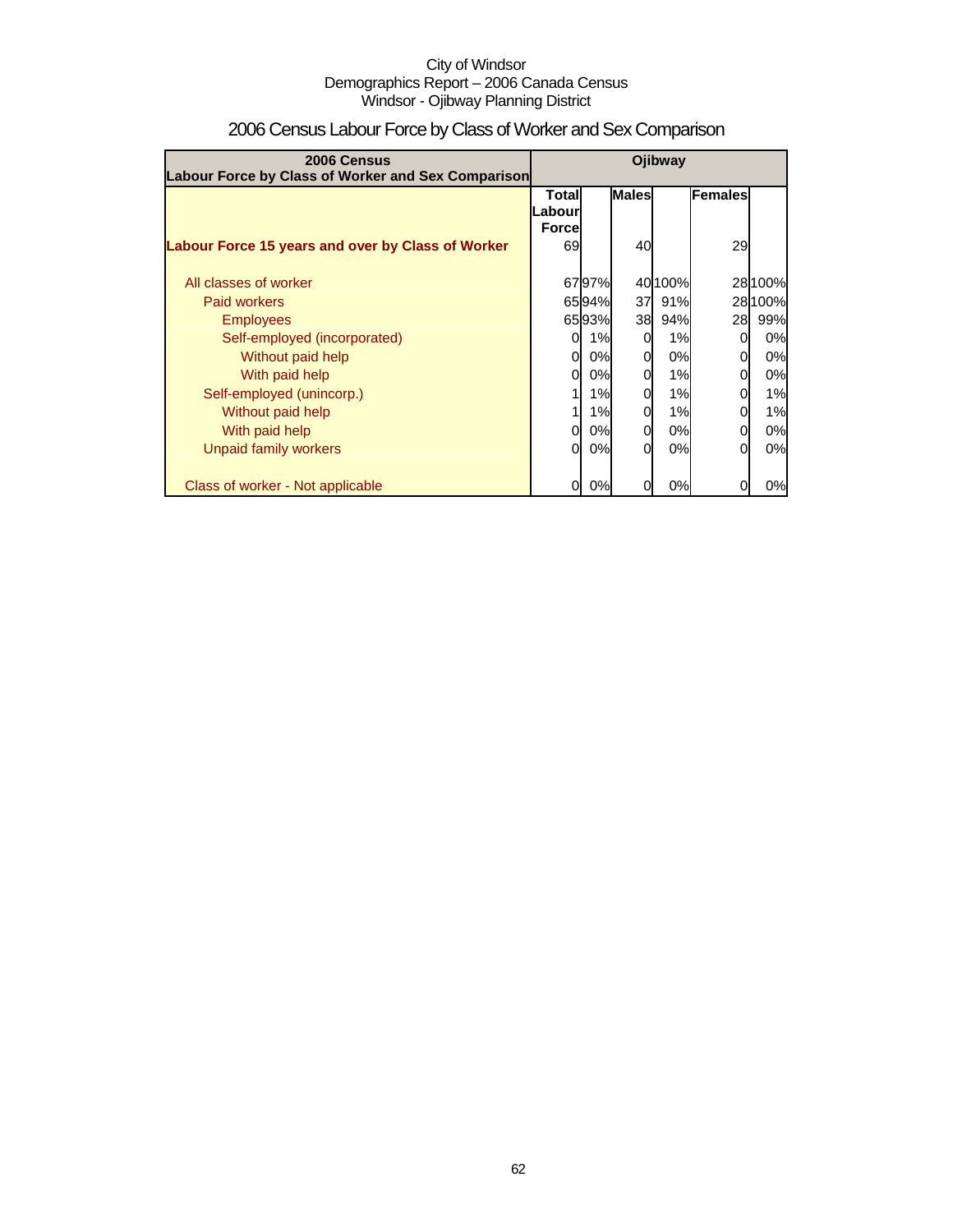City of Windsor
Demographics Report – 2006 Canada Census
Windsor - Ojibway Planning District

# 2006 Census Labour Force by Class of Worker and Sex Comparison

| 2006 Census Labour Force by Class of Worker and Sex Comparison | Ojibway | | | | | |
|---|---|---|---|---|---|---|
| | Total Labour Force | | Males | | Females | |
| **Labour Force 15 years and over by Class of Worker** | 69 | | 40 | | 29 | |
| All classes of worker | 67 | 97% | 40 | 100% | 28 | 100% |
| Paid workers | 65 | 94% | 37 | 91% | 28 | 100% |
| Employees | 65 | 93% | 38 | 94% | 28 | 99% |
| Self-employed (incorporated) | 0 | 1% | 0 | 1% | 0 | 0% |
| Without paid help | 0 | 0% | 0 | 0% | 0 | 0% |
| With paid help | 0 | 0% | 0 | 1% | 0 | 0% |
| Self-employed (unincorp.) | 1 | 1% | 0 | 1% | 0 | 1% |
| Without paid help | 1 | 1% | 0 | 1% | 0 | 1% |
| With paid help | 0 | 0% | 0 | 0% | 0 | 0% |
| Unpaid family workers | 0 | 0% | 0 | 0% | 0 | 0% |
| Class of worker - Not applicable | 0 | 0% | 0 | 0% | 0 | 0% |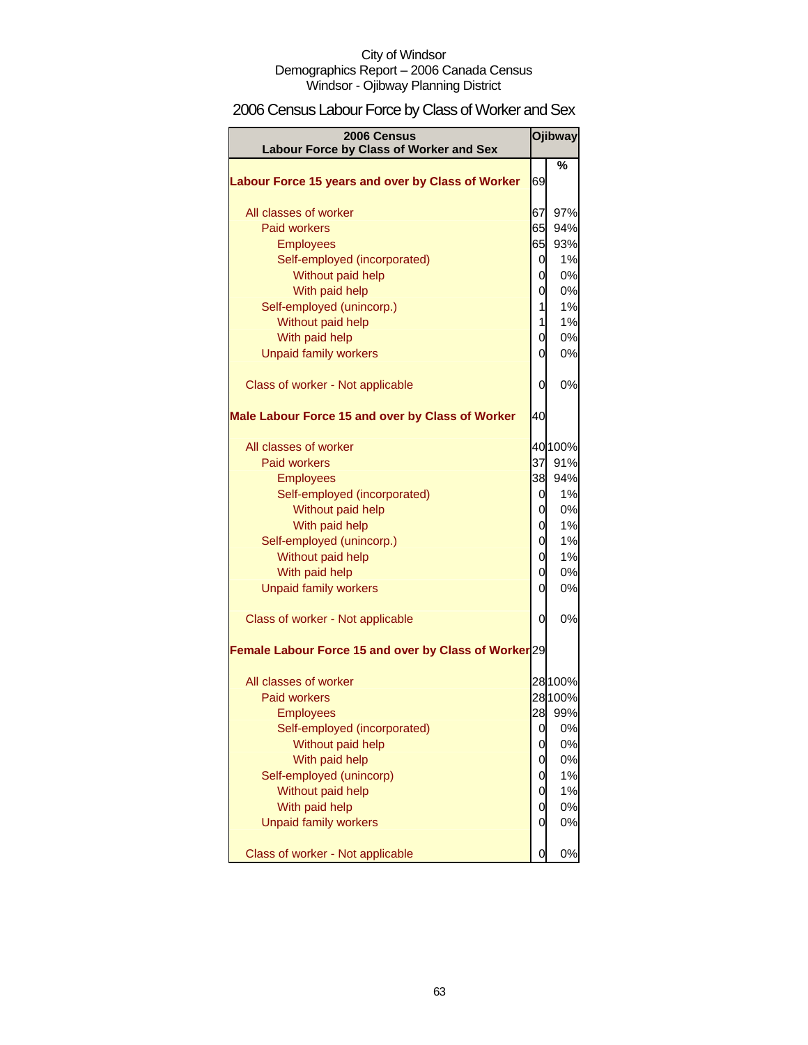City of Windsor
Demographics Report – 2006 Canada Census
Windsor - Ojibway Planning District

# 2006 Census Labour Force by Class of Worker and Sex

| 2006 Census Labour Force by Class of Worker and Sex | Ojibway | |
|---|---|---|
| | | % |
| **Labour Force 15 years and over by Class of Worker** | 69 | |
| All classes of worker | 67 | 97% |
| Paid workers | 65 | 94% |
| Employees | 65 | 93% |
| Self-employed (incorporated) | 0 | 1% |
| Without paid help | 0 | 0% |
| With paid help | 0 | 0% |
| Self-employed (unincorp.) | 1 | 1% |
| Without paid help | 1 | 1% |
| With paid help | 0 | 0% |
| Unpaid family workers | 0 | 0% |
| Class of worker - Not applicable | 0 | 0% |
| **Male Labour Force 15 and over by Class of Worker** | 40 | |
| All classes of worker | 40 | 100% |
| Paid workers | 37 | 91% |
| Employees | 38 | 94% |
| Self-employed (incorporated) | 0 | 1% |
| Without paid help | 0 | 0% |
| With paid help | 0 | 1% |
| Self-employed (unincorp.) | 0 | 1% |
| Without paid help | 0 | 1% |
| With paid help | 0 | 0% |
| Unpaid family workers | 0 | 0% |
| Class of worker - Not applicable | 0 | 0% |
| **Female Labour Force 15 and over by Class of Worker** | 29 | |
| All classes of worker | 28 | 100% |
| Paid workers | 28 | 100% |
| Employees | 28 | 99% |
| Self-employed (incorporated) | 0 | 0% |
| Without paid help | 0 | 0% |
| With paid help | 0 | 0% |
| Self-employed (unincorp) | 0 | 1% |
| Without paid help | 0 | 1% |
| With paid help | 0 | 0% |
| Unpaid family workers | 0 | 0% |
| Class of worker - Not applicable | 0 | 0% |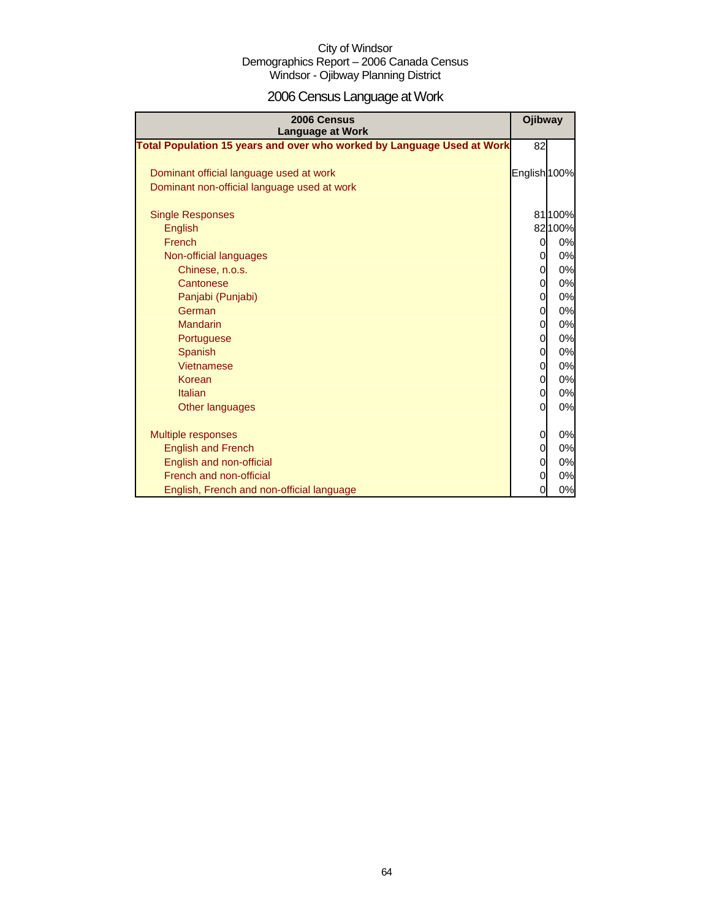City of Windsor
Demographics Report – 2006 Canada Census
Windsor - Ojibway Planning District

# 2006 Census Language at Work

| 2006 Census Language at Work | Ojibway | |
|---|---|---|
| **Total Population 15 years and over who worked by Language Used at Work** | 82 | |
| | | |
| Dominant official language used at work | English | 100% |
| Dominant non-official language used at work | | |
| | | |
| Single Responses | 81 | 100% |
| English | 82 | 100% |
| French | 0 | 0% |
| Non-official languages | 0 | 0% |
| Chinese, n.o.s. | 0 | 0% |
| Cantonese | 0 | 0% |
| Panjabi (Punjabi) | 0 | 0% |
| German | 0 | 0% |
| Mandarin | 0 | 0% |
| Portuguese | 0 | 0% |
| Spanish | 0 | 0% |
| Vietnamese | 0 | 0% |
| Korean | 0 | 0% |
| Italian | 0 | 0% |
| Other languages | 0 | 0% |
| | | |
| Multiple responses | 0 | 0% |
| English and French | 0 | 0% |
| English and non-official | 0 | 0% |
| French and non-official | 0 | 0% |
| English, French and non-official language | 0 | 0% |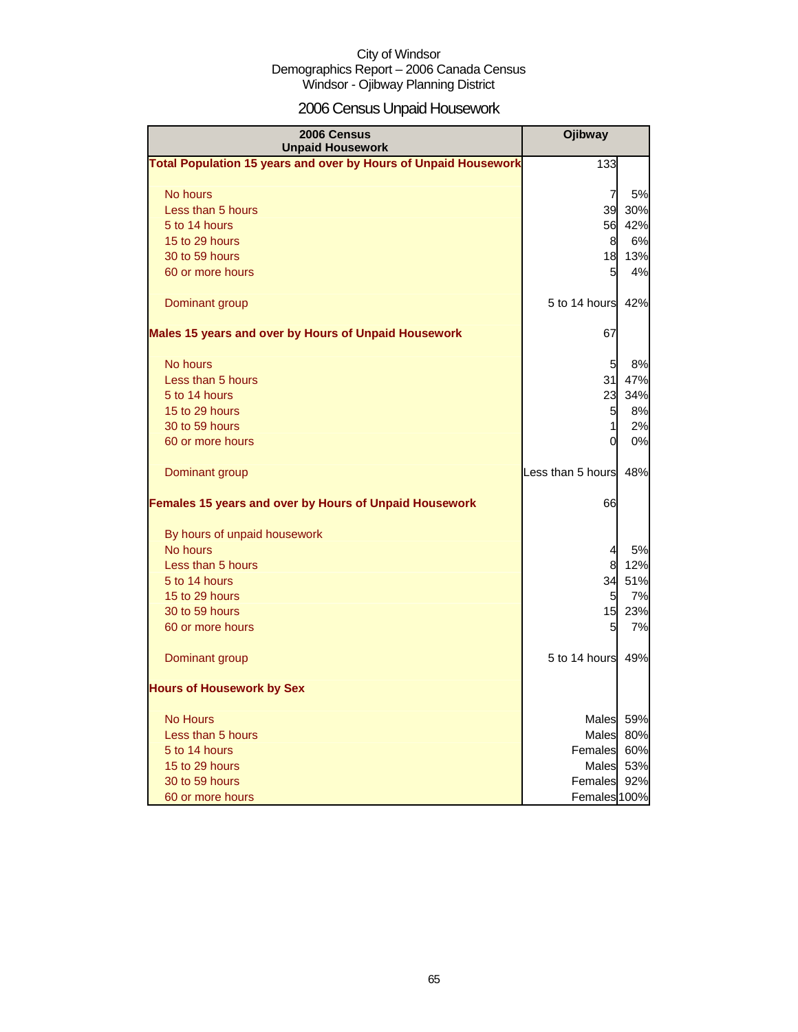City of Windsor
Demographics Report – 2006 Canada Census
Windsor - Ojibway Planning District

# 2006 Census Unpaid Housework

| 2006 Census Unpaid Housework | Ojibway | |
|---|---|---|
| **Total Population 15 years and over by Hours of Unpaid Housework** | 133 | |
| No hours | 7 | 5% |
| Less than 5 hours | 39 | 30% |
| 5 to 14 hours | 56 | 42% |
| 15 to 29 hours | 8 | 6% |
| 30 to 59 hours | 18 | 13% |
| 60 or more hours | 5 | 4% |
| Dominant group | 5 to 14 hours | 42% |
| **Males 15 years and over by Hours of Unpaid Housework** | 67 | |
| No hours | 5 | 8% |
| Less than 5 hours | 31 | 47% |
| 5 to 14 hours | 23 | 34% |
| 15 to 29 hours | 5 | 8% |
| 30 to 59 hours | 1 | 2% |
| 60 or more hours | 0 | 0% |
| Dominant group | Less than 5 hours | 48% |
| **Females 15 years and over by Hours of Unpaid Housework** | 66 | |
| By hours of unpaid housework | | |
| No hours | 4 | 5% |
| Less than 5 hours | 8 | 12% |
| 5 to 14 hours | 34 | 51% |
| 15 to 29 hours | 5 | 7% |
| 30 to 59 hours | 15 | 23% |
| 60 or more hours | 5 | 7% |
| Dominant group | 5 to 14 hours | 49% |
| **Hours of Housework by Sex** | | |
| No Hours | Males | 59% |
| Less than 5 hours | Males | 80% |
| 5 to 14 hours | Females | 60% |
| 15 to 29 hours | Males | 53% |
| 30 to 59 hours | Females | 92% |
| 60 or more hours | Females | 100% |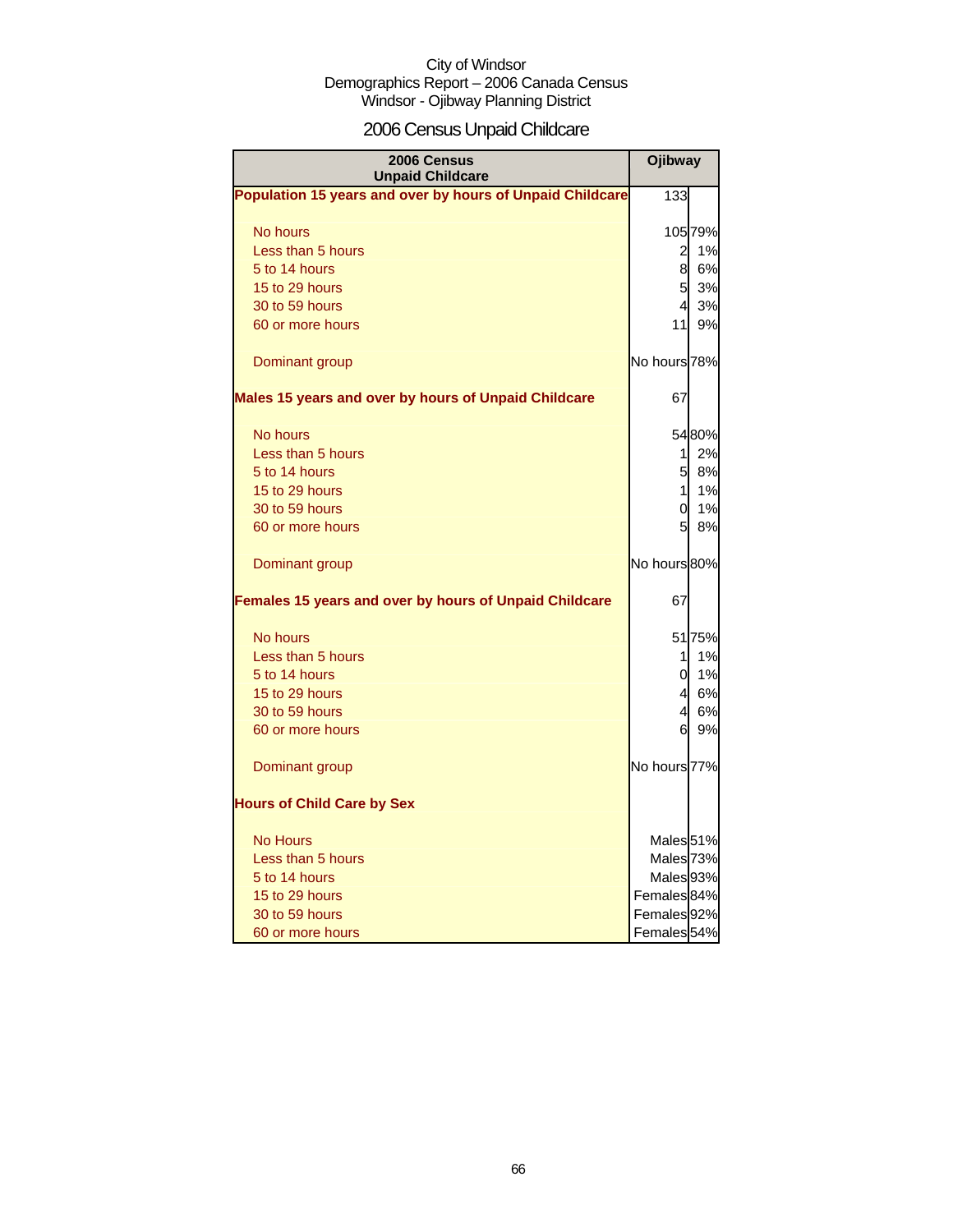City of Windsor
Demographics Report – 2006 Canada Census
Windsor - Ojibway Planning District

# 2006 Census Unpaid Childcare

| 2006 Census Unpaid Childcare | Ojibway | |
|---|---|---|
| **Population 15 years and over by hours of Unpaid Childcare** | 133 | |
| No hours | 105 | 79% |
| Less than 5 hours | 2 | 1% |
| 5 to 14 hours | 8 | 6% |
| 15 to 29 hours | 5 | 3% |
| 30 to 59 hours | 4 | 3% |
| 60 or more hours | 11 | 9% |
| Dominant group | No hours | 78% |
| **Males 15 years and over by hours of Unpaid Childcare** | 67 | |
| No hours | 54 | 80% |
| Less than 5 hours | 1 | 2% |
| 5 to 14 hours | 5 | 8% |
| 15 to 29 hours | 1 | 1% |
| 30 to 59 hours | 0 | 1% |
| 60 or more hours | 5 | 8% |
| Dominant group | No hours | 80% |
| **Females 15 years and over by hours of Unpaid Childcare** | 67 | |
| No hours | 51 | 75% |
| Less than 5 hours | 1 | 1% |
| 5 to 14 hours | 0 | 1% |
| 15 to 29 hours | 4 | 6% |
| 30 to 59 hours | 4 | 6% |
| 60 or more hours | 6 | 9% |
| Dominant group | No hours | 77% |
| **Hours of Child Care by Sex** | | |
| No Hours | Males | 51% |
| Less than 5 hours | Males | 73% |
| 5 to 14 hours | Males | 93% |
| 15 to 29 hours | Females | 84% |
| 30 to 59 hours | Females | 92% |
| 60 or more hours | Females | 54% |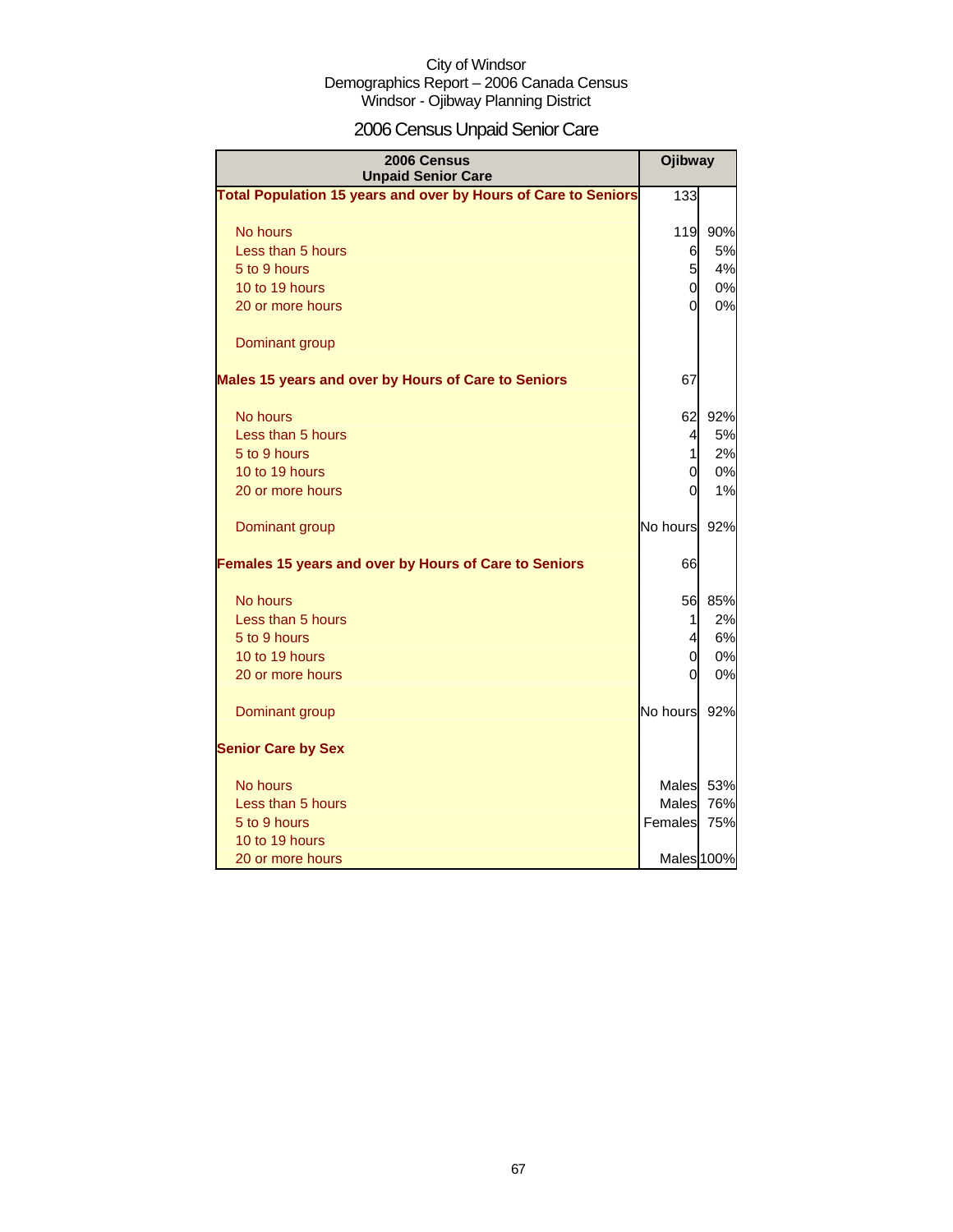City of Windsor
Demographics Report – 2006 Canada Census
Windsor - Ojibway Planning District

# 2006 Census Unpaid Senior Care

| 2006 Census<br>Unpaid Senior Care | Ojibway | |
|---|---|---|
| **Total Population 15 years and over by Hours of Care to Seniors** | 133 | |
| No hours | 119 | 90% |
| Less than 5 hours | 6 | 5% |
| 5 to 9 hours | 5 | 4% |
| 10 to 19 hours | 0 | 0% |
| 20 or more hours | 0 | 0% |
| Dominant group | | |
| **Males 15 years and over by Hours of Care to Seniors** | 67 | |
| No hours | 62 | 92% |
| Less than 5 hours | 4 | 5% |
| 5 to 9 hours | 1 | 2% |
| 10 to 19 hours | 0 | 0% |
| 20 or more hours | 0 | 1% |
| Dominant group | No hours | 92% |
| **Females 15 years and over by Hours of Care to Seniors** | 66 | |
| No hours | 56 | 85% |
| Less than 5 hours | 1 | 2% |
| 5 to 9 hours | 4 | 6% |
| 10 to 19 hours | 0 | 0% |
| 20 or more hours | 0 | 0% |
| Dominant group | No hours | 92% |
| **Senior Care by Sex** | | |
| No hours | Males | 53% |
| Less than 5 hours | Males | 76% |
| 5 to 9 hours | Females | 75% |
| 10 to 19 hours | | |
| 20 or more hours | Males | 100% |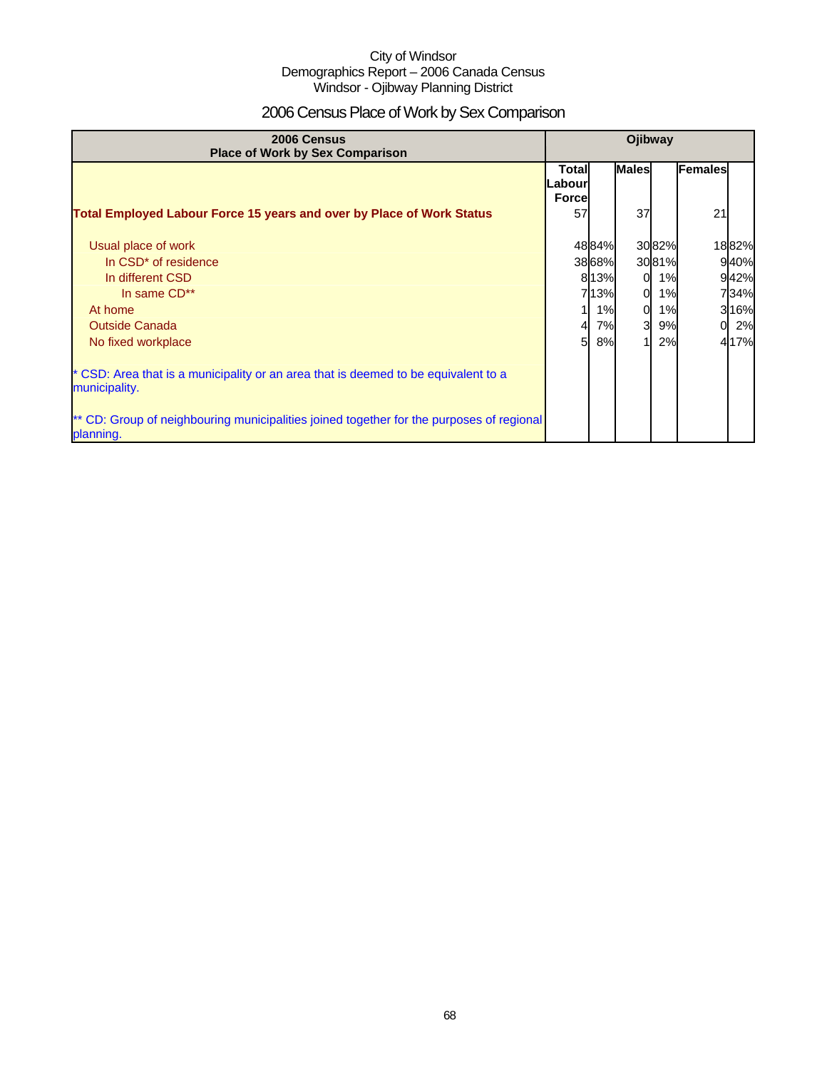City of Windsor
Demographics Report – 2006 Canada Census
Windsor - Ojibway Planning District

# 2006 Census Place of Work by Sex Comparison

| 2006 Census<br>Place of Work by Sex Comparison | Ojibway | | | | | |
|---|---|---|---|---|---|---|
| | Total Labour Force | | Males | | Females | |
| **Total Employed Labour Force 15 years and over by Place of Work Status** | 57 | | 37 | | 21 | |
| Usual place of work | 48 | 84% | 30 | 82% | 18 | 82% |
| In CSD* of residence | 38 | 68% | 30 | 81% | 9 | 40% |
| In different CSD | 8 | 13% | 0 | 1% | 9 | 42% |
| In same CD** | 7 | 13% | 0 | 1% | 7 | 34% |
| At home | 1 | 1% | 0 | 1% | 3 | 16% |
| Outside Canada | 4 | 7% | 3 | 9% | 0 | 2% |
| No fixed workplace | 5 | 8% | 1 | 2% | 4 | 17% |

* CSD: Area that is a municipality or an area that is deemed to be equivalent to a municipality.

** CD: Group of neighbouring municipalities joined together for the purposes of regional planning.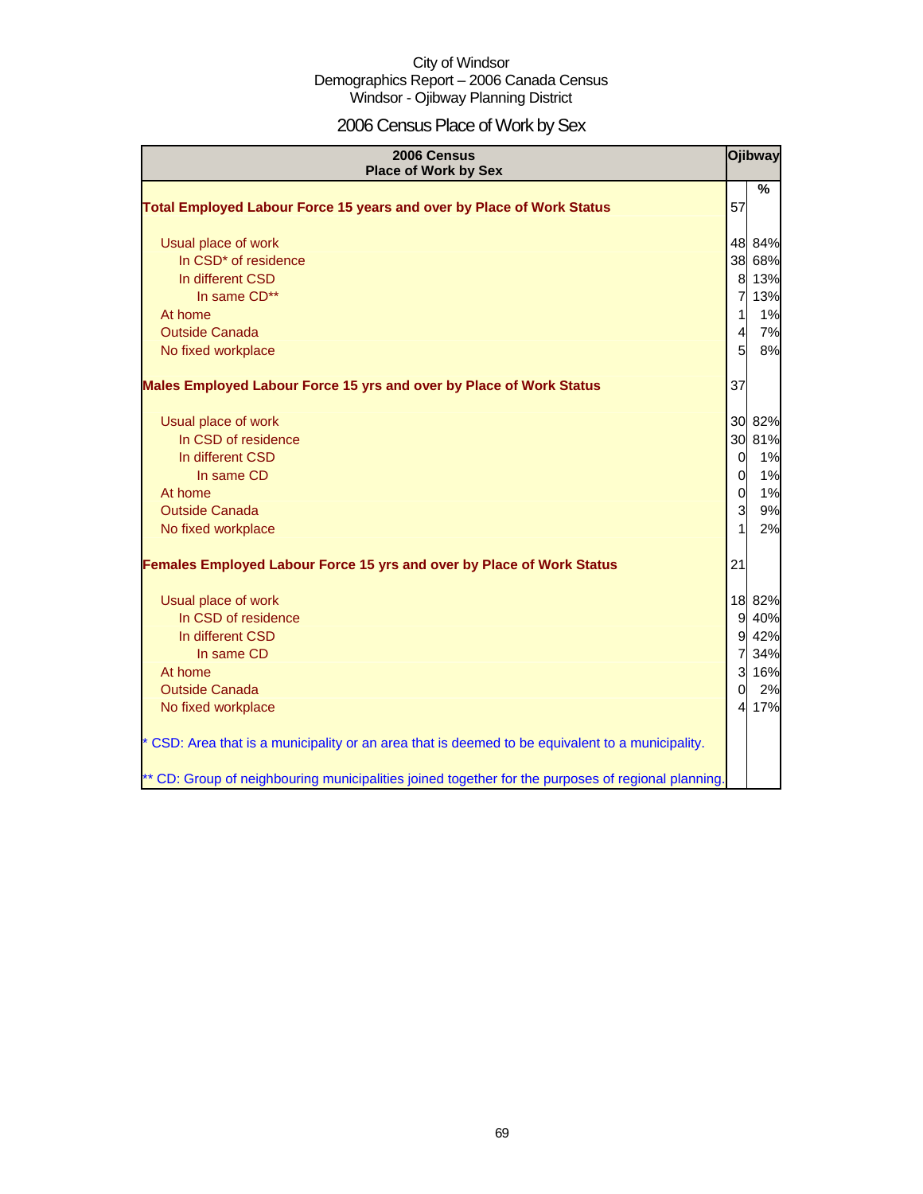City of Windsor
Demographics Report – 2006 Canada Census
Windsor - Ojibway Planning District

# 2006 Census Place of Work by Sex

| 2006 Census<br>Place of Work by Sex | Ojibway | |
|---|---|---|
| | | % |
| **Total Employed Labour Force 15 years and over by Place of Work Status** | 57 | |
| Usual place of work | 48 | 84% |
| In CSD* of residence | 38 | 68% |
| In different CSD | 8 | 13% |
| In same CD** | 7 | 13% |
| At home | 1 | 1% |
| Outside Canada | 4 | 7% |
| No fixed workplace | 5 | 8% |
| **Males Employed Labour Force 15 yrs and over by Place of Work Status** | 37 | |
| Usual place of work | 30 | 82% |
| In CSD of residence | 30 | 81% |
| In different CSD | 0 | 1% |
| In same CD | 0 | 1% |
| At home | 0 | 1% |
| Outside Canada | 3 | 9% |
| No fixed workplace | 1 | 2% |
| **Females Employed Labour Force 15 yrs and over by Place of Work Status** | 21 | |
| Usual place of work | 18 | 82% |
| In CSD of residence | 9 | 40% |
| In different CSD | 9 | 42% |
| In same CD | 7 | 34% |
| At home | 3 | 16% |
| Outside Canada | 0 | 2% |
| No fixed workplace | 4 | 17% |

* CSD: Area that is a municipality or an area that is deemed to be equivalent to a municipality.

** CD: Group of neighbouring municipalities joined together for the purposes of regional planning.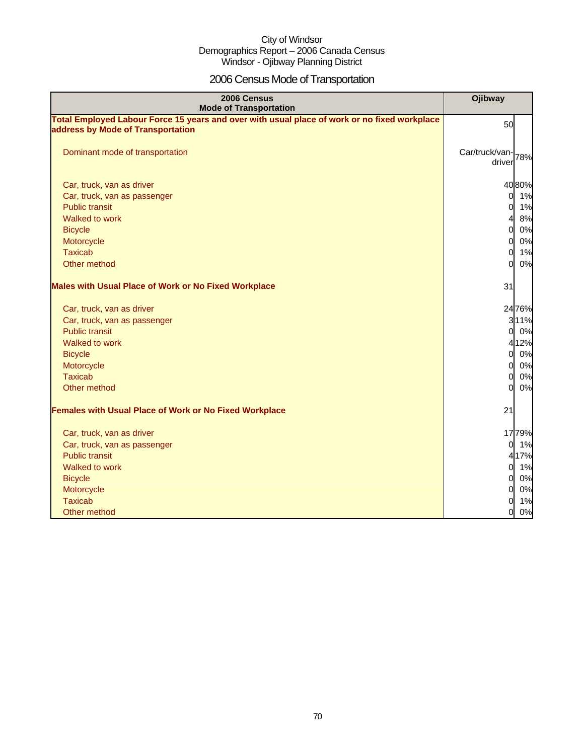City of Windsor
Demographics Report – 2006 Canada Census
Windsor - Ojibway Planning District

# 2006 Census Mode of Transportation

| 2006 Census Mode of Transportation | Ojibway | |
|---|---|---|
| **Total Employed Labour Force 15 years and over with usual place of work or no fixed workplace address by Mode of Transportation** | 50 | |
| Dominant mode of transportation | Car/truck/van-driver | 78% |
| Car, truck, van as driver | 40 | 80% |
| Car, truck, van as passenger | 0 | 1% |
| Public transit | 0 | 1% |
| Walked to work | 4 | 8% |
| Bicycle | 0 | 0% |
| Motorcycle | 0 | 0% |
| Taxicab | 0 | 1% |
| Other method | 0 | 0% |
| **Males with Usual Place of Work or No Fixed Workplace** | 31 | |
| Car, truck, van as driver | 24 | 76% |
| Car, truck, van as passenger | 3 | 11% |
| Public transit | 0 | 0% |
| Walked to work | 4 | 12% |
| Bicycle | 0 | 0% |
| Motorcycle | 0 | 0% |
| Taxicab | 0 | 0% |
| Other method | 0 | 0% |
| **Females with Usual Place of Work or No Fixed Workplace** | 21 | |
| Car, truck, van as driver | 17 | 79% |
| Car, truck, van as passenger | 0 | 1% |
| Public transit | 4 | 17% |
| Walked to work | 0 | 1% |
| Bicycle | 0 | 0% |
| Motorcycle | 0 | 0% |
| Taxicab | 0 | 1% |
| Other method | 0 | 0% |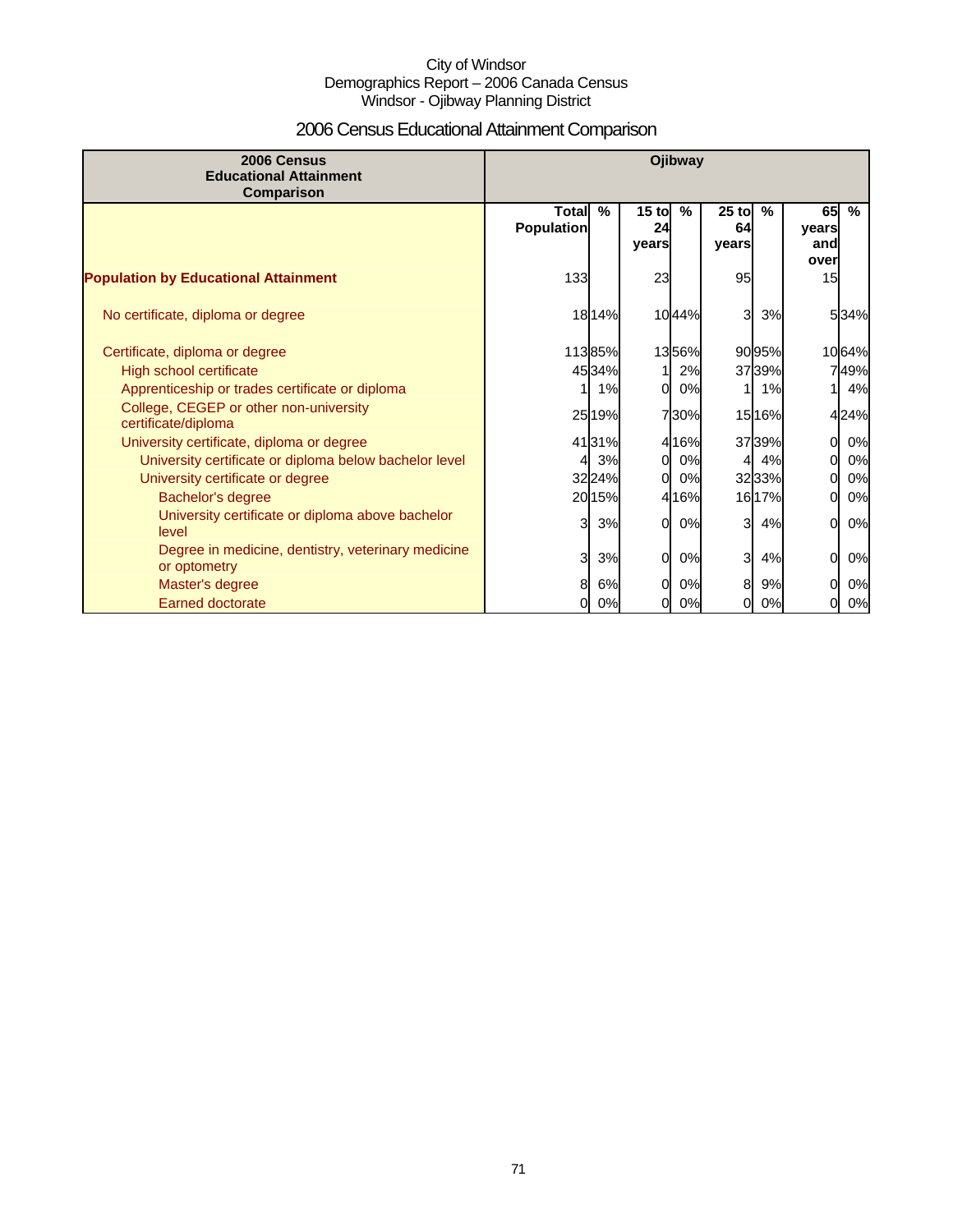City of Windsor
Demographics Report – 2006 Canada Census
Windsor - Ojibway Planning District

# 2006 Census Educational Attainment Comparison

| 2006 Census Educational Attainment Comparison | Ojibway | | | | | | | |
|---|---|---|---|---|---|---|---|---|
| | Total Population | % | 15 to 24 years | % | 25 to 64 years | % | 65 years and over | % |
| **Population by Educational Attainment** | 133 | | 23 | | 95 | | 15 | |
| No certificate, diploma or degree | 18 | 14% | 10 | 44% | 3 | 3% | 5 | 34% |
| Certificate, diploma or degree | 113 | 85% | 13 | 56% | 90 | 95% | 10 | 64% |
| High school certificate | 45 | 34% | 1 | 2% | 37 | 39% | 7 | 49% |
| Apprenticeship or trades certificate or diploma | 1 | 1% | 0 | 0% | 1 | 1% | 1 | 4% |
| College, CEGEP or other non-university certificate/diploma | 25 | 19% | 7 | 30% | 15 | 16% | 4 | 24% |
| University certificate, diploma or degree | 41 | 31% | 4 | 16% | 37 | 39% | 0 | 0% |
| University certificate or diploma below bachelor level | 4 | 3% | 0 | 0% | 4 | 4% | 0 | 0% |
| University certificate or degree | 32 | 24% | 0 | 0% | 32 | 33% | 0 | 0% |
| Bachelor's degree | 20 | 15% | 4 | 16% | 16 | 17% | 0 | 0% |
| University certificate or diploma above bachelor level | 3 | 3% | 0 | 0% | 3 | 4% | 0 | 0% |
| Degree in medicine, dentistry, veterinary medicine or optometry | 3 | 3% | 0 | 0% | 3 | 4% | 0 | 0% |
| Master's degree | 8 | 6% | 0 | 0% | 8 | 9% | 0 | 0% |
| Earned doctorate | 0 | 0% | 0 | 0% | 0 | 0% | 0 | 0% |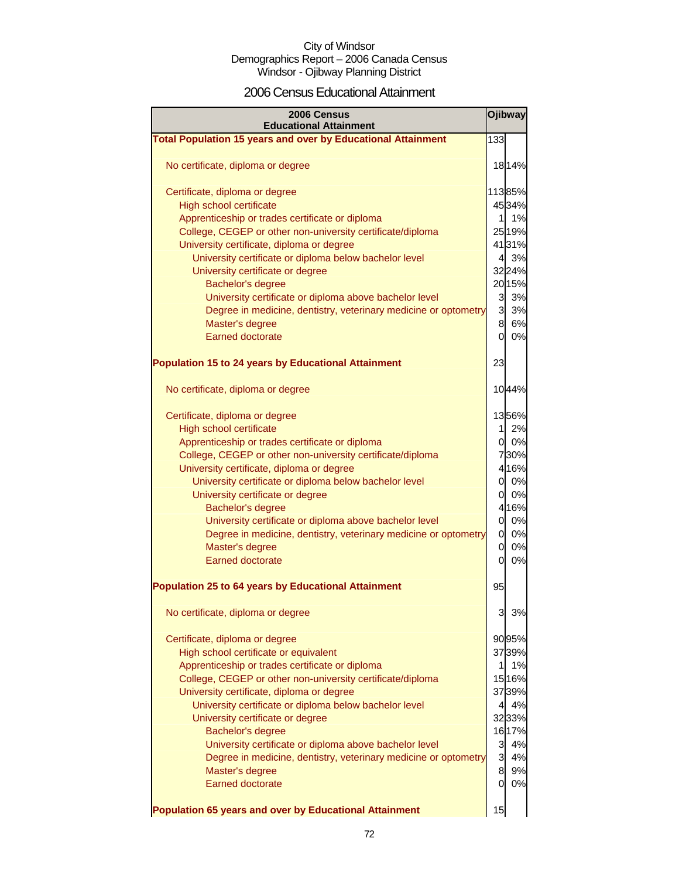City of Windsor
Demographics Report – 2006 Canada Census
Windsor - Ojibway Planning District

# 2006 Census Educational Attainment

| 2006 Census Educational Attainment | Ojibway | |
|---|---|---|
| **Total Population 15 years and over by Educational Attainment** | 133 | |
| No certificate, diploma or degree | 18 | 14% |
| Certificate, diploma or degree | 113 | 85% |
| High school certificate | 45 | 34% |
| Apprenticeship or trades certificate or diploma | 1 | 1% |
| College, CEGEP or other non-university certificate/diploma | 25 | 19% |
| University certificate, diploma or degree | 41 | 31% |
| University certificate or diploma below bachelor level | 4 | 3% |
| University certificate or degree | 32 | 24% |
| Bachelor's degree | 20 | 15% |
| University certificate or diploma above bachelor level | 3 | 3% |
| Degree in medicine, dentistry, veterinary medicine or optometry | 3 | 3% |
| Master's degree | 8 | 6% |
| Earned doctorate | 0 | 0% |
| **Population 15 to 24 years by Educational Attainment** | 23 | |
| No certificate, diploma or degree | 10 | 44% |
| Certificate, diploma or degree | 13 | 56% |
| High school certificate | 1 | 2% |
| Apprenticeship or trades certificate or diploma | 0 | 0% |
| College, CEGEP or other non-university certificate/diploma | 7 | 30% |
| University certificate, diploma or degree | 4 | 16% |
| University certificate or diploma below bachelor level | 0 | 0% |
| University certificate or degree | 0 | 0% |
| Bachelor's degree | 4 | 16% |
| University certificate or diploma above bachelor level | 0 | 0% |
| Degree in medicine, dentistry, veterinary medicine or optometry | 0 | 0% |
| Master's degree | 0 | 0% |
| Earned doctorate | 0 | 0% |
| **Population 25 to 64 years by Educational Attainment** | 95 | |
| No certificate, diploma or degree | 3 | 3% |
| Certificate, diploma or degree | 90 | 95% |
| High school certificate or equivalent | 37 | 39% |
| Apprenticeship or trades certificate or diploma | 1 | 1% |
| College, CEGEP or other non-university certificate/diploma | 15 | 16% |
| University certificate, diploma or degree | 37 | 39% |
| University certificate or diploma below bachelor level | 4 | 4% |
| University certificate or degree | 32 | 33% |
| Bachelor's degree | 16 | 17% |
| University certificate or diploma above bachelor level | 3 | 4% |
| Degree in medicine, dentistry, veterinary medicine or optometry | 3 | 4% |
| Master's degree | 8 | 9% |
| Earned doctorate | 0 | 0% |
| **Population 65 years and over by Educational Attainment** | 15 | |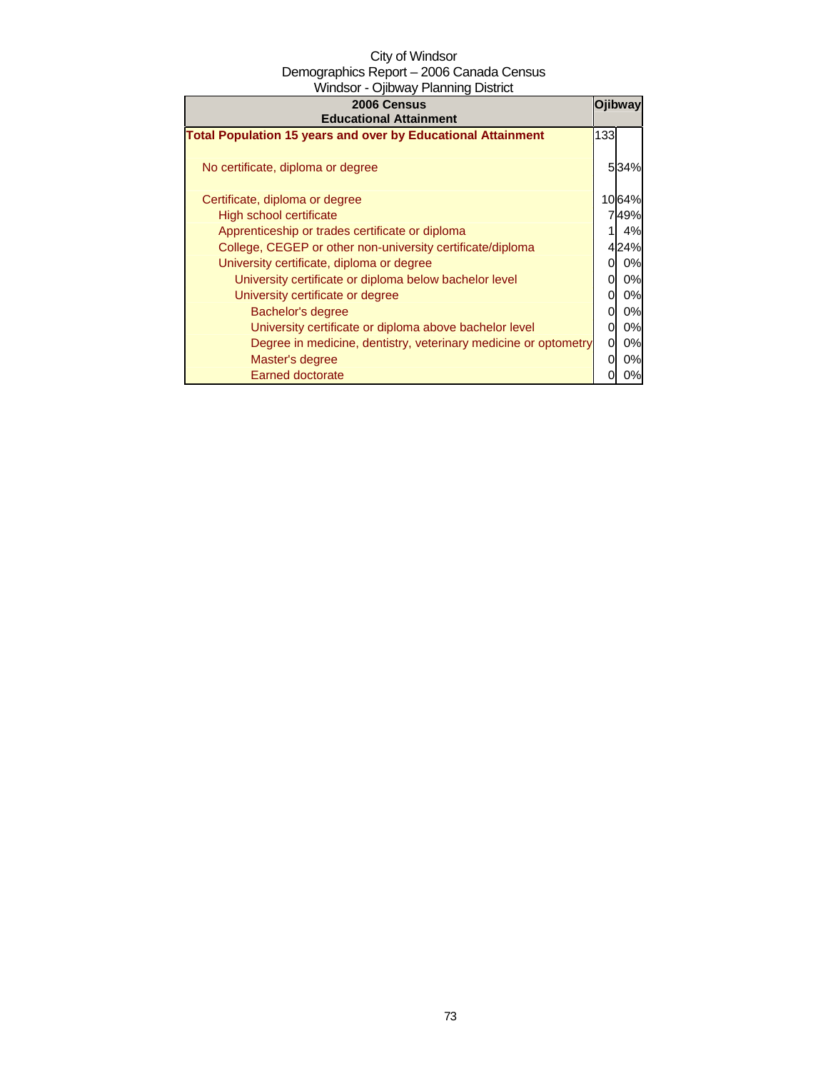City of Windsor
Demographics Report – 2006 Canada Census
Windsor - Ojibway Planning District

| 2006 Census Educational Attainment | Ojibway | |
|---|---|---|
| **Total Population 15 years and over by Educational Attainment** | 133 | |
| No certificate, diploma or degree | 5 | 34% |
| Certificate, diploma or degree | 10 | 64% |
| High school certificate | 7 | 49% |
| Apprenticeship or trades certificate or diploma | 1 | 4% |
| College, CEGEP or other non-university certificate/diploma | 4 | 24% |
| University certificate, diploma or degree | 0 | 0% |
| University certificate or diploma below bachelor level | 0 | 0% |
| University certificate or degree | 0 | 0% |
| Bachelor's degree | 0 | 0% |
| University certificate or diploma above bachelor level | 0 | 0% |
| Degree in medicine, dentistry, veterinary medicine or optometry | 0 | 0% |
| Master's degree | 0 | 0% |
| Earned doctorate | 0 | 0% |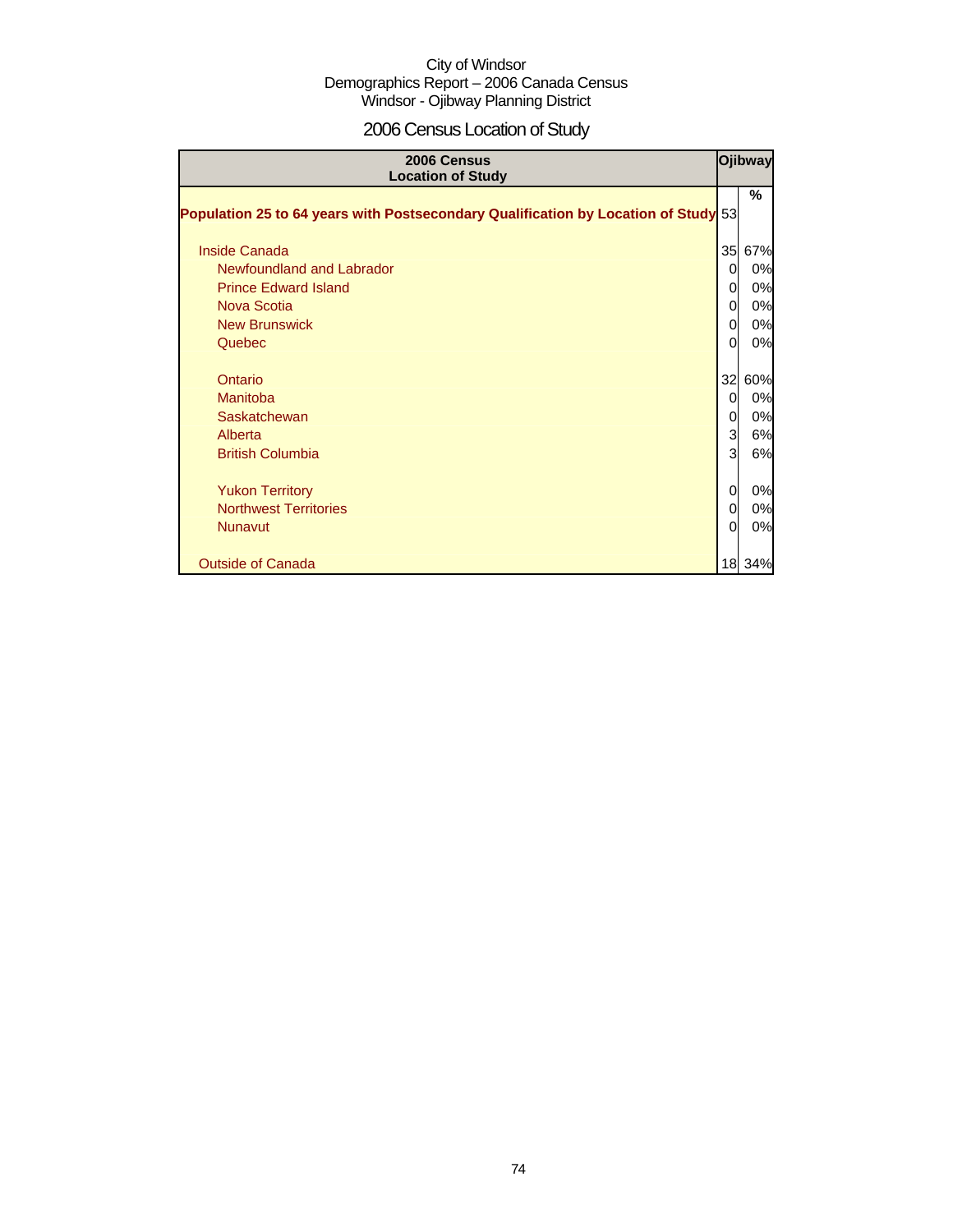City of Windsor
Demographics Report – 2006 Canada Census
Windsor - Ojibway Planning District

# 2006 Census Location of Study

| 2006 Census Location of Study | Ojibway | |
|---|---|---|
| | | % |
| **Population 25 to 64 years with Postsecondary Qualification by Location of Study** | 53 | |
| Inside Canada | 35 | 67% |
| Newfoundland and Labrador | 0 | 0% |
| Prince Edward Island | 0 | 0% |
| Nova Scotia | 0 | 0% |
| New Brunswick | 0 | 0% |
| Quebec | 0 | 0% |
| Ontario | 32 | 60% |
| Manitoba | 0 | 0% |
| Saskatchewan | 0 | 0% |
| Alberta | 3 | 6% |
| British Columbia | 3 | 6% |
| Yukon Territory | 0 | 0% |
| Northwest Territories | 0 | 0% |
| Nunavut | 0 | 0% |
| Outside of Canada | 18 | 34% |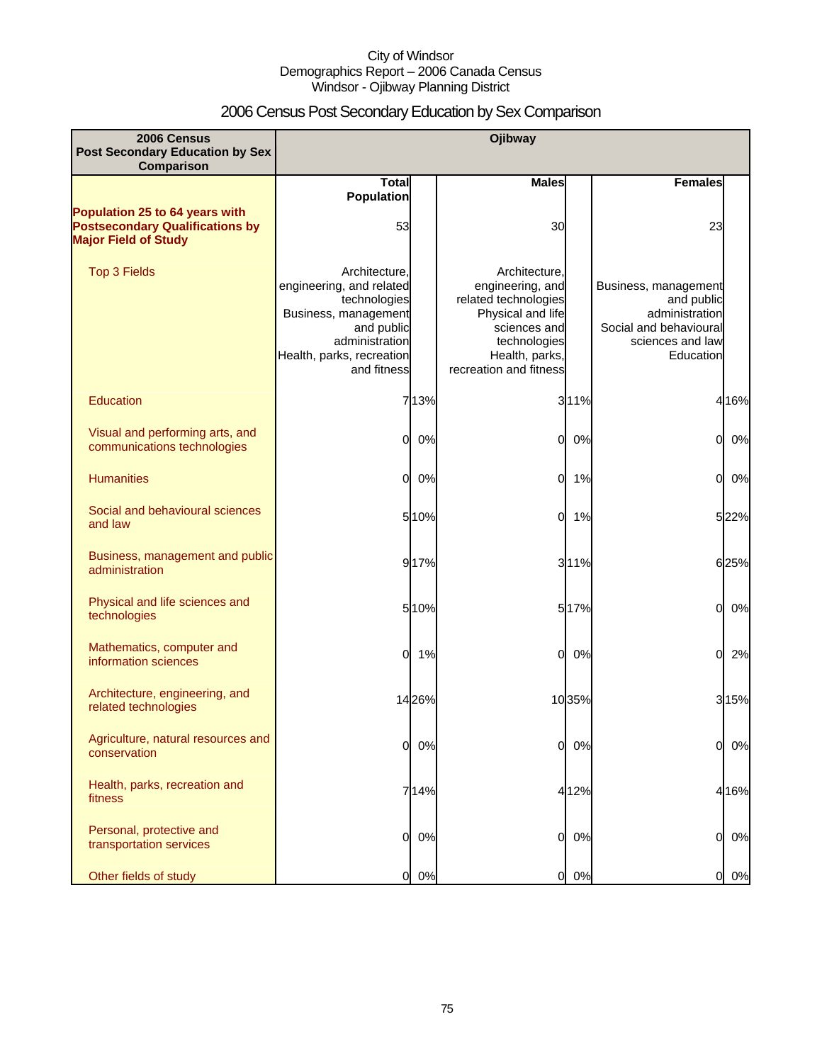City of Windsor
Demographics Report – 2006 Canada Census
Windsor - Ojibway Planning District

# 2006 Census Post Secondary Education by Sex Comparison

| 2006 Census Post Secondary Education by Sex Comparison | Ojibway | | | | | |
|---|---|---|---|---|---|---|
| | Total Population | | Males | | Females | |
| **Population 25 to 64 years with Postsecondary Qualifications by Major Field of Study** | 53 | | 30 | | 23 | |
| Top 3 Fields | Architecture, engineering, and related technologies<br>Business, management and public administration<br>Health, parks, recreation and fitness | | Architecture, engineering, and related technologies<br>Physical and life sciences and technologies<br>Health, parks, recreation and fitness | | Business, management and public administration<br>Social and behavioural sciences and law<br>Education | |
| Education | 7 | 13% | 3 | 11% | 4 | 16% |
| Visual and performing arts, and communications technologies | 0 | 0% | 0 | 0% | 0 | 0% |
| Humanities | 0 | 0% | 0 | 1% | 0 | 0% |
| Social and behavioural sciences and law | 5 | 10% | 0 | 1% | 5 | 22% |
| Business, management and public administration | 9 | 17% | 3 | 11% | 6 | 25% |
| Physical and life sciences and technologies | 5 | 10% | 5 | 17% | 0 | 0% |
| Mathematics, computer and information sciences | 0 | 1% | 0 | 0% | 0 | 2% |
| Architecture, engineering, and related technologies | 14 | 26% | 10 | 35% | 3 | 15% |
| Agriculture, natural resources and conservation | 0 | 0% | 0 | 0% | 0 | 0% |
| Health, parks, recreation and fitness | 7 | 14% | 4 | 12% | 4 | 16% |
| Personal, protective and transportation services | 0 | 0% | 0 | 0% | 0 | 0% |
| Other fields of study | 0 | 0% | 0 | 0% | 0 | 0% |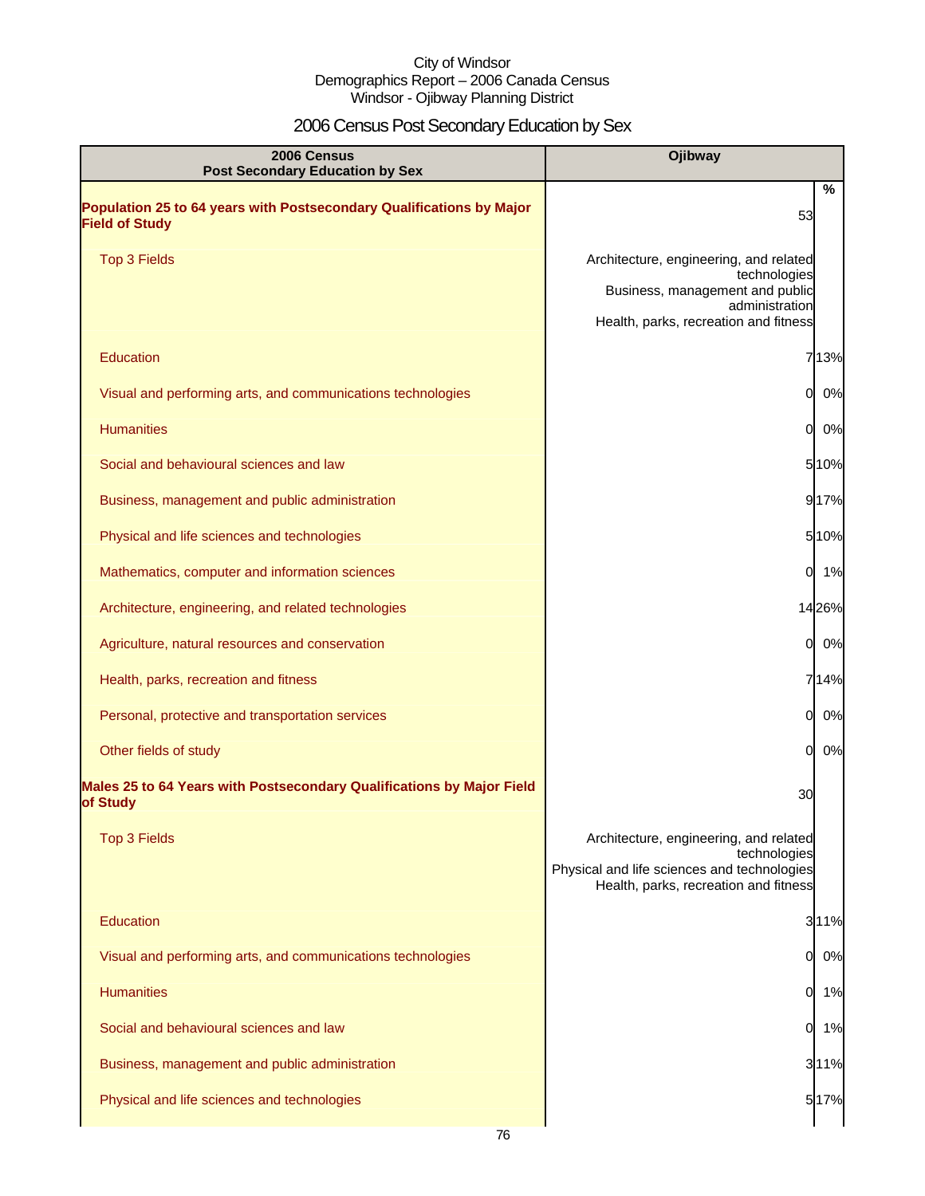City of Windsor
Demographics Report – 2006 Canada Census
Windsor - Ojibway Planning District

# 2006 Census Post Secondary Education by Sex

| 2006 Census Post Secondary Education by Sex | Ojibway | % |
|---|---|---|
| **Population 25 to 64 years with Postsecondary Qualifications by Major Field of Study** | 53 | |
| Top 3 Fields | Architecture, engineering, and related technologies<br>Business, management and public administration<br>Health, parks, recreation and fitness | |
| Education | 7 | 13% |
| Visual and performing arts, and communications technologies | 0 | 0% |
| Humanities | 0 | 0% |
| Social and behavioural sciences and law | 5 | 10% |
| Business, management and public administration | 9 | 17% |
| Physical and life sciences and technologies | 5 | 10% |
| Mathematics, computer and information sciences | 0 | 1% |
| Architecture, engineering, and related technologies | 14 | 26% |
| Agriculture, natural resources and conservation | 0 | 0% |
| Health, parks, recreation and fitness | 7 | 14% |
| Personal, protective and transportation services | 0 | 0% |
| Other fields of study | 0 | 0% |
| **Males 25 to 64 Years with Postsecondary Qualifications by Major Field of Study** | 30 | |
| Top 3 Fields | Architecture, engineering, and related technologies<br>Physical and life sciences and technologies<br>Health, parks, recreation and fitness | |
| Education | 3 | 11% |
| Visual and performing arts, and communications technologies | 0 | 0% |
| Humanities | 0 | 1% |
| Social and behavioural sciences and law | 0 | 1% |
| Business, management and public administration | 3 | 11% |
| Physical and life sciences and technologies | 5 | 17% |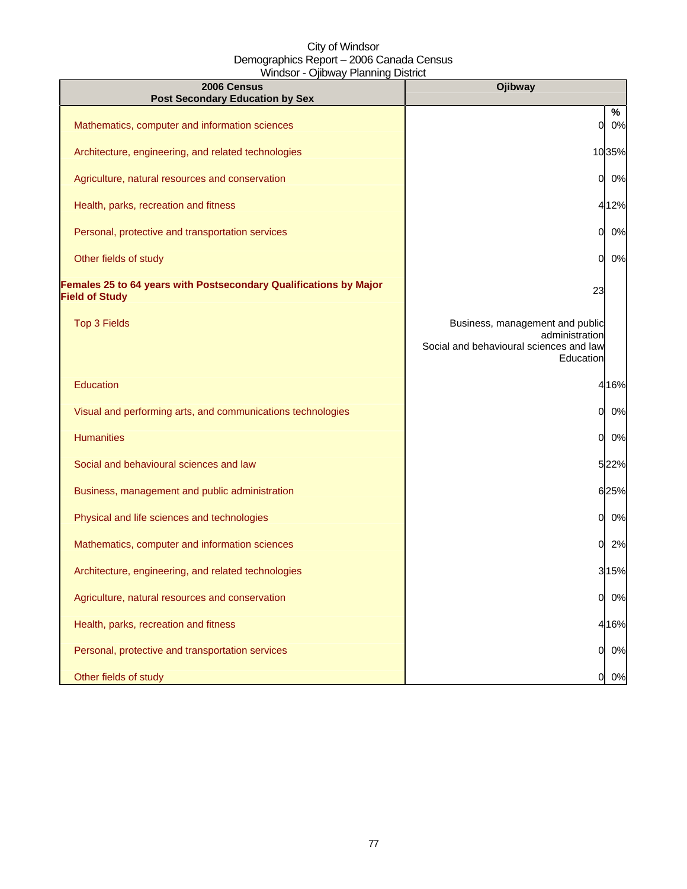City of Windsor
Demographics Report – 2006 Canada Census
Windsor - Ojibway Planning District

| 2006 Census<br>Post Secondary Education by Sex | Ojibway | |
|---|---|---|
| | | % |
| Mathematics, computer and information sciences | 0 | 0% |
| Architecture, engineering, and related technologies | 10 | 35% |
| Agriculture, natural resources and conservation | 0 | 0% |
| Health, parks, recreation and fitness | 4 | 12% |
| Personal, protective and transportation services | 0 | 0% |
| Other fields of study | 0 | 0% |
| **Females 25 to 64 years with Postsecondary Qualifications by Major Field of Study** | 23 | |
| Top 3 Fields | Business, management and public administration<br>Social and behavioural sciences and law<br>Education | |
| Education | 4 | 16% |
| Visual and performing arts, and communications technologies | 0 | 0% |
| Humanities | 0 | 0% |
| Social and behavioural sciences and law | 5 | 22% |
| Business, management and public administration | 6 | 25% |
| Physical and life sciences and technologies | 0 | 0% |
| Mathematics, computer and information sciences | 0 | 2% |
| Architecture, engineering, and related technologies | 3 | 15% |
| Agriculture, natural resources and conservation | 0 | 0% |
| Health, parks, recreation and fitness | 4 | 16% |
| Personal, protective and transportation services | 0 | 0% |
| Other fields of study | 0 | 0% |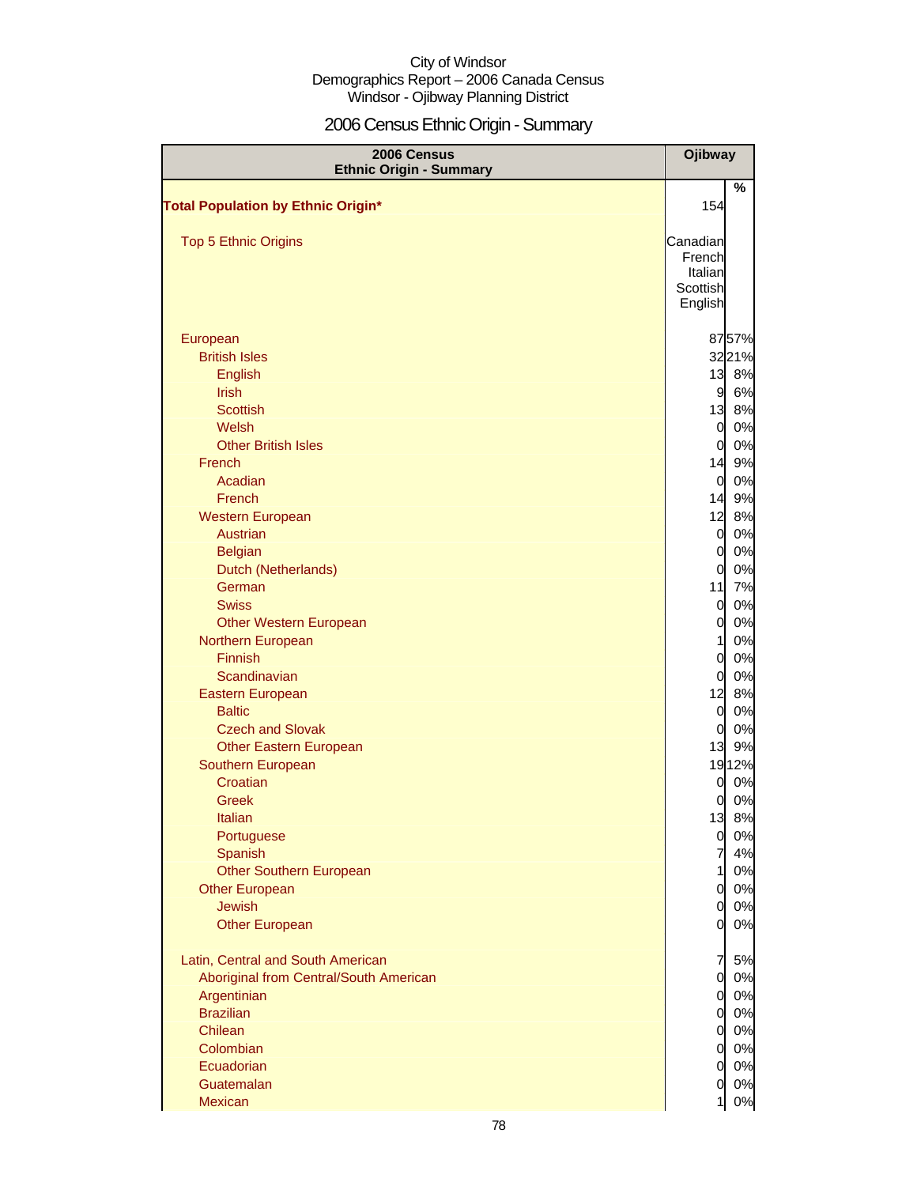City of Windsor
Demographics Report – 2006 Canada Census
Windsor - Ojibway Planning District

# 2006 Census Ethnic Origin - Summary

| 2006 Census Ethnic Origin - Summary | Ojibway | |
|---|---|---|
| | | % |
| **Total Population by Ethnic Origin*** | 154 | |
| Top 5 Ethnic Origins | Canadian French Italian Scottish English | |
| European | 87 | 57% |
| British Isles | 32 | 21% |
| English | 13 | 8% |
| Irish | 9 | 6% |
| Scottish | 13 | 8% |
| Welsh | 0 | 0% |
| Other British Isles | 0 | 0% |
| French | 14 | 9% |
| Acadian | 0 | 0% |
| French | 14 | 9% |
| Western European | 12 | 8% |
| Austrian | 0 | 0% |
| Belgian | 0 | 0% |
| Dutch (Netherlands) | 0 | 0% |
| German | 11 | 7% |
| Swiss | 0 | 0% |
| Other Western European | 0 | 0% |
| Northern European | 1 | 0% |
| Finnish | 0 | 0% |
| Scandinavian | 0 | 0% |
| Eastern European | 12 | 8% |
| Baltic | 0 | 0% |
| Czech and Slovak | 0 | 0% |
| Other Eastern European | 13 | 9% |
| Southern European | 19 | 12% |
| Croatian | 0 | 0% |
| Greek | 0 | 0% |
| Italian | 13 | 8% |
| Portuguese | 0 | 0% |
| Spanish | 7 | 4% |
| Other Southern European | 1 | 0% |
| Other European | 0 | 0% |
| Jewish | 0 | 0% |
| Other European | 0 | 0% |
| Latin, Central and South American | 7 | 5% |
| Aboriginal from Central/South American | 0 | 0% |
| Argentinian | 0 | 0% |
| Brazilian | 0 | 0% |
| Chilean | 0 | 0% |
| Colombian | 0 | 0% |
| Ecuadorian | 0 | 0% |
| Guatemalan | 0 | 0% |
| Mexican | 1 | 0% |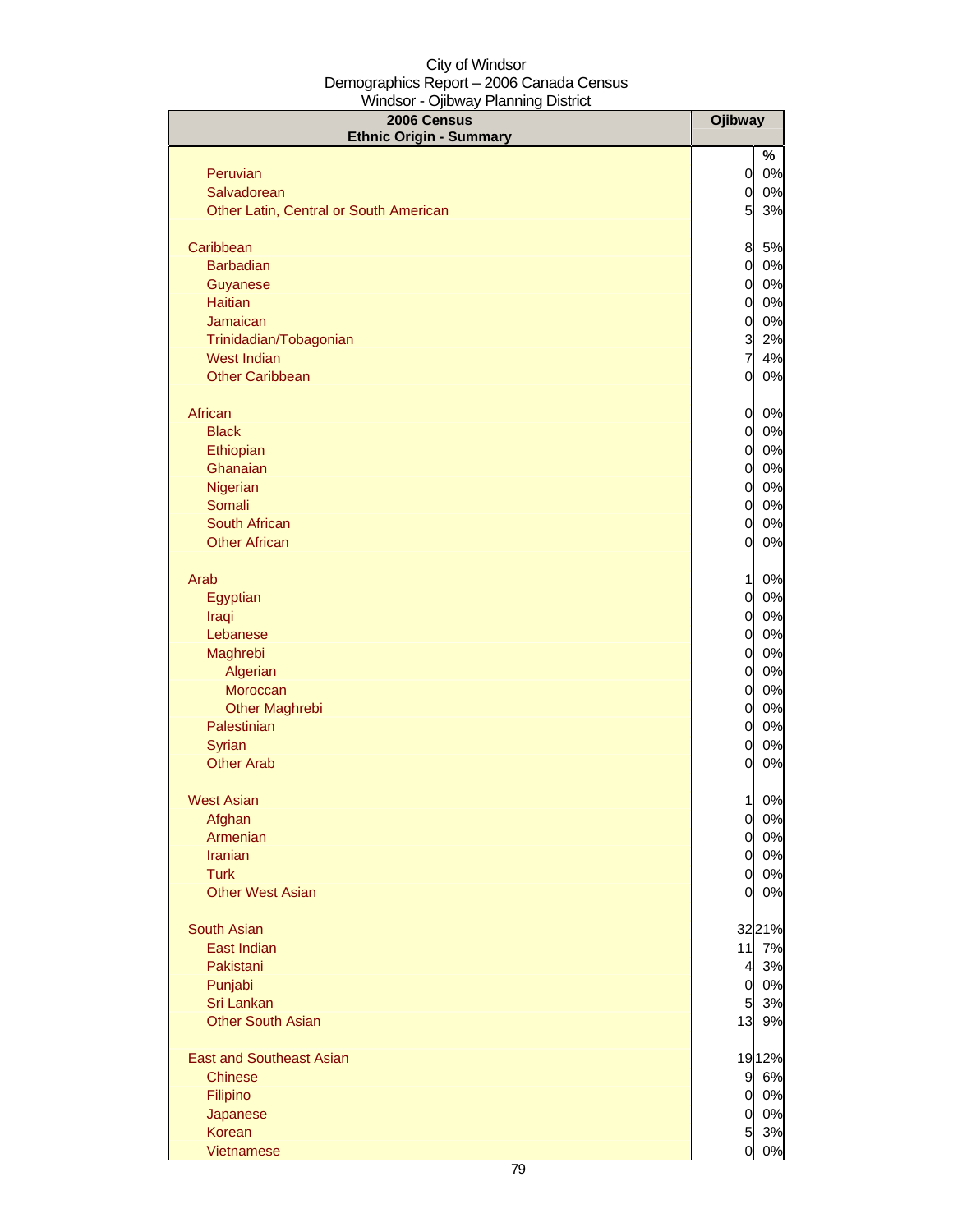City of Windsor
Demographics Report – 2006 Canada Census
Windsor - Ojibway Planning District

| 2006 Census<br>Ethnic Origin - Summary | Ojibway | |
|---|---|---|
| | | % |
| Peruvian | 0 | 0% |
| Salvadorean | 0 | 0% |
| Other Latin, Central or South American | 5 | 3% |
| | | |
| Caribbean | 8 | 5% |
| Barbadian | 0 | 0% |
| Guyanese | 0 | 0% |
| Haitian | 0 | 0% |
| Jamaican | 0 | 0% |
| Trinidadian/Tobagonian | 3 | 2% |
| West Indian | 7 | 4% |
| Other Caribbean | 0 | 0% |
| | | |
| African | 0 | 0% |
| Black | 0 | 0% |
| Ethiopian | 0 | 0% |
| Ghanaian | 0 | 0% |
| Nigerian | 0 | 0% |
| Somali | 0 | 0% |
| South African | 0 | 0% |
| Other African | 0 | 0% |
| | | |
| Arab | 1 | 0% |
| Egyptian | 0 | 0% |
| Iraqi | 0 | 0% |
| Lebanese | 0 | 0% |
| Maghrebi | 0 | 0% |
| Algerian | 0 | 0% |
| Moroccan | 0 | 0% |
| Other Maghrebi | 0 | 0% |
| Palestinian | 0 | 0% |
| Syrian | 0 | 0% |
| Other Arab | 0 | 0% |
| | | |
| West Asian | 1 | 0% |
| Afghan | 0 | 0% |
| Armenian | 0 | 0% |
| Iranian | 0 | 0% |
| Turk | 0 | 0% |
| Other West Asian | 0 | 0% |
| | | |
| South Asian | 32 | 21% |
| East Indian | 11 | 7% |
| Pakistani | 4 | 3% |
| Punjabi | 0 | 0% |
| Sri Lankan | 5 | 3% |
| Other South Asian | 13 | 9% |
| | | |
| East and Southeast Asian | 19 | 12% |
| Chinese | 9 | 6% |
| Filipino | 0 | 0% |
| Japanese | 0 | 0% |
| Korean | 5 | 3% |
| Vietnamese | 0 | 0% |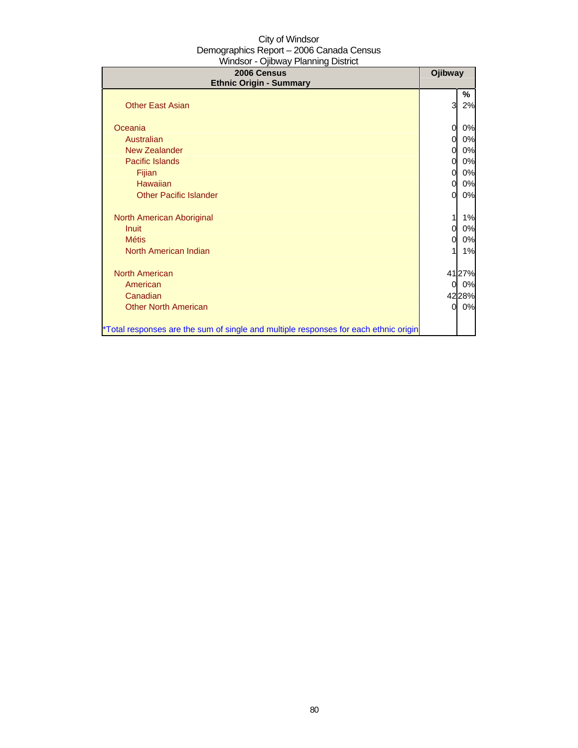City of Windsor
Demographics Report – 2006 Canada Census
Windsor - Ojibway Planning District

| 2006 Census<br>Ethnic Origin - Summary | Ojibway | |
|---|---|---|
| | | % |
| Other East Asian | 3 | 2% |
| | | |
| Oceania | 0 | 0% |
| Australian | 0 | 0% |
| New Zealander | 0 | 0% |
| Pacific Islands | 0 | 0% |
| Fijian | 0 | 0% |
| Hawaiian | 0 | 0% |
| Other Pacific Islander | 0 | 0% |
| | | |
| North American Aboriginal | 1 | 1% |
| Inuit | 0 | 0% |
| Métis | 0 | 0% |
| North American Indian | 1 | 1% |
| | | |
| North American | 41 | 27% |
| American | 0 | 0% |
| Canadian | 42 | 28% |
| Other North American | 0 | 0% |
| | | |
| *Total responses are the sum of single and multiple responses for each ethnic origin | | |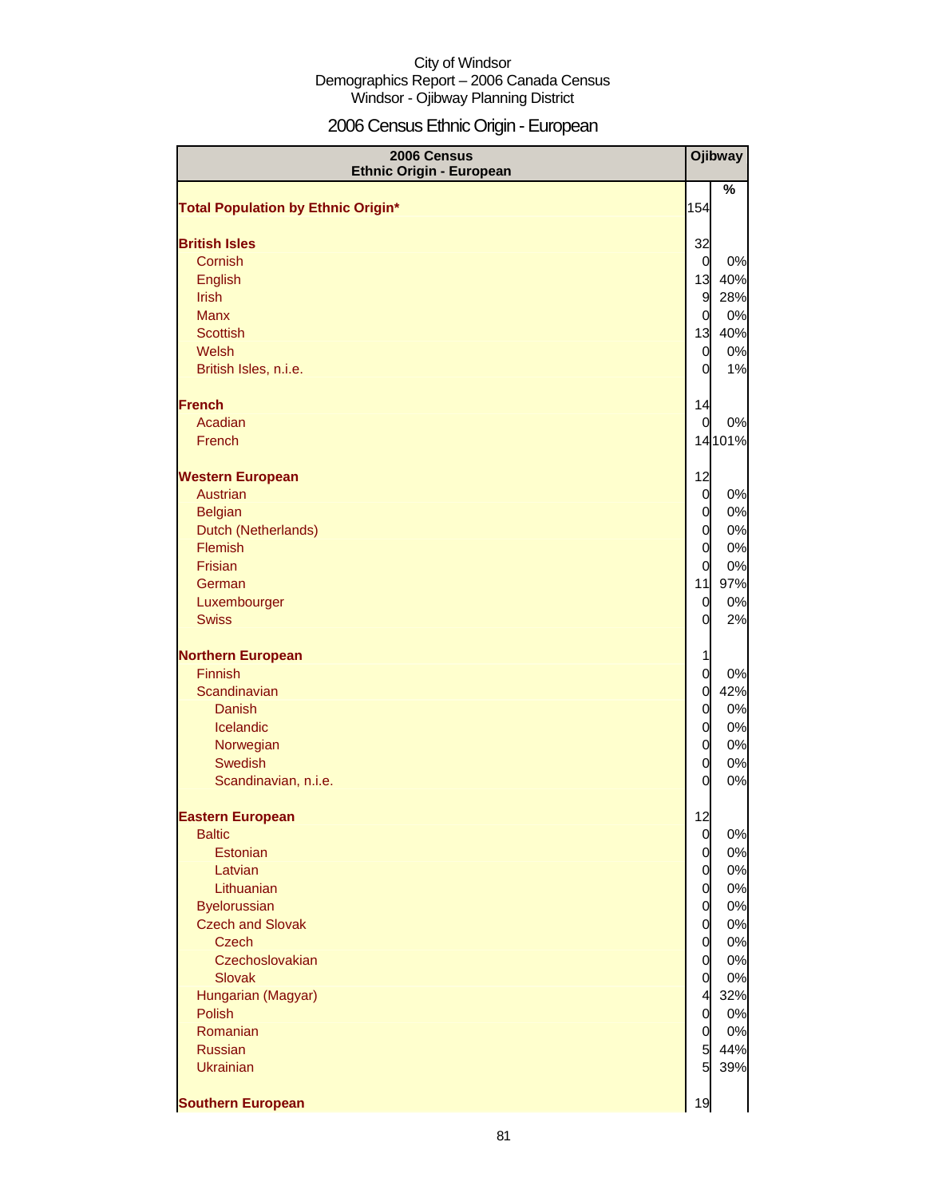City of Windsor
Demographics Report – 2006 Canada Census
Windsor - Ojibway Planning District

# 2006 Census Ethnic Origin - European

| 2006 Census Ethnic Origin - European | Ojibway | |
|---|---|---|
| | | % |
| **Total Population by Ethnic Origin*** | 154 | |
| | | |
| **British Isles** | 32 | |
| Cornish | 0 | 0% |
| English | 13 | 40% |
| Irish | 9 | 28% |
| Manx | 0 | 0% |
| Scottish | 13 | 40% |
| Welsh | 0 | 0% |
| British Isles, n.i.e. | 0 | 1% |
| | | |
| **French** | 14 | |
| Acadian | 0 | 0% |
| French | 14 | 101% |
| | | |
| **Western European** | 12 | |
| Austrian | 0 | 0% |
| Belgian | 0 | 0% |
| Dutch (Netherlands) | 0 | 0% |
| Flemish | 0 | 0% |
| Frisian | 0 | 0% |
| German | 11 | 97% |
| Luxembourger | 0 | 0% |
| Swiss | 0 | 2% |
| | | |
| **Northern European** | 1 | |
| Finnish | 0 | 0% |
| Scandinavian | 0 | 42% |
| Danish | 0 | 0% |
| Icelandic | 0 | 0% |
| Norwegian | 0 | 0% |
| Swedish | 0 | 0% |
| Scandinavian, n.i.e. | 0 | 0% |
| | | |
| **Eastern European** | 12 | |
| Baltic | 0 | 0% |
| Estonian | 0 | 0% |
| Latvian | 0 | 0% |
| Lithuanian | 0 | 0% |
| Byelorussian | 0 | 0% |
| Czech and Slovak | 0 | 0% |
| Czech | 0 | 0% |
| Czechoslovakian | 0 | 0% |
| Slovak | 0 | 0% |
| Hungarian (Magyar) | 4 | 32% |
| Polish | 0 | 0% |
| Romanian | 0 | 0% |
| Russian | 5 | 44% |
| Ukrainian | 5 | 39% |
| | | |
| **Southern European** | 19 | |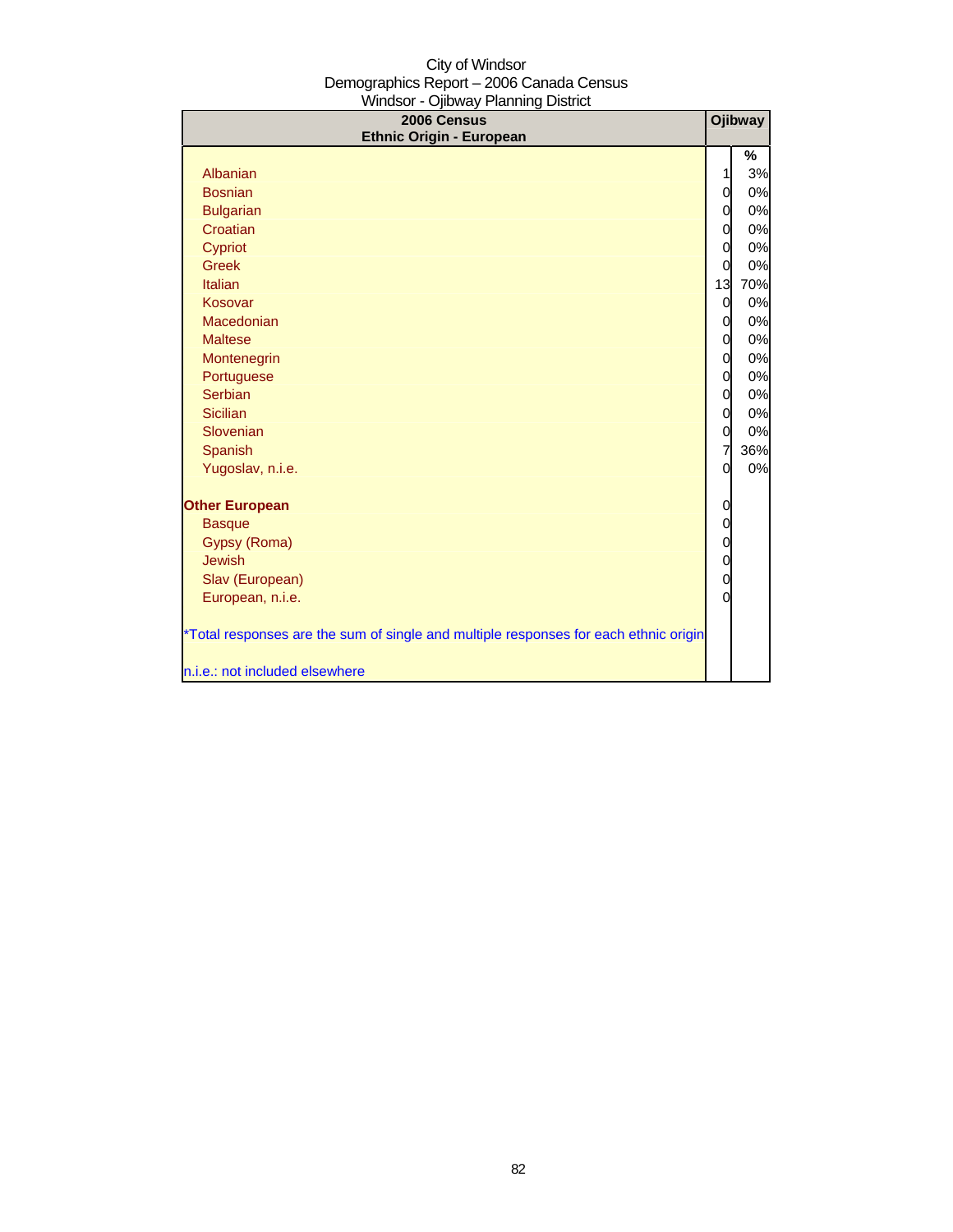City of Windsor
Demographics Report – 2006 Canada Census
Windsor - Ojibway Planning District

| 2006 Census<br>Ethnic Origin - European | Ojibway | |
|---|---|---|
| | | % |
| Albanian | 1 | 3% |
| Bosnian | 0 | 0% |
| Bulgarian | 0 | 0% |
| Croatian | 0 | 0% |
| Cypriot | 0 | 0% |
| Greek | 0 | 0% |
| Italian | 13 | 70% |
| Kosovar | 0 | 0% |
| Macedonian | 0 | 0% |
| Maltese | 0 | 0% |
| Montenegrin | 0 | 0% |
| Portuguese | 0 | 0% |
| Serbian | 0 | 0% |
| Sicilian | 0 | 0% |
| Slovenian | 0 | 0% |
| Spanish | 7 | 36% |
| Yugoslav, n.i.e. | 0 | 0% |
| **Other European** | 0 | |
| Basque | 0 | |
| Gypsy (Roma) | 0 | |
| Jewish | 0 | |
| Slav (European) | 0 | |
| European, n.i.e. | 0 | |

*Total responses are the sum of single and multiple responses for each ethnic origin

n.i.e.: not included elsewhere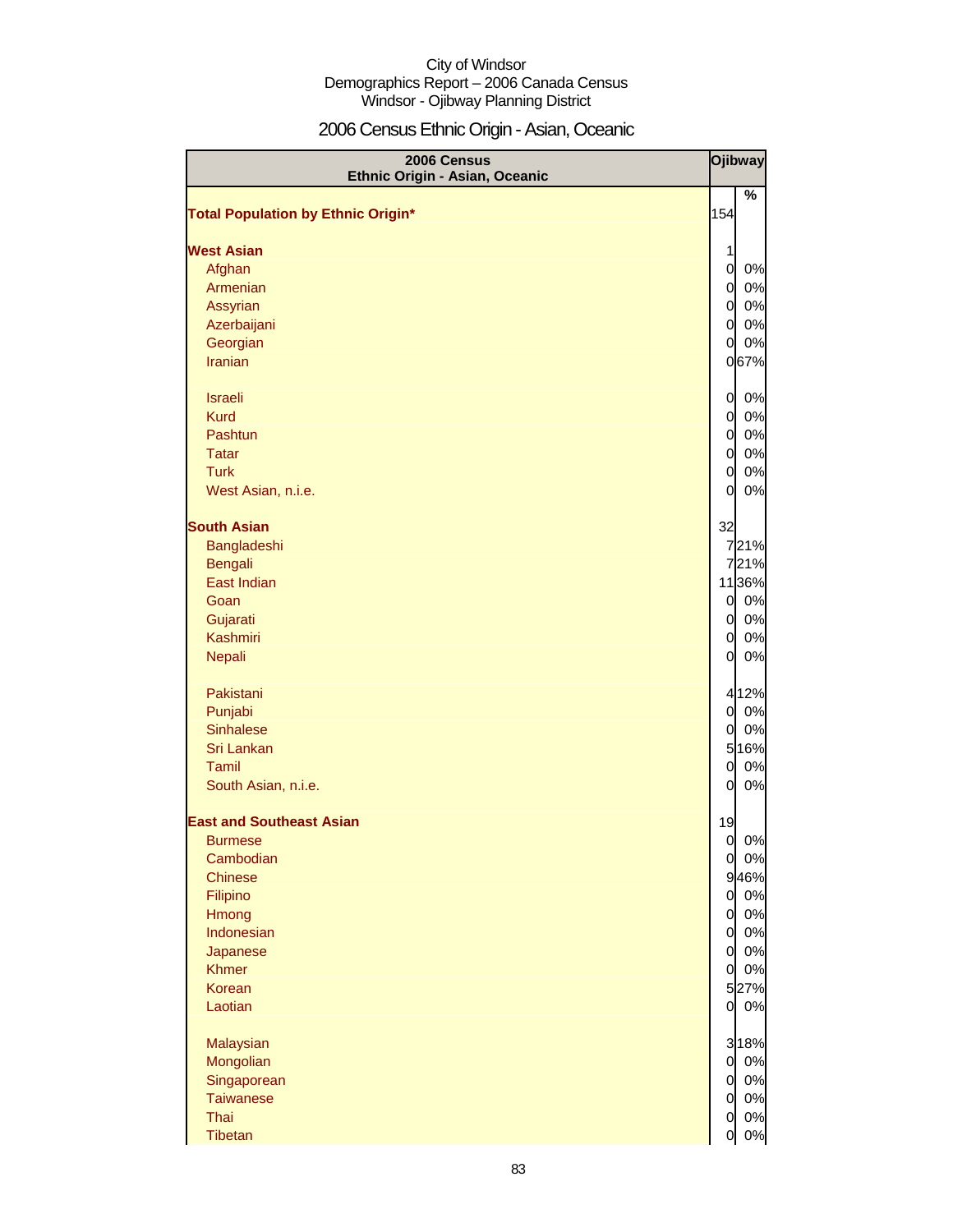City of Windsor
Demographics Report – 2006 Canada Census
Windsor - Ojibway Planning District

# 2006 Census Ethnic Origin - Asian, Oceanic

| 2006 Census Ethnic Origin - Asian, Oceanic | Ojibway | |
|---|---|---|
| | | % |
| **Total Population by Ethnic Origin*** | 154 | |
| **West Asian** | 1 | |
| Afghan | 0 | 0% |
| Armenian | 0 | 0% |
| Assyrian | 0 | 0% |
| Azerbaijani | 0 | 0% |
| Georgian | 0 | 0% |
| Iranian | 0 | 67% |
| Israeli | 0 | 0% |
| Kurd | 0 | 0% |
| Pashtun | 0 | 0% |
| Tatar | 0 | 0% |
| Turk | 0 | 0% |
| West Asian, n.i.e. | 0 | 0% |
| **South Asian** | 32 | |
| Bangladeshi | 7 | 21% |
| Bengali | 7 | 21% |
| East Indian | 11 | 36% |
| Goan | 0 | 0% |
| Gujarati | 0 | 0% |
| Kashmiri | 0 | 0% |
| Nepali | 0 | 0% |
| Pakistani | 4 | 12% |
| Punjabi | 0 | 0% |
| Sinhalese | 0 | 0% |
| Sri Lankan | 5 | 16% |
| Tamil | 0 | 0% |
| South Asian, n.i.e. | 0 | 0% |
| **East and Southeast Asian** | 19 | |
| Burmese | 0 | 0% |
| Cambodian | 0 | 0% |
| Chinese | 9 | 46% |
| Filipino | 0 | 0% |
| Hmong | 0 | 0% |
| Indonesian | 0 | 0% |
| Japanese | 0 | 0% |
| Khmer | 0 | 0% |
| Korean | 5 | 27% |
| Laotian | 0 | 0% |
| Malaysian | 3 | 18% |
| Mongolian | 0 | 0% |
| Singaporean | 0 | 0% |
| Taiwanese | 0 | 0% |
| Thai | 0 | 0% |
| Tibetan | 0 | 0% |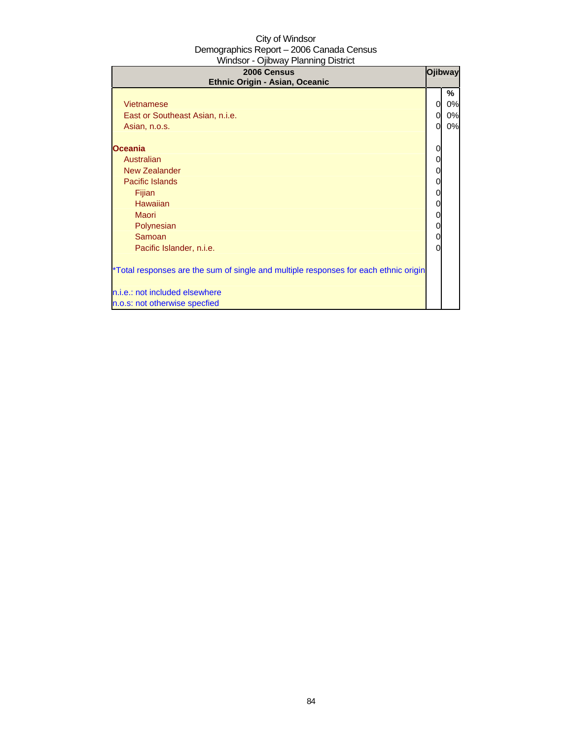City of Windsor
Demographics Report – 2006 Canada Census
Windsor - Ojibway Planning District

| 2006 Census<br>Ethnic Origin - Asian, Oceanic | Ojibway | |
|---|---|---|
| | | % |
| Vietnamese | 0 | 0% |
| East or Southeast Asian, n.i.e. | 0 | 0% |
| Asian, n.o.s. | 0 | 0% |
| | | |
| **Oceania** | 0 | |
| Australian | 0 | |
| New Zealander | 0 | |
| Pacific Islands | 0 | |
| Fijian | 0 | |
| Hawaiian | 0 | |
| Maori | 0 | |
| Polynesian | 0 | |
| Samoan | 0 | |
| Pacific Islander, n.i.e. | 0 | |
| | | |
| *Total responses are the sum of single and multiple responses for each ethnic origin | | |
| | | |
| n.i.e.: not included elsewhere | | |
| n.o.s: not otherwise specfied | | |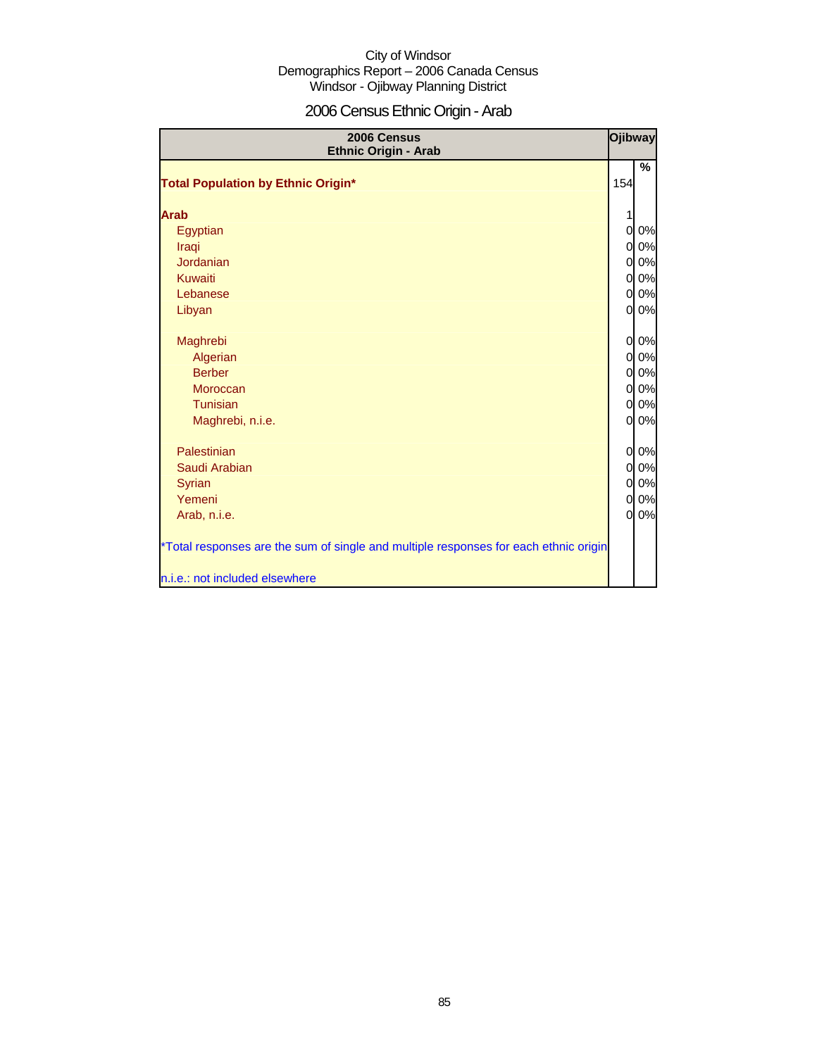City of Windsor
Demographics Report – 2006 Canada Census
Windsor - Ojibway Planning District

# 2006 Census Ethnic Origin - Arab

| 2006 Census Ethnic Origin - Arab | Ojibway | |
|---|---|---|
| | | % |
| **Total Population by Ethnic Origin*** | 154 | |
| **Arab** | 1 | |
| Egyptian | 0 | 0% |
| Iraqi | 0 | 0% |
| Jordanian | 0 | 0% |
| Kuwaiti | 0 | 0% |
| Lebanese | 0 | 0% |
| Libyan | 0 | 0% |
| Maghrebi | 0 | 0% |
| Algerian | 0 | 0% |
| Berber | 0 | 0% |
| Moroccan | 0 | 0% |
| Tunisian | 0 | 0% |
| Maghrebi, n.i.e. | 0 | 0% |
| Palestinian | 0 | 0% |
| Saudi Arabian | 0 | 0% |
| Syrian | 0 | 0% |
| Yemeni | 0 | 0% |
| Arab, n.i.e. | 0 | 0% |

*Total responses are the sum of single and multiple responses for each ethnic origin

n.i.e.: not included elsewhere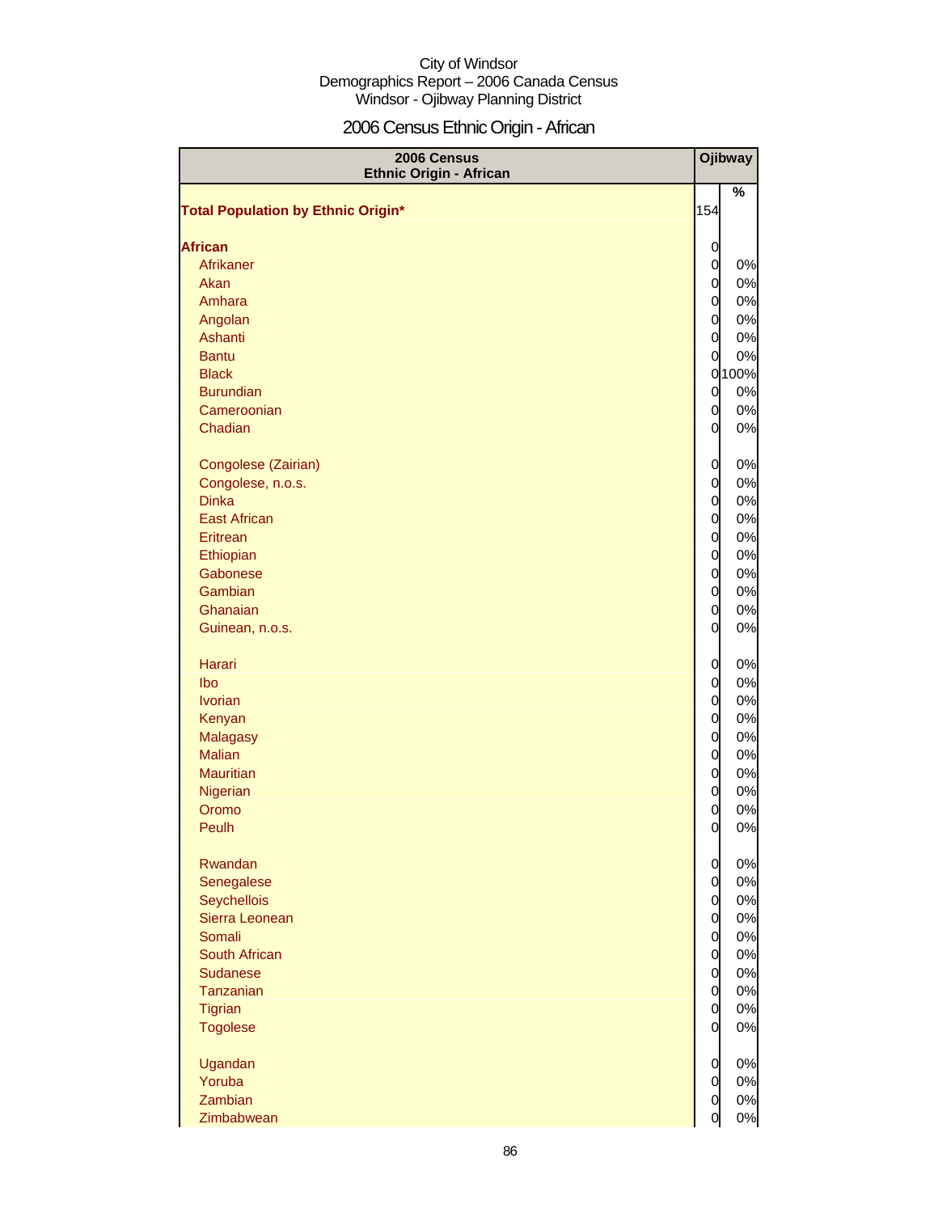City of Windsor
Demographics Report – 2006 Canada Census
Windsor - Ojibway Planning District

## 2006 Census Ethnic Origin - African

| 2006 Census Ethnic Origin - African | Ojibway | |
|---|---|---|
| | | % |
| **Total Population by Ethnic Origin*** | 154 | |
| **African** | 0 | |
| Afrikaner | 0 | 0% |
| Akan | 0 | 0% |
| Amhara | 0 | 0% |
| Angolan | 0 | 0% |
| Ashanti | 0 | 0% |
| Bantu | 0 | 0% |
| Black | 0 | 100% |
| Burundian | 0 | 0% |
| Cameroonian | 0 | 0% |
| Chadian | 0 | 0% |
| Congolese (Zairian) | 0 | 0% |
| Congolese, n.o.s. | 0 | 0% |
| Dinka | 0 | 0% |
| East African | 0 | 0% |
| Eritrean | 0 | 0% |
| Ethiopian | 0 | 0% |
| Gabonese | 0 | 0% |
| Gambian | 0 | 0% |
| Ghanaian | 0 | 0% |
| Guinean, n.o.s. | 0 | 0% |
| Harari | 0 | 0% |
| Ibo | 0 | 0% |
| Ivorian | 0 | 0% |
| Kenyan | 0 | 0% |
| Malagasy | 0 | 0% |
| Malian | 0 | 0% |
| Mauritian | 0 | 0% |
| Nigerian | 0 | 0% |
| Oromo | 0 | 0% |
| Peulh | 0 | 0% |
| Rwandan | 0 | 0% |
| Senegalese | 0 | 0% |
| Seychellois | 0 | 0% |
| Sierra Leonean | 0 | 0% |
| Somali | 0 | 0% |
| South African | 0 | 0% |
| Sudanese | 0 | 0% |
| Tanzanian | 0 | 0% |
| Tigrian | 0 | 0% |
| Togolese | 0 | 0% |
| Ugandan | 0 | 0% |
| Yoruba | 0 | 0% |
| Zambian | 0 | 0% |
| Zimbabwean | 0 | 0% |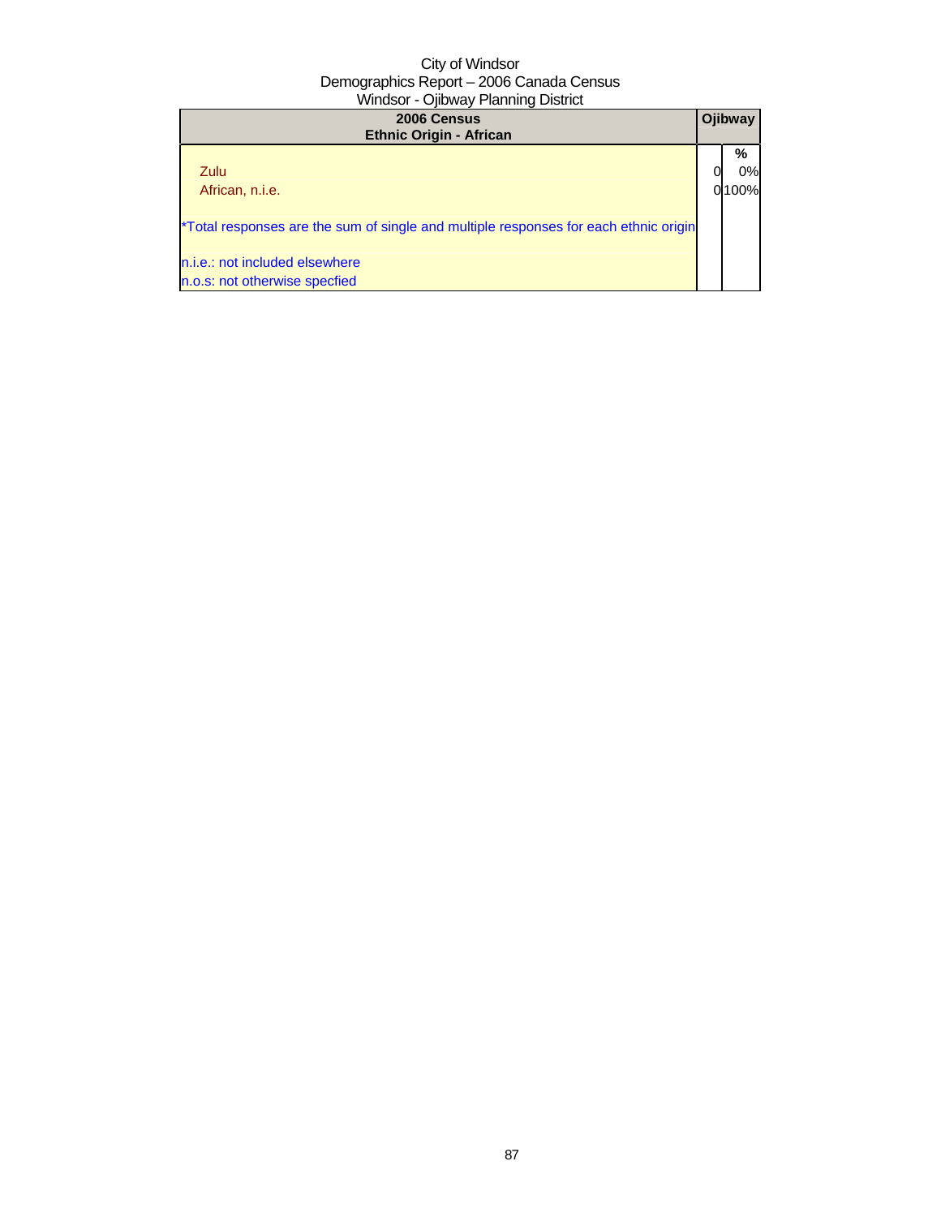City of Windsor
Demographics Report – 2006 Canada Census
Windsor - Ojibway Planning District

| 2006 Census<br>Ethnic Origin - African | Ojibway | |
|---|---|---|
| | | % |
| Zulu | 0 | 0% |
| African, n.i.e. | 0 | 100% |
| *Total responses are the sum of single and multiple responses for each ethnic origin | | |
| n.i.e.: not included elsewhere | | |
| n.o.s: not otherwise specfied | | |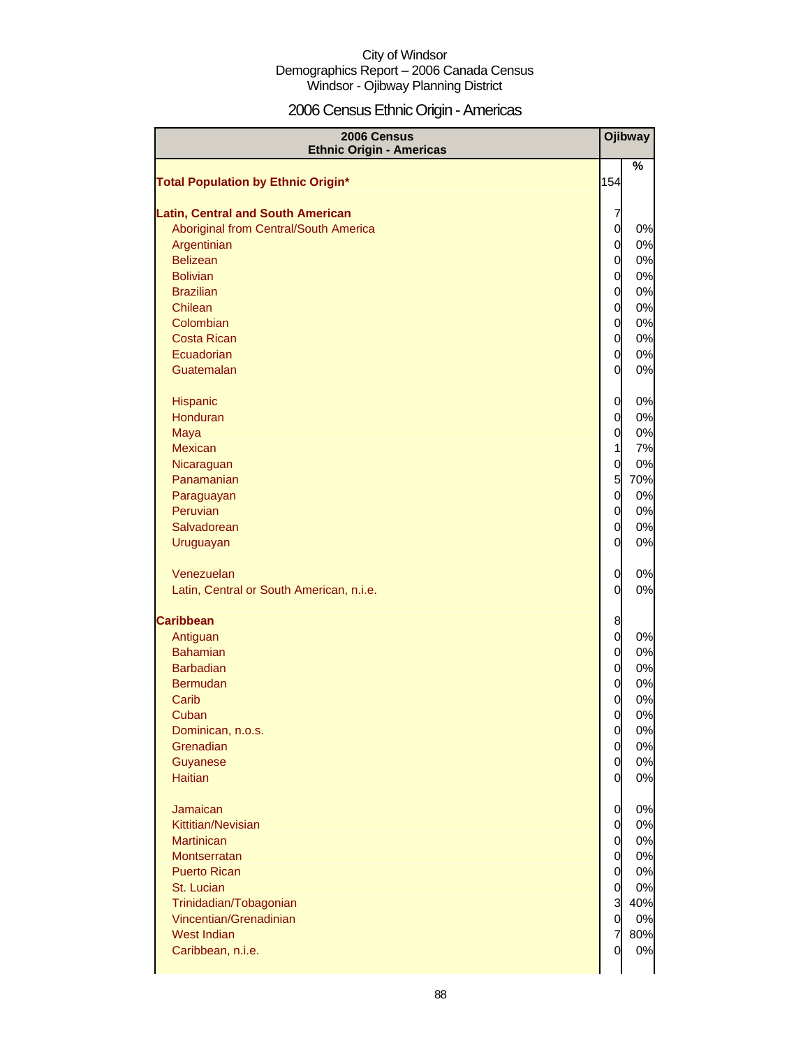City of Windsor
Demographics Report – 2006 Canada Census
Windsor - Ojibway Planning District

# 2006 Census Ethnic Origin - Americas

| 2006 Census Ethnic Origin - Americas | Ojibway | |
|---|---|---|
| | | % |
| **Total Population by Ethnic Origin*** | 154 | |
| **Latin, Central and South American** | 7 | |
| Aboriginal from Central/South America | 0 | 0% |
| Argentinian | 0 | 0% |
| Belizean | 0 | 0% |
| Bolivian | 0 | 0% |
| Brazilian | 0 | 0% |
| Chilean | 0 | 0% |
| Colombian | 0 | 0% |
| Costa Rican | 0 | 0% |
| Ecuadorian | 0 | 0% |
| Guatemalan | 0 | 0% |
| Hispanic | 0 | 0% |
| Honduran | 0 | 0% |
| Maya | 0 | 0% |
| Mexican | 1 | 7% |
| Nicaraguan | 0 | 0% |
| Panamanian | 5 | 70% |
| Paraguayan | 0 | 0% |
| Peruvian | 0 | 0% |
| Salvadorean | 0 | 0% |
| Uruguayan | 0 | 0% |
| Venezuelan | 0 | 0% |
| Latin, Central or South American, n.i.e. | 0 | 0% |
| **Caribbean** | 8 | |
| Antiguan | 0 | 0% |
| Bahamian | 0 | 0% |
| Barbadian | 0 | 0% |
| Bermudan | 0 | 0% |
| Carib | 0 | 0% |
| Cuban | 0 | 0% |
| Dominican, n.o.s. | 0 | 0% |
| Grenadian | 0 | 0% |
| Guyanese | 0 | 0% |
| Haitian | 0 | 0% |
| Jamaican | 0 | 0% |
| Kittitian/Nevisian | 0 | 0% |
| Martinican | 0 | 0% |
| Montserratan | 0 | 0% |
| Puerto Rican | 0 | 0% |
| St. Lucian | 0 | 0% |
| Trinidadian/Tobagonian | 3 | 40% |
| Vincentian/Grenadinian | 0 | 0% |
| West Indian | 7 | 80% |
| Caribbean, n.i.e. | 0 | 0% |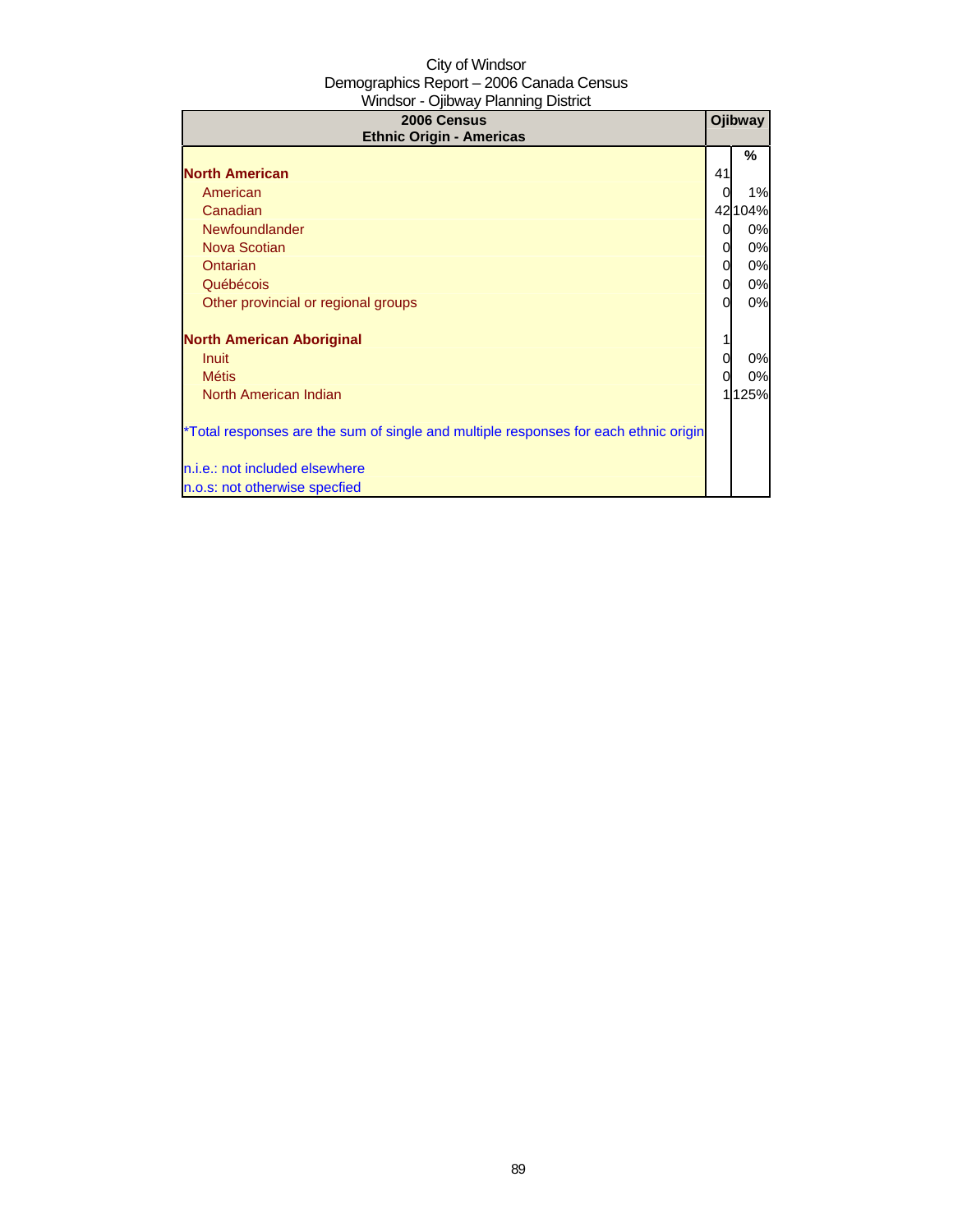City of Windsor
Demographics Report – 2006 Canada Census
Windsor - Ojibway Planning District

| 2006 Census<br>Ethnic Origin - Americas | Ojibway | |
|---|---|---|
| | | % |
| **North American** | 41 | |
| American | 0 | 1% |
| Canadian | 42 | 104% |
| Newfoundlander | 0 | 0% |
| Nova Scotian | 0 | 0% |
| Ontarian | 0 | 0% |
| Québécois | 0 | 0% |
| Other provincial or regional groups | 0 | 0% |
| | | |
| **North American Aboriginal** | 1 | |
| Inuit | 0 | 0% |
| Métis | 0 | 0% |
| North American Indian | 1 | 125% |
| | | |
| *Total responses are the sum of single and multiple responses for each ethnic origin | | |
| | | |
| n.i.e.: not included elsewhere | | |
| n.o.s: not otherwise specfied | | |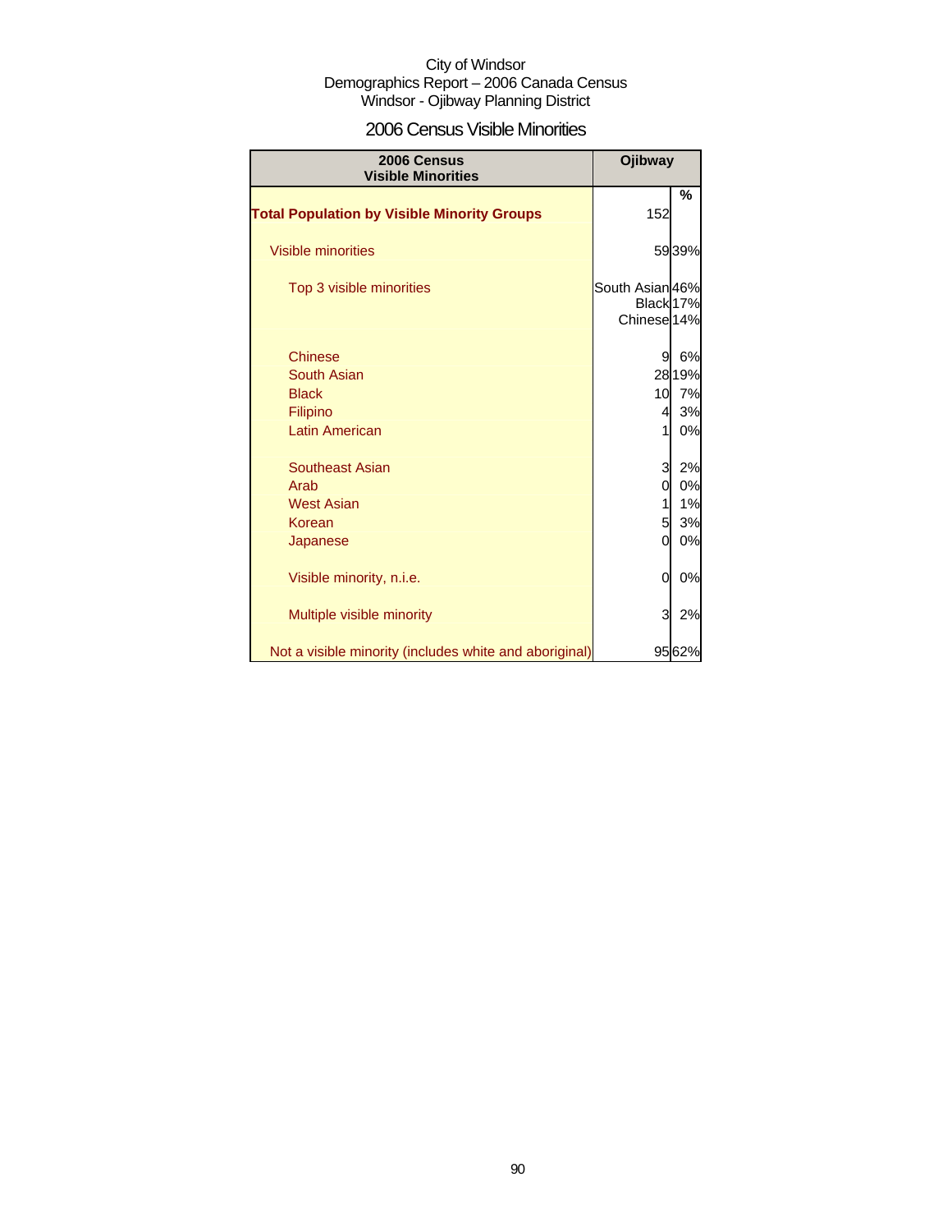City of Windsor
Demographics Report – 2006 Canada Census
Windsor - Ojibway Planning District

## 2006 Census Visible Minorities

| 2006 Census Visible Minorities | Ojibway | |
|---|---|---|
| | | % |
| **Total Population by Visible Minority Groups** | 152 | |
| Visible minorities | 59 | 39% |
| Top 3 visible minorities | South Asian | 46% |
| | Black | 17% |
| | Chinese | 14% |
| Chinese | 9 | 6% |
| South Asian | 28 | 19% |
| Black | 10 | 7% |
| Filipino | 4 | 3% |
| Latin American | 1 | 0% |
| Southeast Asian | 3 | 2% |
| Arab | 0 | 0% |
| West Asian | 1 | 1% |
| Korean | 5 | 3% |
| Japanese | 0 | 0% |
| Visible minority, n.i.e. | 0 | 0% |
| Multiple visible minority | 3 | 2% |
| Not a visible minority (includes white and aboriginal) | 95 | 62% |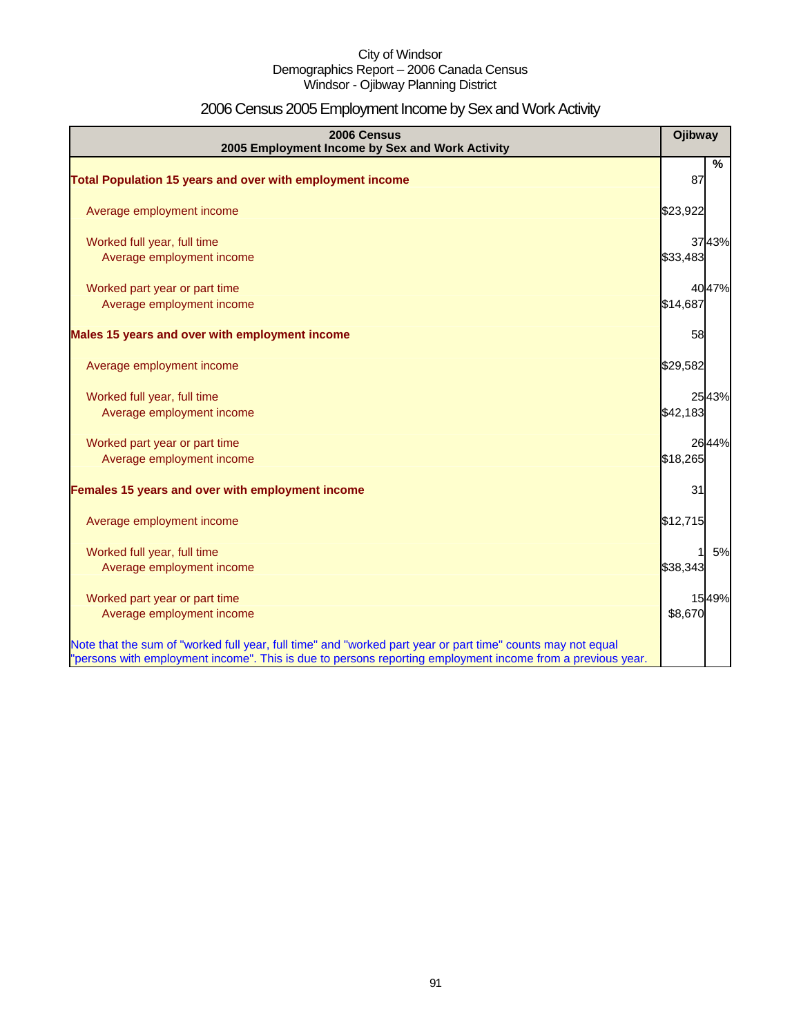City of Windsor
Demographics Report – 2006 Canada Census
Windsor - Ojibway Planning District

# 2006 Census 2005 Employment Income by Sex and Work Activity

| 2006 Census<br>2005 Employment Income by Sex and Work Activity | Ojibway | % |
|---|---|---|
| **Total Population 15 years and over with employment income** | 87 | |
| Average employment income | $23,922 | |
| Worked full year, full time | 37 | 43% |
| Average employment income | $33,483 | |
| Worked part year or part time | 40 | 47% |
| Average employment income | $14,687 | |
| **Males 15 years and over with employment income** | 58 | |
| Average employment income | $29,582 | |
| Worked full year, full time | 25 | 43% |
| Average employment income | $42,183 | |
| Worked part year or part time | 26 | 44% |
| Average employment income | $18,265 | |
| **Females 15 years and over with employment income** | 31 | |
| Average employment income | $12,715 | |
| Worked full year, full time | 1 | 5% |
| Average employment income | $38,343 | |
| Worked part year or part time | 15 | 49% |
| Average employment income | $8,670 | |

Note that the sum of "worked full year, full time" and "worked part year or part time" counts may not equal "persons with employment income". This is due to persons reporting employment income from a previous year.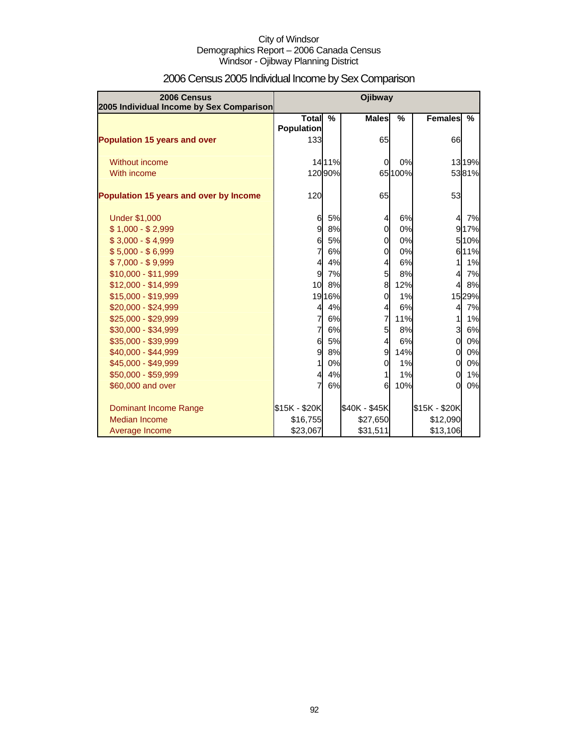City of Windsor
Demographics Report – 2006 Canada Census
Windsor - Ojibway Planning District

# 2006 Census 2005 Individual Income by Sex Comparison

| 2006 Census 2005 Individual Income by Sex Comparison | Ojibway | | | | | |
|---|---|---|---|---|---|---|
| | Total Population | % | Males | % | Females | % |
| **Population 15 years and over** | 133 | | 65 | | 66 | |
| Without income | 14 | 11% | 0 | 0% | 13 | 19% |
| With income | 120 | 90% | 65 | 100% | 53 | 81% |
| **Population 15 years and over by Income** | 120 | | 65 | | 53 | |
| Under $1,000 | 6 | 5% | 4 | 6% | 4 | 7% |
| $ 1,000 - $ 2,999 | 9 | 8% | 0 | 0% | 9 | 17% |
| $ 3,000 - $ 4,999 | 6 | 5% | 0 | 0% | 5 | 10% |
| $ 5,000 - $ 6,999 | 7 | 6% | 0 | 0% | 6 | 11% |
| $ 7,000 - $ 9,999 | 4 | 4% | 4 | 6% | 1 | 1% |
| $10,000 - $11,999 | 9 | 7% | 5 | 8% | 4 | 7% |
| $12,000 - $14,999 | 10 | 8% | 8 | 12% | 4 | 8% |
| $15,000 - $19,999 | 19 | 16% | 0 | 1% | 15 | 29% |
| $20,000 - $24,999 | 4 | 4% | 4 | 6% | 4 | 7% |
| $25,000 - $29,999 | 7 | 6% | 7 | 11% | 1 | 1% |
| $30,000 - $34,999 | 7 | 6% | 5 | 8% | 3 | 6% |
| $35,000 - $39,999 | 6 | 5% | 4 | 6% | 0 | 0% |
| $40,000 - $44,999 | 9 | 8% | 9 | 14% | 0 | 0% |
| $45,000 - $49,999 | 1 | 0% | 0 | 1% | 0 | 0% |
| $50,000 - $59,999 | 4 | 4% | 1 | 1% | 0 | 1% |
| $60,000 and over | 7 | 6% | 6 | 10% | 0 | 0% |
| Dominant Income Range | $15K - $20K | | $40K - $45K | | $15K - $20K | |
| Median Income | $16,755 | | $27,650 | | $12,090 | |
| Average Income | $23,067 | | $31,511 | | $13,106 | |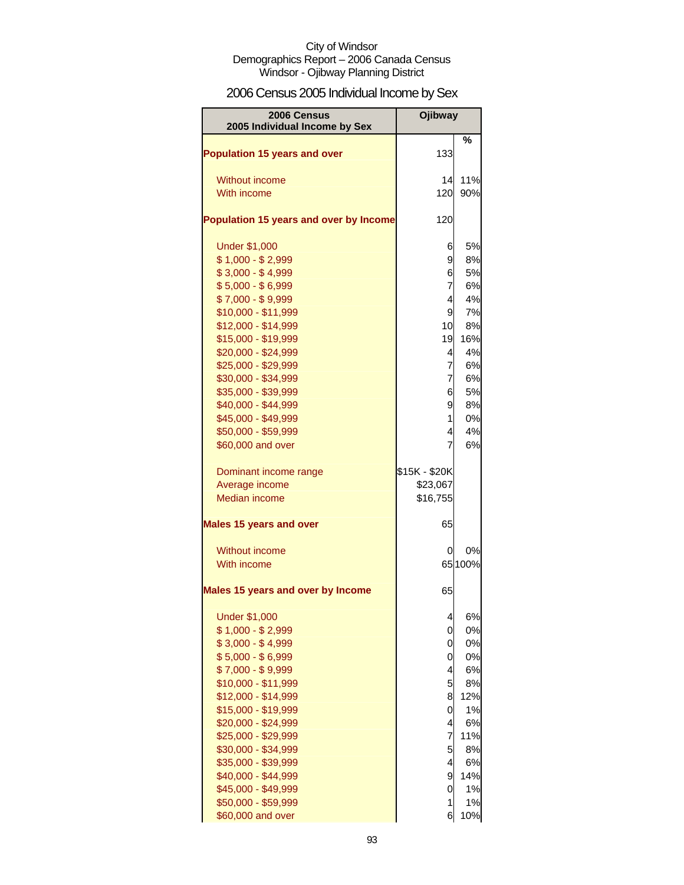City of Windsor
Demographics Report – 2006 Canada Census
Windsor - Ojibway Planning District

# 2006 Census 2005 Individual Income by Sex

| 2006 Census 2005 Individual Income by Sex | Ojibway | |
|---|---|---|
| | | % |
| **Population 15 years and over** | 133 | |
| Without income | 14 | 11% |
| With income | 120 | 90% |
| **Population 15 years and over by Income** | 120 | |
| Under $1,000 | 6 | 5% |
| $ 1,000 - $ 2,999 | 9 | 8% |
| $ 3,000 - $ 4,999 | 6 | 5% |
| $ 5,000 - $ 6,999 | 7 | 6% |
| $ 7,000 - $ 9,999 | 4 | 4% |
| $10,000 - $11,999 | 9 | 7% |
| $12,000 - $14,999 | 10 | 8% |
| $15,000 - $19,999 | 19 | 16% |
| $20,000 - $24,999 | 4 | 4% |
| $25,000 - $29,999 | 7 | 6% |
| $30,000 - $34,999 | 7 | 6% |
| $35,000 - $39,999 | 6 | 5% |
| $40,000 - $44,999 | 9 | 8% |
| $45,000 - $49,999 | 1 | 0% |
| $50,000 - $59,999 | 4 | 4% |
| $60,000 and over | 7 | 6% |
| Dominant income range | $15K - $20K | |
| Average income | $23,067 | |
| Median income | $16,755 | |
| **Males 15 years and over** | 65 | |
| Without income | 0 | 0% |
| With income | 65 | 100% |
| **Males 15 years and over by Income** | 65 | |
| Under $1,000 | 4 | 6% |
| $ 1,000 - $ 2,999 | 0 | 0% |
| $ 3,000 - $ 4,999 | 0 | 0% |
| $ 5,000 - $ 6,999 | 0 | 0% |
| $ 7,000 - $ 9,999 | 4 | 6% |
| $10,000 - $11,999 | 5 | 8% |
| $12,000 - $14,999 | 8 | 12% |
| $15,000 - $19,999 | 0 | 1% |
| $20,000 - $24,999 | 4 | 6% |
| $25,000 - $29,999 | 7 | 11% |
| $30,000 - $34,999 | 5 | 8% |
| $35,000 - $39,999 | 4 | 6% |
| $40,000 - $44,999 | 9 | 14% |
| $45,000 - $49,999 | 0 | 1% |
| $50,000 - $59,999 | 1 | 1% |
| $60,000 and over | 6 | 10% |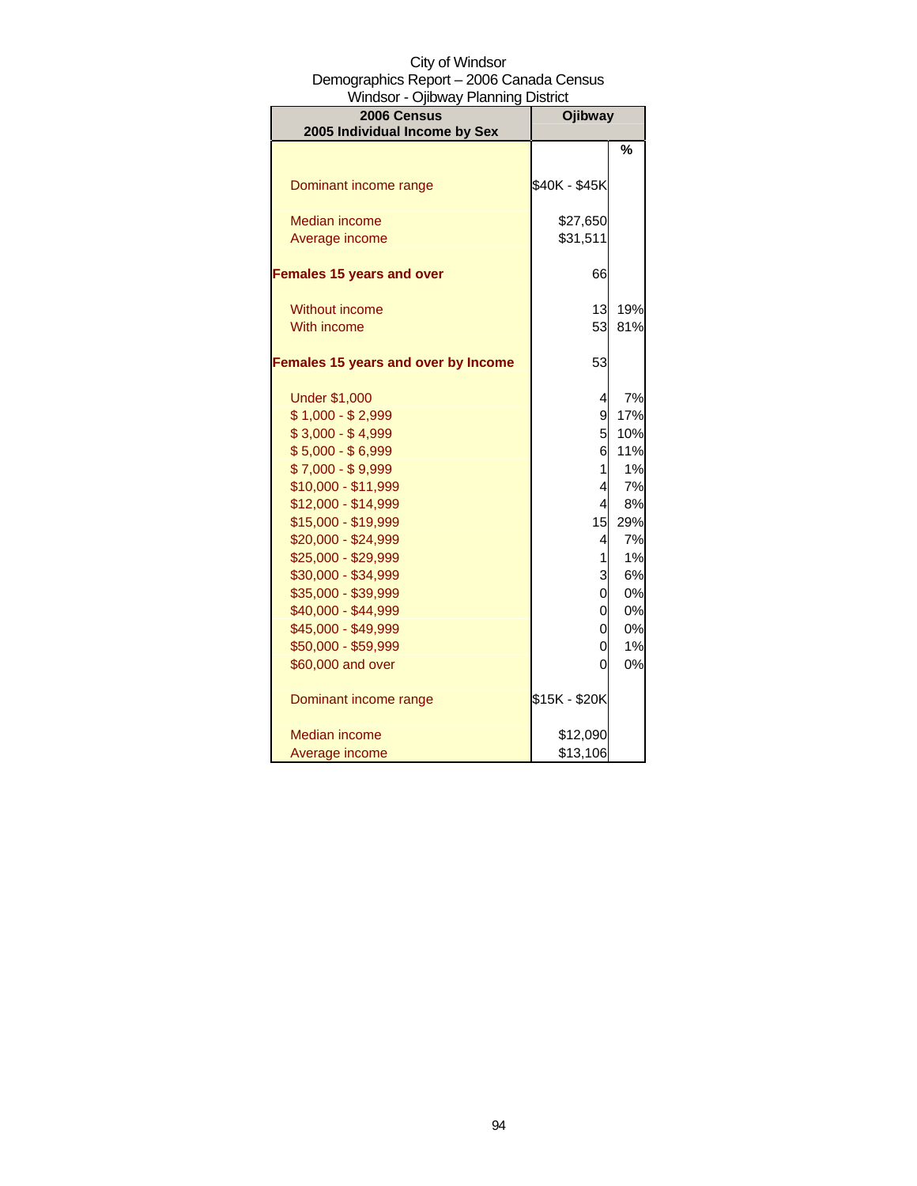City of Windsor
Demographics Report – 2006 Canada Census
Windsor - Ojibway Planning District

| 2006 Census 2005 Individual Income by Sex | Ojibway | |
|---|---|---|
| | | % |
| Dominant income range | $40K - $45K | |
| Median income | $27,650 | |
| Average income | $31,511 | |
| **Females 15 years and over** | 66 | |
| Without income | 13 | 19% |
| With income | 53 | 81% |
| **Females 15 years and over by Income** | 53 | |
| Under $1,000 | 4 | 7% |
| $ 1,000 - $ 2,999 | 9 | 17% |
| $ 3,000 - $ 4,999 | 5 | 10% |
| $ 5,000 - $ 6,999 | 6 | 11% |
| $ 7,000 - $ 9,999 | 1 | 1% |
| $10,000 - $11,999 | 4 | 7% |
| $12,000 - $14,999 | 4 | 8% |
| $15,000 - $19,999 | 15 | 29% |
| $20,000 - $24,999 | 4 | 7% |
| $25,000 - $29,999 | 1 | 1% |
| $30,000 - $34,999 | 3 | 6% |
| $35,000 - $39,999 | 0 | 0% |
| $40,000 - $44,999 | 0 | 0% |
| $45,000 - $49,999 | 0 | 0% |
| $50,000 - $59,999 | 0 | 1% |
| $60,000 and over | 0 | 0% |
| Dominant income range | $15K - $20K | |
| Median income | $12,090 | |
| Average income | $13,106 | |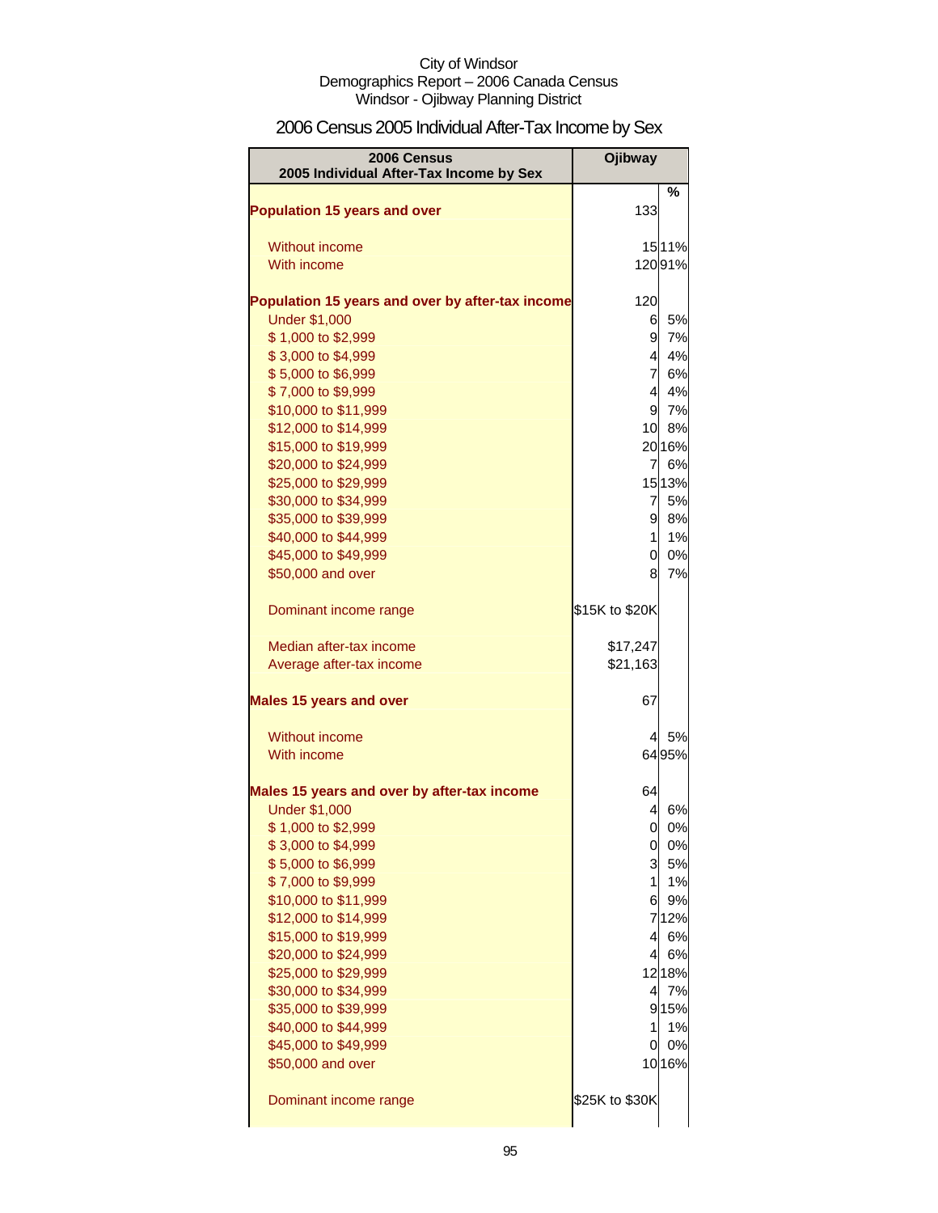City of Windsor
Demographics Report – 2006 Canada Census
Windsor - Ojibway Planning District

## 2006 Census 2005 Individual After-Tax Income by Sex

| 2006 Census<br>2005 Individual After-Tax Income by Sex | Ojibway | |
|---|---|---|
| | | % |
| **Population 15 years and over** | 133 | |
| Without income | 15 | 11% |
| With income | 120 | 91% |
| **Population 15 years and over by after-tax income** | 120 | |
| Under $1,000 | 6 | 5% |
| $ 1,000 to $2,999 | 9 | 7% |
| $ 3,000 to $4,999 | 4 | 4% |
| $ 5,000 to $6,999 | 7 | 6% |
| $ 7,000 to $9,999 | 4 | 4% |
| $10,000 to $11,999 | 9 | 7% |
| $12,000 to $14,999 | 10 | 8% |
| $15,000 to $19,999 | 20 | 16% |
| $20,000 to $24,999 | 7 | 6% |
| $25,000 to $29,999 | 15 | 13% |
| $30,000 to $34,999 | 7 | 5% |
| $35,000 to $39,999 | 9 | 8% |
| $40,000 to $44,999 | 1 | 1% |
| $45,000 to $49,999 | 0 | 0% |
| $50,000 and over | 8 | 7% |
| Dominant income range | $15K to $20K | |
| Median after-tax income | $17,247 | |
| Average after-tax income | $21,163 | |
| **Males 15 years and over** | 67 | |
| Without income | 4 | 5% |
| With income | 64 | 95% |
| **Males 15 years and over by after-tax income** | 64 | |
| Under $1,000 | 4 | 6% |
| $ 1,000 to $2,999 | 0 | 0% |
| $ 3,000 to $4,999 | 0 | 0% |
| $ 5,000 to $6,999 | 3 | 5% |
| $ 7,000 to $9,999 | 1 | 1% |
| $10,000 to $11,999 | 6 | 9% |
| $12,000 to $14,999 | 7 | 12% |
| $15,000 to $19,999 | 4 | 6% |
| $20,000 to $24,999 | 4 | 6% |
| $25,000 to $29,999 | 12 | 18% |
| $30,000 to $34,999 | 4 | 7% |
| $35,000 to $39,999 | 9 | 15% |
| $40,000 to $44,999 | 1 | 1% |
| $45,000 to $49,999 | 0 | 0% |
| $50,000 and over | 10 | 16% |
| Dominant income range | $25K to $30K | |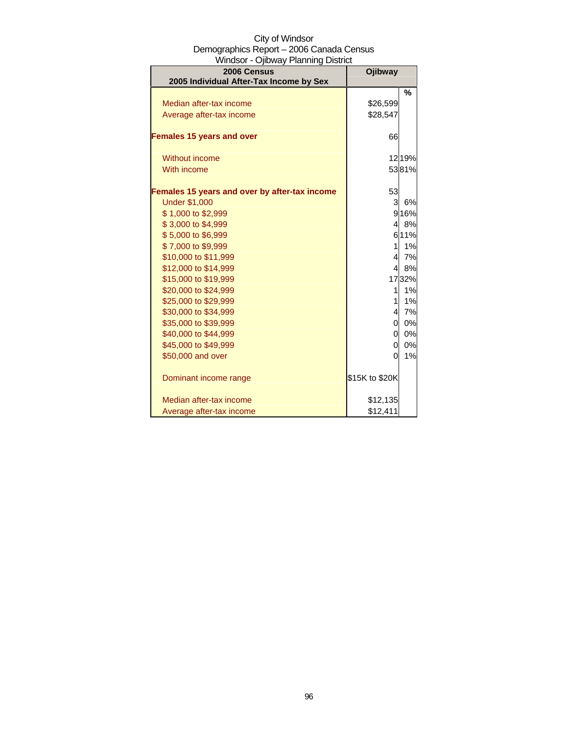City of Windsor
Demographics Report – 2006 Canada Census
Windsor - Ojibway Planning District

| 2006 Census<br>2005 Individual After-Tax Income by Sex | Ojibway | |
|---|---|---|
| | | % |
| Median after-tax income | $26,599 | |
| Average after-tax income | $28,547 | |
| **Females 15 years and over** | 66 | |
| Without income | 12 | 19% |
| With income | 53 | 81% |
| **Females 15 years and over by after-tax income** | 53 | |
| Under $1,000 | 3 | 6% |
| $ 1,000 to $2,999 | 9 | 16% |
| $ 3,000 to $4,999 | 4 | 8% |
| $ 5,000 to $6,999 | 6 | 11% |
| $ 7,000 to $9,999 | 1 | 1% |
| $10,000 to $11,999 | 4 | 7% |
| $12,000 to $14,999 | 4 | 8% |
| $15,000 to $19,999 | 17 | 32% |
| $20,000 to $24,999 | 1 | 1% |
| $25,000 to $29,999 | 1 | 1% |
| $30,000 to $34,999 | 4 | 7% |
| $35,000 to $39,999 | 0 | 0% |
| $40,000 to $44,999 | 0 | 0% |
| $45,000 to $49,999 | 0 | 0% |
| $50,000 and over | 0 | 1% |
| Dominant income range | $15K to $20K | |
| Median after-tax income | $12,135 | |
| Average after-tax income | $12,411 | |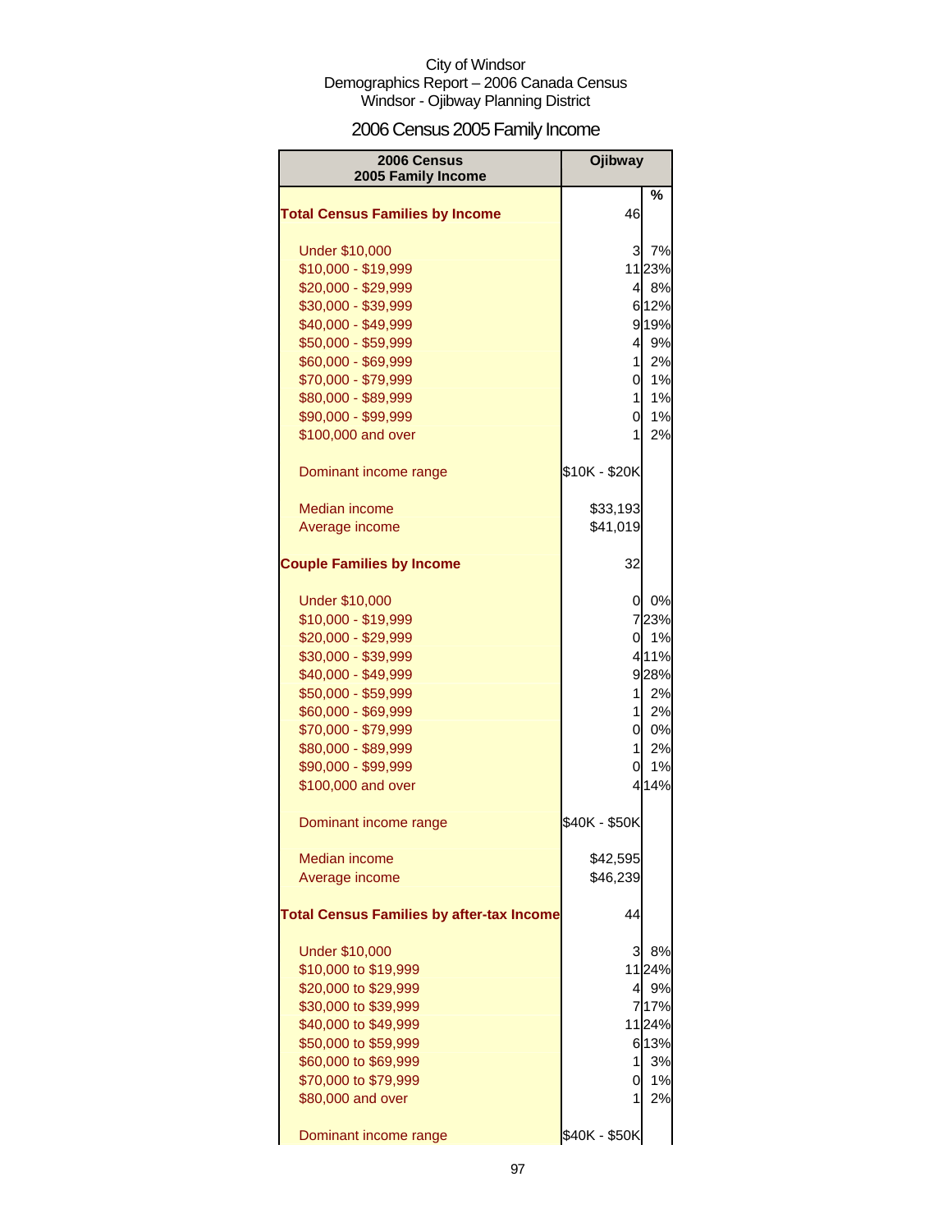City of Windsor
Demographics Report – 2006 Canada Census
Windsor - Ojibway Planning District

# 2006 Census 2005 Family Income

| 2006 Census 2005 Family Income | Ojibway | % |
|---|---|---|
| **Total Census Families by Income** | 46 | |
| Under $10,000 | 3 | 7% |
| $10,000 - $19,999 | 11 | 23% |
| $20,000 - $29,999 | 4 | 8% |
| $30,000 - $39,999 | 6 | 12% |
| $40,000 - $49,999 | 9 | 19% |
| $50,000 - $59,999 | 4 | 9% |
| $60,000 - $69,999 | 1 | 2% |
| $70,000 - $79,999 | 0 | 1% |
| $80,000 - $89,999 | 1 | 1% |
| $90,000 - $99,999 | 0 | 1% |
| $100,000 and over | 1 | 2% |
| Dominant income range | $10K - $20K | |
| Median income | $33,193 | |
| Average income | $41,019 | |
| **Couple Families by Income** | 32 | |
| Under $10,000 | 0 | 0% |
| $10,000 - $19,999 | 7 | 23% |
| $20,000 - $29,999 | 0 | 1% |
| $30,000 - $39,999 | 4 | 11% |
| $40,000 - $49,999 | 9 | 28% |
| $50,000 - $59,999 | 1 | 2% |
| $60,000 - $69,999 | 1 | 2% |
| $70,000 - $79,999 | 0 | 0% |
| $80,000 - $89,999 | 1 | 2% |
| $90,000 - $99,999 | 0 | 1% |
| $100,000 and over | 4 | 14% |
| Dominant income range | $40K - $50K | |
| Median income | $42,595 | |
| Average income | $46,239 | |
| **Total Census Families by after-tax Income** | 44 | |
| Under $10,000 | 3 | 8% |
| $10,000 to $19,999 | 11 | 24% |
| $20,000 to $29,999 | 4 | 9% |
| $30,000 to $39,999 | 7 | 17% |
| $40,000 to $49,999 | 11 | 24% |
| $50,000 to $59,999 | 6 | 13% |
| $60,000 to $69,999 | 1 | 3% |
| $70,000 to $79,999 | 0 | 1% |
| $80,000 and over | 1 | 2% |
| Dominant income range | $40K - $50K | |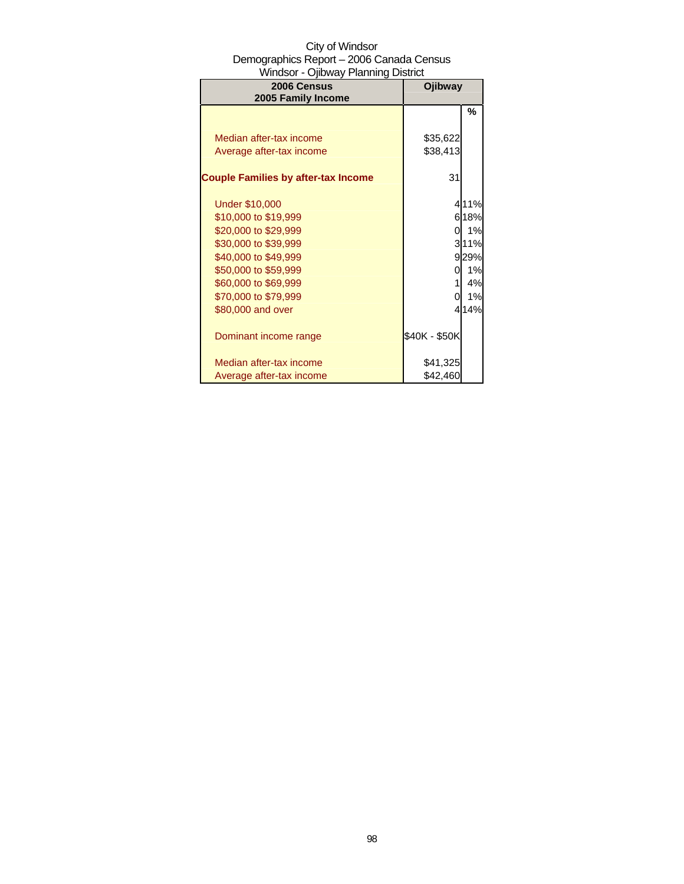City of Windsor
Demographics Report – 2006 Canada Census
Windsor - Ojibway Planning District

| 2006 Census<br>2005 Family Income | Ojibway | |
|---|---|---|
| | | % |
| Median after-tax income | $35,622 | |
| Average after-tax income | $38,413 | |
| **Couple Families by after-tax Income** | 31 | |
| Under $10,000 | 4 | 11% |
| $10,000 to $19,999 | 6 | 18% |
| $20,000 to $29,999 | 0 | 1% |
| $30,000 to $39,999 | 3 | 11% |
| $40,000 to $49,999 | 9 | 29% |
| $50,000 to $59,999 | 0 | 1% |
| $60,000 to $69,999 | 1 | 4% |
| $70,000 to $79,999 | 0 | 1% |
| $80,000 and over | 4 | 14% |
| Dominant income range | $40K - $50K | |
| Median after-tax income | $41,325 | |
| Average after-tax income | $42,460 | |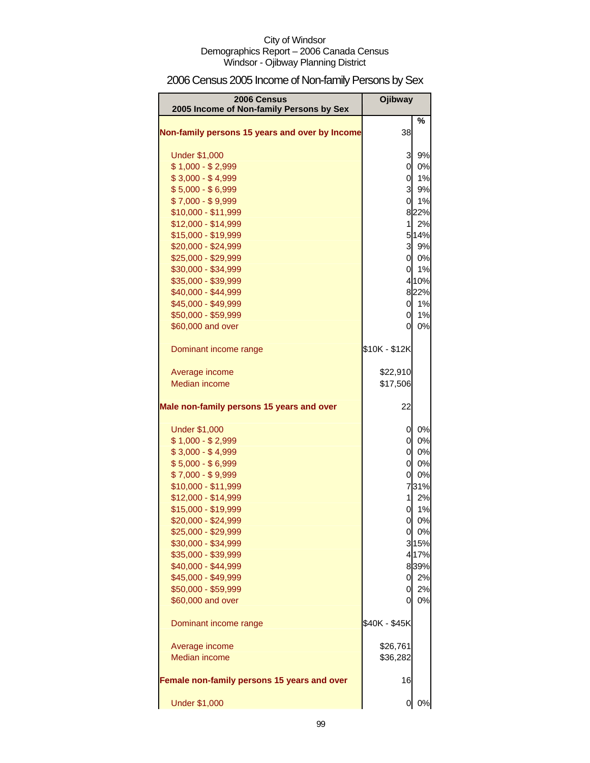City of Windsor
Demographics Report – 2006 Canada Census
Windsor - Ojibway Planning District

## 2006 Census 2005 Income of Non-family Persons by Sex

| 2006 Census<br>2005 Income of Non-family Persons by Sex | Ojibway | |
|---|---|---|
| | | % |
| **Non-family persons 15 years and over by Income** | 38 | |
| Under $1,000 | 3 | 9% |
| $ 1,000 - $ 2,999 | 0 | 0% |
| $ 3,000 - $ 4,999 | 0 | 1% |
| $ 5,000 - $ 6,999 | 3 | 9% |
| $ 7,000 - $ 9,999 | 0 | 1% |
| $10,000 - $11,999 | 8 | 22% |
| $12,000 - $14,999 | 1 | 2% |
| $15,000 - $19,999 | 5 | 14% |
| $20,000 - $24,999 | 3 | 9% |
| $25,000 - $29,999 | 0 | 0% |
| $30,000 - $34,999 | 0 | 1% |
| $35,000 - $39,999 | 4 | 10% |
| $40,000 - $44,999 | 8 | 22% |
| $45,000 - $49,999 | 0 | 1% |
| $50,000 - $59,999 | 0 | 1% |
| $60,000 and over | 0 | 0% |
| Dominant income range | $10K - $12K | |
| Average income | $22,910 | |
| Median income | $17,506 | |
| **Male non-family persons 15 years and over** | 22 | |
| Under $1,000 | 0 | 0% |
| $ 1,000 - $ 2,999 | 0 | 0% |
| $ 3,000 - $ 4,999 | 0 | 0% |
| $ 5,000 - $ 6,999 | 0 | 0% |
| $ 7,000 - $ 9,999 | 0 | 0% |
| $10,000 - $11,999 | 7 | 31% |
| $12,000 - $14,999 | 1 | 2% |
| $15,000 - $19,999 | 0 | 1% |
| $20,000 - $24,999 | 0 | 0% |
| $25,000 - $29,999 | 0 | 0% |
| $30,000 - $34,999 | 3 | 15% |
| $35,000 - $39,999 | 4 | 17% |
| $40,000 - $44,999 | 8 | 39% |
| $45,000 - $49,999 | 0 | 2% |
| $50,000 - $59,999 | 0 | 2% |
| $60,000 and over | 0 | 0% |
| Dominant income range | $40K - $45K | |
| Average income | $26,761 | |
| Median income | $36,282 | |
| **Female non-family persons 15 years and over** | 16 | |
| Under $1,000 | 0 | 0% |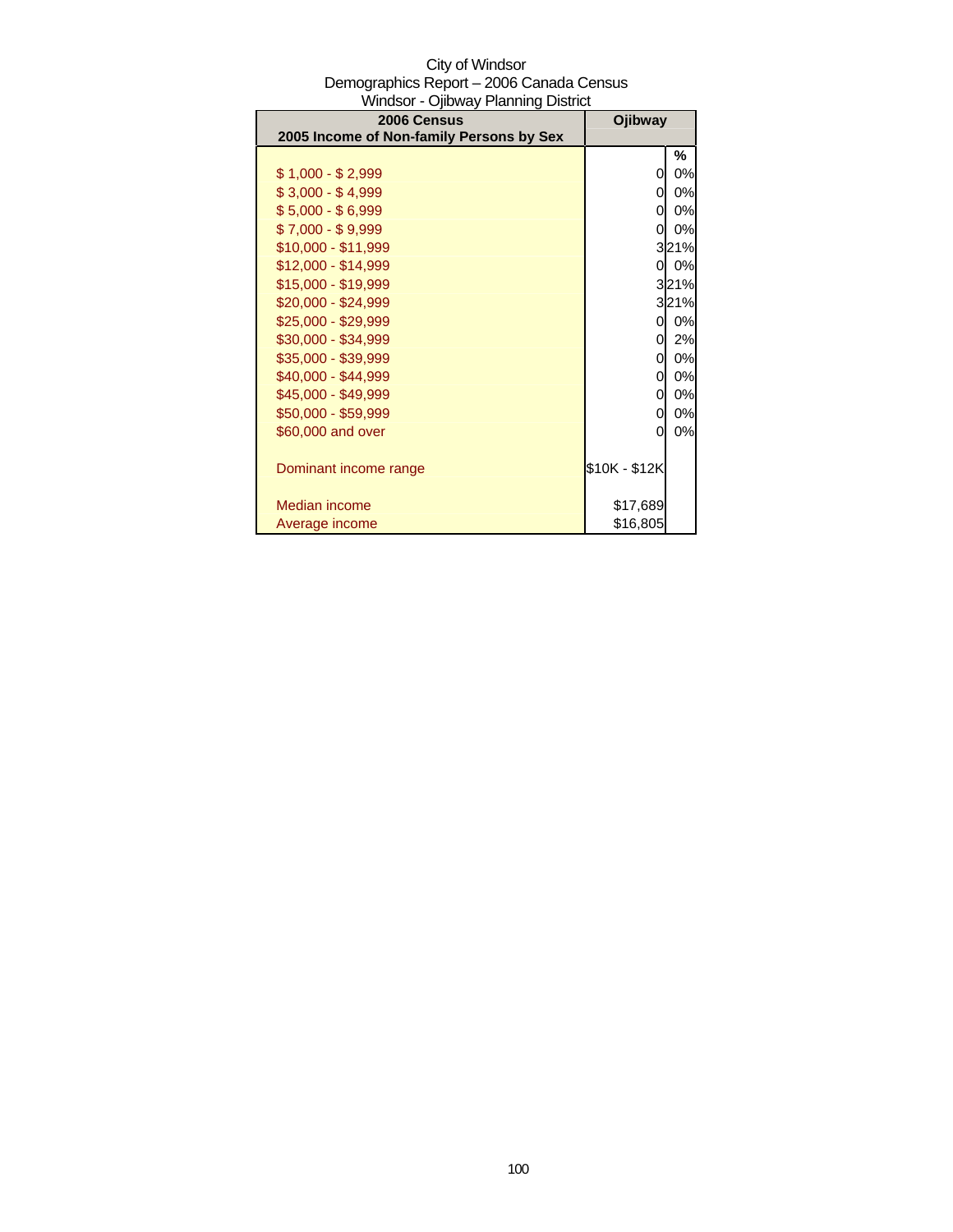City of Windsor
Demographics Report – 2006 Canada Census
Windsor - Ojibway Planning District

| 2006 Census<br>2005 Income of Non-family Persons by Sex | Ojibway | |
|---|---|---|
| | | % |
| $ 1,000 - $ 2,999 | 0 | 0% |
| $ 3,000 - $ 4,999 | 0 | 0% |
| $ 5,000 - $ 6,999 | 0 | 0% |
| $ 7,000 - $ 9,999 | 0 | 0% |
| $10,000 - $11,999 | 3 | 21% |
| $12,000 - $14,999 | 0 | 0% |
| $15,000 - $19,999 | 3 | 21% |
| $20,000 - $24,999 | 3 | 21% |
| $25,000 - $29,999 | 0 | 0% |
| $30,000 - $34,999 | 0 | 2% |
| $35,000 - $39,999 | 0 | 0% |
| $40,000 - $44,999 | 0 | 0% |
| $45,000 - $49,999 | 0 | 0% |
| $50,000 - $59,999 | 0 | 0% |
| $60,000 and over | 0 | 0% |
| | | |
| Dominant income range | $10K - $12K | |
| | | |
| Median income | $17,689 | |
| Average income | $16,805 | |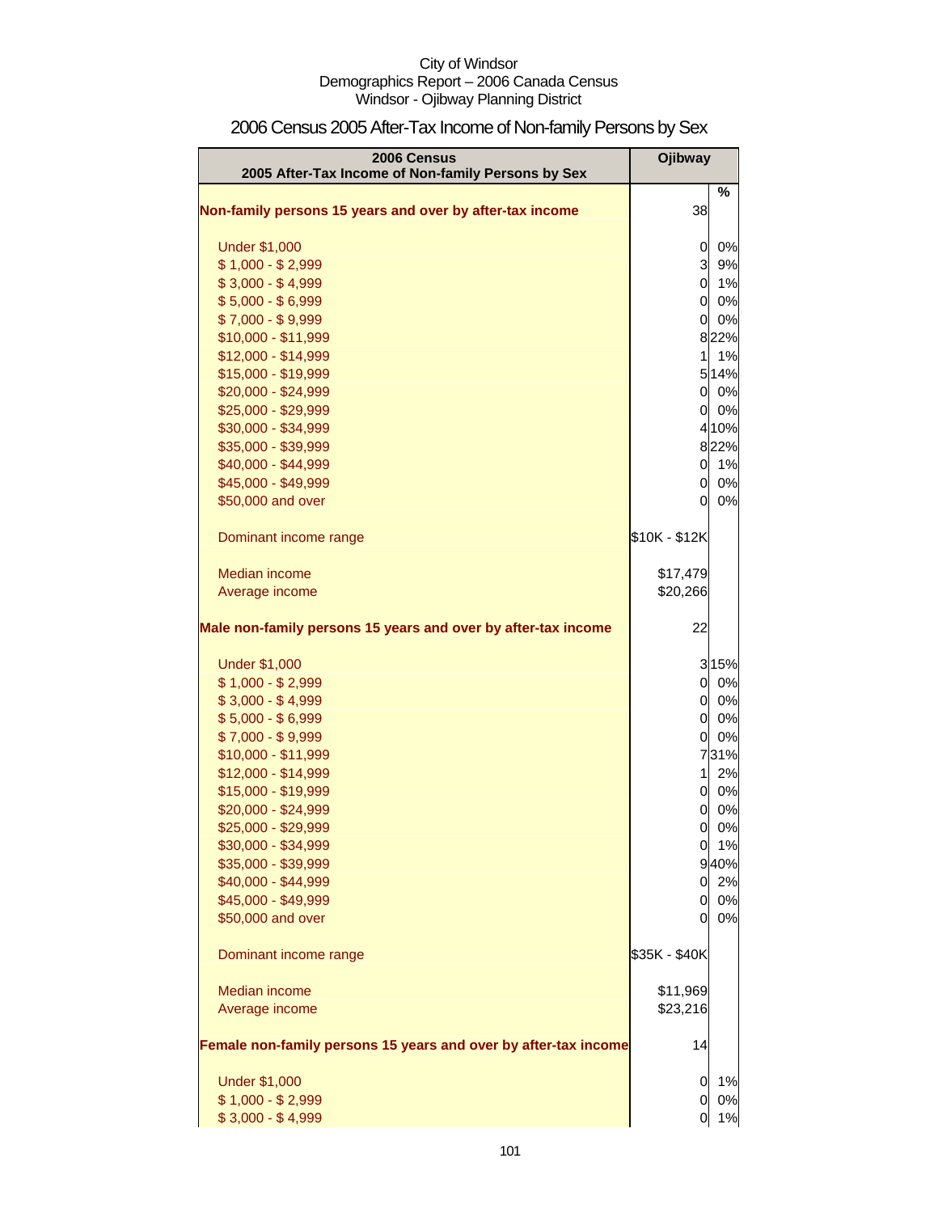City of Windsor
Demographics Report – 2006 Canada Census
Windsor - Ojibway Planning District

## 2006 Census 2005 After-Tax Income of Non-family Persons by Sex

| 2006 Census<br>2005 After-Tax Income of Non-family Persons by Sex | Ojibway | |
|---|---|---|
| | | % |
| **Non-family persons 15 years and over by after-tax income** | 38 | |
| Under $1,000 | 0 | 0% |
| $ 1,000 - $ 2,999 | 3 | 9% |
| $ 3,000 - $ 4,999 | 0 | 1% |
| $ 5,000 - $ 6,999 | 0 | 0% |
| $ 7,000 - $ 9,999 | 0 | 0% |
| $10,000 - $11,999 | 8 | 22% |
| $12,000 - $14,999 | 1 | 1% |
| $15,000 - $19,999 | 5 | 14% |
| $20,000 - $24,999 | 0 | 0% |
| $25,000 - $29,999 | 0 | 0% |
| $30,000 - $34,999 | 4 | 10% |
| $35,000 - $39,999 | 8 | 22% |
| $40,000 - $44,999 | 0 | 1% |
| $45,000 - $49,999 | 0 | 0% |
| $50,000 and over | 0 | 0% |
| Dominant income range | $10K - $12K | |
| Median income | $17,479 | |
| Average income | $20,266 | |
| **Male non-family persons 15 years and over by after-tax income** | 22 | |
| Under $1,000 | 3 | 15% |
| $ 1,000 - $ 2,999 | 0 | 0% |
| $ 3,000 - $ 4,999 | 0 | 0% |
| $ 5,000 - $ 6,999 | 0 | 0% |
| $ 7,000 - $ 9,999 | 0 | 0% |
| $10,000 - $11,999 | 7 | 31% |
| $12,000 - $14,999 | 1 | 2% |
| $15,000 - $19,999 | 0 | 0% |
| $20,000 - $24,999 | 0 | 0% |
| $25,000 - $29,999 | 0 | 0% |
| $30,000 - $34,999 | 0 | 1% |
| $35,000 - $39,999 | 9 | 40% |
| $40,000 - $44,999 | 0 | 2% |
| $45,000 - $49,999 | 0 | 0% |
| $50,000 and over | 0 | 0% |
| Dominant income range | $35K - $40K | |
| Median income | $11,969 | |
| Average income | $23,216 | |
| **Female non-family persons 15 years and over by after-tax income** | 14 | |
| Under $1,000 | 0 | 1% |
| $ 1,000 - $ 2,999 | 0 | 0% |
| $ 3,000 - $ 4,999 | 0 | 1% |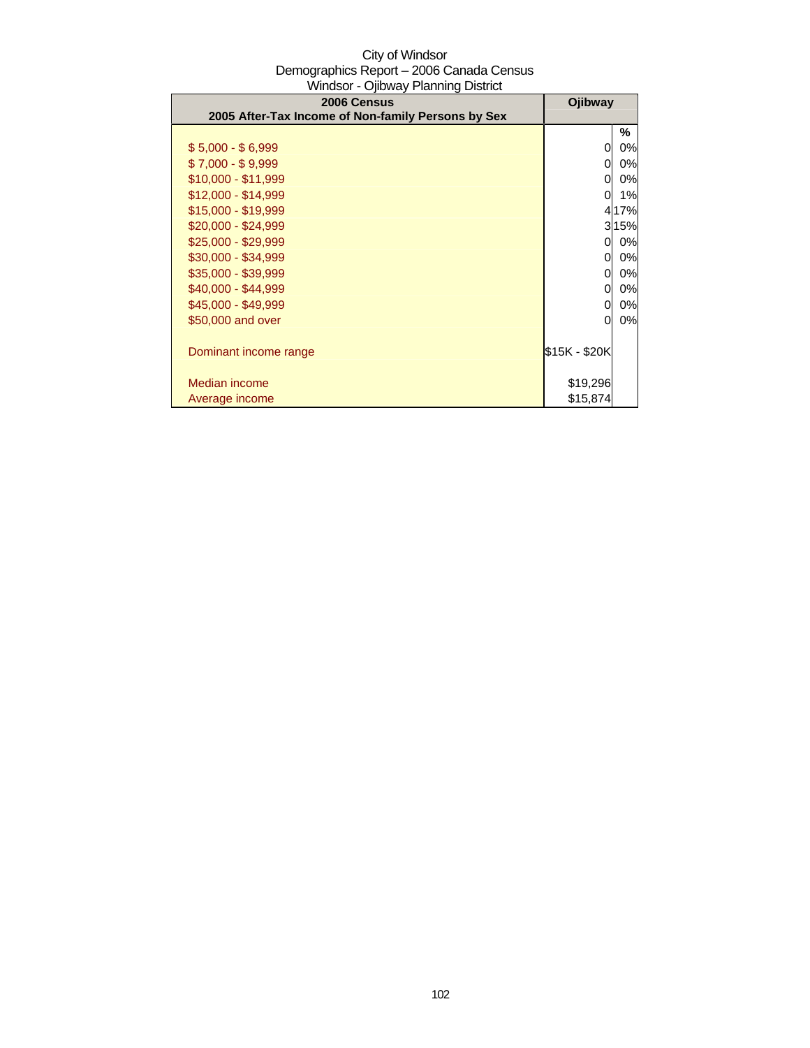City of Windsor
Demographics Report – 2006 Canada Census
Windsor - Ojibway Planning District

| 2006 Census<br>2005 After-Tax Income of Non-family Persons by Sex | Ojibway | |
|---|---|---|
| | | % |
| $ 5,000 - $ 6,999 | 0 | 0% |
| $ 7,000 - $ 9,999 | 0 | 0% |
| $10,000 - $11,999 | 0 | 0% |
| $12,000 - $14,999 | 0 | 1% |
| $15,000 - $19,999 | 4 | 17% |
| $20,000 - $24,999 | 3 | 15% |
| $25,000 - $29,999 | 0 | 0% |
| $30,000 - $34,999 | 0 | 0% |
| $35,000 - $39,999 | 0 | 0% |
| $40,000 - $44,999 | 0 | 0% |
| $45,000 - $49,999 | 0 | 0% |
| $50,000 and over | 0 | 0% |
| Dominant income range | $15K - $20K | |
| Median income | $19,296 | |
| Average income | $15,874 | |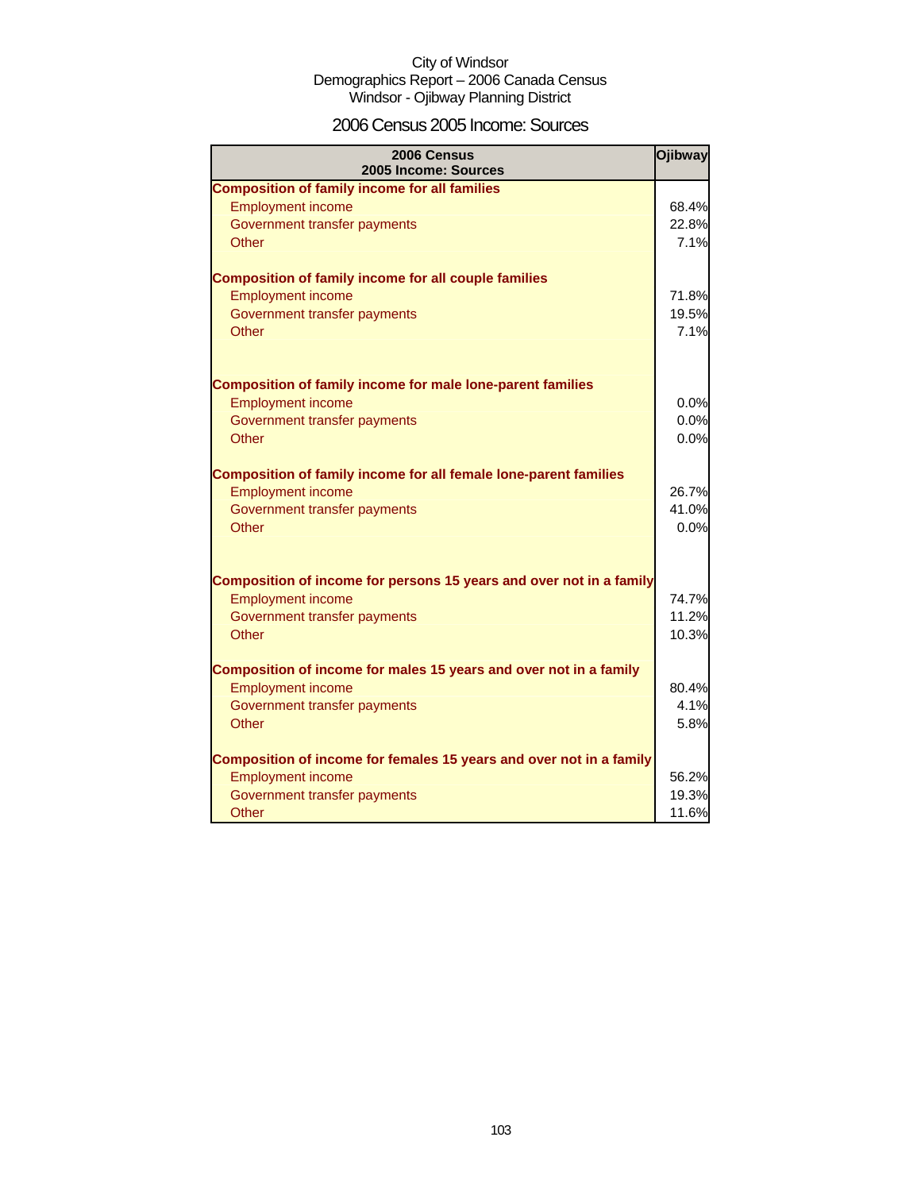City of Windsor
Demographics Report – 2006 Canada Census
Windsor - Ojibway Planning District

# 2006 Census 2005 Income: Sources

| 2006 Census<br>2005 Income: Sources | Ojibway |
|---|---|
| **Composition of family income for all families** | |
| Employment income | 68.4% |
| Government transfer payments | 22.8% |
| Other | 7.1% |
| **Composition of family income for all couple families** | |
| Employment income | 71.8% |
| Government transfer payments | 19.5% |
| Other | 7.1% |
| **Composition of family income for male lone-parent families** | |
| Employment income | 0.0% |
| Government transfer payments | 0.0% |
| Other | 0.0% |
| **Composition of family income for all female lone-parent families** | |
| Employment income | 26.7% |
| Government transfer payments | 41.0% |
| Other | 0.0% |
| **Composition of income for persons 15 years and over not in a family** | |
| Employment income | 74.7% |
| Government transfer payments | 11.2% |
| Other | 10.3% |
| **Composition of income for males 15 years and over not in a family** | |
| Employment income | 80.4% |
| Government transfer payments | 4.1% |
| Other | 5.8% |
| **Composition of income for females 15 years and over not in a family** | |
| Employment income | 56.2% |
| Government transfer payments | 19.3% |
| Other | 11.6% |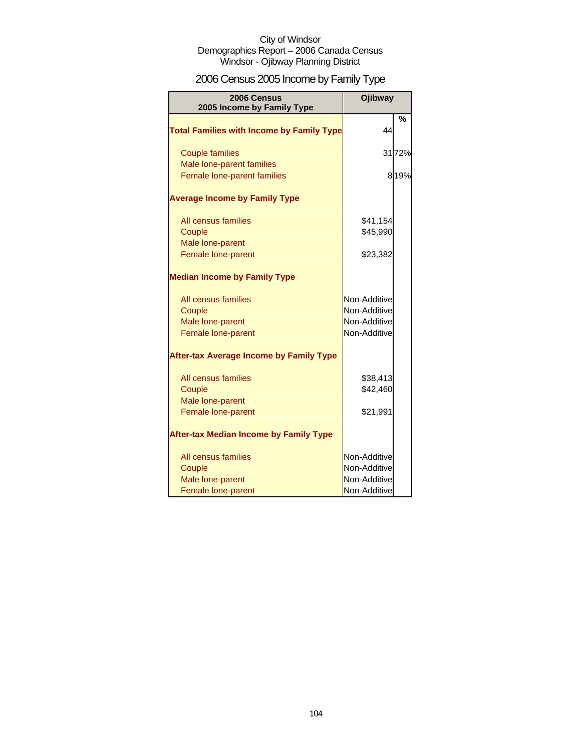City of Windsor
Demographics Report – 2006 Canada Census
Windsor - Ojibway Planning District

# 2006 Census 2005 Income by Family Type

| 2006 Census 2005 Income by Family Type | Ojibway | |
|---|---|---|
| | | % |
| **Total Families with Income by Family Type** | 44 | |
| Couple families | 31 | 72% |
| Male lone-parent families | | |
| Female lone-parent families | 8 | 19% |
| **Average Income by Family Type** | | |
| All census families | $41,154 | |
| Couple | $45,990 | |
| Male lone-parent | | |
| Female lone-parent | $23,382 | |
| **Median Income by Family Type** | | |
| All census families | Non-Additive | |
| Couple | Non-Additive | |
| Male lone-parent | Non-Additive | |
| Female lone-parent | Non-Additive | |
| **After-tax Average Income by Family Type** | | |
| All census families | $38,413 | |
| Couple | $42,460 | |
| Male lone-parent | | |
| Female lone-parent | $21,991 | |
| **After-tax Median Income by Family Type** | | |
| All census families | Non-Additive | |
| Couple | Non-Additive | |
| Male lone-parent | Non-Additive | |
| Female lone-parent | Non-Additive | |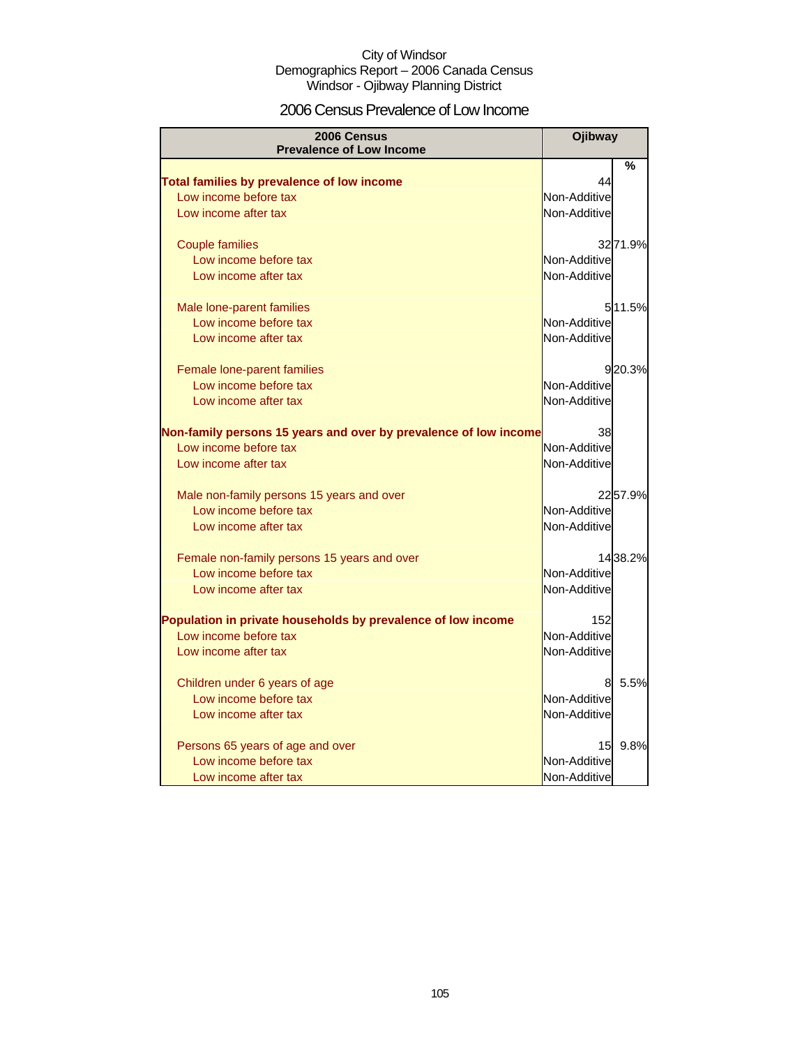City of Windsor
Demographics Report – 2006 Canada Census
Windsor - Ojibway Planning District

## 2006 Census Prevalence of Low Income

| 2006 Census Prevalence of Low Income | Ojibway | |
|---|---|---|
| | | % |
| **Total families by prevalence of low income** | 44 | |
| Low income before tax | Non-Additive | |
| Low income after tax | Non-Additive | |
| Couple families | 32 | 71.9% |
| Low income before tax | Non-Additive | |
| Low income after tax | Non-Additive | |
| Male lone-parent families | 5 | 11.5% |
| Low income before tax | Non-Additive | |
| Low income after tax | Non-Additive | |
| Female lone-parent families | 9 | 20.3% |
| Low income before tax | Non-Additive | |
| Low income after tax | Non-Additive | |
| **Non-family persons 15 years and over by prevalence of low income** | 38 | |
| Low income before tax | Non-Additive | |
| Low income after tax | Non-Additive | |
| Male non-family persons 15 years and over | 22 | 57.9% |
| Low income before tax | Non-Additive | |
| Low income after tax | Non-Additive | |
| Female non-family persons 15 years and over | 14 | 38.2% |
| Low income before tax | Non-Additive | |
| Low income after tax | Non-Additive | |
| **Population in private households by prevalence of low income** | 152 | |
| Low income before tax | Non-Additive | |
| Low income after tax | Non-Additive | |
| Children under 6 years of age | 8 | 5.5% |
| Low income before tax | Non-Additive | |
| Low income after tax | Non-Additive | |
| Persons 65 years of age and over | 15 | 9.8% |
| Low income before tax | Non-Additive | |
| Low income after tax | Non-Additive | |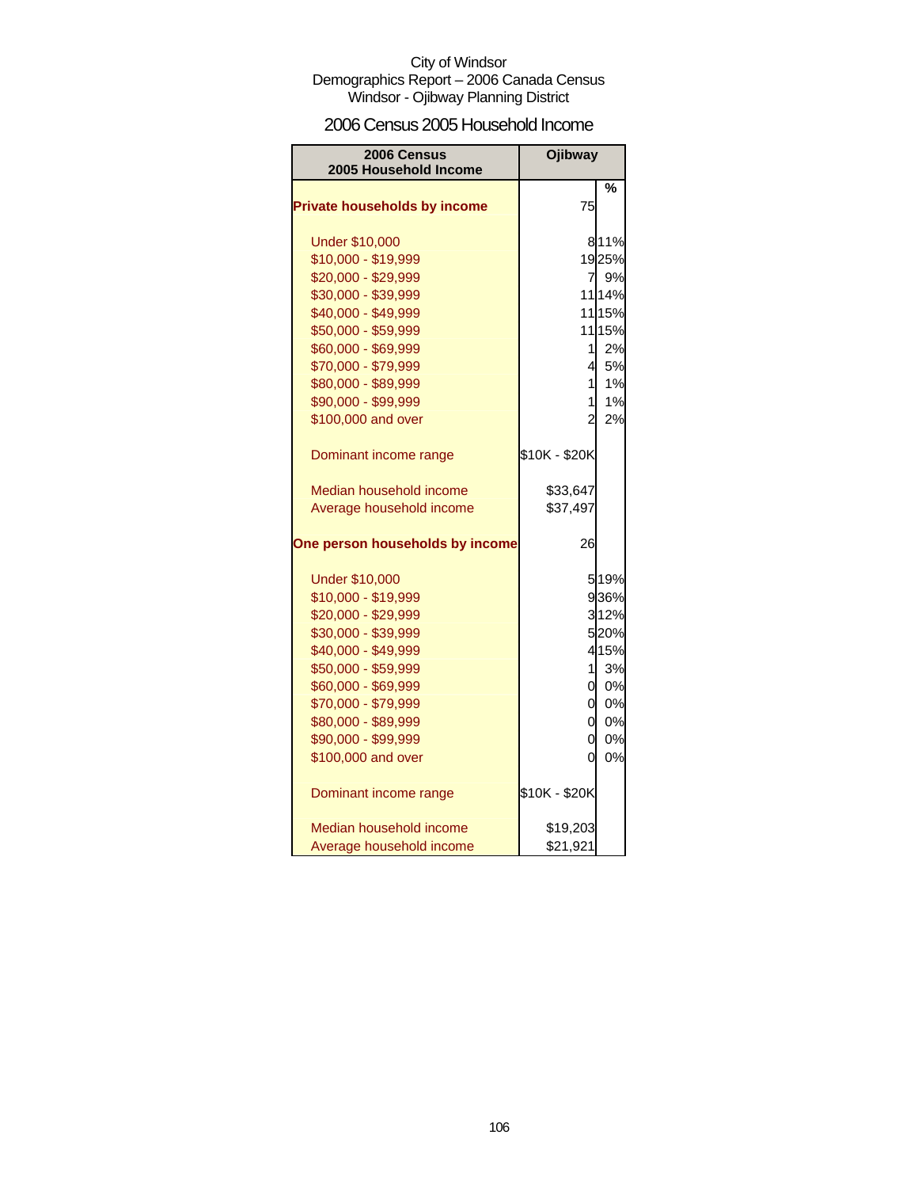City of Windsor
Demographics Report – 2006 Canada Census
Windsor - Ojibway Planning District

## 2006 Census 2005 Household Income

| 2006 Census 2005 Household Income | Ojibway | % |
|---|---|---|
| **Private households by income** | 75 | |
| Under $10,000 | 8 | 11% |
| $10,000 - $19,999 | 19 | 25% |
| $20,000 - $29,999 | 7 | 9% |
| $30,000 - $39,999 | 11 | 14% |
| $40,000 - $49,999 | 11 | 15% |
| $50,000 - $59,999 | 11 | 15% |
| $60,000 - $69,999 | 1 | 2% |
| $70,000 - $79,999 | 4 | 5% |
| $80,000 - $89,999 | 1 | 1% |
| $90,000 - $99,999 | 1 | 1% |
| $100,000 and over | 2 | 2% |
| Dominant income range | $10K - $20K | |
| Median household income | $33,647 | |
| Average household income | $37,497 | |
| **One person households by income** | 26 | |
| Under $10,000 | 5 | 19% |
| $10,000 - $19,999 | 9 | 36% |
| $20,000 - $29,999 | 3 | 12% |
| $30,000 - $39,999 | 5 | 20% |
| $40,000 - $49,999 | 4 | 15% |
| $50,000 - $59,999 | 1 | 3% |
| $60,000 - $69,999 | 0 | 0% |
| $70,000 - $79,999 | 0 | 0% |
| $80,000 - $89,999 | 0 | 0% |
| $90,000 - $99,999 | 0 | 0% |
| $100,000 and over | 0 | 0% |
| Dominant income range | $10K - $20K | |
| Median household income | $19,203 | |
| Average household income | $21,921 | |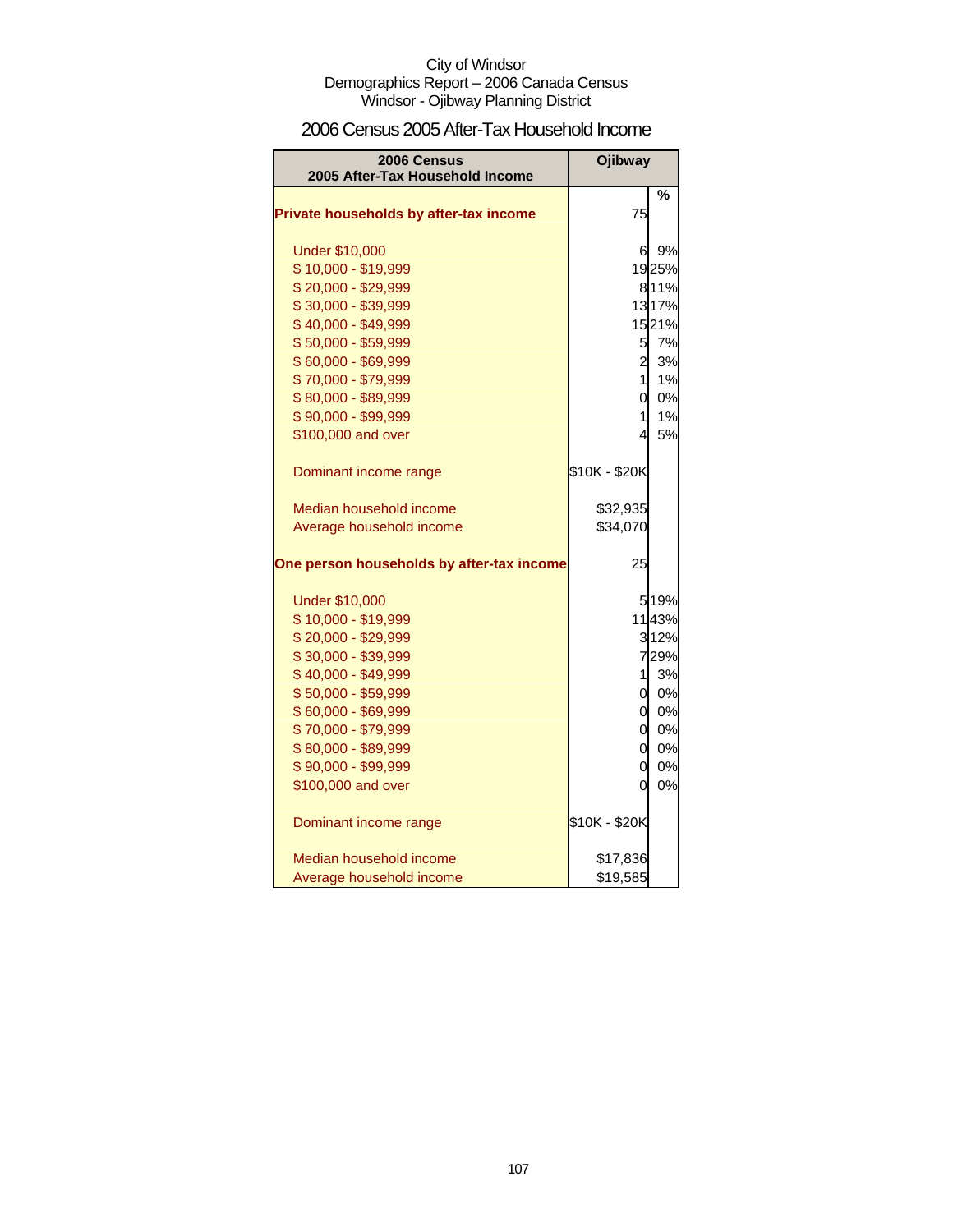City of Windsor
Demographics Report – 2006 Canada Census
Windsor - Ojibway Planning District

## 2006 Census 2005 After-Tax Household Income

| 2006 Census 2005 After-Tax Household Income | Ojibway | |
|---|---|---|
| | | % |
| **Private households by after-tax income** | 75 | |
| Under $10,000 | 6 | 9% |
| $ 10,000 - $19,999 | 19 | 25% |
| $ 20,000 - $29,999 | 8 | 11% |
| $ 30,000 - $39,999 | 13 | 17% |
| $ 40,000 - $49,999 | 15 | 21% |
| $ 50,000 - $59,999 | 5 | 7% |
| $ 60,000 - $69,999 | 2 | 3% |
| $ 70,000 - $79,999 | 1 | 1% |
| $ 80,000 - $89,999 | 0 | 0% |
| $ 90,000 - $99,999 | 1 | 1% |
| $100,000 and over | 4 | 5% |
| Dominant income range | $10K - $20K | |
| Median household income | $32,935 | |
| Average household income | $34,070 | |
| **One person households by after-tax income** | 25 | |
| Under $10,000 | 5 | 19% |
| $ 10,000 - $19,999 | 11 | 43% |
| $ 20,000 - $29,999 | 3 | 12% |
| $ 30,000 - $39,999 | 7 | 29% |
| $ 40,000 - $49,999 | 1 | 3% |
| $ 50,000 - $59,999 | 0 | 0% |
| $ 60,000 - $69,999 | 0 | 0% |
| $ 70,000 - $79,999 | 0 | 0% |
| $ 80,000 - $89,999 | 0 | 0% |
| $ 90,000 - $99,999 | 0 | 0% |
| $100,000 and over | 0 | 0% |
| Dominant income range | $10K - $20K | |
| Median household income | $17,836 | |
| Average household income | $19,585 | |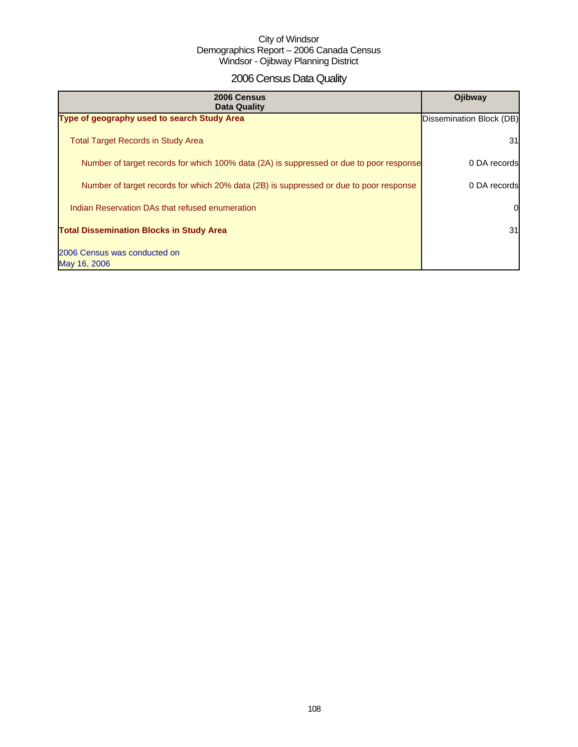City of Windsor
Demographics Report – 2006 Canada Census
Windsor - Ojibway Planning District

# 2006 Census Data Quality

| 2006 Census Data Quality | Ojibway |
|---|---|
| **Type of geography used to search Study Area** | Dissemination Block (DB) |
| Total Target Records in Study Area | 31 |
| Number of target records for which 100% data (2A) is suppressed or due to poor response | 0 DA records |
| Number of target records for which 20% data (2B) is suppressed or due to poor response | 0 DA records |
| Indian Reservation DAs that refused enumeration | 0 |
| **Total Dissemination Blocks in Study Area** | 31 |
| 2006 Census was conducted on May 16, 2006 | |